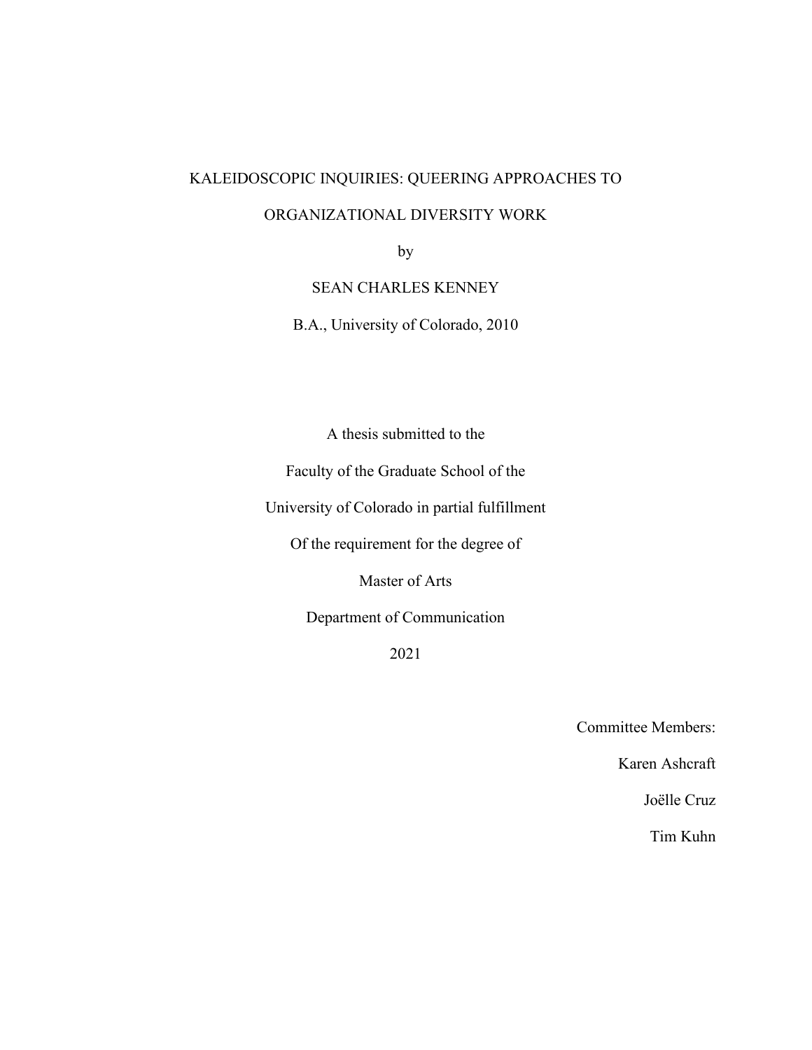# KALEIDOSCOPIC INQUIRIES: QUEERING APPROACHES TO ORGANIZATIONAL DIVERSITY WORK

by

SEAN CHARLES KENNEY

B.A., University of Colorado, 2010

A thesis submitted to the

Faculty of the Graduate School of the

University of Colorado in partial fulfillment

Of the requirement for the degree of

Master of Arts

Department of Communication

2021

Committee Members:

Karen Ashcraft

Joëlle Cruz

Tim Kuhn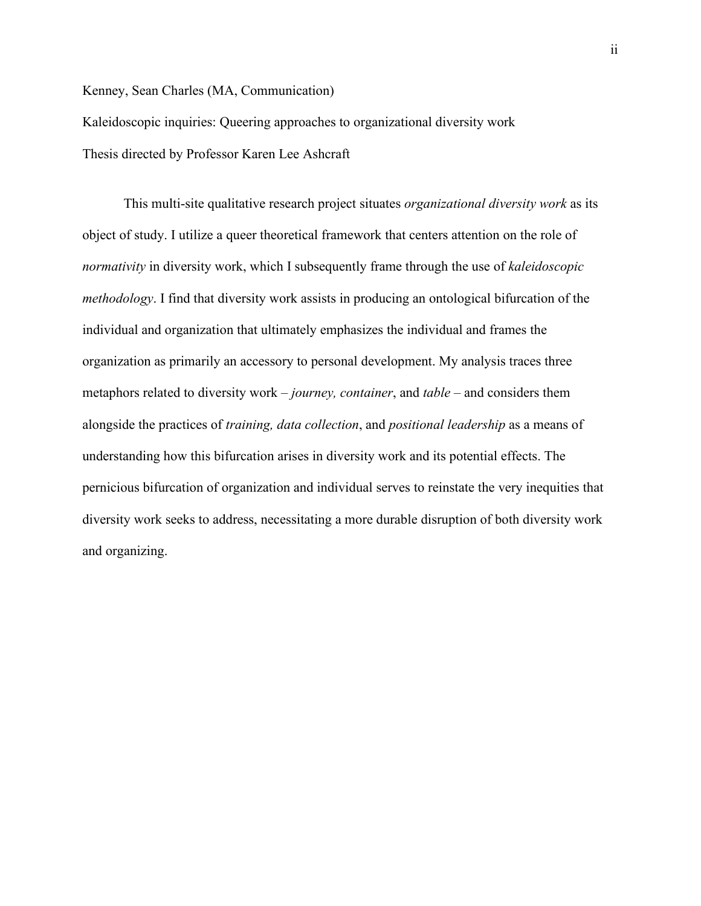Kenney, Sean Charles (MA, Communication)

Kaleidoscopic inquiries: Queering approaches to organizational diversity work

Thesis directed by Professor Karen Lee Ashcraft

This multi-site qualitative research project situates *organizational diversity work* as its object of study. I utilize a queer theoretical framework that centers attention on the role of *normativity* in diversity work, which I subsequently frame through the use of *kaleidoscopic methodology*. I find that diversity work assists in producing an ontological bifurcation of the individual and organization that ultimately emphasizes the individual and frames the organization as primarily an accessory to personal development. My analysis traces three metaphors related to diversity work – *journey, container*, and *table* – and considers them alongside the practices of *training, data collection*, and *positional leadership* as a means of understanding how this bifurcation arises in diversity work and its potential effects. The pernicious bifurcation of organization and individual serves to reinstate the very inequities that diversity work seeks to address, necessitating a more durable disruption of both diversity work and organizing.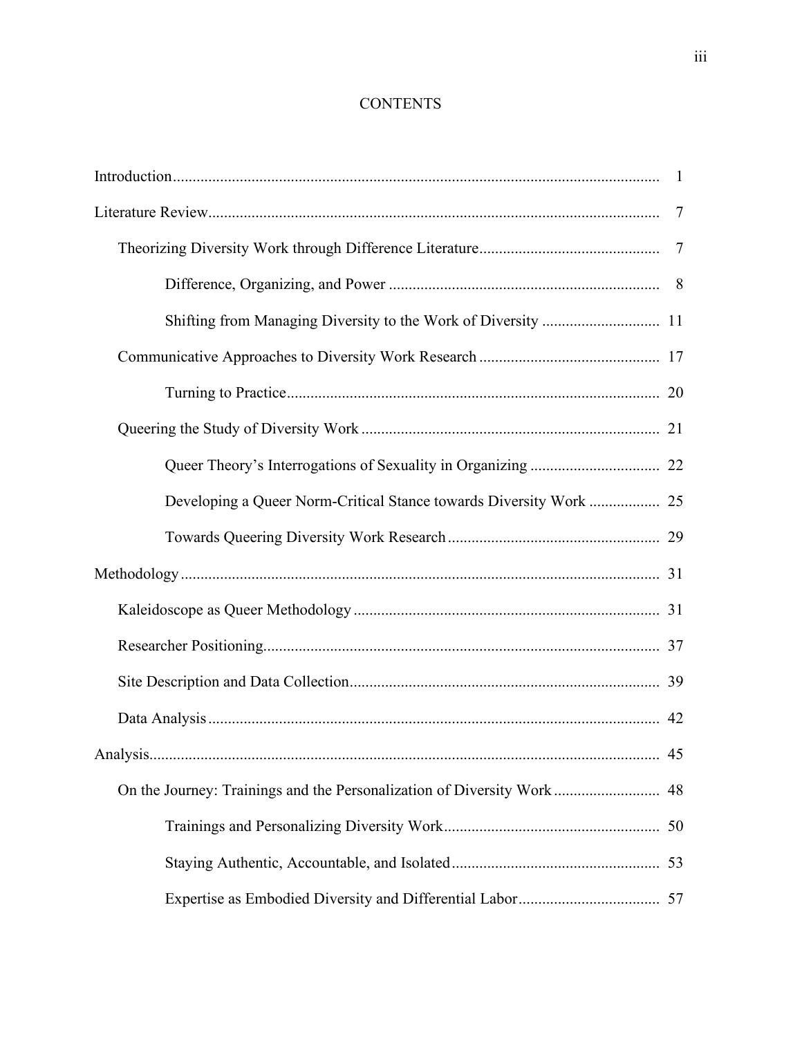# CONTENTS

Introduction ........................................................ 1

Literature Review ........................................................ 7

- Theorizing Diversity Work through Difference Literature ........................................................ 7
  - Difference, Organizing, and Power ........................................................ 8
  - Shifting from Managing Diversity to the Work of Diversity ........................................................ 11
- Communicative Approaches to Diversity Work Research ........................................................ 17
  - Turning to Practice ........................................................ 20
- Queering the Study of Diversity Work ........................................................ 21
  - Queer Theory's Interrogations of Sexuality in Organizing ........................................................ 22
  - Developing a Queer Norm-Critical Stance towards Diversity Work ........................................................ 25
  - Towards Queering Diversity Work Research ........................................................ 29

Methodology ........................................................ 31

- Kaleidoscope as Queer Methodology ........................................................ 31
- Researcher Positioning ........................................................ 37
- Site Description and Data Collection ........................................................ 39
- Data Analysis ........................................................ 42

Analysis ........................................................ 45

- On the Journey: Trainings and the Personalization of Diversity Work ........................................................ 48
  - Trainings and Personalizing Diversity Work ........................................................ 50
  - Staying Authentic, Accountable, and Isolated ........................................................ 53
  - Expertise as Embodied Diversity and Differential Labor ........................................................ 57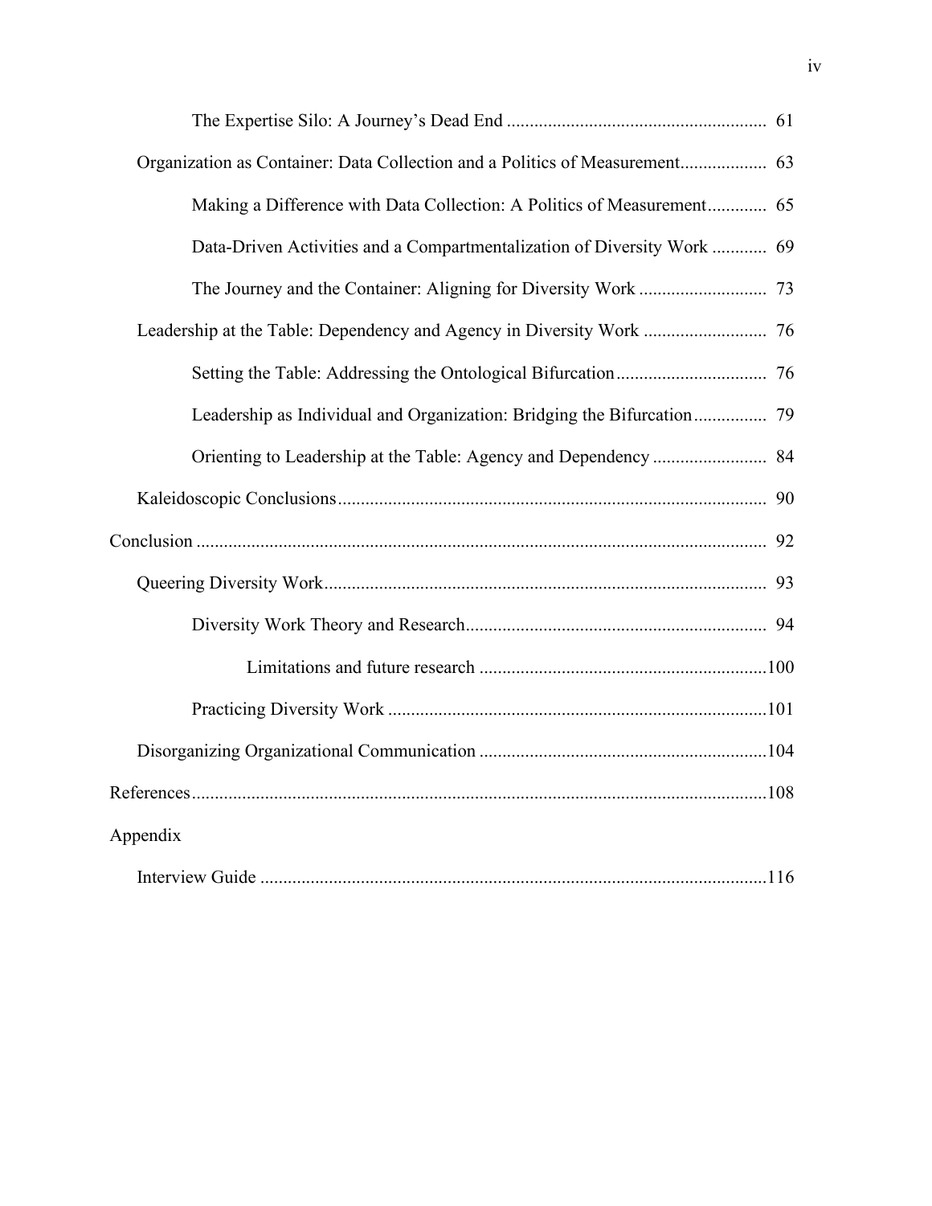The Expertise Silo: A Journey's Dead End ........................................................ 61

Organization as Container: Data Collection and a Politics of Measurement.................. 63

Making a Difference with Data Collection: A Politics of Measurement............. 65

Data-Driven Activities and a Compartmentalization of Diversity Work ............ 69

The Journey and the Container: Aligning for Diversity Work ............................ 73

Leadership at the Table: Dependency and Agency in Diversity Work ........................... 76

Setting the Table: Addressing the Ontological Bifurcation................................. 76

Leadership as Individual and Organization: Bridging the Bifurcation................ 79

Orienting to Leadership at the Table: Agency and Dependency ......................... 84

Kaleidoscopic Conclusions............................................................................................ 90

Conclusion .......................................................................................................................... 92

Queering Diversity Work................................................................................................ 93

Diversity Work Theory and Research................................................................. 94

Limitations and future research ..............................................................100

Practicing Diversity Work ..................................................................................101

Disorganizing Organizational Communication ..............................................................104

References............................................................................................................................108

Appendix

Interview Guide ..............................................................................................................116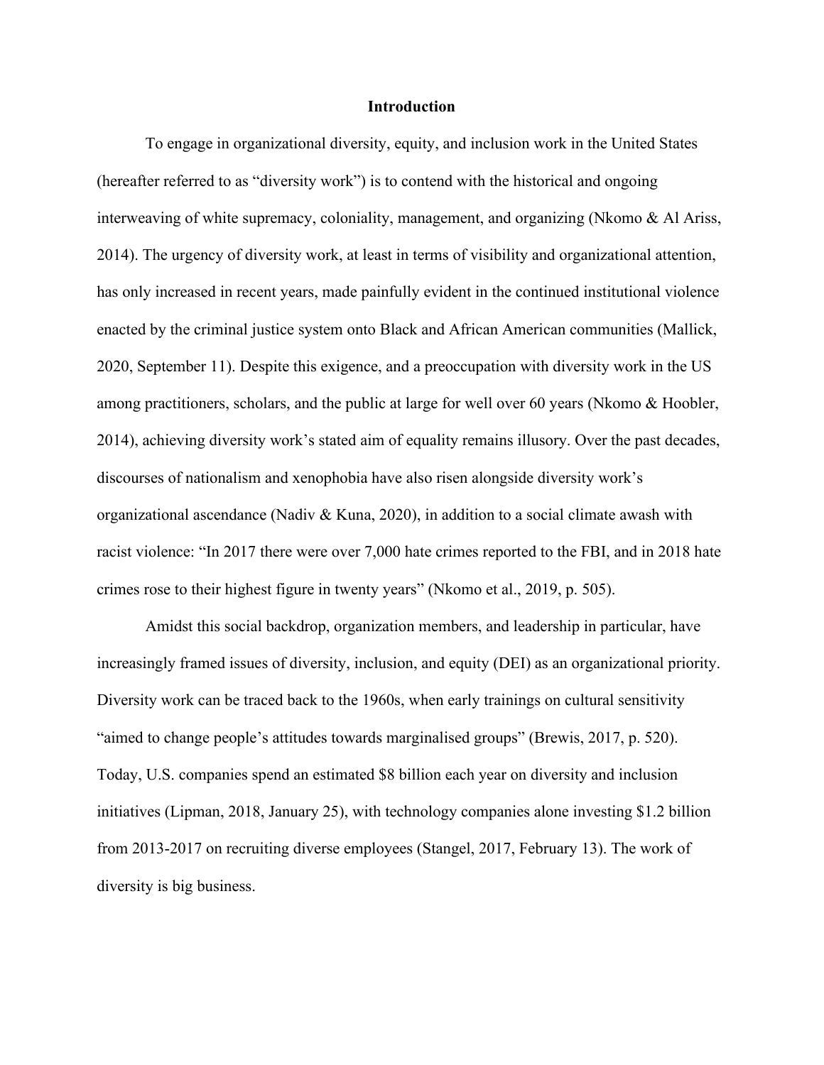# Introduction

To engage in organizational diversity, equity, and inclusion work in the United States (hereafter referred to as "diversity work") is to contend with the historical and ongoing interweaving of white supremacy, coloniality, management, and organizing (Nkomo & Al Ariss, 2014). The urgency of diversity work, at least in terms of visibility and organizational attention, has only increased in recent years, made painfully evident in the continued institutional violence enacted by the criminal justice system onto Black and African American communities (Mallick, 2020, September 11). Despite this exigence, and a preoccupation with diversity work in the US among practitioners, scholars, and the public at large for well over 60 years (Nkomo & Hoobler, 2014), achieving diversity work's stated aim of equality remains illusory. Over the past decades, discourses of nationalism and xenophobia have also risen alongside diversity work's organizational ascendance (Nadiv & Kuna, 2020), in addition to a social climate awash with racist violence: "In 2017 there were over 7,000 hate crimes reported to the FBI, and in 2018 hate crimes rose to their highest figure in twenty years" (Nkomo et al., 2019, p. 505).

Amidst this social backdrop, organization members, and leadership in particular, have increasingly framed issues of diversity, inclusion, and equity (DEI) as an organizational priority. Diversity work can be traced back to the 1960s, when early trainings on cultural sensitivity "aimed to change people's attitudes towards marginalised groups" (Brewis, 2017, p. 520). Today, U.S. companies spend an estimated $8 billion each year on diversity and inclusion initiatives (Lipman, 2018, January 25), with technology companies alone investing $1.2 billion from 2013-2017 on recruiting diverse employees (Stangel, 2017, February 13). The work of diversity is big business.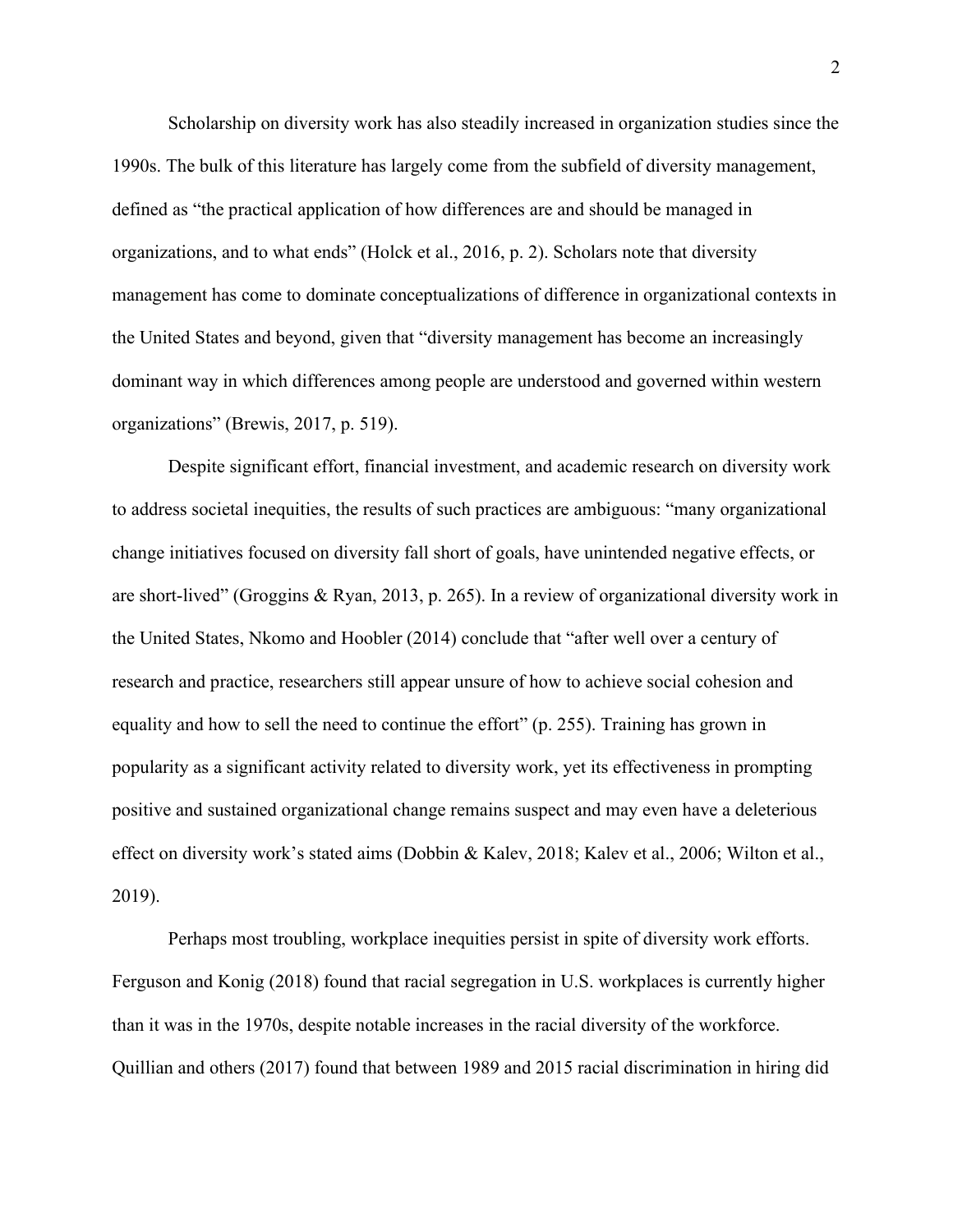Scholarship on diversity work has also steadily increased in organization studies since the 1990s. The bulk of this literature has largely come from the subfield of diversity management, defined as "the practical application of how differences are and should be managed in organizations, and to what ends" (Holck et al., 2016, p. 2). Scholars note that diversity management has come to dominate conceptualizations of difference in organizational contexts in the United States and beyond, given that "diversity management has become an increasingly dominant way in which differences among people are understood and governed within western organizations" (Brewis, 2017, p. 519).

Despite significant effort, financial investment, and academic research on diversity work to address societal inequities, the results of such practices are ambiguous: "many organizational change initiatives focused on diversity fall short of goals, have unintended negative effects, or are short-lived" (Groggins & Ryan, 2013, p. 265). In a review of organizational diversity work in the United States, Nkomo and Hoobler (2014) conclude that "after well over a century of research and practice, researchers still appear unsure of how to achieve social cohesion and equality and how to sell the need to continue the effort" (p. 255). Training has grown in popularity as a significant activity related to diversity work, yet its effectiveness in prompting positive and sustained organizational change remains suspect and may even have a deleterious effect on diversity work's stated aims (Dobbin & Kalev, 2018; Kalev et al., 2006; Wilton et al., 2019).

Perhaps most troubling, workplace inequities persist in spite of diversity work efforts. Ferguson and Konig (2018) found that racial segregation in U.S. workplaces is currently higher than it was in the 1970s, despite notable increases in the racial diversity of the workforce. Quillian and others (2017) found that between 1989 and 2015 racial discrimination in hiring did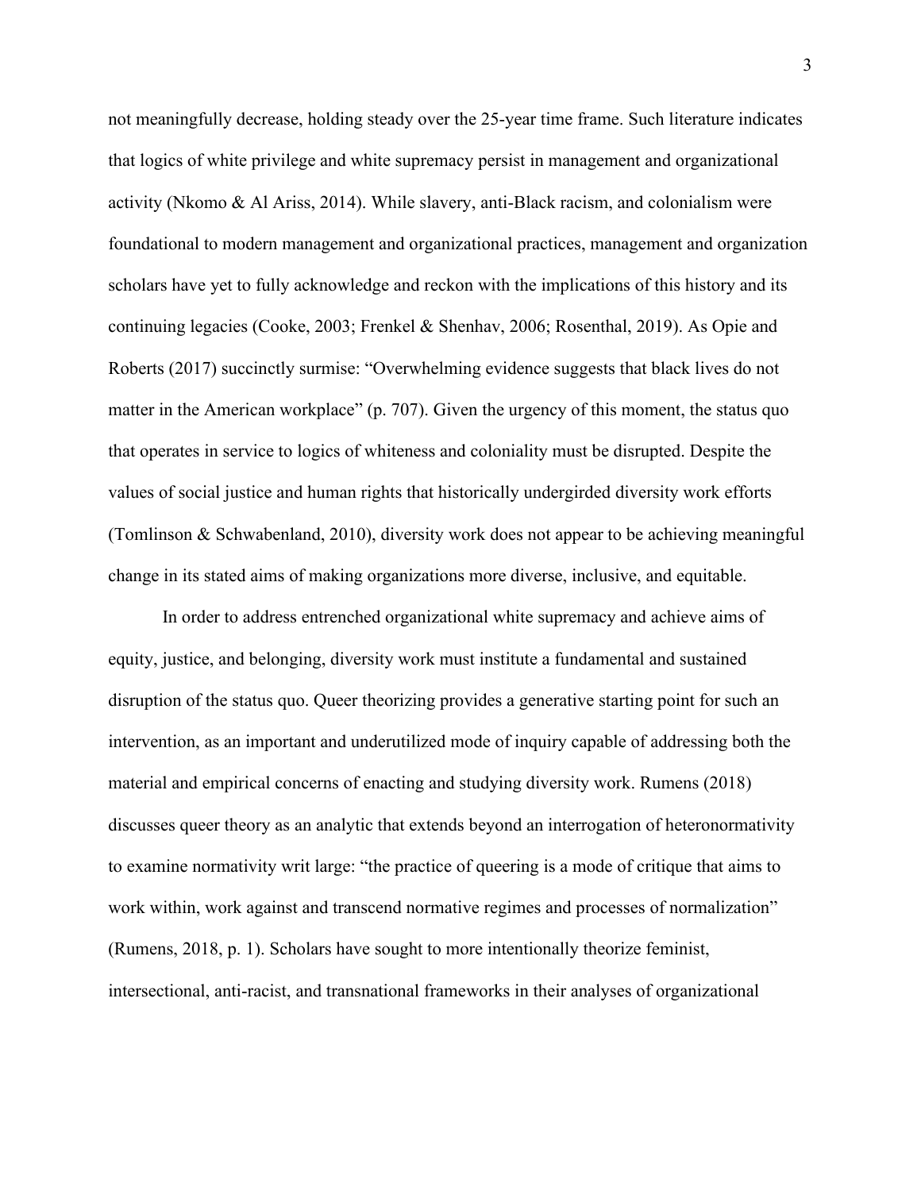not meaningfully decrease, holding steady over the 25-year time frame. Such literature indicates that logics of white privilege and white supremacy persist in management and organizational activity (Nkomo & Al Ariss, 2014). While slavery, anti-Black racism, and colonialism were foundational to modern management and organizational practices, management and organization scholars have yet to fully acknowledge and reckon with the implications of this history and its continuing legacies (Cooke, 2003; Frenkel & Shenhav, 2006; Rosenthal, 2019). As Opie and Roberts (2017) succinctly surmise: "Overwhelming evidence suggests that black lives do not matter in the American workplace" (p. 707). Given the urgency of this moment, the status quo that operates in service to logics of whiteness and coloniality must be disrupted. Despite the values of social justice and human rights that historically undergirded diversity work efforts (Tomlinson & Schwabenland, 2010), diversity work does not appear to be achieving meaningful change in its stated aims of making organizations more diverse, inclusive, and equitable.

In order to address entrenched organizational white supremacy and achieve aims of equity, justice, and belonging, diversity work must institute a fundamental and sustained disruption of the status quo. Queer theorizing provides a generative starting point for such an intervention, as an important and underutilized mode of inquiry capable of addressing both the material and empirical concerns of enacting and studying diversity work. Rumens (2018) discusses queer theory as an analytic that extends beyond an interrogation of heteronormativity to examine normativity writ large: "the practice of queering is a mode of critique that aims to work within, work against and transcend normative regimes and processes of normalization" (Rumens, 2018, p. 1). Scholars have sought to more intentionally theorize feminist, intersectional, anti-racist, and transnational frameworks in their analyses of organizational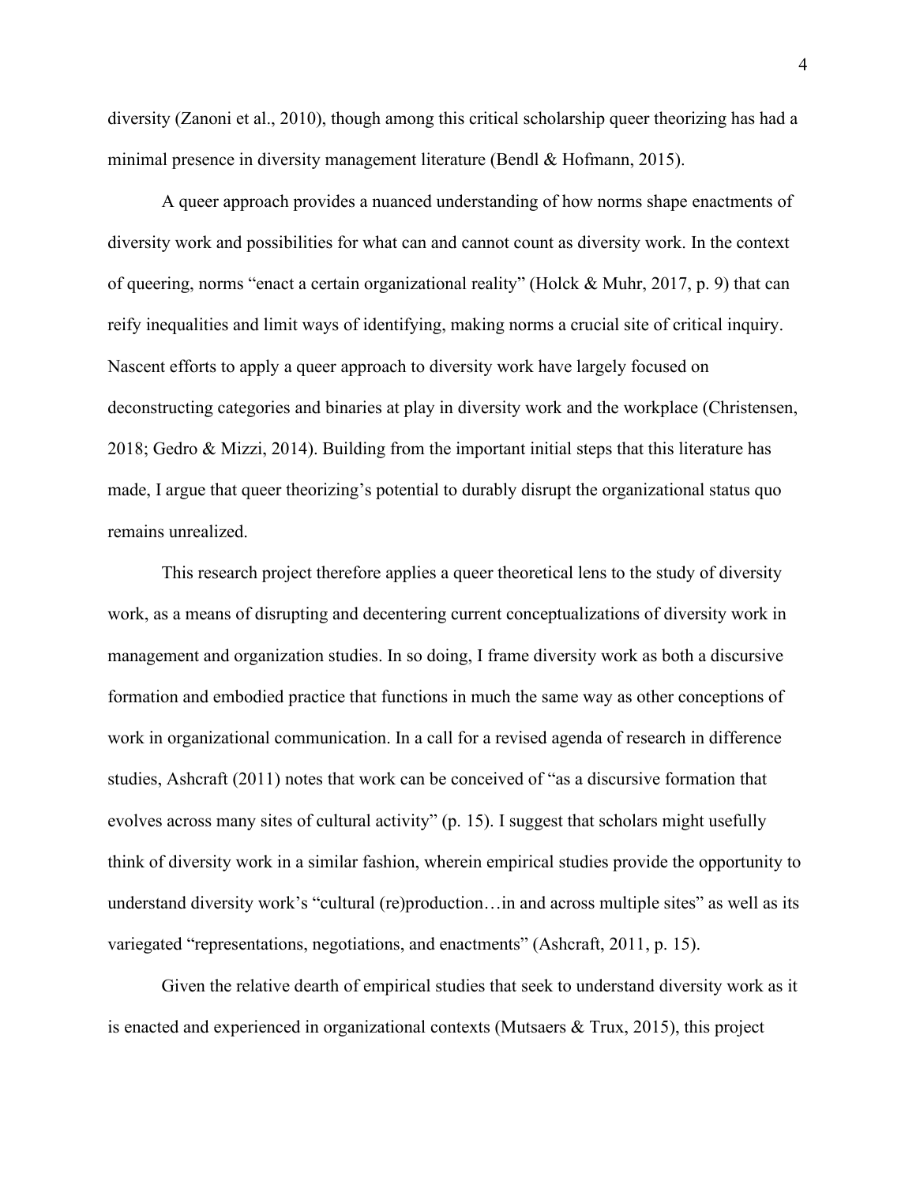diversity (Zanoni et al., 2010), though among this critical scholarship queer theorizing has had a minimal presence in diversity management literature (Bendl & Hofmann, 2015).

A queer approach provides a nuanced understanding of how norms shape enactments of diversity work and possibilities for what can and cannot count as diversity work. In the context of queering, norms "enact a certain organizational reality" (Holck & Muhr, 2017, p. 9) that can reify inequalities and limit ways of identifying, making norms a crucial site of critical inquiry. Nascent efforts to apply a queer approach to diversity work have largely focused on deconstructing categories and binaries at play in diversity work and the workplace (Christensen, 2018; Gedro & Mizzi, 2014). Building from the important initial steps that this literature has made, I argue that queer theorizing's potential to durably disrupt the organizational status quo remains unrealized.

This research project therefore applies a queer theoretical lens to the study of diversity work, as a means of disrupting and decentering current conceptualizations of diversity work in management and organization studies. In so doing, I frame diversity work as both a discursive formation and embodied practice that functions in much the same way as other conceptions of work in organizational communication. In a call for a revised agenda of research in difference studies, Ashcraft (2011) notes that work can be conceived of "as a discursive formation that evolves across many sites of cultural activity" (p. 15). I suggest that scholars might usefully think of diversity work in a similar fashion, wherein empirical studies provide the opportunity to understand diversity work's "cultural (re)production…in and across multiple sites" as well as its variegated "representations, negotiations, and enactments" (Ashcraft, 2011, p. 15).

Given the relative dearth of empirical studies that seek to understand diversity work as it is enacted and experienced in organizational contexts (Mutsaers & Trux, 2015), this project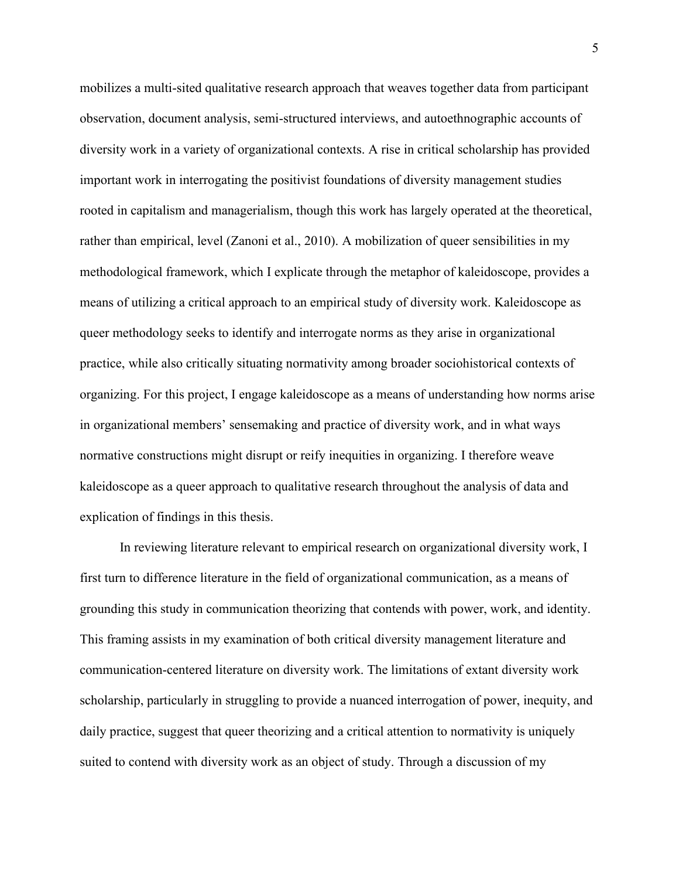mobilizes a multi-sited qualitative research approach that weaves together data from participant observation, document analysis, semi-structured interviews, and autoethnographic accounts of diversity work in a variety of organizational contexts. A rise in critical scholarship has provided important work in interrogating the positivist foundations of diversity management studies rooted in capitalism and managerialism, though this work has largely operated at the theoretical, rather than empirical, level (Zanoni et al., 2010). A mobilization of queer sensibilities in my methodological framework, which I explicate through the metaphor of kaleidoscope, provides a means of utilizing a critical approach to an empirical study of diversity work. Kaleidoscope as queer methodology seeks to identify and interrogate norms as they arise in organizational practice, while also critically situating normativity among broader sociohistorical contexts of organizing. For this project, I engage kaleidoscope as a means of understanding how norms arise in organizational members' sensemaking and practice of diversity work, and in what ways normative constructions might disrupt or reify inequities in organizing. I therefore weave kaleidoscope as a queer approach to qualitative research throughout the analysis of data and explication of findings in this thesis.

In reviewing literature relevant to empirical research on organizational diversity work, I first turn to difference literature in the field of organizational communication, as a means of grounding this study in communication theorizing that contends with power, work, and identity. This framing assists in my examination of both critical diversity management literature and communication-centered literature on diversity work. The limitations of extant diversity work scholarship, particularly in struggling to provide a nuanced interrogation of power, inequity, and daily practice, suggest that queer theorizing and a critical attention to normativity is uniquely suited to contend with diversity work as an object of study. Through a discussion of my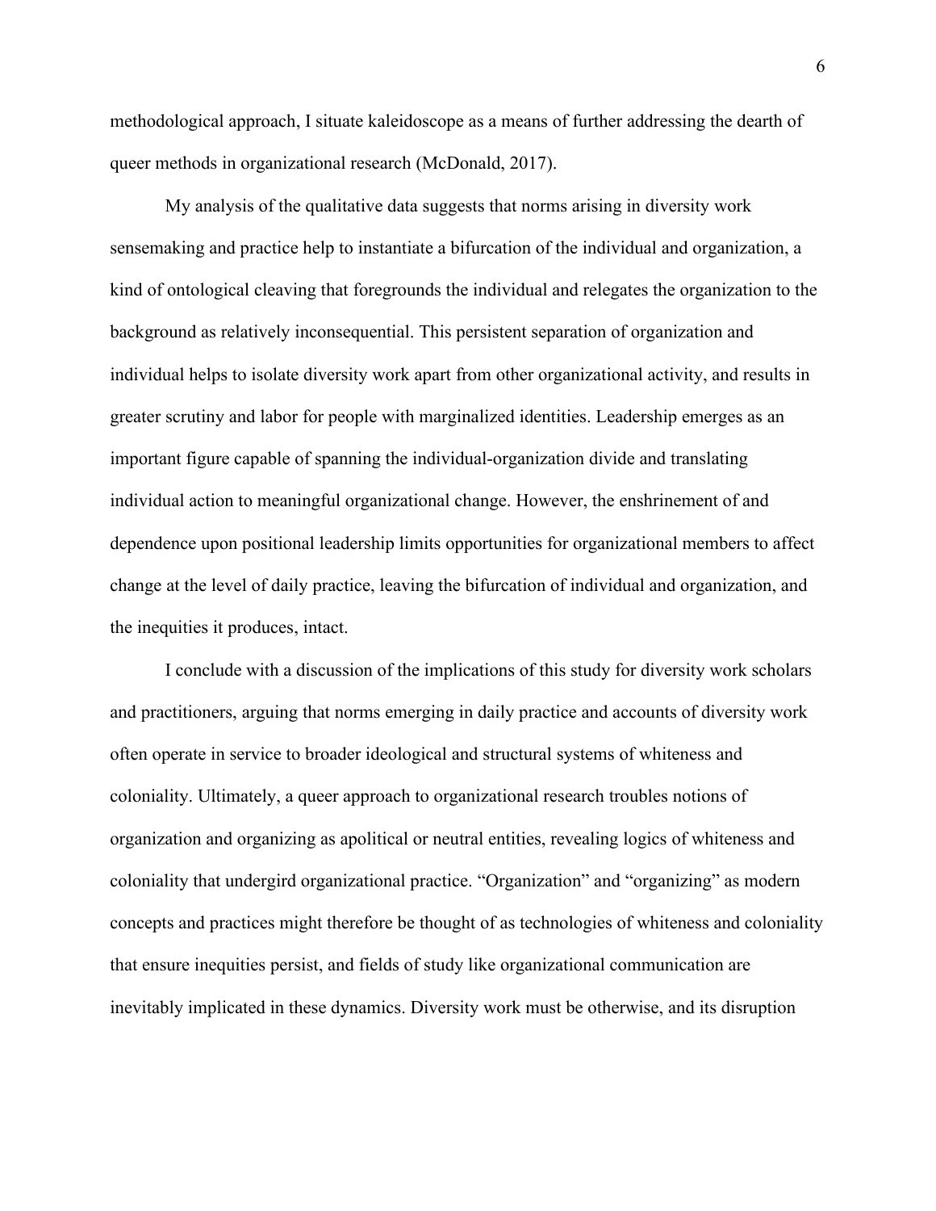methodological approach, I situate kaleidoscope as a means of further addressing the dearth of queer methods in organizational research (McDonald, 2017).

My analysis of the qualitative data suggests that norms arising in diversity work sensemaking and practice help to instantiate a bifurcation of the individual and organization, a kind of ontological cleaving that foregrounds the individual and relegates the organization to the background as relatively inconsequential. This persistent separation of organization and individual helps to isolate diversity work apart from other organizational activity, and results in greater scrutiny and labor for people with marginalized identities. Leadership emerges as an important figure capable of spanning the individual-organization divide and translating individual action to meaningful organizational change. However, the enshrinement of and dependence upon positional leadership limits opportunities for organizational members to affect change at the level of daily practice, leaving the bifurcation of individual and organization, and the inequities it produces, intact.

I conclude with a discussion of the implications of this study for diversity work scholars and practitioners, arguing that norms emerging in daily practice and accounts of diversity work often operate in service to broader ideological and structural systems of whiteness and coloniality. Ultimately, a queer approach to organizational research troubles notions of organization and organizing as apolitical or neutral entities, revealing logics of whiteness and coloniality that undergird organizational practice. "Organization" and "organizing" as modern concepts and practices might therefore be thought of as technologies of whiteness and coloniality that ensure inequities persist, and fields of study like organizational communication are inevitably implicated in these dynamics. Diversity work must be otherwise, and its disruption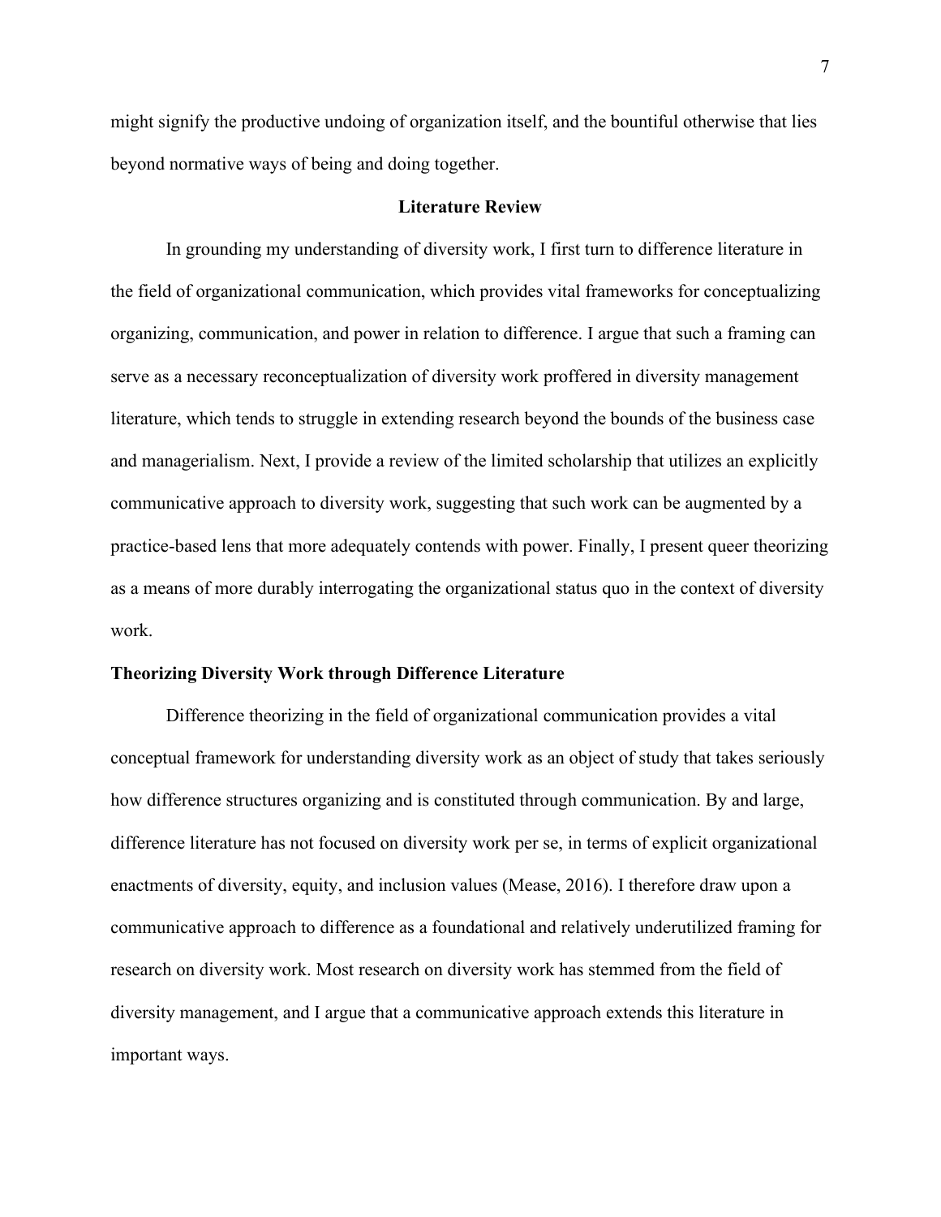might signify the productive undoing of organization itself, and the bountiful otherwise that lies beyond normative ways of being and doing together.

## Literature Review

In grounding my understanding of diversity work, I first turn to difference literature in the field of organizational communication, which provides vital frameworks for conceptualizing organizing, communication, and power in relation to difference. I argue that such a framing can serve as a necessary reconceptualization of diversity work proffered in diversity management literature, which tends to struggle in extending research beyond the bounds of the business case and managerialism. Next, I provide a review of the limited scholarship that utilizes an explicitly communicative approach to diversity work, suggesting that such work can be augmented by a practice-based lens that more adequately contends with power. Finally, I present queer theorizing as a means of more durably interrogating the organizational status quo in the context of diversity work.

### Theorizing Diversity Work through Difference Literature

Difference theorizing in the field of organizational communication provides a vital conceptual framework for understanding diversity work as an object of study that takes seriously how difference structures organizing and is constituted through communication. By and large, difference literature has not focused on diversity work per se, in terms of explicit organizational enactments of diversity, equity, and inclusion values (Mease, 2016). I therefore draw upon a communicative approach to difference as a foundational and relatively underutilized framing for research on diversity work. Most research on diversity work has stemmed from the field of diversity management, and I argue that a communicative approach extends this literature in important ways.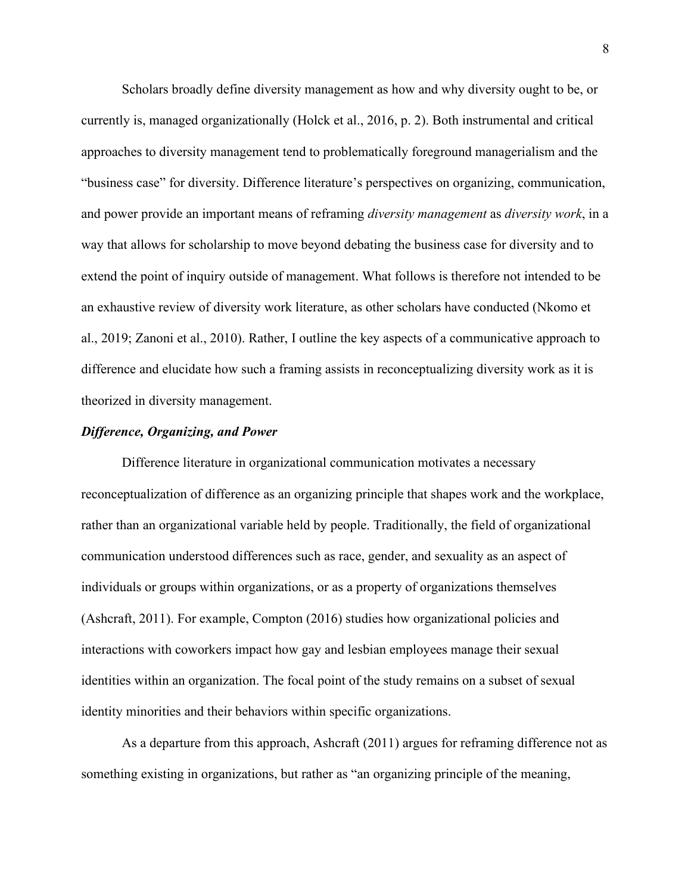Scholars broadly define diversity management as how and why diversity ought to be, or currently is, managed organizationally (Holck et al., 2016, p. 2). Both instrumental and critical approaches to diversity management tend to problematically foreground managerialism and the "business case" for diversity. Difference literature's perspectives on organizing, communication, and power provide an important means of reframing *diversity management* as *diversity work*, in a way that allows for scholarship to move beyond debating the business case for diversity and to extend the point of inquiry outside of management. What follows is therefore not intended to be an exhaustive review of diversity work literature, as other scholars have conducted (Nkomo et al., 2019; Zanoni et al., 2010). Rather, I outline the key aspects of a communicative approach to difference and elucidate how such a framing assists in reconceptualizing diversity work as it is theorized in diversity management.

### *Difference, Organizing, and Power*

Difference literature in organizational communication motivates a necessary reconceptualization of difference as an organizing principle that shapes work and the workplace, rather than an organizational variable held by people. Traditionally, the field of organizational communication understood differences such as race, gender, and sexuality as an aspect of individuals or groups within organizations, or as a property of organizations themselves (Ashcraft, 2011). For example, Compton (2016) studies how organizational policies and interactions with coworkers impact how gay and lesbian employees manage their sexual identities within an organization. The focal point of the study remains on a subset of sexual identity minorities and their behaviors within specific organizations.

As a departure from this approach, Ashcraft (2011) argues for reframing difference not as something existing in organizations, but rather as "an organizing principle of the meaning,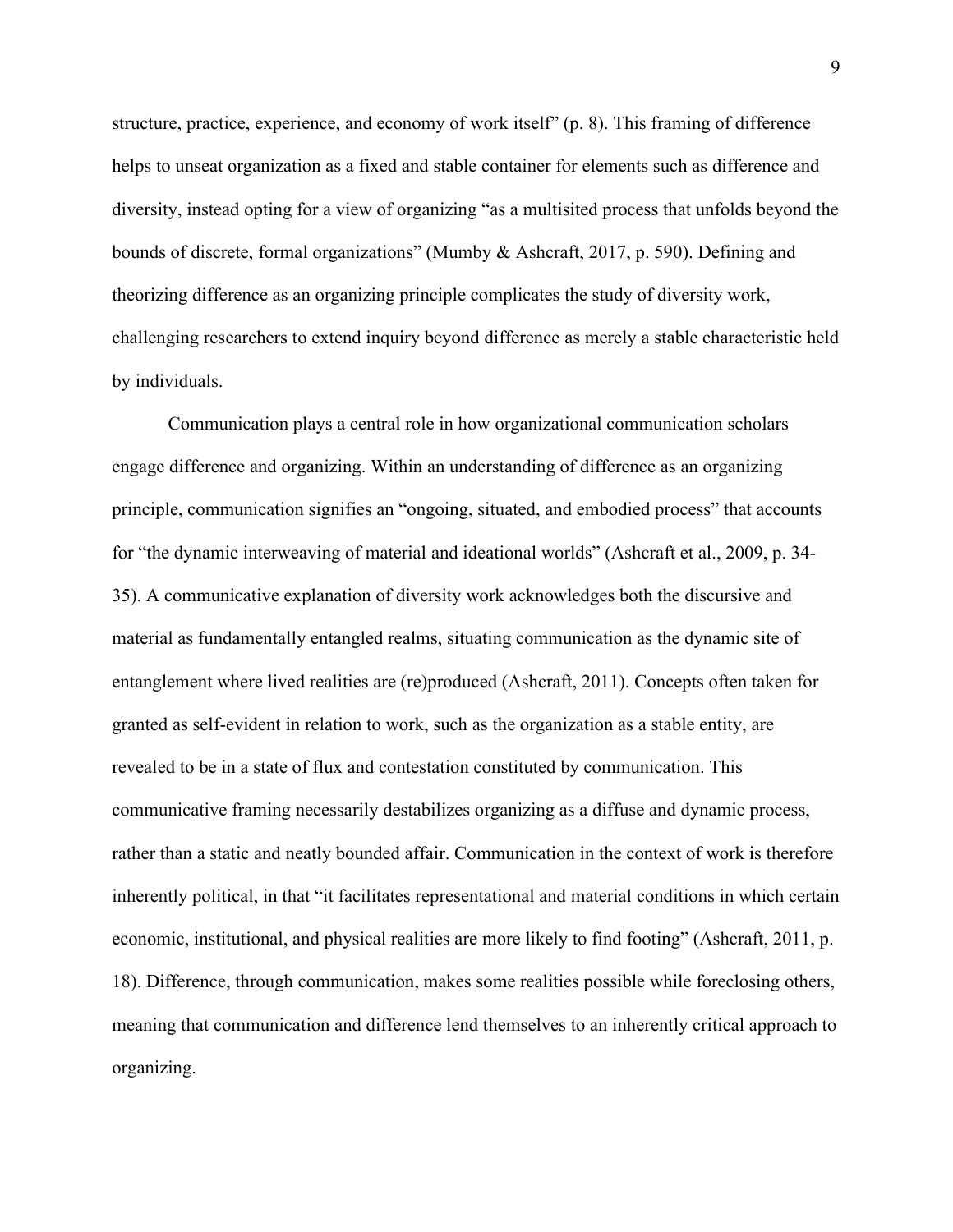structure, practice, experience, and economy of work itself" (p. 8). This framing of difference helps to unseat organization as a fixed and stable container for elements such as difference and diversity, instead opting for a view of organizing "as a multisited process that unfolds beyond the bounds of discrete, formal organizations" (Mumby & Ashcraft, 2017, p. 590). Defining and theorizing difference as an organizing principle complicates the study of diversity work, challenging researchers to extend inquiry beyond difference as merely a stable characteristic held by individuals.

Communication plays a central role in how organizational communication scholars engage difference and organizing. Within an understanding of difference as an organizing principle, communication signifies an "ongoing, situated, and embodied process" that accounts for "the dynamic interweaving of material and ideational worlds" (Ashcraft et al., 2009, p. 34-35). A communicative explanation of diversity work acknowledges both the discursive and material as fundamentally entangled realms, situating communication as the dynamic site of entanglement where lived realities are (re)produced (Ashcraft, 2011). Concepts often taken for granted as self-evident in relation to work, such as the organization as a stable entity, are revealed to be in a state of flux and contestation constituted by communication. This communicative framing necessarily destabilizes organizing as a diffuse and dynamic process, rather than a static and neatly bounded affair. Communication in the context of work is therefore inherently political, in that "it facilitates representational and material conditions in which certain economic, institutional, and physical realities are more likely to find footing" (Ashcraft, 2011, p. 18). Difference, through communication, makes some realities possible while foreclosing others, meaning that communication and difference lend themselves to an inherently critical approach to organizing.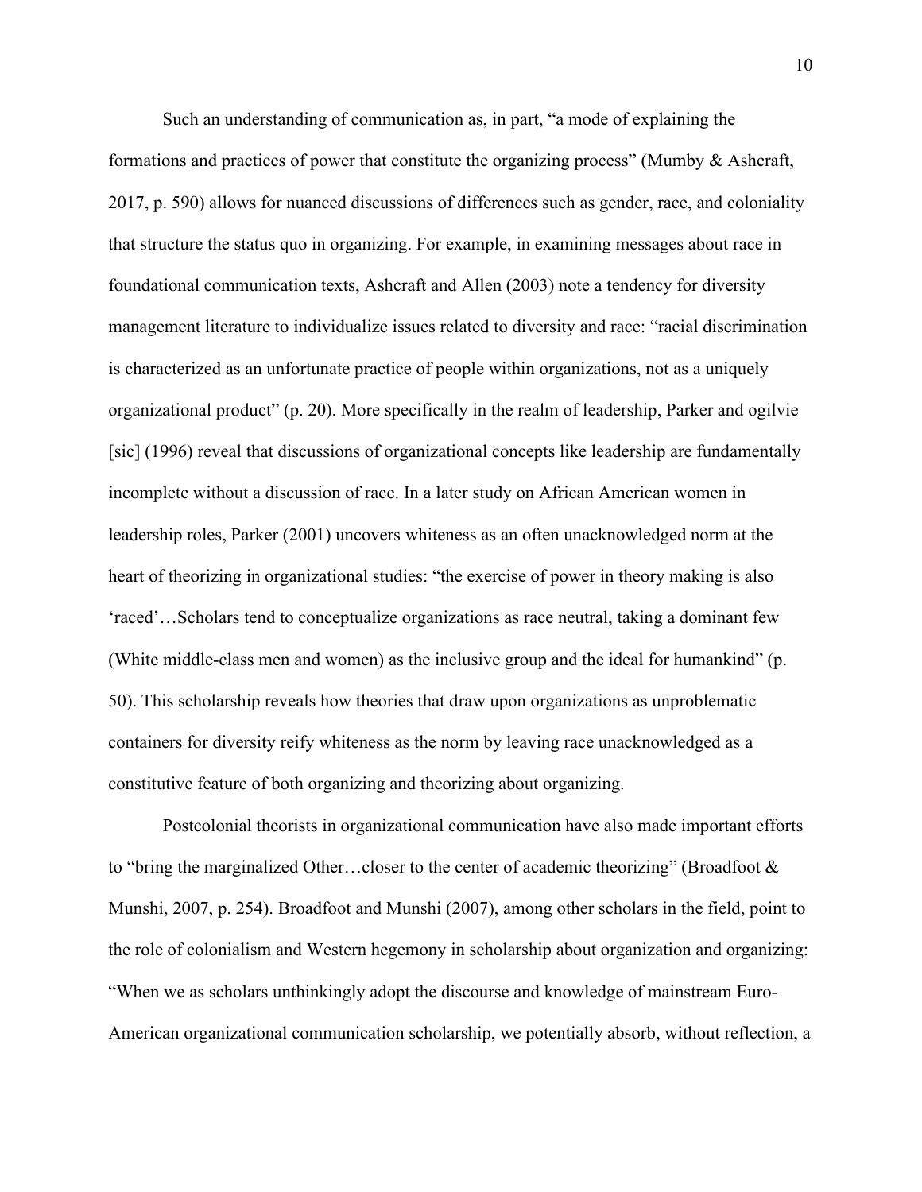Such an understanding of communication as, in part, "a mode of explaining the formations and practices of power that constitute the organizing process" (Mumby & Ashcraft, 2017, p. 590) allows for nuanced discussions of differences such as gender, race, and coloniality that structure the status quo in organizing. For example, in examining messages about race in foundational communication texts, Ashcraft and Allen (2003) note a tendency for diversity management literature to individualize issues related to diversity and race: "racial discrimination is characterized as an unfortunate practice of people within organizations, not as a uniquely organizational product" (p. 20). More specifically in the realm of leadership, Parker and ogilvie [sic] (1996) reveal that discussions of organizational concepts like leadership are fundamentally incomplete without a discussion of race. In a later study on African American women in leadership roles, Parker (2001) uncovers whiteness as an often unacknowledged norm at the heart of theorizing in organizational studies: "the exercise of power in theory making is also 'raced'…Scholars tend to conceptualize organizations as race neutral, taking a dominant few (White middle-class men and women) as the inclusive group and the ideal for humankind" (p. 50). This scholarship reveals how theories that draw upon organizations as unproblematic containers for diversity reify whiteness as the norm by leaving race unacknowledged as a constitutive feature of both organizing and theorizing about organizing.

Postcolonial theorists in organizational communication have also made important efforts to "bring the marginalized Other…closer to the center of academic theorizing" (Broadfoot & Munshi, 2007, p. 254). Broadfoot and Munshi (2007), among other scholars in the field, point to the role of colonialism and Western hegemony in scholarship about organization and organizing: "When we as scholars unthinkingly adopt the discourse and knowledge of mainstream Euro-American organizational communication scholarship, we potentially absorb, without reflection, a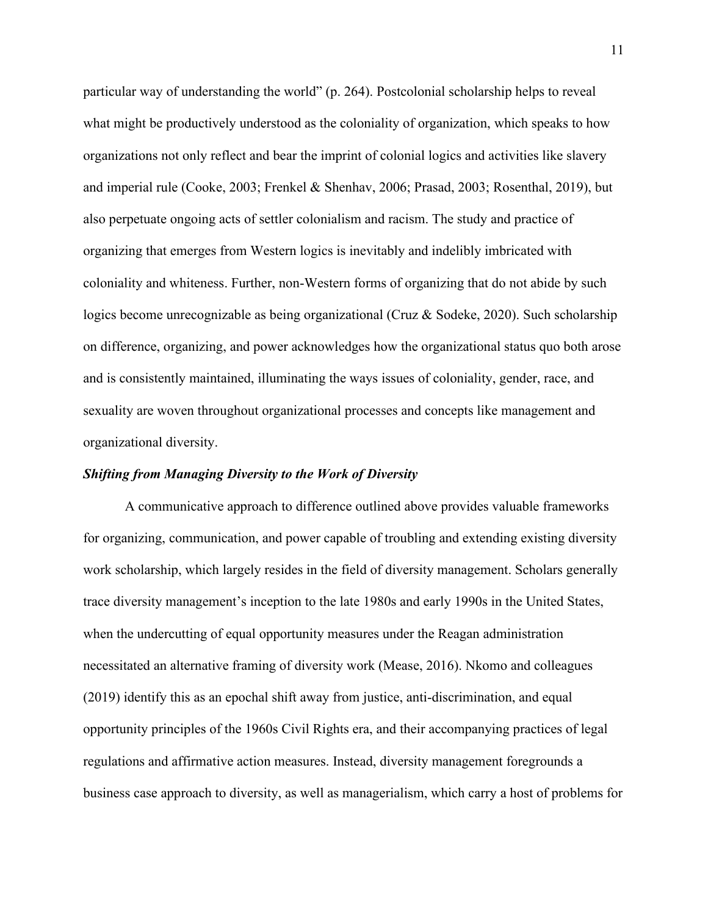particular way of understanding the world" (p. 264). Postcolonial scholarship helps to reveal what might be productively understood as the coloniality of organization, which speaks to how organizations not only reflect and bear the imprint of colonial logics and activities like slavery and imperial rule (Cooke, 2003; Frenkel & Shenhav, 2006; Prasad, 2003; Rosenthal, 2019), but also perpetuate ongoing acts of settler colonialism and racism. The study and practice of organizing that emerges from Western logics is inevitably and indelibly imbricated with coloniality and whiteness. Further, non-Western forms of organizing that do not abide by such logics become unrecognizable as being organizational (Cruz & Sodeke, 2020). Such scholarship on difference, organizing, and power acknowledges how the organizational status quo both arose and is consistently maintained, illuminating the ways issues of coloniality, gender, race, and sexuality are woven throughout organizational processes and concepts like management and organizational diversity.

### ***Shifting from Managing Diversity to the Work of Diversity***

A communicative approach to difference outlined above provides valuable frameworks for organizing, communication, and power capable of troubling and extending existing diversity work scholarship, which largely resides in the field of diversity management. Scholars generally trace diversity management's inception to the late 1980s and early 1990s in the United States, when the undercutting of equal opportunity measures under the Reagan administration necessitated an alternative framing of diversity work (Mease, 2016). Nkomo and colleagues (2019) identify this as an epochal shift away from justice, anti-discrimination, and equal opportunity principles of the 1960s Civil Rights era, and their accompanying practices of legal regulations and affirmative action measures. Instead, diversity management foregrounds a business case approach to diversity, as well as managerialism, which carry a host of problems for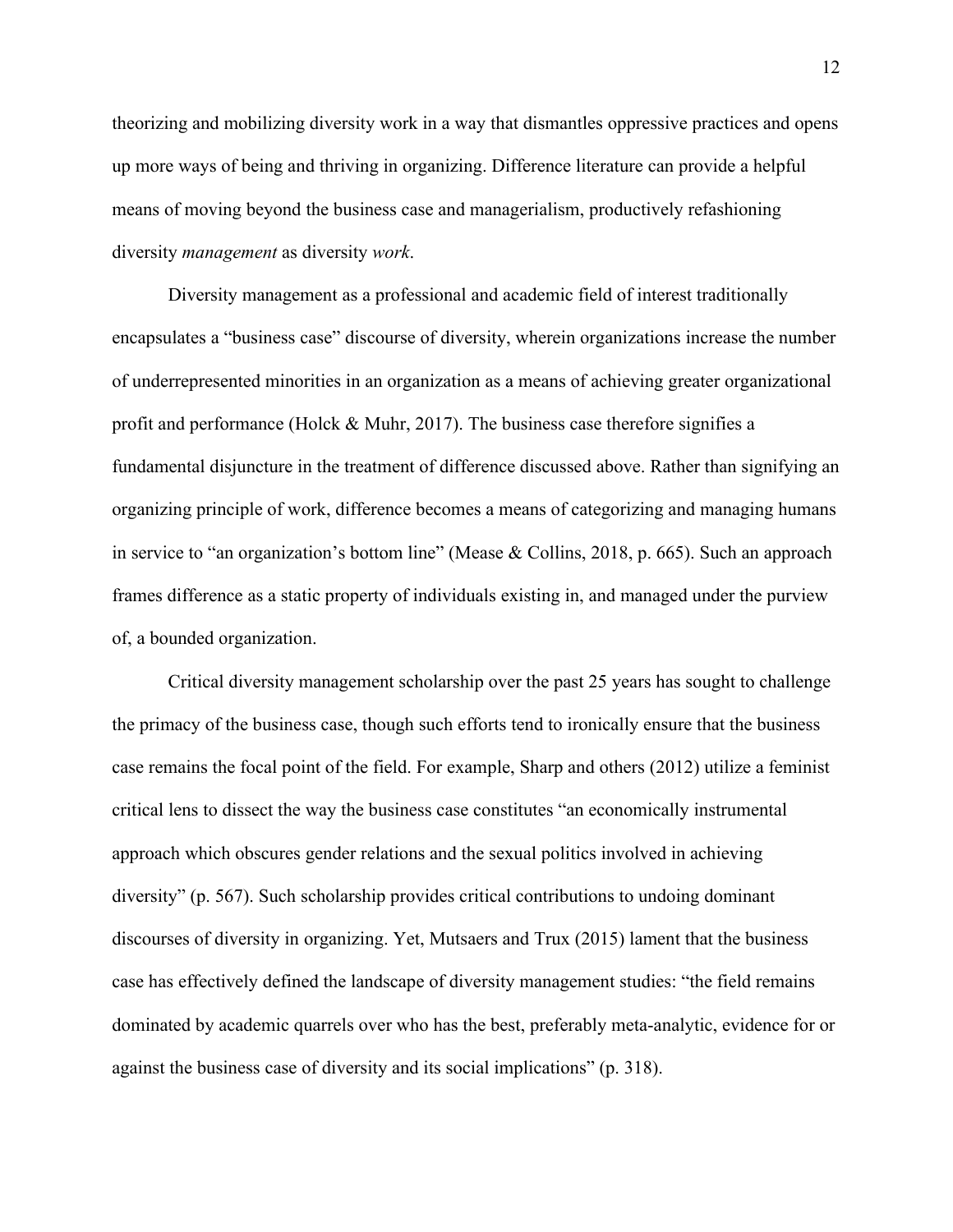theorizing and mobilizing diversity work in a way that dismantles oppressive practices and opens up more ways of being and thriving in organizing. Difference literature can provide a helpful means of moving beyond the business case and managerialism, productively refashioning diversity *management* as diversity *work*.

Diversity management as a professional and academic field of interest traditionally encapsulates a "business case" discourse of diversity, wherein organizations increase the number of underrepresented minorities in an organization as a means of achieving greater organizational profit and performance (Holck & Muhr, 2017). The business case therefore signifies a fundamental disjuncture in the treatment of difference discussed above. Rather than signifying an organizing principle of work, difference becomes a means of categorizing and managing humans in service to "an organization's bottom line" (Mease & Collins, 2018, p. 665). Such an approach frames difference as a static property of individuals existing in, and managed under the purview of, a bounded organization.

Critical diversity management scholarship over the past 25 years has sought to challenge the primacy of the business case, though such efforts tend to ironically ensure that the business case remains the focal point of the field. For example, Sharp and others (2012) utilize a feminist critical lens to dissect the way the business case constitutes "an economically instrumental approach which obscures gender relations and the sexual politics involved in achieving diversity" (p. 567). Such scholarship provides critical contributions to undoing dominant discourses of diversity in organizing. Yet, Mutsaers and Trux (2015) lament that the business case has effectively defined the landscape of diversity management studies: "the field remains dominated by academic quarrels over who has the best, preferably meta-analytic, evidence for or against the business case of diversity and its social implications" (p. 318).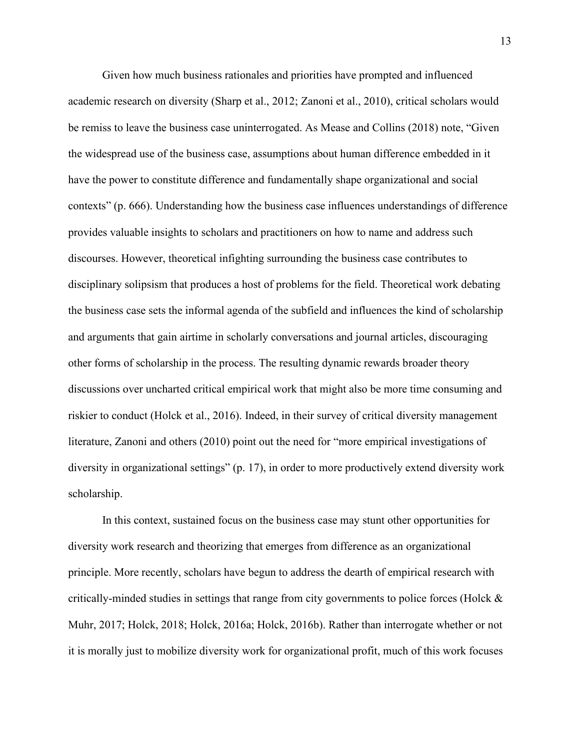Given how much business rationales and priorities have prompted and influenced academic research on diversity (Sharp et al., 2012; Zanoni et al., 2010), critical scholars would be remiss to leave the business case uninterrogated. As Mease and Collins (2018) note, "Given the widespread use of the business case, assumptions about human difference embedded in it have the power to constitute difference and fundamentally shape organizational and social contexts" (p. 666). Understanding how the business case influences understandings of difference provides valuable insights to scholars and practitioners on how to name and address such discourses. However, theoretical infighting surrounding the business case contributes to disciplinary solipsism that produces a host of problems for the field. Theoretical work debating the business case sets the informal agenda of the subfield and influences the kind of scholarship and arguments that gain airtime in scholarly conversations and journal articles, discouraging other forms of scholarship in the process. The resulting dynamic rewards broader theory discussions over uncharted critical empirical work that might also be more time consuming and riskier to conduct (Holck et al., 2016). Indeed, in their survey of critical diversity management literature, Zanoni and others (2010) point out the need for "more empirical investigations of diversity in organizational settings" (p. 17), in order to more productively extend diversity work scholarship.

In this context, sustained focus on the business case may stunt other opportunities for diversity work research and theorizing that emerges from difference as an organizational principle. More recently, scholars have begun to address the dearth of empirical research with critically-minded studies in settings that range from city governments to police forces (Holck & Muhr, 2017; Holck, 2018; Holck, 2016a; Holck, 2016b). Rather than interrogate whether or not it is morally just to mobilize diversity work for organizational profit, much of this work focuses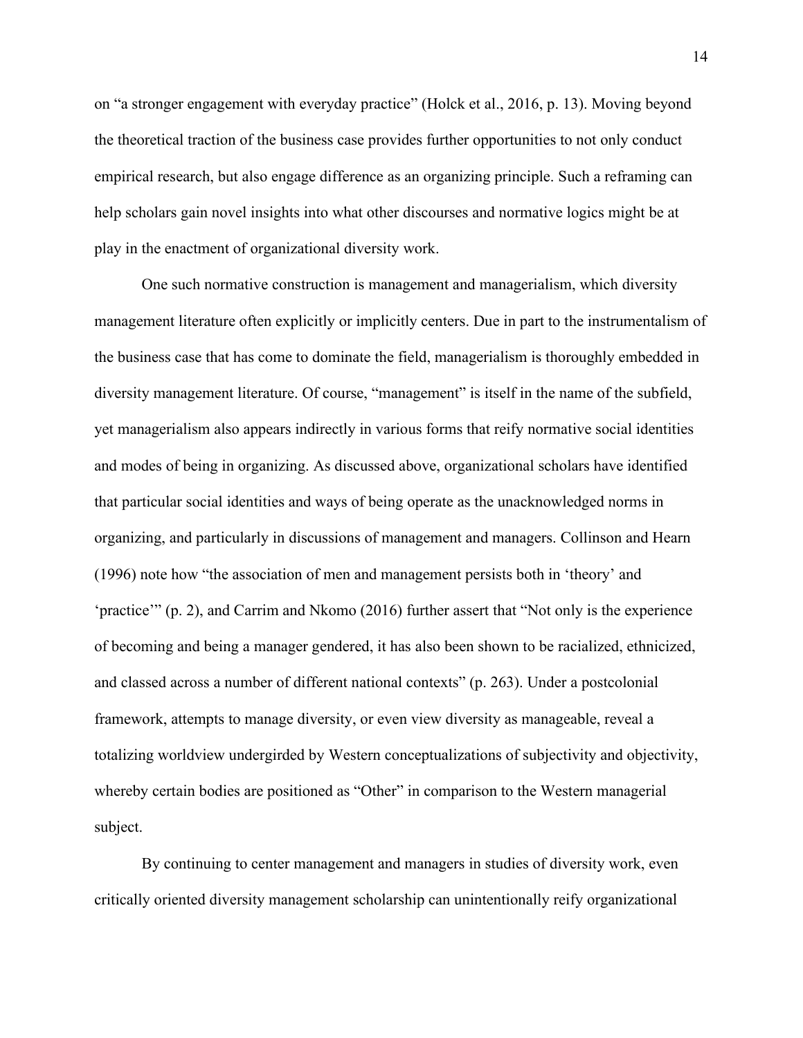on "a stronger engagement with everyday practice" (Holck et al., 2016, p. 13). Moving beyond the theoretical traction of the business case provides further opportunities to not only conduct empirical research, but also engage difference as an organizing principle. Such a reframing can help scholars gain novel insights into what other discourses and normative logics might be at play in the enactment of organizational diversity work.

One such normative construction is management and managerialism, which diversity management literature often explicitly or implicitly centers. Due in part to the instrumentalism of the business case that has come to dominate the field, managerialism is thoroughly embedded in diversity management literature. Of course, "management" is itself in the name of the subfield, yet managerialism also appears indirectly in various forms that reify normative social identities and modes of being in organizing. As discussed above, organizational scholars have identified that particular social identities and ways of being operate as the unacknowledged norms in organizing, and particularly in discussions of management and managers. Collinson and Hearn (1996) note how "the association of men and management persists both in 'theory' and 'practice'" (p. 2), and Carrim and Nkomo (2016) further assert that "Not only is the experience of becoming and being a manager gendered, it has also been shown to be racialized, ethnicized, and classed across a number of different national contexts" (p. 263). Under a postcolonial framework, attempts to manage diversity, or even view diversity as manageable, reveal a totalizing worldview undergirded by Western conceptualizations of subjectivity and objectivity, whereby certain bodies are positioned as "Other" in comparison to the Western managerial subject.

By continuing to center management and managers in studies of diversity work, even critically oriented diversity management scholarship can unintentionally reify organizational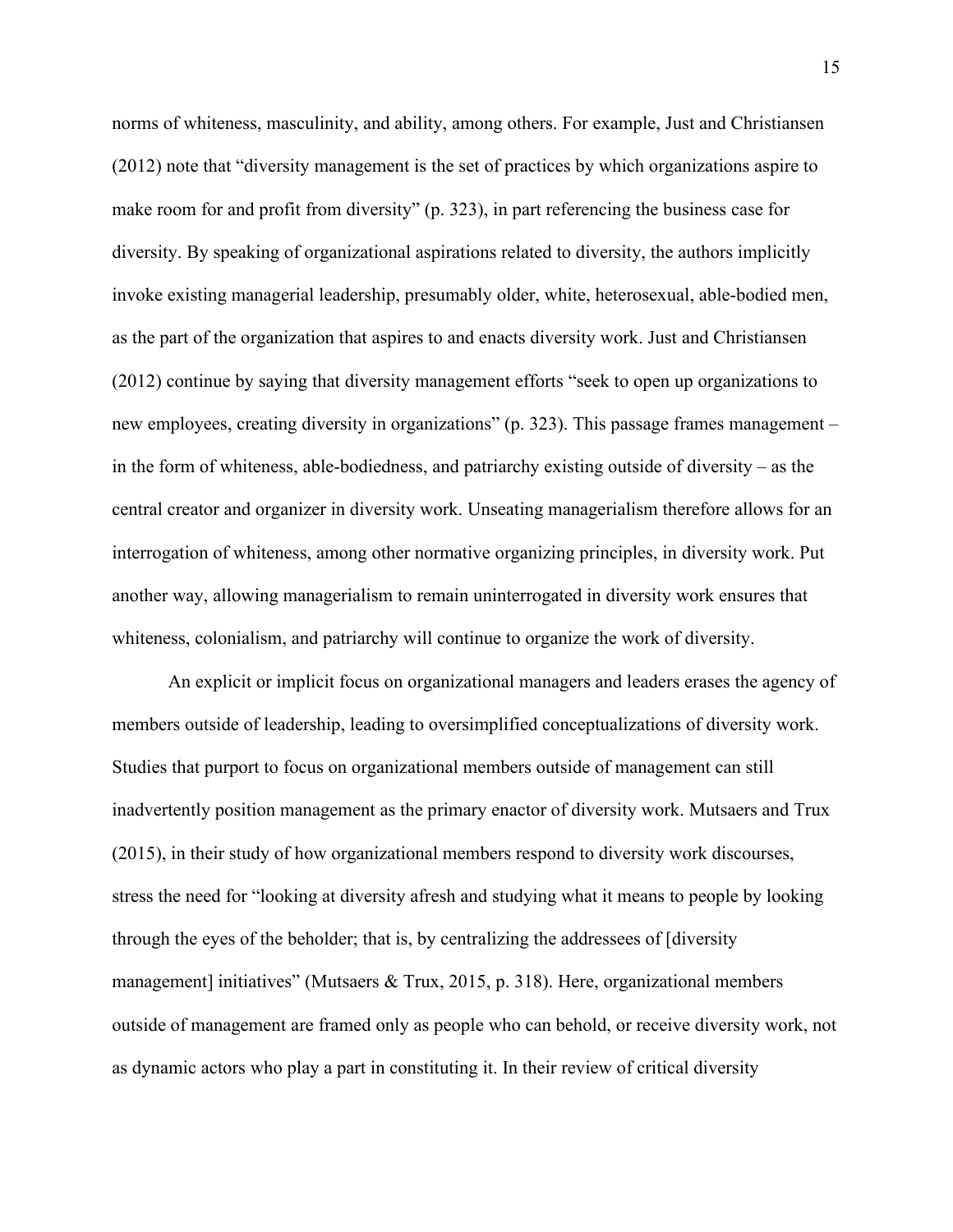norms of whiteness, masculinity, and ability, among others. For example, Just and Christiansen (2012) note that "diversity management is the set of practices by which organizations aspire to make room for and profit from diversity" (p. 323), in part referencing the business case for diversity. By speaking of organizational aspirations related to diversity, the authors implicitly invoke existing managerial leadership, presumably older, white, heterosexual, able-bodied men, as the part of the organization that aspires to and enacts diversity work. Just and Christiansen (2012) continue by saying that diversity management efforts "seek to open up organizations to new employees, creating diversity in organizations" (p. 323). This passage frames management – in the form of whiteness, able-bodiedness, and patriarchy existing outside of diversity – as the central creator and organizer in diversity work. Unseating managerialism therefore allows for an interrogation of whiteness, among other normative organizing principles, in diversity work. Put another way, allowing managerialism to remain uninterrogated in diversity work ensures that whiteness, colonialism, and patriarchy will continue to organize the work of diversity.

An explicit or implicit focus on organizational managers and leaders erases the agency of members outside of leadership, leading to oversimplified conceptualizations of diversity work. Studies that purport to focus on organizational members outside of management can still inadvertently position management as the primary enactor of diversity work. Mutsaers and Trux (2015), in their study of how organizational members respond to diversity work discourses, stress the need for "looking at diversity afresh and studying what it means to people by looking through the eyes of the beholder; that is, by centralizing the addressees of [diversity management] initiatives" (Mutsaers & Trux, 2015, p. 318). Here, organizational members outside of management are framed only as people who can behold, or receive diversity work, not as dynamic actors who play a part in constituting it. In their review of critical diversity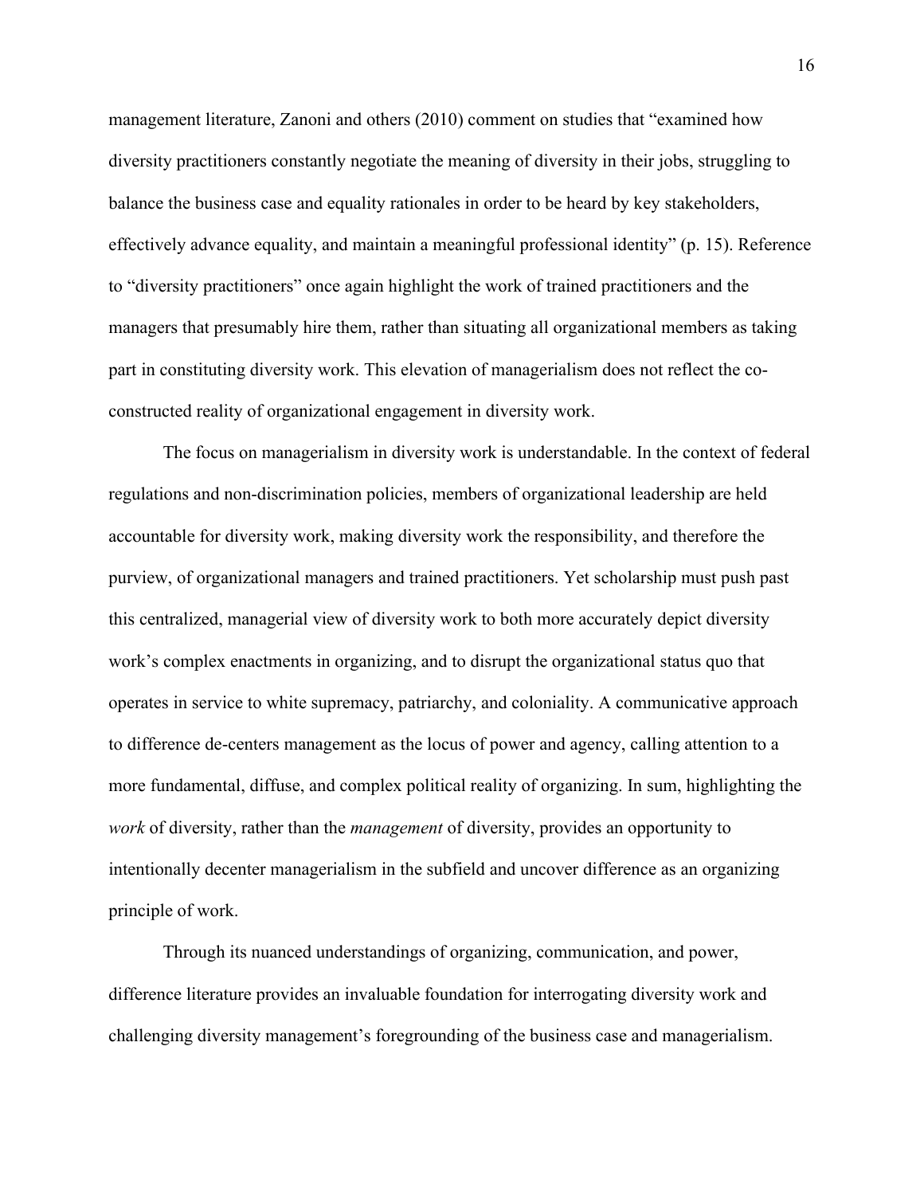management literature, Zanoni and others (2010) comment on studies that "examined how diversity practitioners constantly negotiate the meaning of diversity in their jobs, struggling to balance the business case and equality rationales in order to be heard by key stakeholders, effectively advance equality, and maintain a meaningful professional identity" (p. 15). Reference to "diversity practitioners" once again highlight the work of trained practitioners and the managers that presumably hire them, rather than situating all organizational members as taking part in constituting diversity work. This elevation of managerialism does not reflect the co-constructed reality of organizational engagement in diversity work.

The focus on managerialism in diversity work is understandable. In the context of federal regulations and non-discrimination policies, members of organizational leadership are held accountable for diversity work, making diversity work the responsibility, and therefore the purview, of organizational managers and trained practitioners. Yet scholarship must push past this centralized, managerial view of diversity work to both more accurately depict diversity work's complex enactments in organizing, and to disrupt the organizational status quo that operates in service to white supremacy, patriarchy, and coloniality. A communicative approach to difference de-centers management as the locus of power and agency, calling attention to a more fundamental, diffuse, and complex political reality of organizing. In sum, highlighting the *work* of diversity, rather than the *management* of diversity, provides an opportunity to intentionally decenter managerialism in the subfield and uncover difference as an organizing principle of work.

Through its nuanced understandings of organizing, communication, and power, difference literature provides an invaluable foundation for interrogating diversity work and challenging diversity management's foregrounding of the business case and managerialism.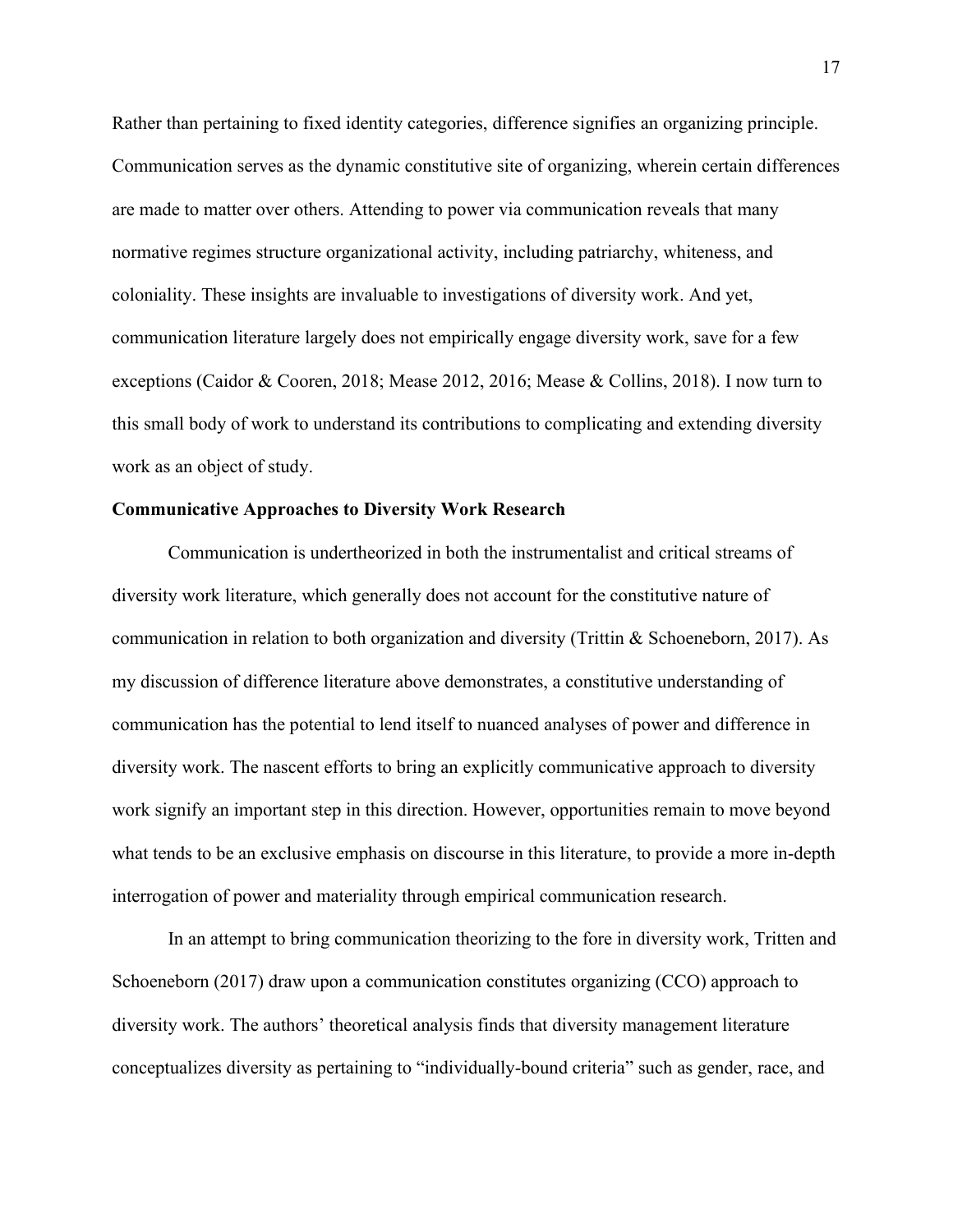Rather than pertaining to fixed identity categories, difference signifies an organizing principle. Communication serves as the dynamic constitutive site of organizing, wherein certain differences are made to matter over others. Attending to power via communication reveals that many normative regimes structure organizational activity, including patriarchy, whiteness, and coloniality. These insights are invaluable to investigations of diversity work. And yet, communication literature largely does not empirically engage diversity work, save for a few exceptions (Caidor & Cooren, 2018; Mease 2012, 2016; Mease & Collins, 2018). I now turn to this small body of work to understand its contributions to complicating and extending diversity work as an object of study.

**Communicative Approaches to Diversity Work Research**

Communication is undertheorized in both the instrumentalist and critical streams of diversity work literature, which generally does not account for the constitutive nature of communication in relation to both organization and diversity (Trittin & Schoeneborn, 2017). As my discussion of difference literature above demonstrates, a constitutive understanding of communication has the potential to lend itself to nuanced analyses of power and difference in diversity work. The nascent efforts to bring an explicitly communicative approach to diversity work signify an important step in this direction. However, opportunities remain to move beyond what tends to be an exclusive emphasis on discourse in this literature, to provide a more in-depth interrogation of power and materiality through empirical communication research.

In an attempt to bring communication theorizing to the fore in diversity work, Tritten and Schoeneborn (2017) draw upon a communication constitutes organizing (CCO) approach to diversity work. The authors' theoretical analysis finds that diversity management literature conceptualizes diversity as pertaining to "individually-bound criteria" such as gender, race, and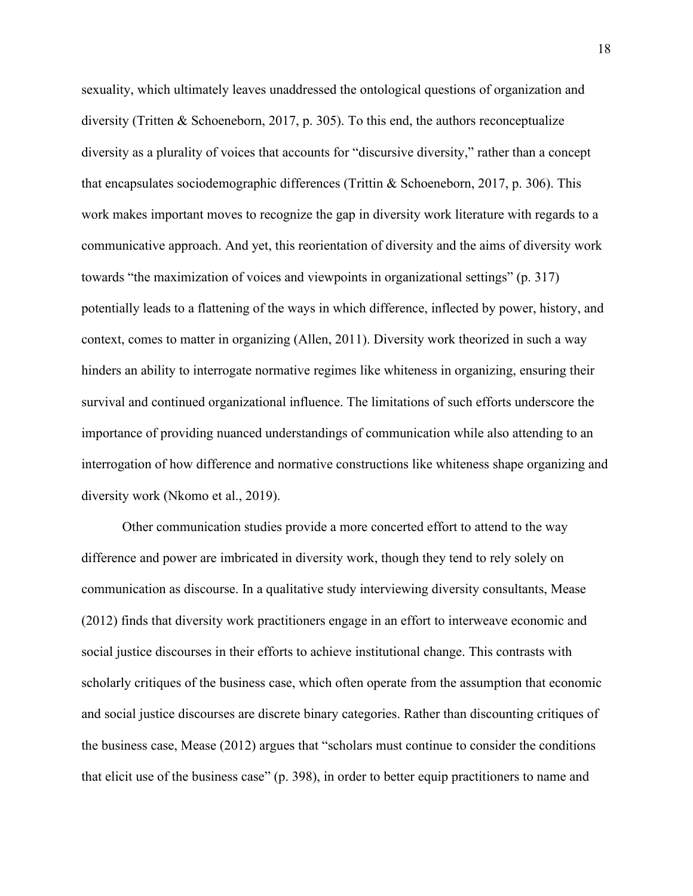sexuality, which ultimately leaves unaddressed the ontological questions of organization and diversity (Tritten & Schoeneborn, 2017, p. 305). To this end, the authors reconceptualize diversity as a plurality of voices that accounts for "discursive diversity," rather than a concept that encapsulates sociodemographic differences (Trittin & Schoeneborn, 2017, p. 306). This work makes important moves to recognize the gap in diversity work literature with regards to a communicative approach. And yet, this reorientation of diversity and the aims of diversity work towards "the maximization of voices and viewpoints in organizational settings" (p. 317) potentially leads to a flattening of the ways in which difference, inflected by power, history, and context, comes to matter in organizing (Allen, 2011). Diversity work theorized in such a way hinders an ability to interrogate normative regimes like whiteness in organizing, ensuring their survival and continued organizational influence. The limitations of such efforts underscore the importance of providing nuanced understandings of communication while also attending to an interrogation of how difference and normative constructions like whiteness shape organizing and diversity work (Nkomo et al., 2019).

Other communication studies provide a more concerted effort to attend to the way difference and power are imbricated in diversity work, though they tend to rely solely on communication as discourse. In a qualitative study interviewing diversity consultants, Mease (2012) finds that diversity work practitioners engage in an effort to interweave economic and social justice discourses in their efforts to achieve institutional change. This contrasts with scholarly critiques of the business case, which often operate from the assumption that economic and social justice discourses are discrete binary categories. Rather than discounting critiques of the business case, Mease (2012) argues that "scholars must continue to consider the conditions that elicit use of the business case" (p. 398), in order to better equip practitioners to name and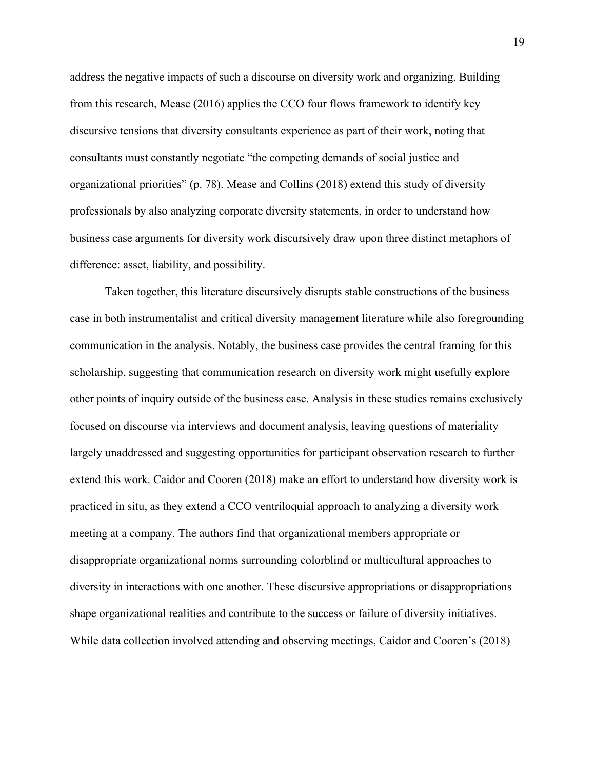address the negative impacts of such a discourse on diversity work and organizing. Building from this research, Mease (2016) applies the CCO four flows framework to identify key discursive tensions that diversity consultants experience as part of their work, noting that consultants must constantly negotiate "the competing demands of social justice and organizational priorities" (p. 78). Mease and Collins (2018) extend this study of diversity professionals by also analyzing corporate diversity statements, in order to understand how business case arguments for diversity work discursively draw upon three distinct metaphors of difference: asset, liability, and possibility.

Taken together, this literature discursively disrupts stable constructions of the business case in both instrumentalist and critical diversity management literature while also foregrounding communication in the analysis. Notably, the business case provides the central framing for this scholarship, suggesting that communication research on diversity work might usefully explore other points of inquiry outside of the business case. Analysis in these studies remains exclusively focused on discourse via interviews and document analysis, leaving questions of materiality largely unaddressed and suggesting opportunities for participant observation research to further extend this work. Caidor and Cooren (2018) make an effort to understand how diversity work is practiced in situ, as they extend a CCO ventriloquial approach to analyzing a diversity work meeting at a company. The authors find that organizational members appropriate or disappropriate organizational norms surrounding colorblind or multicultural approaches to diversity in interactions with one another. These discursive appropriations or disappropriations shape organizational realities and contribute to the success or failure of diversity initiatives. While data collection involved attending and observing meetings, Caidor and Cooren's (2018)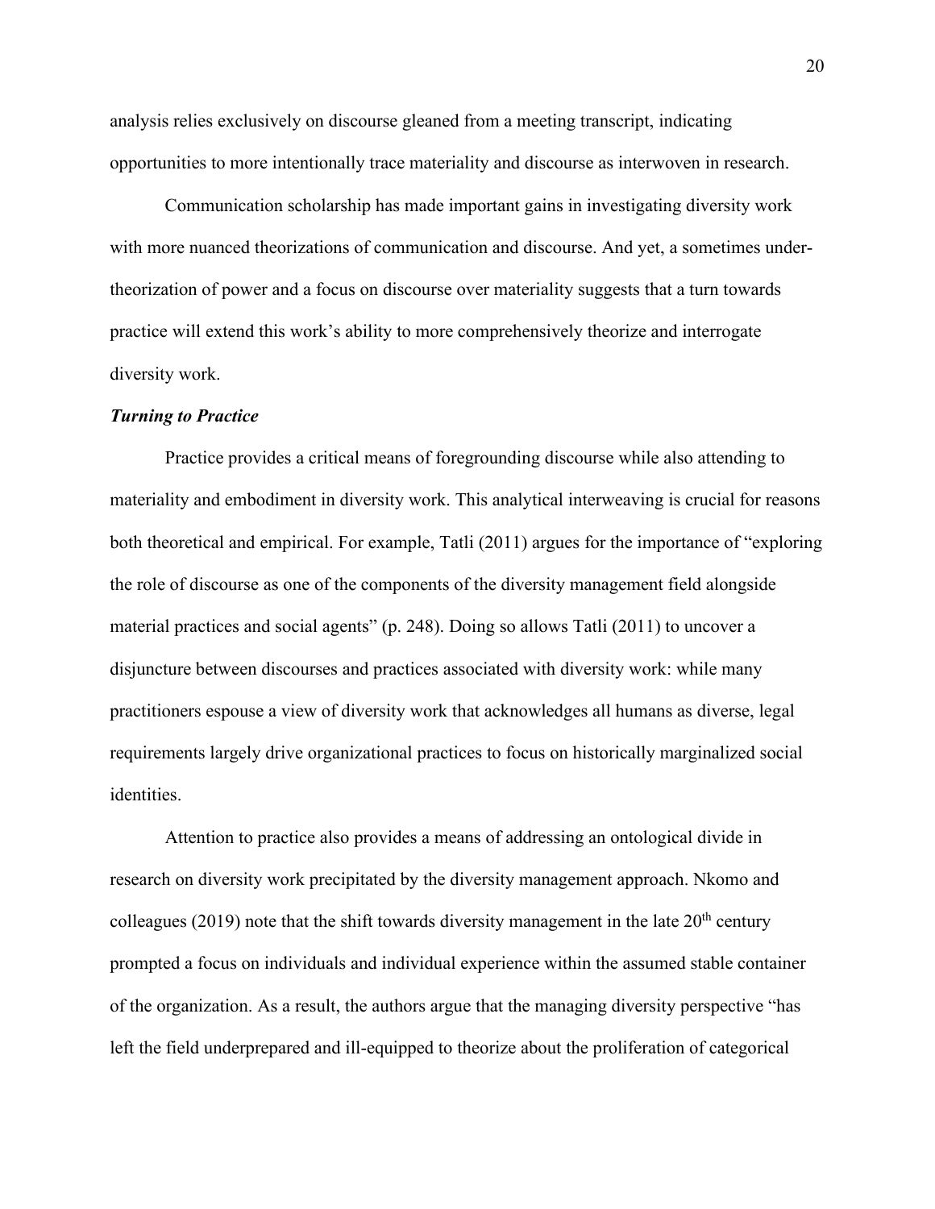analysis relies exclusively on discourse gleaned from a meeting transcript, indicating opportunities to more intentionally trace materiality and discourse as interwoven in research.

Communication scholarship has made important gains in investigating diversity work with more nuanced theorizations of communication and discourse. And yet, a sometimes under-theorization of power and a focus on discourse over materiality suggests that a turn towards practice will extend this work's ability to more comprehensively theorize and interrogate diversity work.

### *Turning to Practice*

Practice provides a critical means of foregrounding discourse while also attending to materiality and embodiment in diversity work. This analytical interweaving is crucial for reasons both theoretical and empirical. For example, Tatli (2011) argues for the importance of "exploring the role of discourse as one of the components of the diversity management field alongside material practices and social agents" (p. 248). Doing so allows Tatli (2011) to uncover a disjuncture between discourses and practices associated with diversity work: while many practitioners espouse a view of diversity work that acknowledges all humans as diverse, legal requirements largely drive organizational practices to focus on historically marginalized social identities.

Attention to practice also provides a means of addressing an ontological divide in research on diversity work precipitated by the diversity management approach. Nkomo and colleagues (2019) note that the shift towards diversity management in the late 20th century prompted a focus on individuals and individual experience within the assumed stable container of the organization. As a result, the authors argue that the managing diversity perspective "has left the field underprepared and ill-equipped to theorize about the proliferation of categorical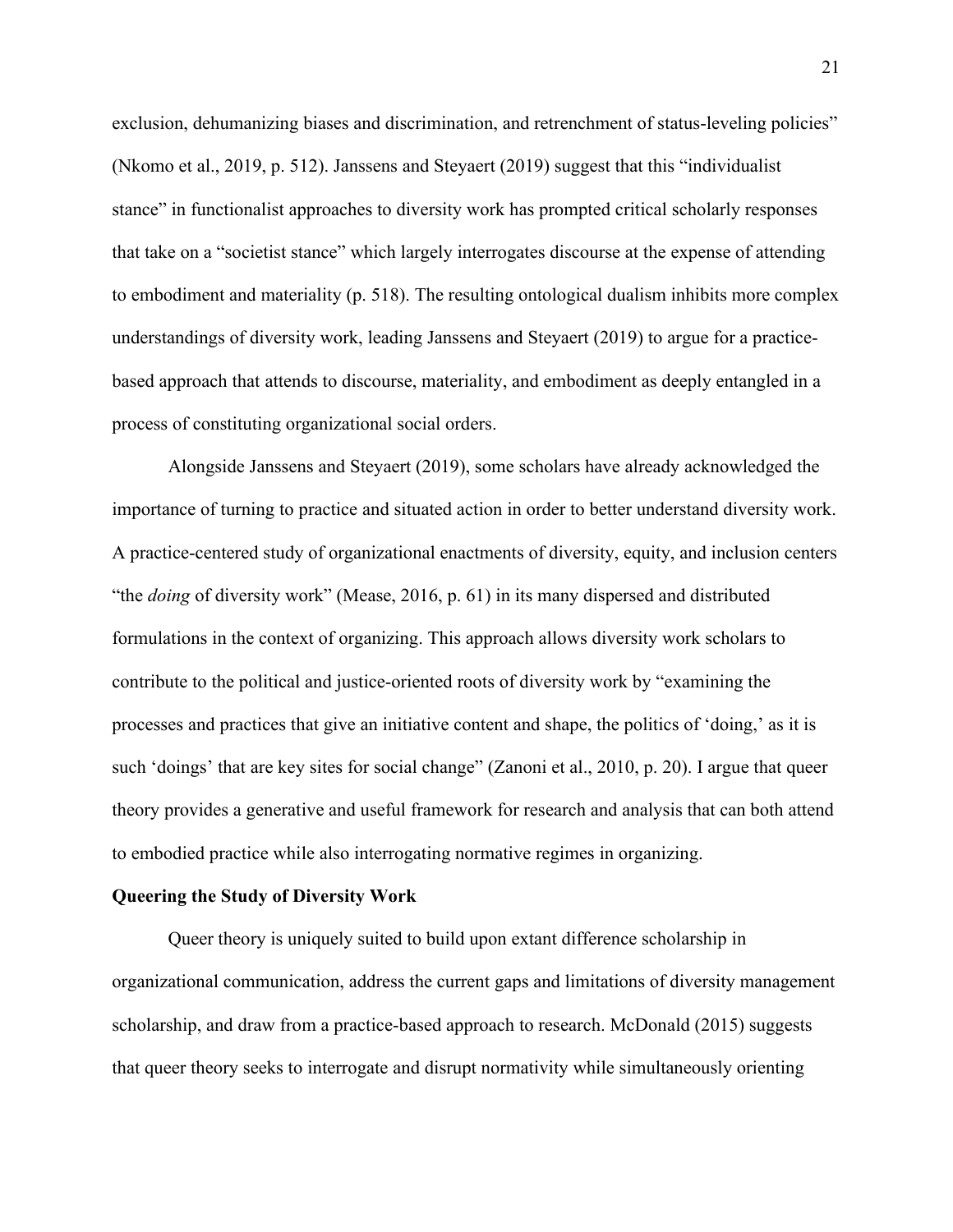exclusion, dehumanizing biases and discrimination, and retrenchment of status-leveling policies" (Nkomo et al., 2019, p. 512). Janssens and Steyaert (2019) suggest that this "individualist stance" in functionalist approaches to diversity work has prompted critical scholarly responses that take on a "societist stance" which largely interrogates discourse at the expense of attending to embodiment and materiality (p. 518). The resulting ontological dualism inhibits more complex understandings of diversity work, leading Janssens and Steyaert (2019) to argue for a practice-based approach that attends to discourse, materiality, and embodiment as deeply entangled in a process of constituting organizational social orders.

Alongside Janssens and Steyaert (2019), some scholars have already acknowledged the importance of turning to practice and situated action in order to better understand diversity work. A practice-centered study of organizational enactments of diversity, equity, and inclusion centers "the *doing* of diversity work" (Mease, 2016, p. 61) in its many dispersed and distributed formulations in the context of organizing. This approach allows diversity work scholars to contribute to the political and justice-oriented roots of diversity work by "examining the processes and practices that give an initiative content and shape, the politics of 'doing,' as it is such 'doings' that are key sites for social change" (Zanoni et al., 2010, p. 20). I argue that queer theory provides a generative and useful framework for research and analysis that can both attend to embodied practice while also interrogating normative regimes in organizing.

**Queering the Study of Diversity Work**

Queer theory is uniquely suited to build upon extant difference scholarship in organizational communication, address the current gaps and limitations of diversity management scholarship, and draw from a practice-based approach to research. McDonald (2015) suggests that queer theory seeks to interrogate and disrupt normativity while simultaneously orienting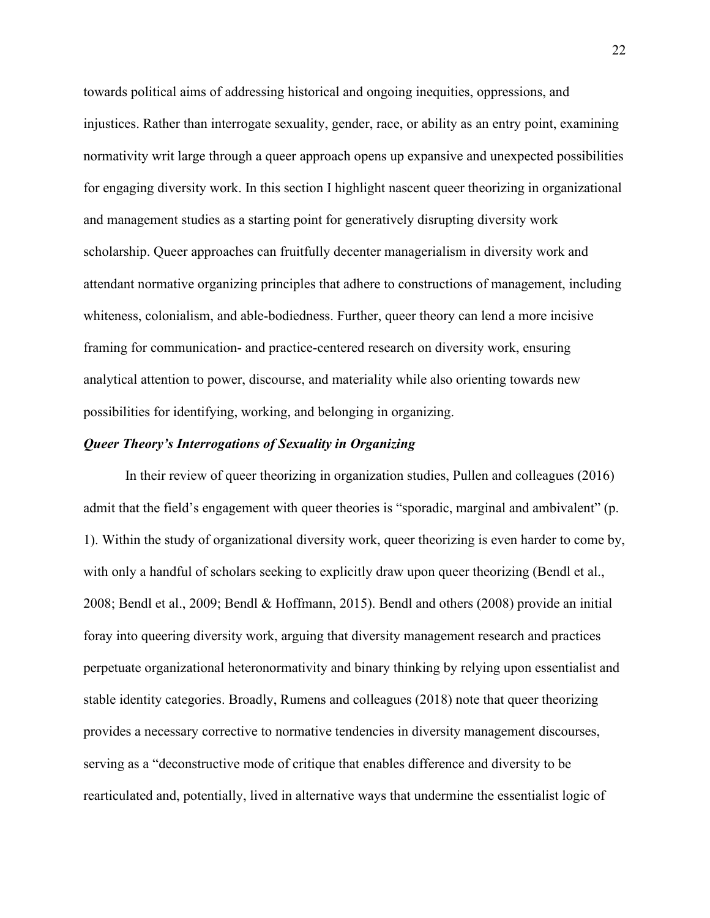towards political aims of addressing historical and ongoing inequities, oppressions, and injustices. Rather than interrogate sexuality, gender, race, or ability as an entry point, examining normativity writ large through a queer approach opens up expansive and unexpected possibilities for engaging diversity work. In this section I highlight nascent queer theorizing in organizational and management studies as a starting point for generatively disrupting diversity work scholarship. Queer approaches can fruitfully decenter managerialism in diversity work and attendant normative organizing principles that adhere to constructions of management, including whiteness, colonialism, and able-bodiedness. Further, queer theory can lend a more incisive framing for communication- and practice-centered research on diversity work, ensuring analytical attention to power, discourse, and materiality while also orienting towards new possibilities for identifying, working, and belonging in organizing.

### *Queer Theory's Interrogations of Sexuality in Organizing*

In their review of queer theorizing in organization studies, Pullen and colleagues (2016) admit that the field's engagement with queer theories is "sporadic, marginal and ambivalent" (p. 1). Within the study of organizational diversity work, queer theorizing is even harder to come by, with only a handful of scholars seeking to explicitly draw upon queer theorizing (Bendl et al., 2008; Bendl et al., 2009; Bendl & Hoffmann, 2015). Bendl and others (2008) provide an initial foray into queering diversity work, arguing that diversity management research and practices perpetuate organizational heteronormativity and binary thinking by relying upon essentialist and stable identity categories. Broadly, Rumens and colleagues (2018) note that queer theorizing provides a necessary corrective to normative tendencies in diversity management discourses, serving as a "deconstructive mode of critique that enables difference and diversity to be rearticulated and, potentially, lived in alternative ways that undermine the essentialist logic of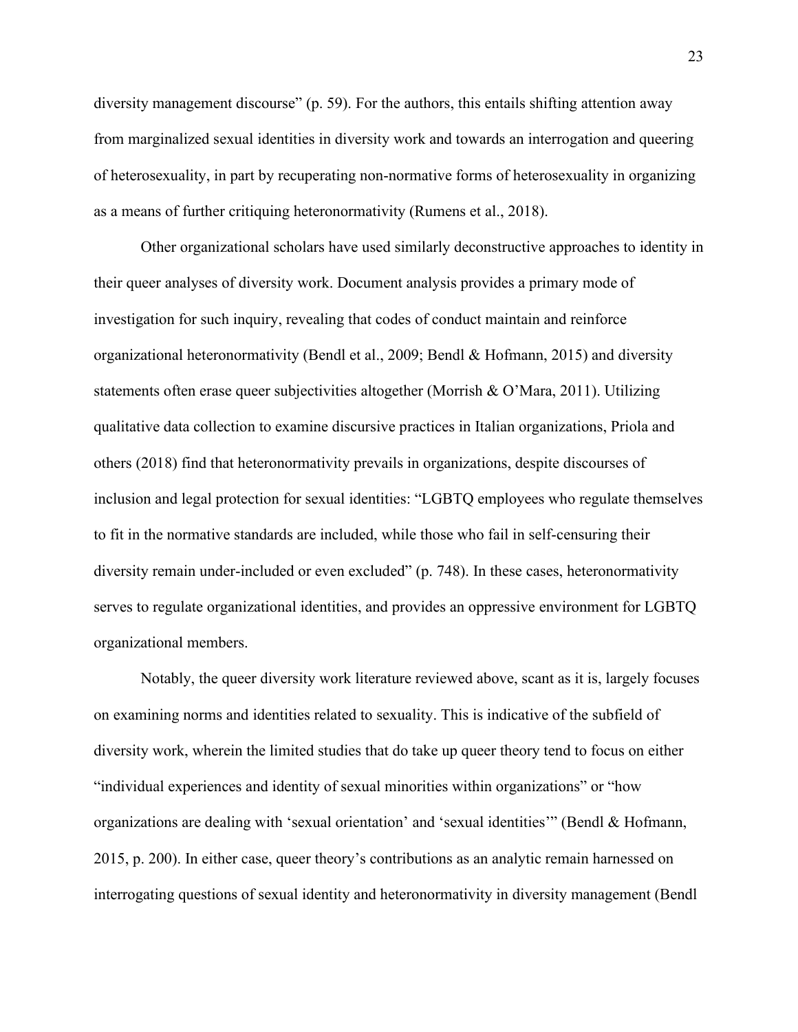diversity management discourse" (p. 59). For the authors, this entails shifting attention away from marginalized sexual identities in diversity work and towards an interrogation and queering of heterosexuality, in part by recuperating non-normative forms of heterosexuality in organizing as a means of further critiquing heteronormativity (Rumens et al., 2018).

Other organizational scholars have used similarly deconstructive approaches to identity in their queer analyses of diversity work. Document analysis provides a primary mode of investigation for such inquiry, revealing that codes of conduct maintain and reinforce organizational heteronormativity (Bendl et al., 2009; Bendl & Hofmann, 2015) and diversity statements often erase queer subjectivities altogether (Morrish & O'Mara, 2011). Utilizing qualitative data collection to examine discursive practices in Italian organizations, Priola and others (2018) find that heteronormativity prevails in organizations, despite discourses of inclusion and legal protection for sexual identities: "LGBTQ employees who regulate themselves to fit in the normative standards are included, while those who fail in self-censuring their diversity remain under-included or even excluded" (p. 748). In these cases, heteronormativity serves to regulate organizational identities, and provides an oppressive environment for LGBTQ organizational members.

Notably, the queer diversity work literature reviewed above, scant as it is, largely focuses on examining norms and identities related to sexuality. This is indicative of the subfield of diversity work, wherein the limited studies that do take up queer theory tend to focus on either "individual experiences and identity of sexual minorities within organizations" or "how organizations are dealing with 'sexual orientation' and 'sexual identities'" (Bendl & Hofmann, 2015, p. 200). In either case, queer theory's contributions as an analytic remain harnessed on interrogating questions of sexual identity and heteronormativity in diversity management (Bendl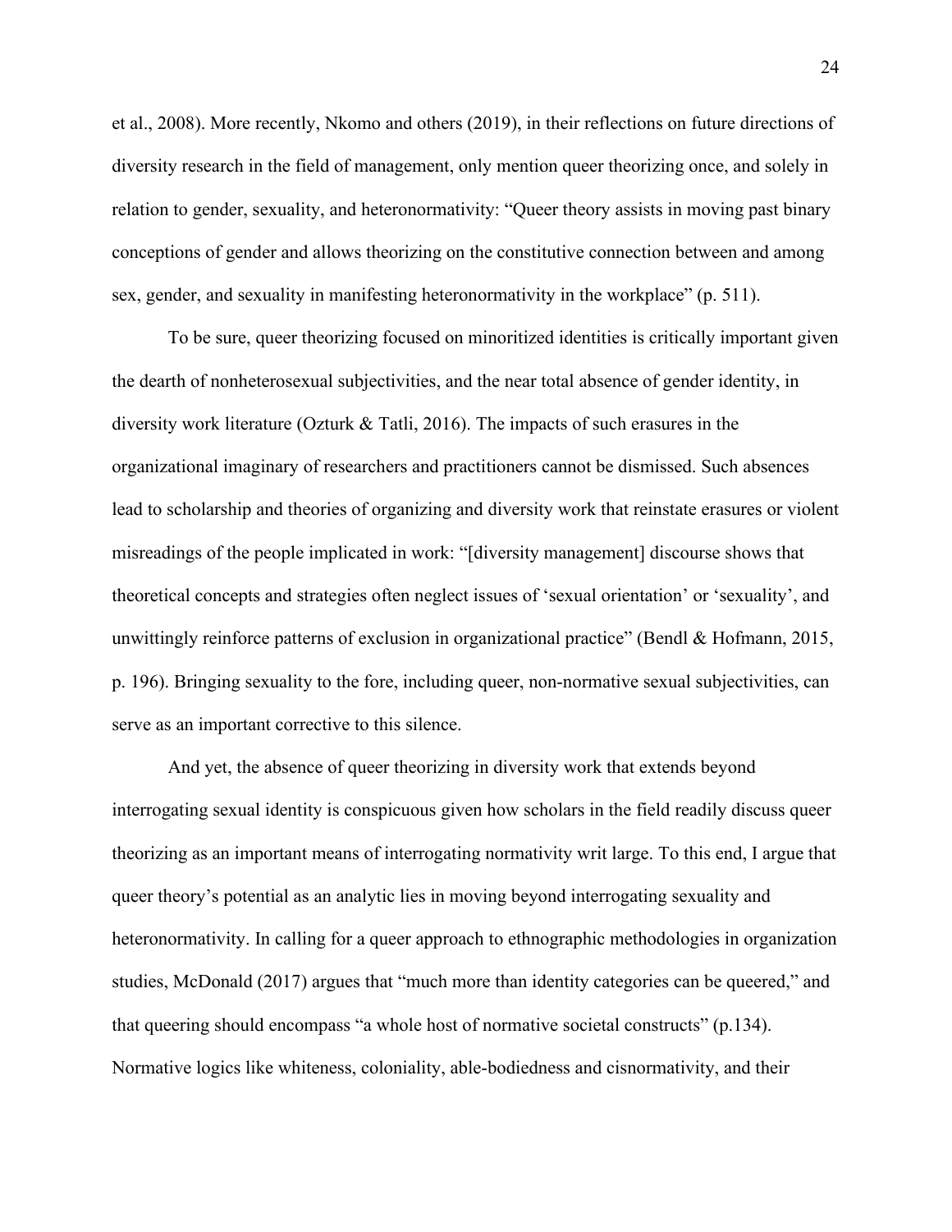et al., 2008). More recently, Nkomo and others (2019), in their reflections on future directions of diversity research in the field of management, only mention queer theorizing once, and solely in relation to gender, sexuality, and heteronormativity: "Queer theory assists in moving past binary conceptions of gender and allows theorizing on the constitutive connection between and among sex, gender, and sexuality in manifesting heteronormativity in the workplace" (p. 511).

To be sure, queer theorizing focused on minoritized identities is critically important given the dearth of nonheterosexual subjectivities, and the near total absence of gender identity, in diversity work literature (Ozturk & Tatli, 2016). The impacts of such erasures in the organizational imaginary of researchers and practitioners cannot be dismissed. Such absences lead to scholarship and theories of organizing and diversity work that reinstate erasures or violent misreadings of the people implicated in work: "[diversity management] discourse shows that theoretical concepts and strategies often neglect issues of 'sexual orientation' or 'sexuality', and unwittingly reinforce patterns of exclusion in organizational practice" (Bendl & Hofmann, 2015, p. 196). Bringing sexuality to the fore, including queer, non-normative sexual subjectivities, can serve as an important corrective to this silence.

And yet, the absence of queer theorizing in diversity work that extends beyond interrogating sexual identity is conspicuous given how scholars in the field readily discuss queer theorizing as an important means of interrogating normativity writ large. To this end, I argue that queer theory's potential as an analytic lies in moving beyond interrogating sexuality and heteronormativity. In calling for a queer approach to ethnographic methodologies in organization studies, McDonald (2017) argues that "much more than identity categories can be queered," and that queering should encompass "a whole host of normative societal constructs" (p.134). Normative logics like whiteness, coloniality, able-bodiedness and cisnormativity, and their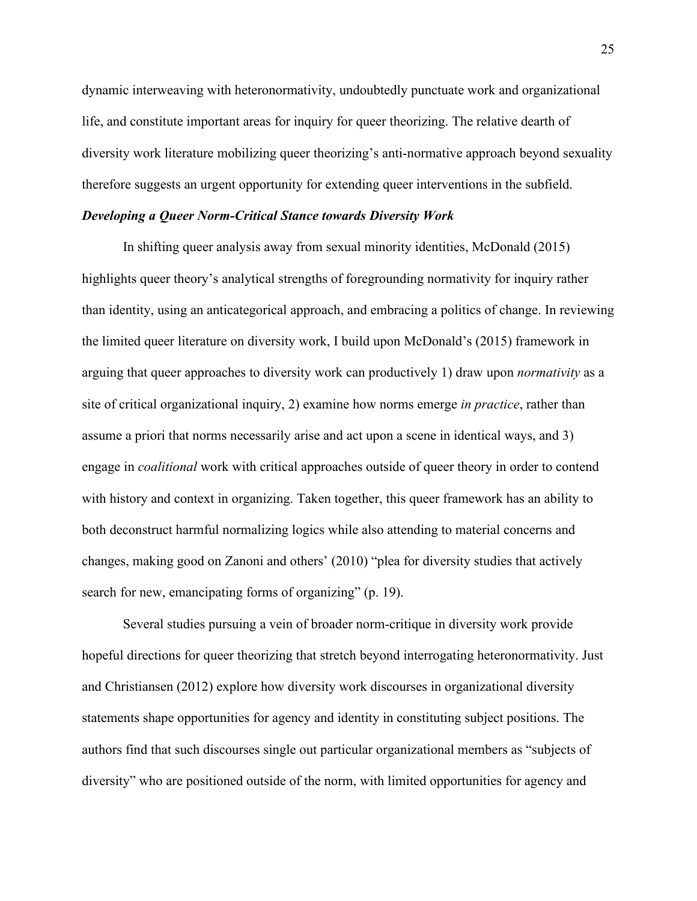dynamic interweaving with heteronormativity, undoubtedly punctuate work and organizational life, and constitute important areas for inquiry for queer theorizing. The relative dearth of diversity work literature mobilizing queer theorizing's anti-normative approach beyond sexuality therefore suggests an urgent opportunity for extending queer interventions in the subfield.

### *Developing a Queer Norm-Critical Stance towards Diversity Work*

In shifting queer analysis away from sexual minority identities, McDonald (2015) highlights queer theory's analytical strengths of foregrounding normativity for inquiry rather than identity, using an anticategorical approach, and embracing a politics of change. In reviewing the limited queer literature on diversity work, I build upon McDonald's (2015) framework in arguing that queer approaches to diversity work can productively 1) draw upon *normativity* as a site of critical organizational inquiry, 2) examine how norms emerge *in practice*, rather than assume a priori that norms necessarily arise and act upon a scene in identical ways, and 3) engage in *coalitional* work with critical approaches outside of queer theory in order to contend with history and context in organizing. Taken together, this queer framework has an ability to both deconstruct harmful normalizing logics while also attending to material concerns and changes, making good on Zanoni and others' (2010) "plea for diversity studies that actively search for new, emancipating forms of organizing" (p. 19).

Several studies pursuing a vein of broader norm-critique in diversity work provide hopeful directions for queer theorizing that stretch beyond interrogating heteronormativity. Just and Christiansen (2012) explore how diversity work discourses in organizational diversity statements shape opportunities for agency and identity in constituting subject positions. The authors find that such discourses single out particular organizational members as "subjects of diversity" who are positioned outside of the norm, with limited opportunities for agency and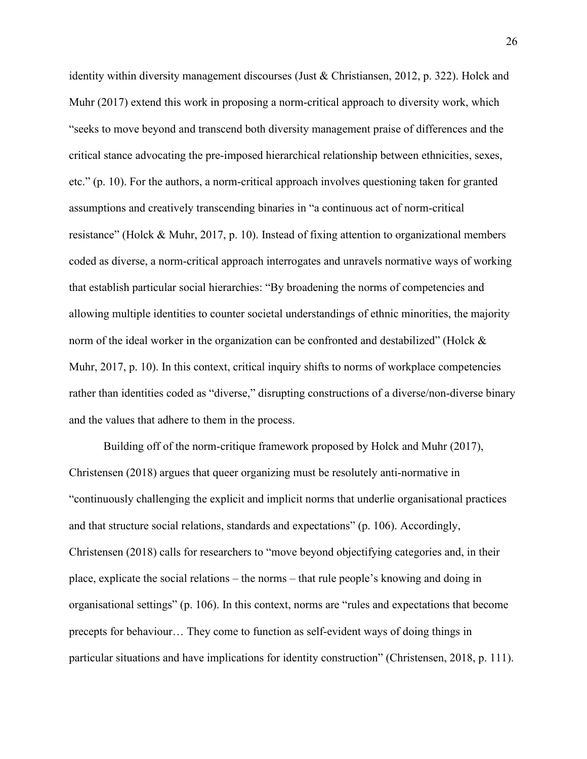identity within diversity management discourses (Just & Christiansen, 2012, p. 322). Holck and Muhr (2017) extend this work in proposing a norm-critical approach to diversity work, which "seeks to move beyond and transcend both diversity management praise of differences and the critical stance advocating the pre-imposed hierarchical relationship between ethnicities, sexes, etc." (p. 10). For the authors, a norm-critical approach involves questioning taken for granted assumptions and creatively transcending binaries in "a continuous act of norm-critical resistance" (Holck & Muhr, 2017, p. 10). Instead of fixing attention to organizational members coded as diverse, a norm-critical approach interrogates and unravels normative ways of working that establish particular social hierarchies: "By broadening the norms of competencies and allowing multiple identities to counter societal understandings of ethnic minorities, the majority norm of the ideal worker in the organization can be confronted and destabilized" (Holck & Muhr, 2017, p. 10). In this context, critical inquiry shifts to norms of workplace competencies rather than identities coded as "diverse," disrupting constructions of a diverse/non-diverse binary and the values that adhere to them in the process.

Building off of the norm-critique framework proposed by Holck and Muhr (2017), Christensen (2018) argues that queer organizing must be resolutely anti-normative in "continuously challenging the explicit and implicit norms that underlie organisational practices and that structure social relations, standards and expectations" (p. 106). Accordingly, Christensen (2018) calls for researchers to "move beyond objectifying categories and, in their place, explicate the social relations – the norms – that rule people's knowing and doing in organisational settings" (p. 106). In this context, norms are "rules and expectations that become precepts for behaviour… They come to function as self-evident ways of doing things in particular situations and have implications for identity construction" (Christensen, 2018, p. 111).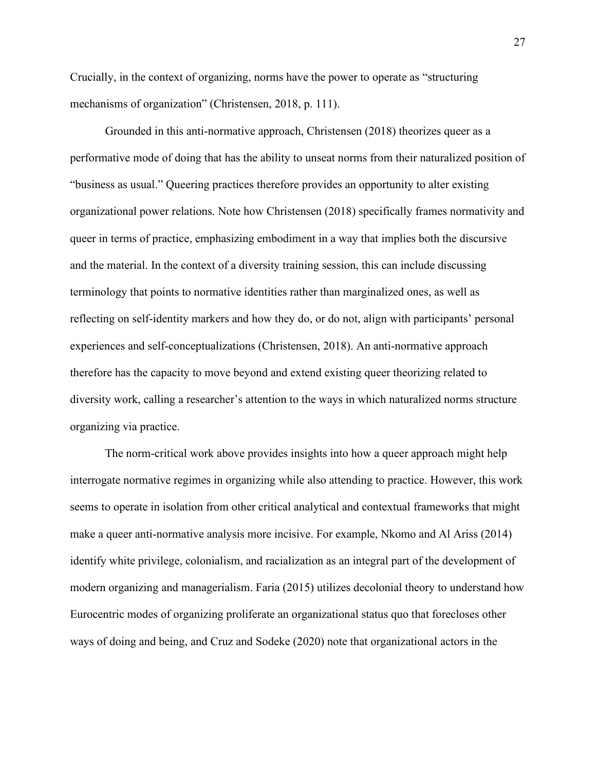Crucially, in the context of organizing, norms have the power to operate as "structuring mechanisms of organization" (Christensen, 2018, p. 111).

Grounded in this anti-normative approach, Christensen (2018) theorizes queer as a performative mode of doing that has the ability to unseat norms from their naturalized position of "business as usual." Queering practices therefore provides an opportunity to alter existing organizational power relations. Note how Christensen (2018) specifically frames normativity and queer in terms of practice, emphasizing embodiment in a way that implies both the discursive and the material. In the context of a diversity training session, this can include discussing terminology that points to normative identities rather than marginalized ones, as well as reflecting on self-identity markers and how they do, or do not, align with participants' personal experiences and self-conceptualizations (Christensen, 2018). An anti-normative approach therefore has the capacity to move beyond and extend existing queer theorizing related to diversity work, calling a researcher's attention to the ways in which naturalized norms structure organizing via practice.

The norm-critical work above provides insights into how a queer approach might help interrogate normative regimes in organizing while also attending to practice. However, this work seems to operate in isolation from other critical analytical and contextual frameworks that might make a queer anti-normative analysis more incisive. For example, Nkomo and Al Ariss (2014) identify white privilege, colonialism, and racialization as an integral part of the development of modern organizing and managerialism. Faria (2015) utilizes decolonial theory to understand how Eurocentric modes of organizing proliferate an organizational status quo that forecloses other ways of doing and being, and Cruz and Sodeke (2020) note that organizational actors in the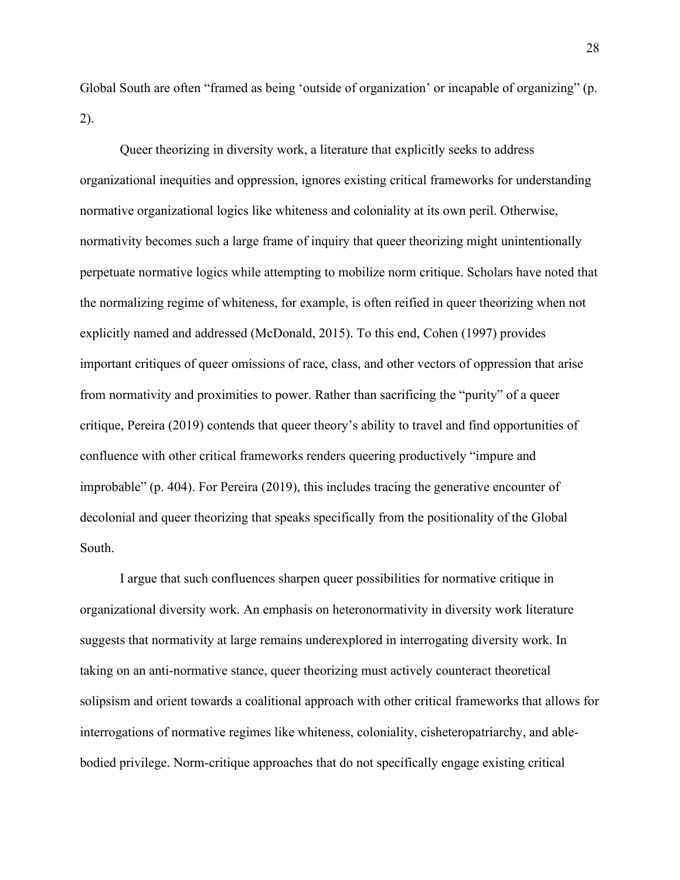Global South are often "framed as being 'outside of organization' or incapable of organizing" (p. 2).

Queer theorizing in diversity work, a literature that explicitly seeks to address organizational inequities and oppression, ignores existing critical frameworks for understanding normative organizational logics like whiteness and coloniality at its own peril. Otherwise, normativity becomes such a large frame of inquiry that queer theorizing might unintentionally perpetuate normative logics while attempting to mobilize norm critique. Scholars have noted that the normalizing regime of whiteness, for example, is often reified in queer theorizing when not explicitly named and addressed (McDonald, 2015). To this end, Cohen (1997) provides important critiques of queer omissions of race, class, and other vectors of oppression that arise from normativity and proximities to power. Rather than sacrificing the "purity" of a queer critique, Pereira (2019) contends that queer theory's ability to travel and find opportunities of confluence with other critical frameworks renders queering productively "impure and improbable" (p. 404). For Pereira (2019), this includes tracing the generative encounter of decolonial and queer theorizing that speaks specifically from the positionality of the Global South.

I argue that such confluences sharpen queer possibilities for normative critique in organizational diversity work. An emphasis on heteronormativity in diversity work literature suggests that normativity at large remains underexplored in interrogating diversity work. In taking on an anti-normative stance, queer theorizing must actively counteract theoretical solipsism and orient towards a coalitional approach with other critical frameworks that allows for interrogations of normative regimes like whiteness, coloniality, cisheteropatriarchy, and able-bodied privilege. Norm-critique approaches that do not specifically engage existing critical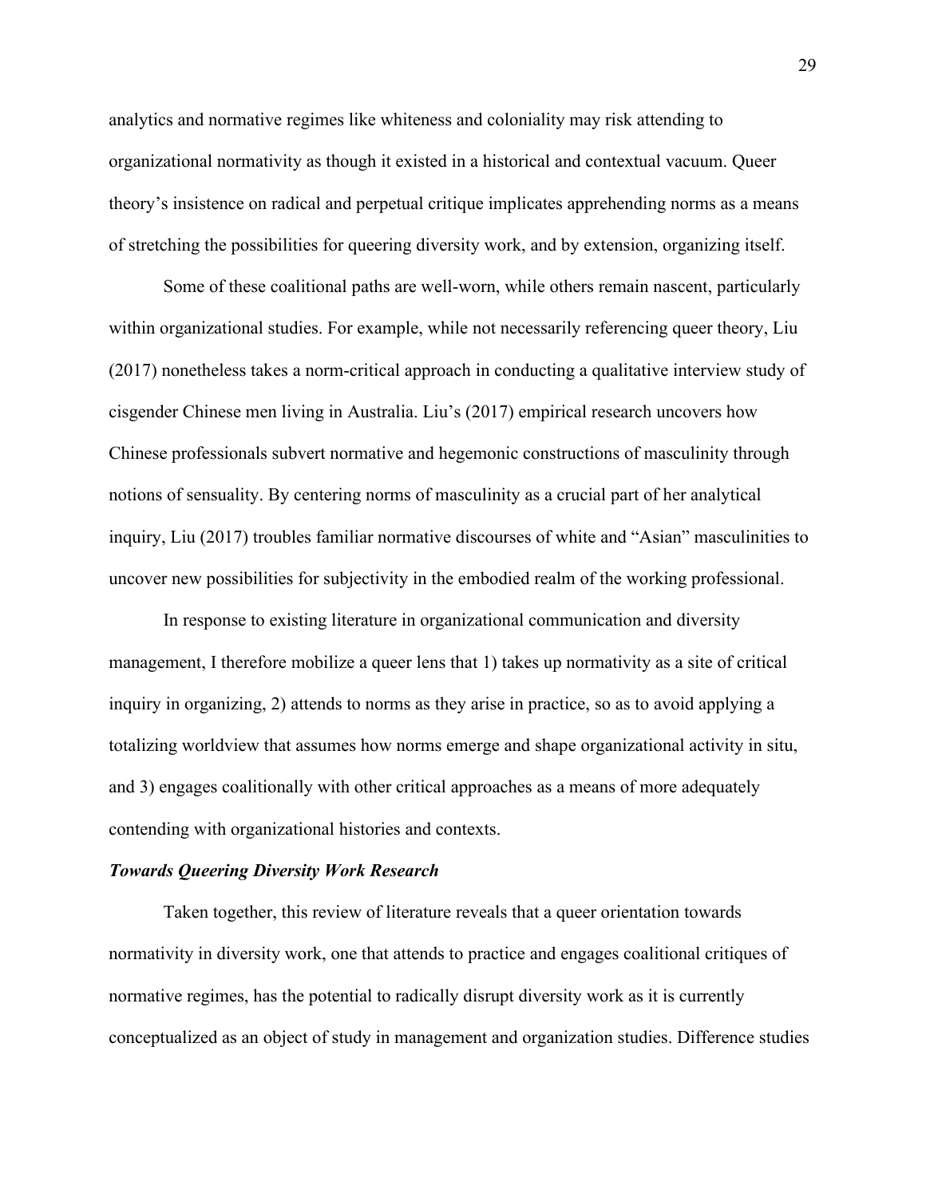analytics and normative regimes like whiteness and coloniality may risk attending to organizational normativity as though it existed in a historical and contextual vacuum. Queer theory's insistence on radical and perpetual critique implicates apprehending norms as a means of stretching the possibilities for queering diversity work, and by extension, organizing itself.

Some of these coalitional paths are well-worn, while others remain nascent, particularly within organizational studies. For example, while not necessarily referencing queer theory, Liu (2017) nonetheless takes a norm-critical approach in conducting a qualitative interview study of cisgender Chinese men living in Australia. Liu's (2017) empirical research uncovers how Chinese professionals subvert normative and hegemonic constructions of masculinity through notions of sensuality. By centering norms of masculinity as a crucial part of her analytical inquiry, Liu (2017) troubles familiar normative discourses of white and "Asian" masculinities to uncover new possibilities for subjectivity in the embodied realm of the working professional.

In response to existing literature in organizational communication and diversity management, I therefore mobilize a queer lens that 1) takes up normativity as a site of critical inquiry in organizing, 2) attends to norms as they arise in practice, so as to avoid applying a totalizing worldview that assumes how norms emerge and shape organizational activity in situ, and 3) engages coalitionally with other critical approaches as a means of more adequately contending with organizational histories and contexts.

### ***Towards Queering Diversity Work Research***

Taken together, this review of literature reveals that a queer orientation towards normativity in diversity work, one that attends to practice and engages coalitional critiques of normative regimes, has the potential to radically disrupt diversity work as it is currently conceptualized as an object of study in management and organization studies. Difference studies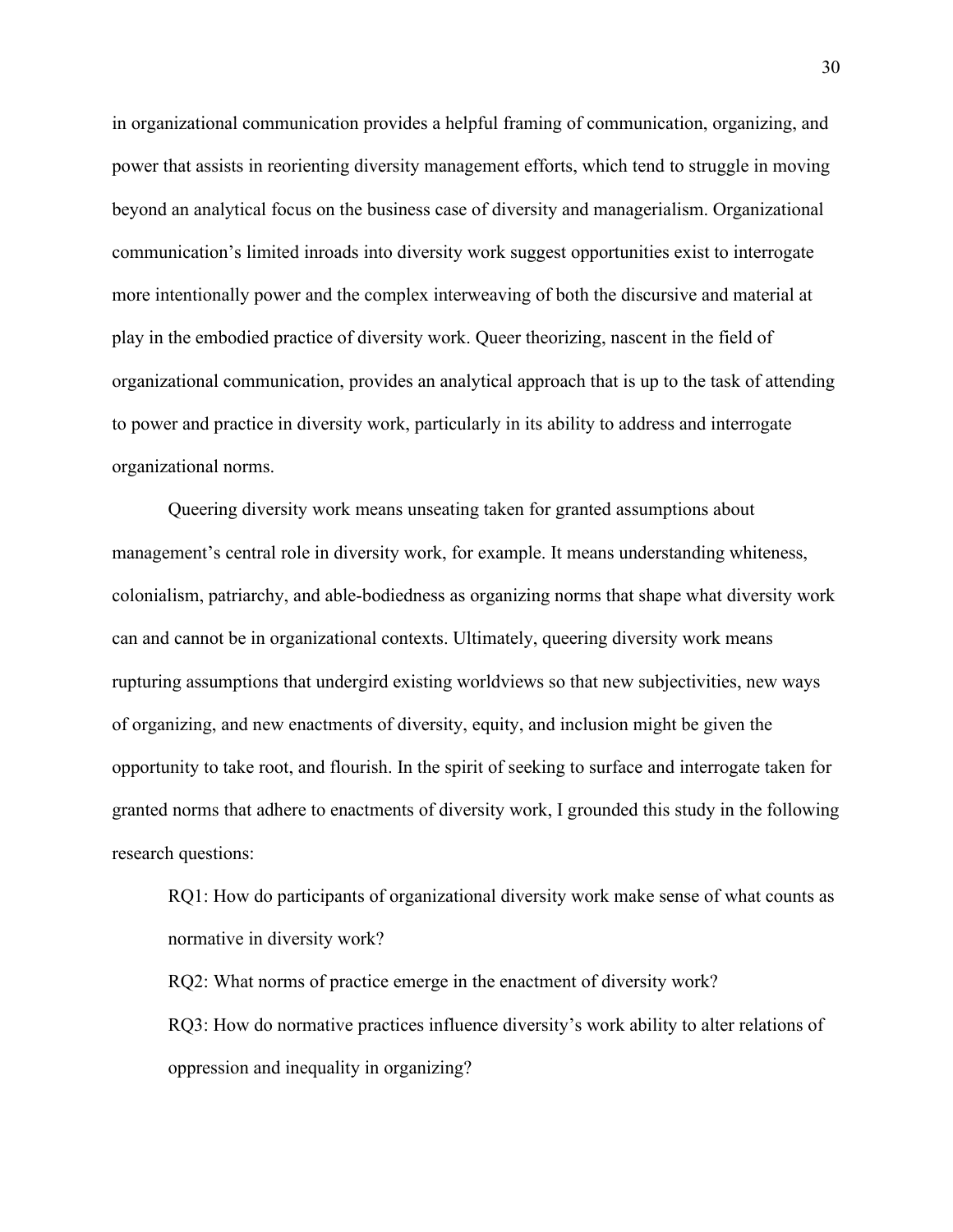in organizational communication provides a helpful framing of communication, organizing, and power that assists in reorienting diversity management efforts, which tend to struggle in moving beyond an analytical focus on the business case of diversity and managerialism. Organizational communication's limited inroads into diversity work suggest opportunities exist to interrogate more intentionally power and the complex interweaving of both the discursive and material at play in the embodied practice of diversity work. Queer theorizing, nascent in the field of organizational communication, provides an analytical approach that is up to the task of attending to power and practice in diversity work, particularly in its ability to address and interrogate organizational norms.

Queering diversity work means unseating taken for granted assumptions about management's central role in diversity work, for example. It means understanding whiteness, colonialism, patriarchy, and able-bodiedness as organizing norms that shape what diversity work can and cannot be in organizational contexts. Ultimately, queering diversity work means rupturing assumptions that undergird existing worldviews so that new subjectivities, new ways of organizing, and new enactments of diversity, equity, and inclusion might be given the opportunity to take root, and flourish. In the spirit of seeking to surface and interrogate taken for granted norms that adhere to enactments of diversity work, I grounded this study in the following research questions:

> RQ1: How do participants of organizational diversity work make sense of what counts as normative in diversity work?
>
> RQ2: What norms of practice emerge in the enactment of diversity work?
>
> RQ3: How do normative practices influence diversity's work ability to alter relations of oppression and inequality in organizing?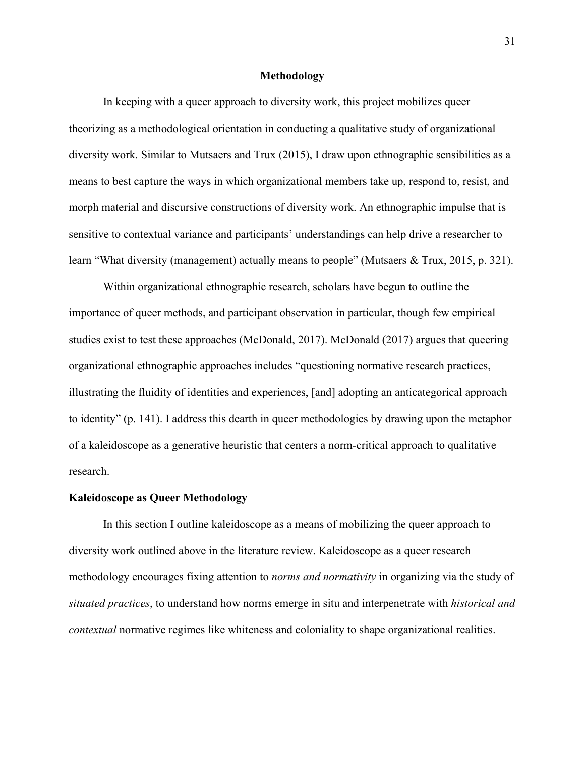# Methodology

In keeping with a queer approach to diversity work, this project mobilizes queer theorizing as a methodological orientation in conducting a qualitative study of organizational diversity work. Similar to Mutsaers and Trux (2015), I draw upon ethnographic sensibilities as a means to best capture the ways in which organizational members take up, respond to, resist, and morph material and discursive constructions of diversity work. An ethnographic impulse that is sensitive to contextual variance and participants' understandings can help drive a researcher to learn "What diversity (management) actually means to people" (Mutsaers & Trux, 2015, p. 321).

Within organizational ethnographic research, scholars have begun to outline the importance of queer methods, and participant observation in particular, though few empirical studies exist to test these approaches (McDonald, 2017). McDonald (2017) argues that queering organizational ethnographic approaches includes "questioning normative research practices, illustrating the fluidity of identities and experiences, [and] adopting an anticategorical approach to identity" (p. 141). I address this dearth in queer methodologies by drawing upon the metaphor of a kaleidoscope as a generative heuristic that centers a norm-critical approach to qualitative research.

## Kaleidoscope as Queer Methodology

In this section I outline kaleidoscope as a means of mobilizing the queer approach to diversity work outlined above in the literature review. Kaleidoscope as a queer research methodology encourages fixing attention to *norms and normativity* in organizing via the study of *situated practices*, to understand how norms emerge in situ and interpenetrate with *historical and contextual* normative regimes like whiteness and coloniality to shape organizational realities.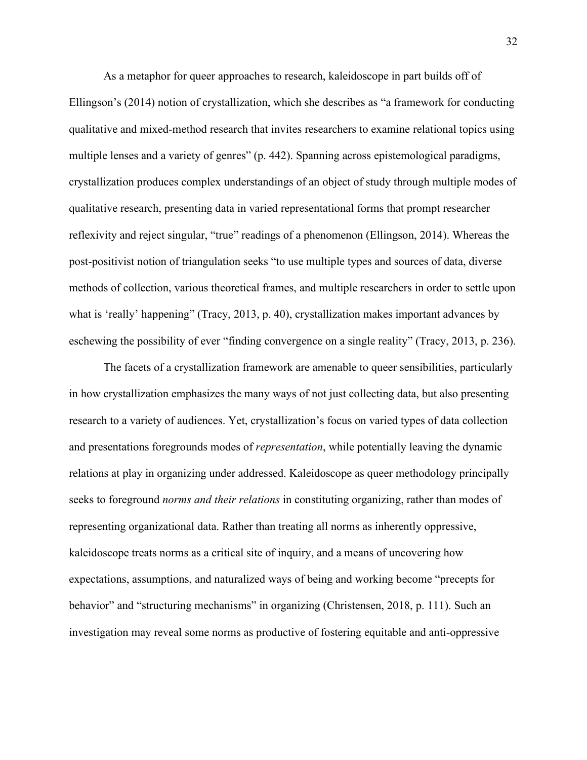As a metaphor for queer approaches to research, kaleidoscope in part builds off of Ellingson's (2014) notion of crystallization, which she describes as "a framework for conducting qualitative and mixed-method research that invites researchers to examine relational topics using multiple lenses and a variety of genres" (p. 442). Spanning across epistemological paradigms, crystallization produces complex understandings of an object of study through multiple modes of qualitative research, presenting data in varied representational forms that prompt researcher reflexivity and reject singular, "true" readings of a phenomenon (Ellingson, 2014). Whereas the post-positivist notion of triangulation seeks "to use multiple types and sources of data, diverse methods of collection, various theoretical frames, and multiple researchers in order to settle upon what is 'really' happening" (Tracy, 2013, p. 40), crystallization makes important advances by eschewing the possibility of ever "finding convergence on a single reality" (Tracy, 2013, p. 236).

The facets of a crystallization framework are amenable to queer sensibilities, particularly in how crystallization emphasizes the many ways of not just collecting data, but also presenting research to a variety of audiences. Yet, crystallization's focus on varied types of data collection and presentations foregrounds modes of *representation*, while potentially leaving the dynamic relations at play in organizing under addressed. Kaleidoscope as queer methodology principally seeks to foreground *norms and their relations* in constituting organizing, rather than modes of representing organizational data. Rather than treating all norms as inherently oppressive, kaleidoscope treats norms as a critical site of inquiry, and a means of uncovering how expectations, assumptions, and naturalized ways of being and working become "precepts for behavior" and "structuring mechanisms" in organizing (Christensen, 2018, p. 111). Such an investigation may reveal some norms as productive of fostering equitable and anti-oppressive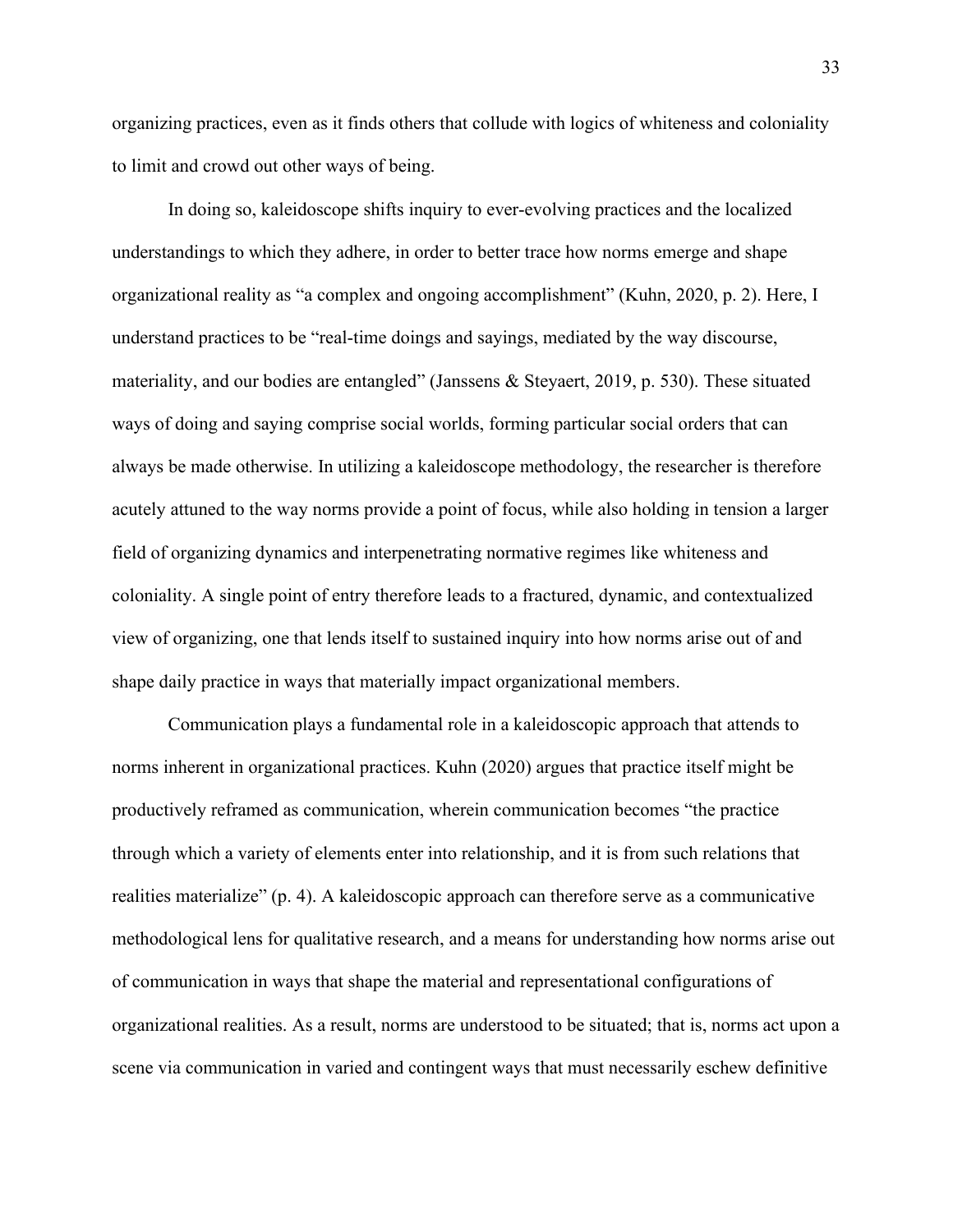organizing practices, even as it finds others that collude with logics of whiteness and coloniality to limit and crowd out other ways of being.

In doing so, kaleidoscope shifts inquiry to ever-evolving practices and the localized understandings to which they adhere, in order to better trace how norms emerge and shape organizational reality as "a complex and ongoing accomplishment" (Kuhn, 2020, p. 2). Here, I understand practices to be "real-time doings and sayings, mediated by the way discourse, materiality, and our bodies are entangled" (Janssens & Steyaert, 2019, p. 530). These situated ways of doing and saying comprise social worlds, forming particular social orders that can always be made otherwise. In utilizing a kaleidoscope methodology, the researcher is therefore acutely attuned to the way norms provide a point of focus, while also holding in tension a larger field of organizing dynamics and interpenetrating normative regimes like whiteness and coloniality. A single point of entry therefore leads to a fractured, dynamic, and contextualized view of organizing, one that lends itself to sustained inquiry into how norms arise out of and shape daily practice in ways that materially impact organizational members.

Communication plays a fundamental role in a kaleidoscopic approach that attends to norms inherent in organizational practices. Kuhn (2020) argues that practice itself might be productively reframed as communication, wherein communication becomes "the practice through which a variety of elements enter into relationship, and it is from such relations that realities materialize" (p. 4). A kaleidoscopic approach can therefore serve as a communicative methodological lens for qualitative research, and a means for understanding how norms arise out of communication in ways that shape the material and representational configurations of organizational realities. As a result, norms are understood to be situated; that is, norms act upon a scene via communication in varied and contingent ways that must necessarily eschew definitive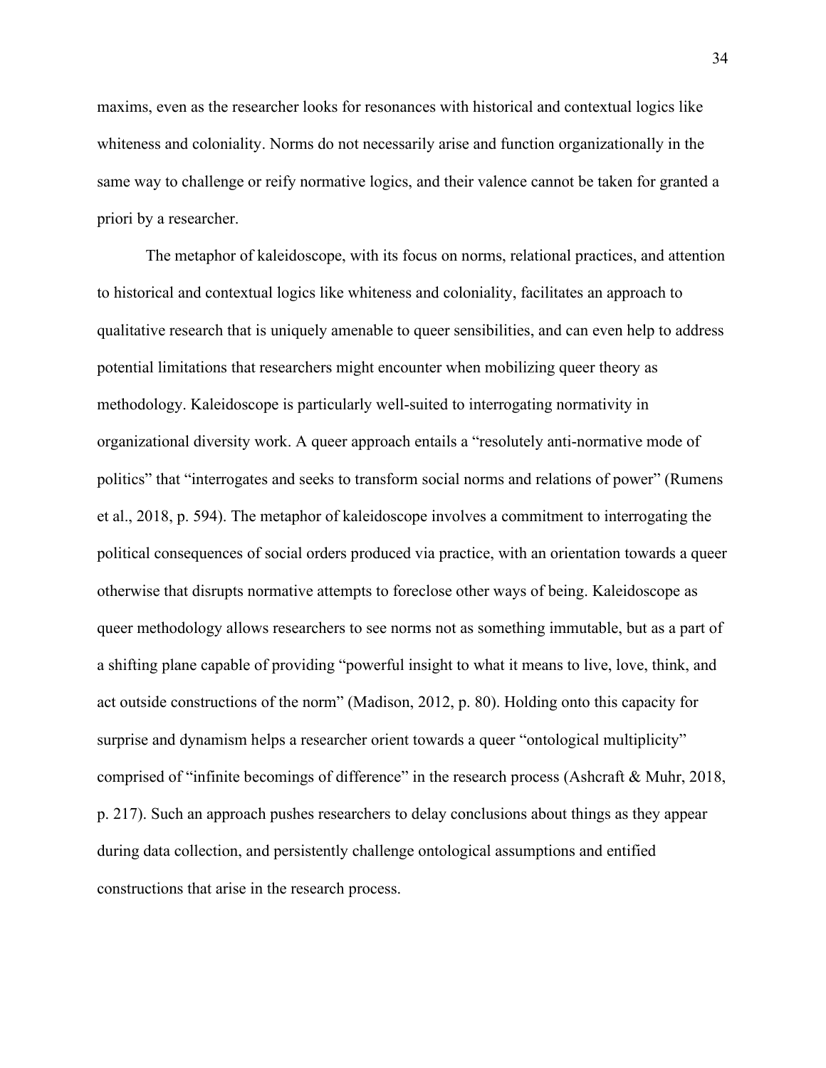maxims, even as the researcher looks for resonances with historical and contextual logics like whiteness and coloniality. Norms do not necessarily arise and function organizationally in the same way to challenge or reify normative logics, and their valence cannot be taken for granted a priori by a researcher.

The metaphor of kaleidoscope, with its focus on norms, relational practices, and attention to historical and contextual logics like whiteness and coloniality, facilitates an approach to qualitative research that is uniquely amenable to queer sensibilities, and can even help to address potential limitations that researchers might encounter when mobilizing queer theory as methodology. Kaleidoscope is particularly well-suited to interrogating normativity in organizational diversity work. A queer approach entails a "resolutely anti-normative mode of politics" that "interrogates and seeks to transform social norms and relations of power" (Rumens et al., 2018, p. 594). The metaphor of kaleidoscope involves a commitment to interrogating the political consequences of social orders produced via practice, with an orientation towards a queer otherwise that disrupts normative attempts to foreclose other ways of being. Kaleidoscope as queer methodology allows researchers to see norms not as something immutable, but as a part of a shifting plane capable of providing "powerful insight to what it means to live, love, think, and act outside constructions of the norm" (Madison, 2012, p. 80). Holding onto this capacity for surprise and dynamism helps a researcher orient towards a queer "ontological multiplicity" comprised of "infinite becomings of difference" in the research process (Ashcraft & Muhr, 2018, p. 217). Such an approach pushes researchers to delay conclusions about things as they appear during data collection, and persistently challenge ontological assumptions and entified constructions that arise in the research process.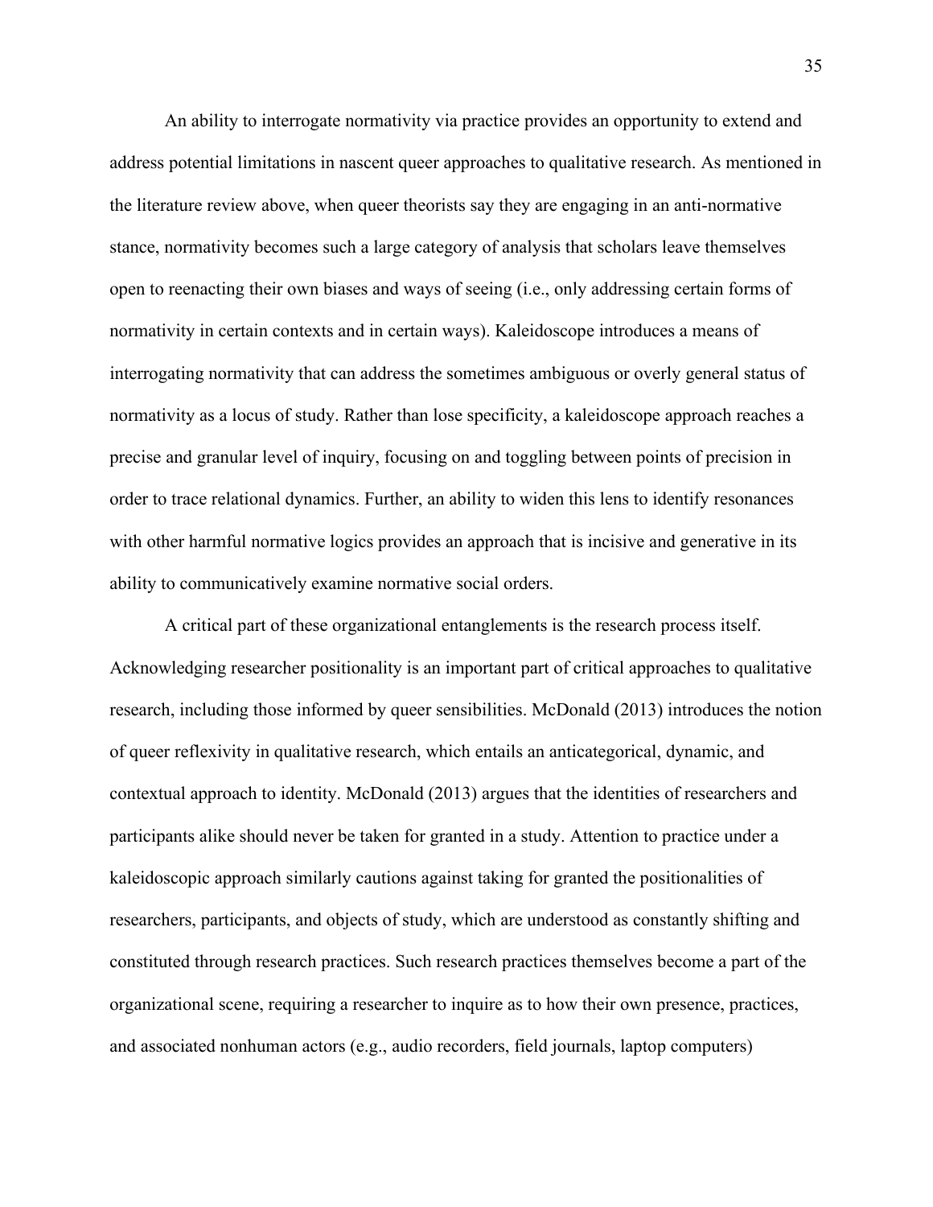An ability to interrogate normativity via practice provides an opportunity to extend and address potential limitations in nascent queer approaches to qualitative research. As mentioned in the literature review above, when queer theorists say they are engaging in an anti-normative stance, normativity becomes such a large category of analysis that scholars leave themselves open to reenacting their own biases and ways of seeing (i.e., only addressing certain forms of normativity in certain contexts and in certain ways). Kaleidoscope introduces a means of interrogating normativity that can address the sometimes ambiguous or overly general status of normativity as a locus of study. Rather than lose specificity, a kaleidoscope approach reaches a precise and granular level of inquiry, focusing on and toggling between points of precision in order to trace relational dynamics. Further, an ability to widen this lens to identify resonances with other harmful normative logics provides an approach that is incisive and generative in its ability to communicatively examine normative social orders.

A critical part of these organizational entanglements is the research process itself. Acknowledging researcher positionality is an important part of critical approaches to qualitative research, including those informed by queer sensibilities. McDonald (2013) introduces the notion of queer reflexivity in qualitative research, which entails an anticategorical, dynamic, and contextual approach to identity. McDonald (2013) argues that the identities of researchers and participants alike should never be taken for granted in a study. Attention to practice under a kaleidoscopic approach similarly cautions against taking for granted the positionalities of researchers, participants, and objects of study, which are understood as constantly shifting and constituted through research practices. Such research practices themselves become a part of the organizational scene, requiring a researcher to inquire as to how their own presence, practices, and associated nonhuman actors (e.g., audio recorders, field journals, laptop computers)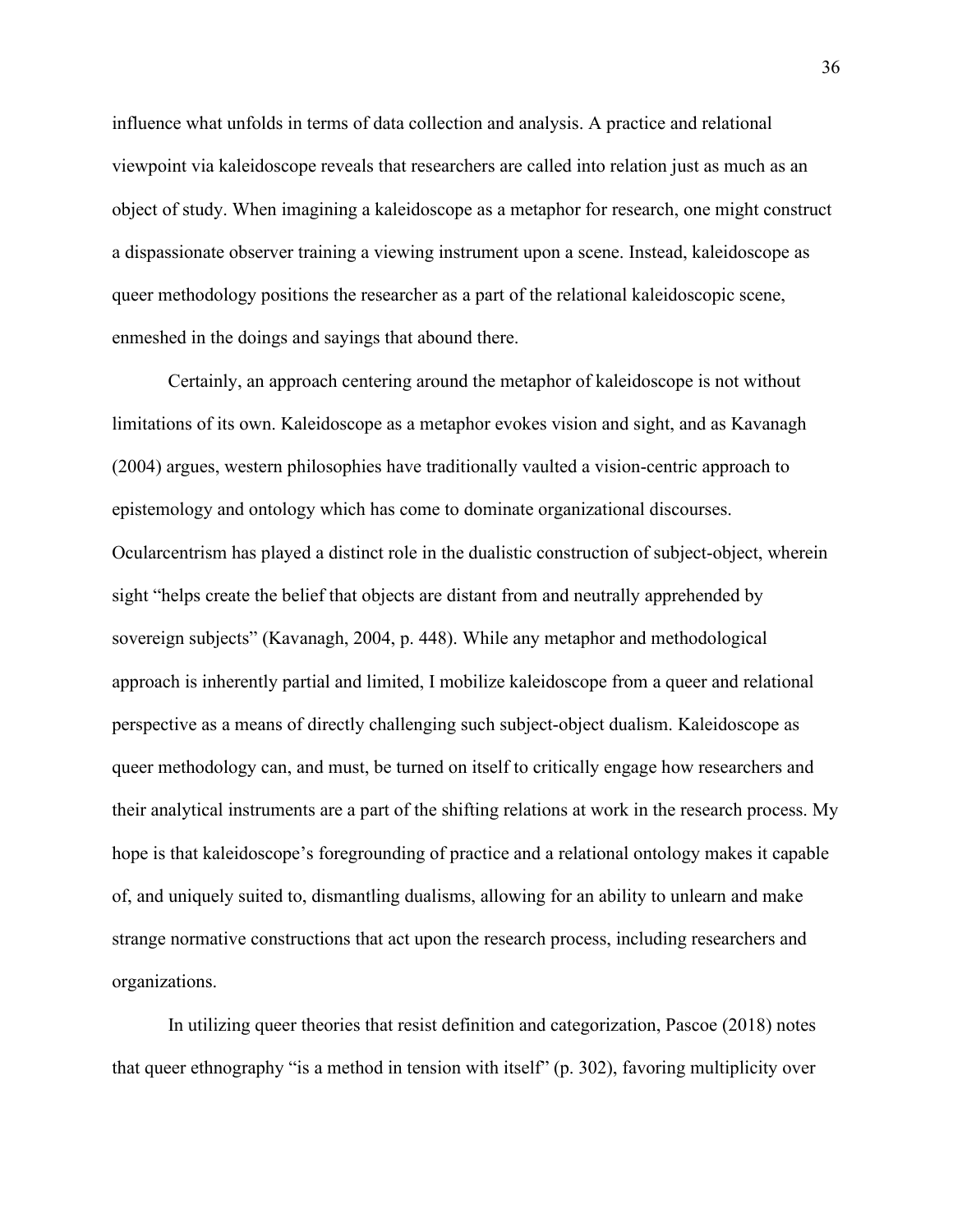influence what unfolds in terms of data collection and analysis. A practice and relational viewpoint via kaleidoscope reveals that researchers are called into relation just as much as an object of study. When imagining a kaleidoscope as a metaphor for research, one might construct a dispassionate observer training a viewing instrument upon a scene. Instead, kaleidoscope as queer methodology positions the researcher as a part of the relational kaleidoscopic scene, enmeshed in the doings and sayings that abound there.

Certainly, an approach centering around the metaphor of kaleidoscope is not without limitations of its own. Kaleidoscope as a metaphor evokes vision and sight, and as Kavanagh (2004) argues, western philosophies have traditionally vaulted a vision-centric approach to epistemology and ontology which has come to dominate organizational discourses. Ocularcentrism has played a distinct role in the dualistic construction of subject-object, wherein sight "helps create the belief that objects are distant from and neutrally apprehended by sovereign subjects" (Kavanagh, 2004, p. 448). While any metaphor and methodological approach is inherently partial and limited, I mobilize kaleidoscope from a queer and relational perspective as a means of directly challenging such subject-object dualism. Kaleidoscope as queer methodology can, and must, be turned on itself to critically engage how researchers and their analytical instruments are a part of the shifting relations at work in the research process. My hope is that kaleidoscope's foregrounding of practice and a relational ontology makes it capable of, and uniquely suited to, dismantling dualisms, allowing for an ability to unlearn and make strange normative constructions that act upon the research process, including researchers and organizations.

In utilizing queer theories that resist definition and categorization, Pascoe (2018) notes that queer ethnography "is a method in tension with itself" (p. 302), favoring multiplicity over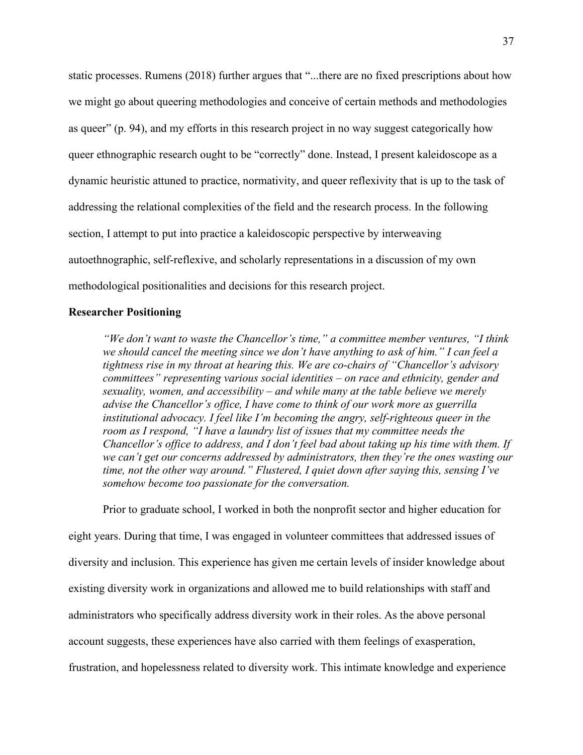static processes. Rumens (2018) further argues that "...there are no fixed prescriptions about how we might go about queering methodologies and conceive of certain methods and methodologies as queer" (p. 94), and my efforts in this research project in no way suggest categorically how queer ethnographic research ought to be "correctly" done. Instead, I present kaleidoscope as a dynamic heuristic attuned to practice, normativity, and queer reflexivity that is up to the task of addressing the relational complexities of the field and the research process. In the following section, I attempt to put into practice a kaleidoscopic perspective by interweaving autoethnographic, self-reflexive, and scholarly representations in a discussion of my own methodological positionalities and decisions for this research project.

**Researcher Positioning**

> *"We don't want to waste the Chancellor's time," a committee member ventures, "I think we should cancel the meeting since we don't have anything to ask of him." I can feel a tightness rise in my throat at hearing this. We are co-chairs of "Chancellor's advisory committees" representing various social identities – on race and ethnicity, gender and sexuality, women, and accessibility – and while many at the table believe we merely advise the Chancellor's office, I have come to think of our work more as guerrilla institutional advocacy. I feel like I'm becoming the angry, self-righteous queer in the room as I respond, "I have a laundry list of issues that my committee needs the Chancellor's office to address, and I don't feel bad about taking up his time with them. If we can't get our concerns addressed by administrators, then they're the ones wasting our time, not the other way around." Flustered, I quiet down after saying this, sensing I've somehow become too passionate for the conversation.*

Prior to graduate school, I worked in both the nonprofit sector and higher education for eight years. During that time, I was engaged in volunteer committees that addressed issues of diversity and inclusion. This experience has given me certain levels of insider knowledge about existing diversity work in organizations and allowed me to build relationships with staff and administrators who specifically address diversity work in their roles. As the above personal account suggests, these experiences have also carried with them feelings of exasperation, frustration, and hopelessness related to diversity work. This intimate knowledge and experience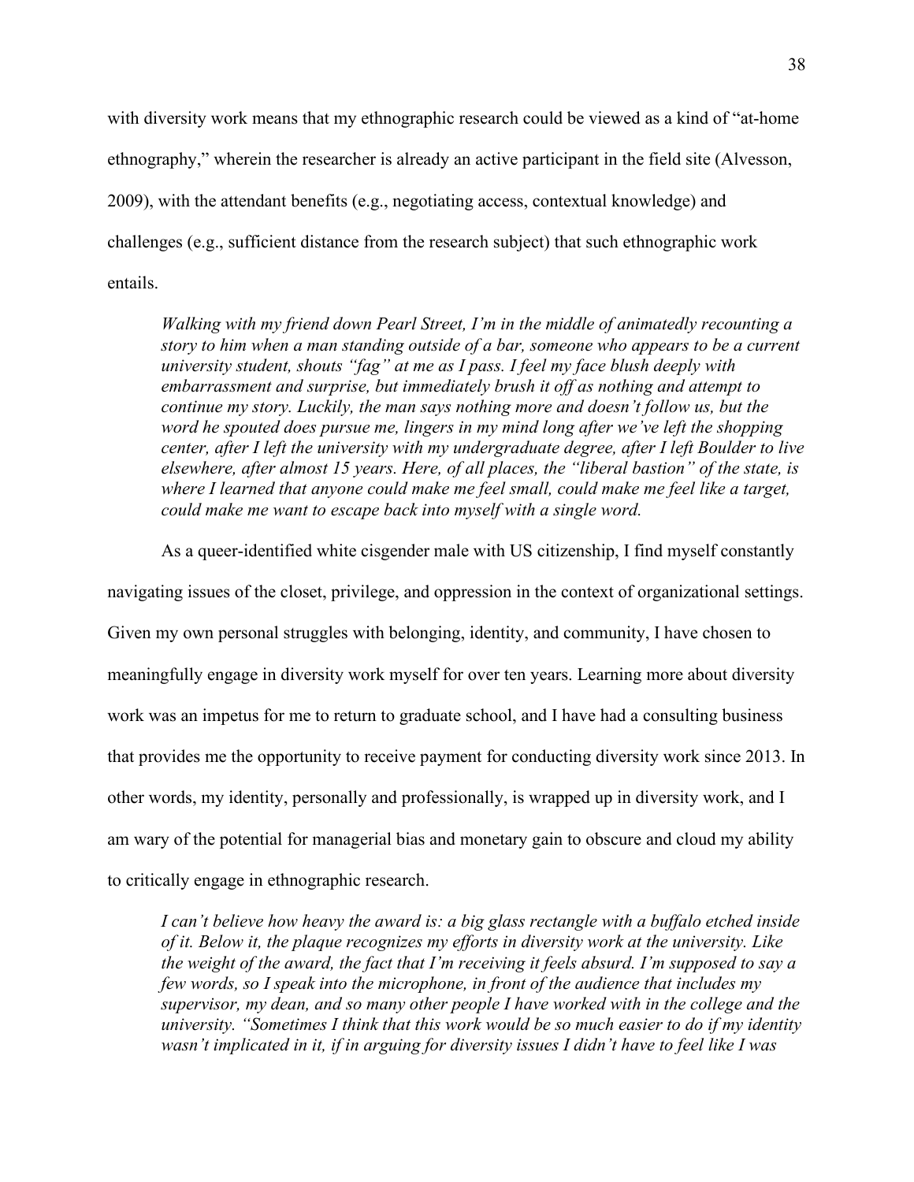with diversity work means that my ethnographic research could be viewed as a kind of "at-home ethnography," wherein the researcher is already an active participant in the field site (Alvesson, 2009), with the attendant benefits (e.g., negotiating access, contextual knowledge) and challenges (e.g., sufficient distance from the research subject) that such ethnographic work entails.

> *Walking with my friend down Pearl Street, I'm in the middle of animatedly recounting a story to him when a man standing outside of a bar, someone who appears to be a current university student, shouts "fag" at me as I pass. I feel my face blush deeply with embarrassment and surprise, but immediately brush it off as nothing and attempt to continue my story. Luckily, the man says nothing more and doesn't follow us, but the word he spouted does pursue me, lingers in my mind long after we've left the shopping center, after I left the university with my undergraduate degree, after I left Boulder to live elsewhere, after almost 15 years. Here, of all places, the "liberal bastion" of the state, is where I learned that anyone could make me feel small, could make me feel like a target, could make me want to escape back into myself with a single word.*

As a queer-identified white cisgender male with US citizenship, I find myself constantly navigating issues of the closet, privilege, and oppression in the context of organizational settings. Given my own personal struggles with belonging, identity, and community, I have chosen to meaningfully engage in diversity work myself for over ten years. Learning more about diversity work was an impetus for me to return to graduate school, and I have had a consulting business that provides me the opportunity to receive payment for conducting diversity work since 2013. In other words, my identity, personally and professionally, is wrapped up in diversity work, and I am wary of the potential for managerial bias and monetary gain to obscure and cloud my ability to critically engage in ethnographic research.

> *I can't believe how heavy the award is: a big glass rectangle with a buffalo etched inside of it. Below it, the plaque recognizes my efforts in diversity work at the university. Like the weight of the award, the fact that I'm receiving it feels absurd. I'm supposed to say a few words, so I speak into the microphone, in front of the audience that includes my supervisor, my dean, and so many other people I have worked with in the college and the university. "Sometimes I think that this work would be so much easier to do if my identity wasn't implicated in it, if in arguing for diversity issues I didn't have to feel like I was*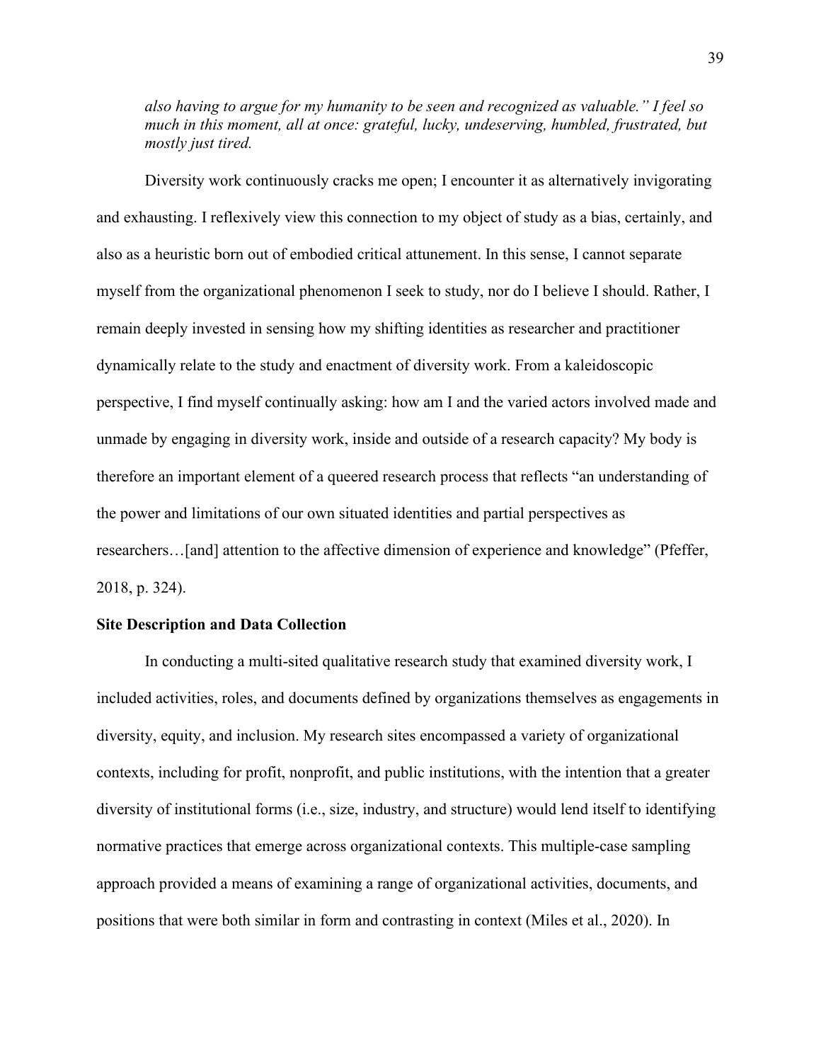*also having to argue for my humanity to be seen and recognized as valuable." I feel so much in this moment, all at once: grateful, lucky, undeserving, humbled, frustrated, but mostly just tired.*

Diversity work continuously cracks me open; I encounter it as alternatively invigorating and exhausting. I reflexively view this connection to my object of study as a bias, certainly, and also as a heuristic born out of embodied critical attunement. In this sense, I cannot separate myself from the organizational phenomenon I seek to study, nor do I believe I should. Rather, I remain deeply invested in sensing how my shifting identities as researcher and practitioner dynamically relate to the study and enactment of diversity work. From a kaleidoscopic perspective, I find myself continually asking: how am I and the varied actors involved made and unmade by engaging in diversity work, inside and outside of a research capacity? My body is therefore an important element of a queered research process that reflects "an understanding of the power and limitations of our own situated identities and partial perspectives as researchers…[and] attention to the affective dimension of experience and knowledge" (Pfeffer, 2018, p. 324).

**Site Description and Data Collection**

In conducting a multi-sited qualitative research study that examined diversity work, I included activities, roles, and documents defined by organizations themselves as engagements in diversity, equity, and inclusion. My research sites encompassed a variety of organizational contexts, including for profit, nonprofit, and public institutions, with the intention that a greater diversity of institutional forms (i.e., size, industry, and structure) would lend itself to identifying normative practices that emerge across organizational contexts. This multiple-case sampling approach provided a means of examining a range of organizational activities, documents, and positions that were both similar in form and contrasting in context (Miles et al., 2020). In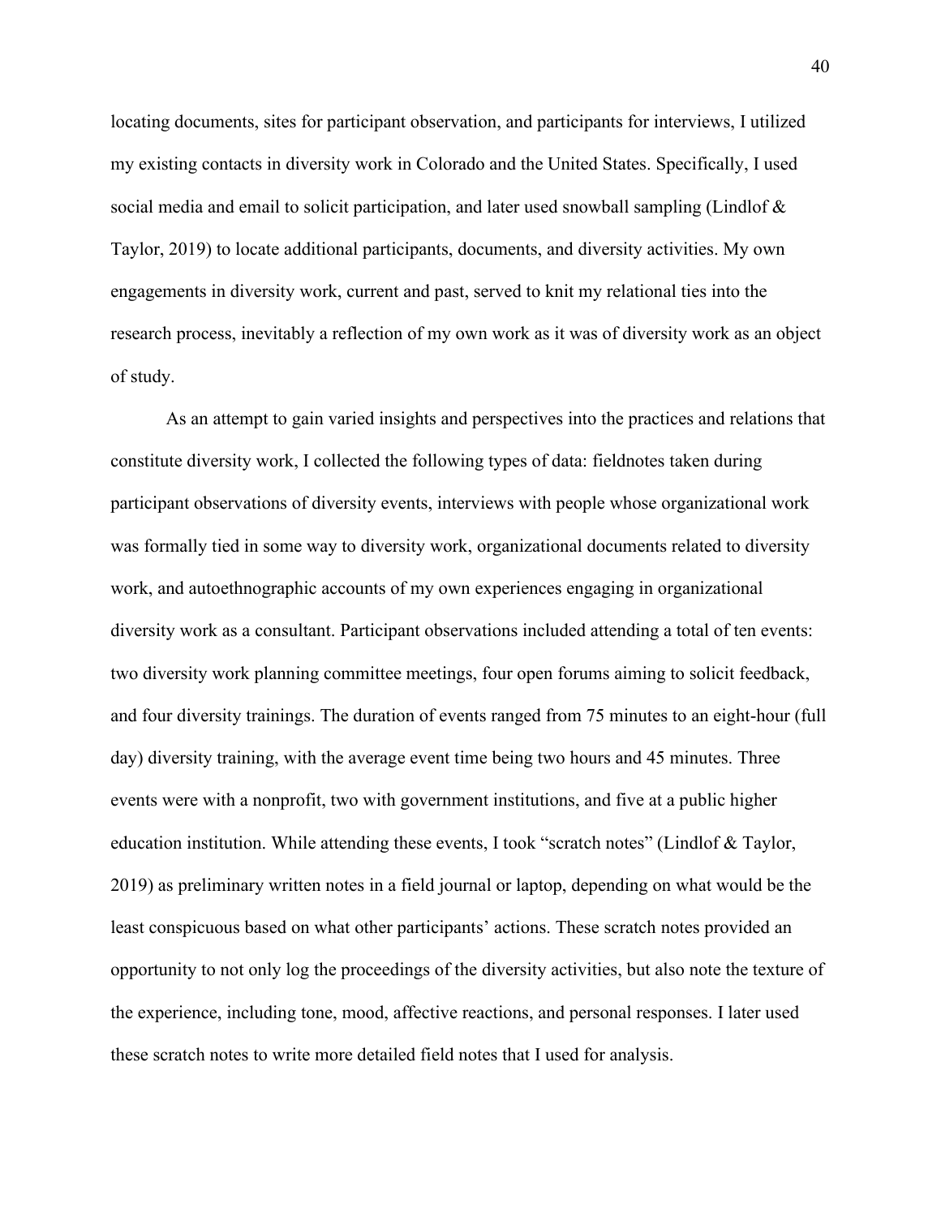locating documents, sites for participant observation, and participants for interviews, I utilized my existing contacts in diversity work in Colorado and the United States. Specifically, I used social media and email to solicit participation, and later used snowball sampling (Lindlof & Taylor, 2019) to locate additional participants, documents, and diversity activities. My own engagements in diversity work, current and past, served to knit my relational ties into the research process, inevitably a reflection of my own work as it was of diversity work as an object of study.

As an attempt to gain varied insights and perspectives into the practices and relations that constitute diversity work, I collected the following types of data: fieldnotes taken during participant observations of diversity events, interviews with people whose organizational work was formally tied in some way to diversity work, organizational documents related to diversity work, and autoethnographic accounts of my own experiences engaging in organizational diversity work as a consultant. Participant observations included attending a total of ten events: two diversity work planning committee meetings, four open forums aiming to solicit feedback, and four diversity trainings. The duration of events ranged from 75 minutes to an eight-hour (full day) diversity training, with the average event time being two hours and 45 minutes. Three events were with a nonprofit, two with government institutions, and five at a public higher education institution. While attending these events, I took "scratch notes" (Lindlof & Taylor, 2019) as preliminary written notes in a field journal or laptop, depending on what would be the least conspicuous based on what other participants' actions. These scratch notes provided an opportunity to not only log the proceedings of the diversity activities, but also note the texture of the experience, including tone, mood, affective reactions, and personal responses. I later used these scratch notes to write more detailed field notes that I used for analysis.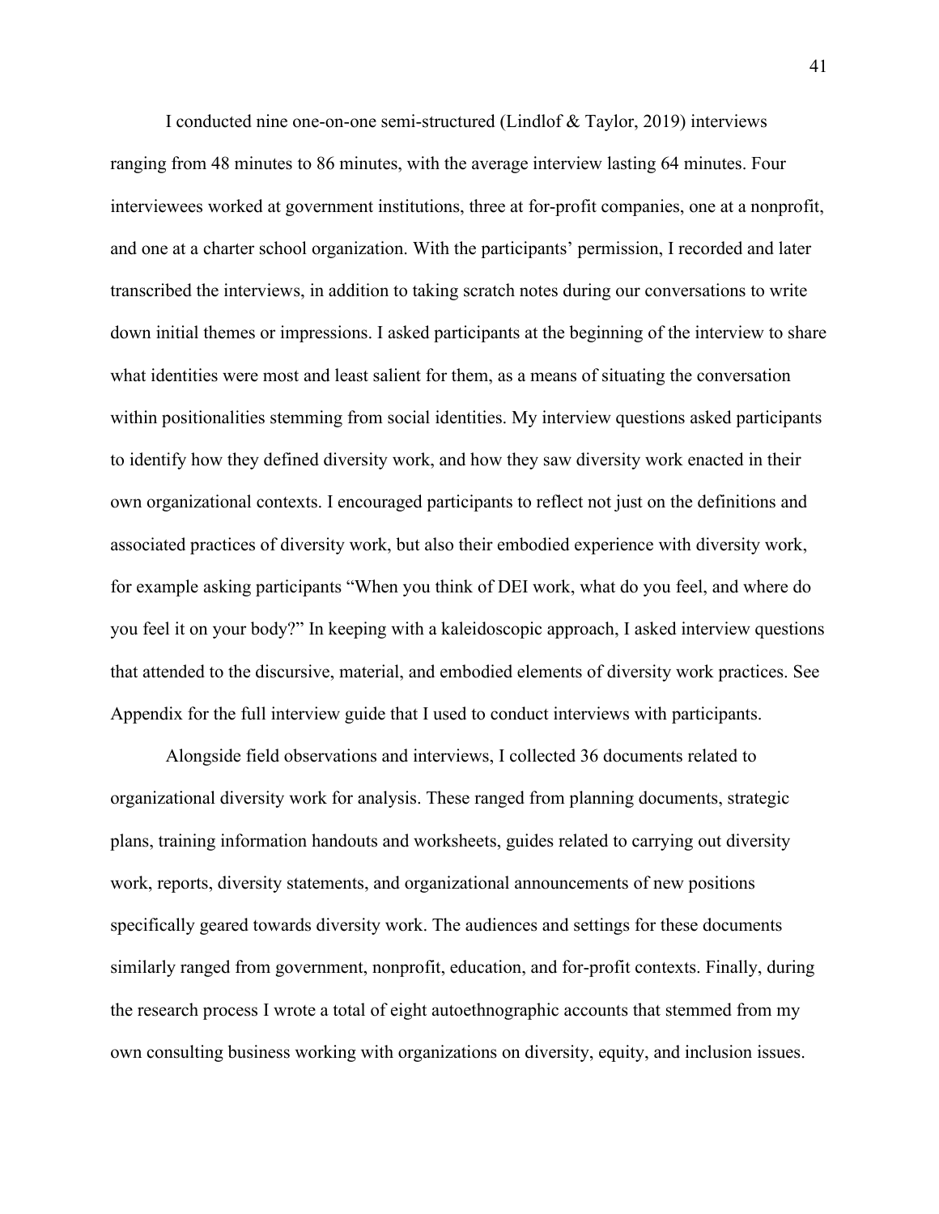I conducted nine one-on-one semi-structured (Lindlof & Taylor, 2019) interviews ranging from 48 minutes to 86 minutes, with the average interview lasting 64 minutes. Four interviewees worked at government institutions, three at for-profit companies, one at a nonprofit, and one at a charter school organization. With the participants' permission, I recorded and later transcribed the interviews, in addition to taking scratch notes during our conversations to write down initial themes or impressions. I asked participants at the beginning of the interview to share what identities were most and least salient for them, as a means of situating the conversation within positionalities stemming from social identities. My interview questions asked participants to identify how they defined diversity work, and how they saw diversity work enacted in their own organizational contexts. I encouraged participants to reflect not just on the definitions and associated practices of diversity work, but also their embodied experience with diversity work, for example asking participants "When you think of DEI work, what do you feel, and where do you feel it on your body?" In keeping with a kaleidoscopic approach, I asked interview questions that attended to the discursive, material, and embodied elements of diversity work practices. See Appendix for the full interview guide that I used to conduct interviews with participants.

Alongside field observations and interviews, I collected 36 documents related to organizational diversity work for analysis. These ranged from planning documents, strategic plans, training information handouts and worksheets, guides related to carrying out diversity work, reports, diversity statements, and organizational announcements of new positions specifically geared towards diversity work. The audiences and settings for these documents similarly ranged from government, nonprofit, education, and for-profit contexts. Finally, during the research process I wrote a total of eight autoethnographic accounts that stemmed from my own consulting business working with organizations on diversity, equity, and inclusion issues.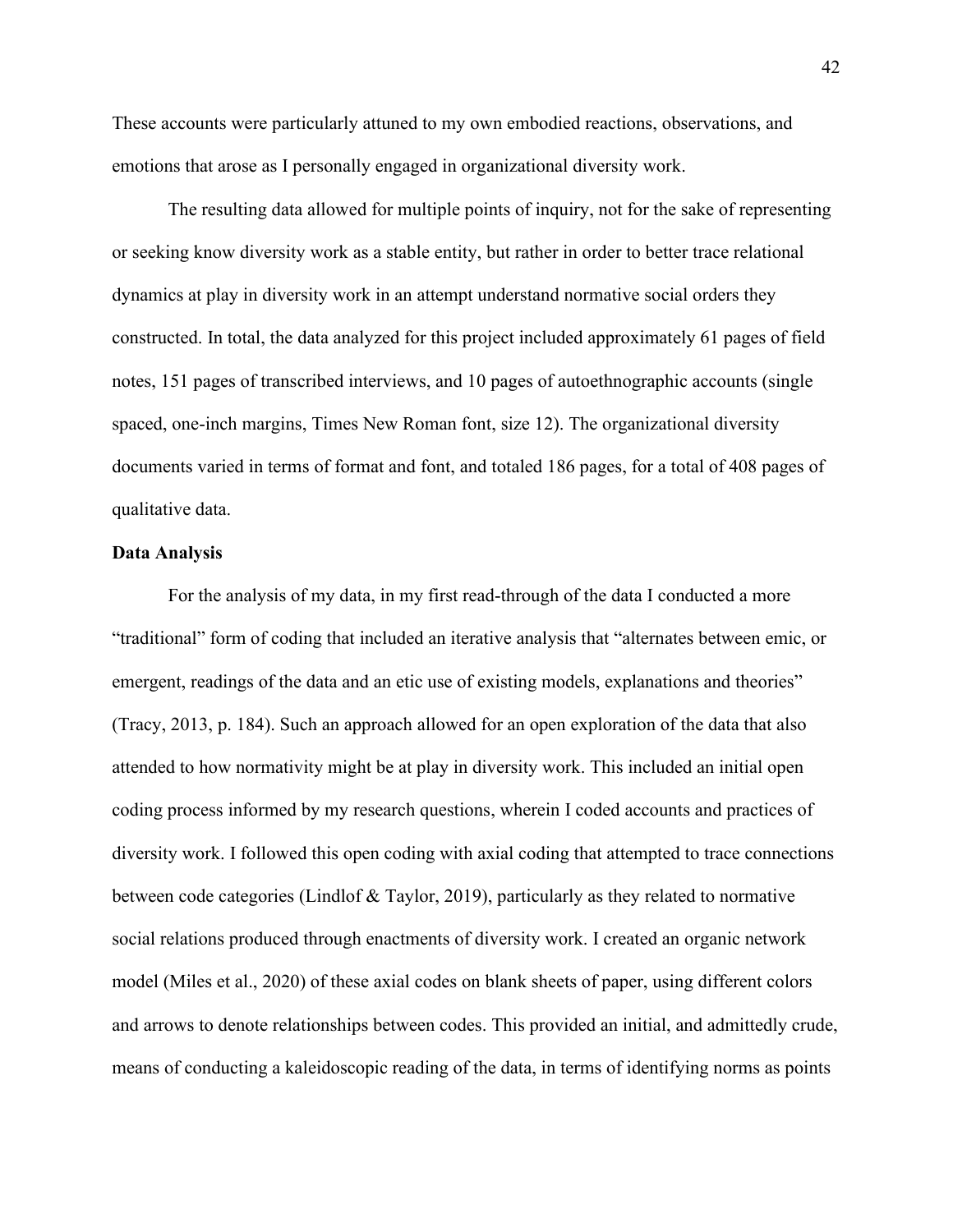These accounts were particularly attuned to my own embodied reactions, observations, and emotions that arose as I personally engaged in organizational diversity work.

The resulting data allowed for multiple points of inquiry, not for the sake of representing or seeking know diversity work as a stable entity, but rather in order to better trace relational dynamics at play in diversity work in an attempt understand normative social orders they constructed. In total, the data analyzed for this project included approximately 61 pages of field notes, 151 pages of transcribed interviews, and 10 pages of autoethnographic accounts (single spaced, one-inch margins, Times New Roman font, size 12). The organizational diversity documents varied in terms of format and font, and totaled 186 pages, for a total of 408 pages of qualitative data.

**Data Analysis**

For the analysis of my data, in my first read-through of the data I conducted a more "traditional" form of coding that included an iterative analysis that "alternates between emic, or emergent, readings of the data and an etic use of existing models, explanations and theories" (Tracy, 2013, p. 184). Such an approach allowed for an open exploration of the data that also attended to how normativity might be at play in diversity work. This included an initial open coding process informed by my research questions, wherein I coded accounts and practices of diversity work. I followed this open coding with axial coding that attempted to trace connections between code categories (Lindlof & Taylor, 2019), particularly as they related to normative social relations produced through enactments of diversity work. I created an organic network model (Miles et al., 2020) of these axial codes on blank sheets of paper, using different colors and arrows to denote relationships between codes. This provided an initial, and admittedly crude, means of conducting a kaleidoscopic reading of the data, in terms of identifying norms as points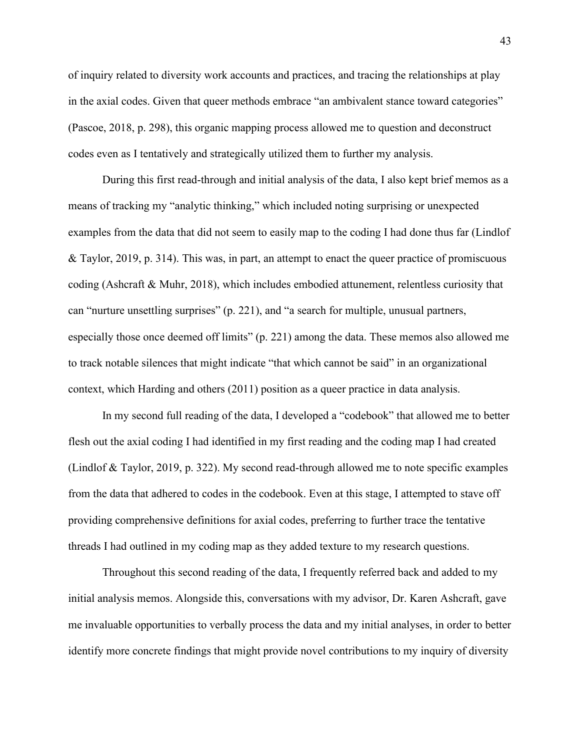of inquiry related to diversity work accounts and practices, and tracing the relationships at play in the axial codes. Given that queer methods embrace "an ambivalent stance toward categories" (Pascoe, 2018, p. 298), this organic mapping process allowed me to question and deconstruct codes even as I tentatively and strategically utilized them to further my analysis.

During this first read-through and initial analysis of the data, I also kept brief memos as a means of tracking my "analytic thinking," which included noting surprising or unexpected examples from the data that did not seem to easily map to the coding I had done thus far (Lindlof & Taylor, 2019, p. 314). This was, in part, an attempt to enact the queer practice of promiscuous coding (Ashcraft & Muhr, 2018), which includes embodied attunement, relentless curiosity that can "nurture unsettling surprises" (p. 221), and "a search for multiple, unusual partners, especially those once deemed off limits" (p. 221) among the data. These memos also allowed me to track notable silences that might indicate "that which cannot be said" in an organizational context, which Harding and others (2011) position as a queer practice in data analysis.

In my second full reading of the data, I developed a "codebook" that allowed me to better flesh out the axial coding I had identified in my first reading and the coding map I had created (Lindlof & Taylor, 2019, p. 322). My second read-through allowed me to note specific examples from the data that adhered to codes in the codebook. Even at this stage, I attempted to stave off providing comprehensive definitions for axial codes, preferring to further trace the tentative threads I had outlined in my coding map as they added texture to my research questions.

Throughout this second reading of the data, I frequently referred back and added to my initial analysis memos. Alongside this, conversations with my advisor, Dr. Karen Ashcraft, gave me invaluable opportunities to verbally process the data and my initial analyses, in order to better identify more concrete findings that might provide novel contributions to my inquiry of diversity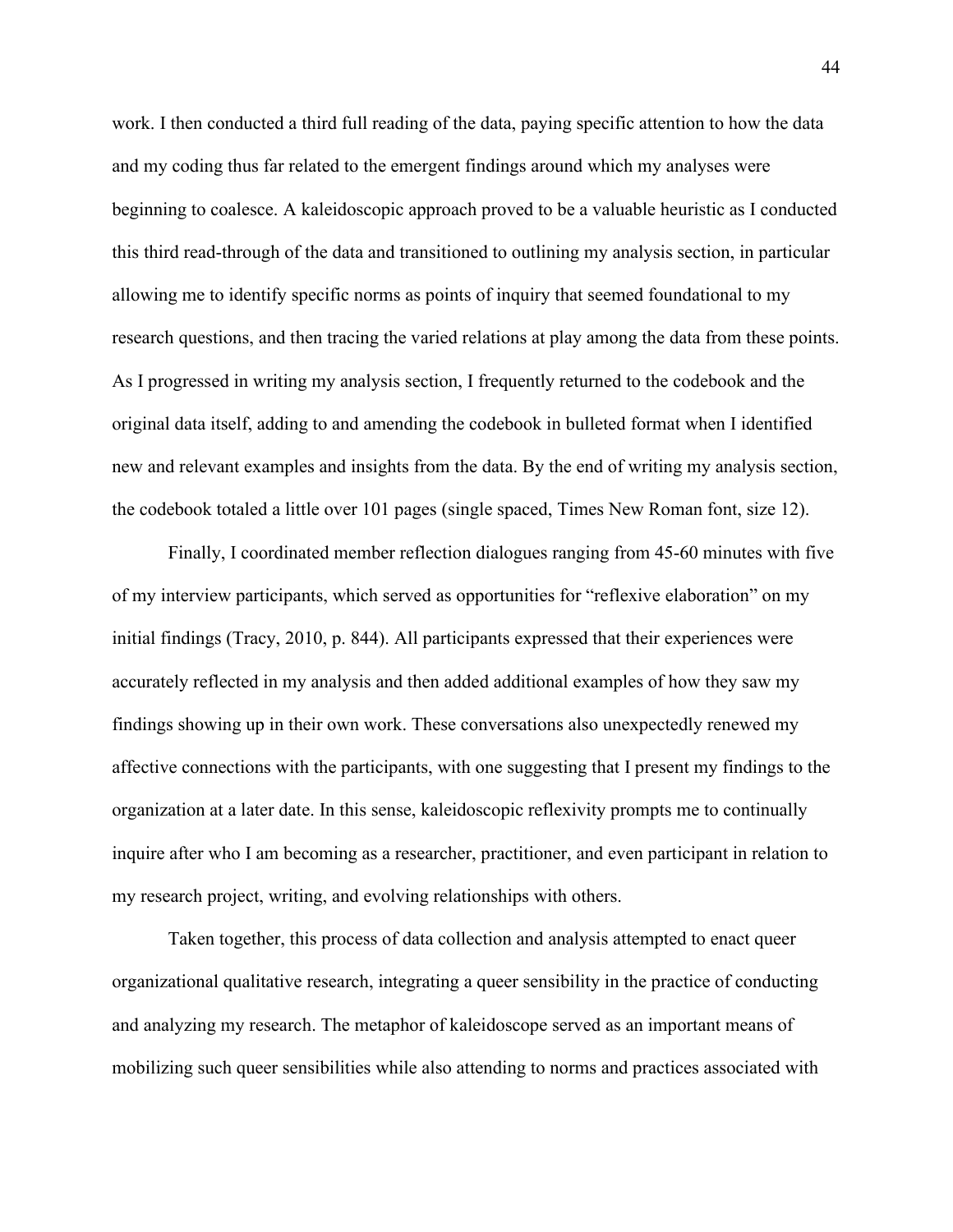work. I then conducted a third full reading of the data, paying specific attention to how the data and my coding thus far related to the emergent findings around which my analyses were beginning to coalesce. A kaleidoscopic approach proved to be a valuable heuristic as I conducted this third read-through of the data and transitioned to outlining my analysis section, in particular allowing me to identify specific norms as points of inquiry that seemed foundational to my research questions, and then tracing the varied relations at play among the data from these points. As I progressed in writing my analysis section, I frequently returned to the codebook and the original data itself, adding to and amending the codebook in bulleted format when I identified new and relevant examples and insights from the data. By the end of writing my analysis section, the codebook totaled a little over 101 pages (single spaced, Times New Roman font, size 12).

Finally, I coordinated member reflection dialogues ranging from 45-60 minutes with five of my interview participants, which served as opportunities for "reflexive elaboration" on my initial findings (Tracy, 2010, p. 844). All participants expressed that their experiences were accurately reflected in my analysis and then added additional examples of how they saw my findings showing up in their own work. These conversations also unexpectedly renewed my affective connections with the participants, with one suggesting that I present my findings to the organization at a later date. In this sense, kaleidoscopic reflexivity prompts me to continually inquire after who I am becoming as a researcher, practitioner, and even participant in relation to my research project, writing, and evolving relationships with others.

Taken together, this process of data collection and analysis attempted to enact queer organizational qualitative research, integrating a queer sensibility in the practice of conducting and analyzing my research. The metaphor of kaleidoscope served as an important means of mobilizing such queer sensibilities while also attending to norms and practices associated with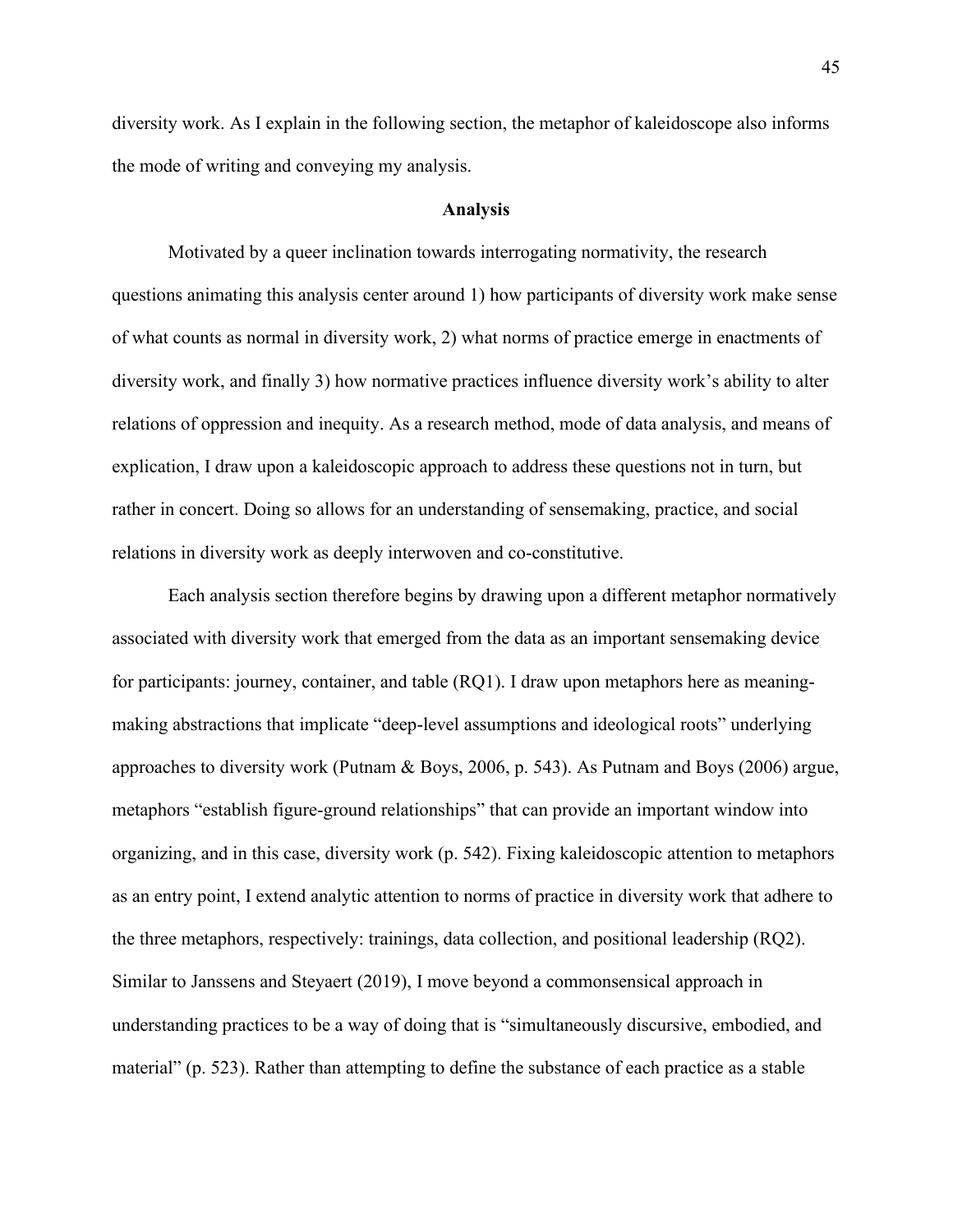diversity work. As I explain in the following section, the metaphor of kaleidoscope also informs the mode of writing and conveying my analysis.

## Analysis

Motivated by a queer inclination towards interrogating normativity, the research questions animating this analysis center around 1) how participants of diversity work make sense of what counts as normal in diversity work, 2) what norms of practice emerge in enactments of diversity work, and finally 3) how normative practices influence diversity work's ability to alter relations of oppression and inequity. As a research method, mode of data analysis, and means of explication, I draw upon a kaleidoscopic approach to address these questions not in turn, but rather in concert. Doing so allows for an understanding of sensemaking, practice, and social relations in diversity work as deeply interwoven and co-constitutive.

Each analysis section therefore begins by drawing upon a different metaphor normatively associated with diversity work that emerged from the data as an important sensemaking device for participants: journey, container, and table (RQ1). I draw upon metaphors here as meaning-making abstractions that implicate "deep-level assumptions and ideological roots" underlying approaches to diversity work (Putnam & Boys, 2006, p. 543). As Putnam and Boys (2006) argue, metaphors "establish figure-ground relationships" that can provide an important window into organizing, and in this case, diversity work (p. 542). Fixing kaleidoscopic attention to metaphors as an entry point, I extend analytic attention to norms of practice in diversity work that adhere to the three metaphors, respectively: trainings, data collection, and positional leadership (RQ2). Similar to Janssens and Steyaert (2019), I move beyond a commonsensical approach in understanding practices to be a way of doing that is "simultaneously discursive, embodied, and material" (p. 523). Rather than attempting to define the substance of each practice as a stable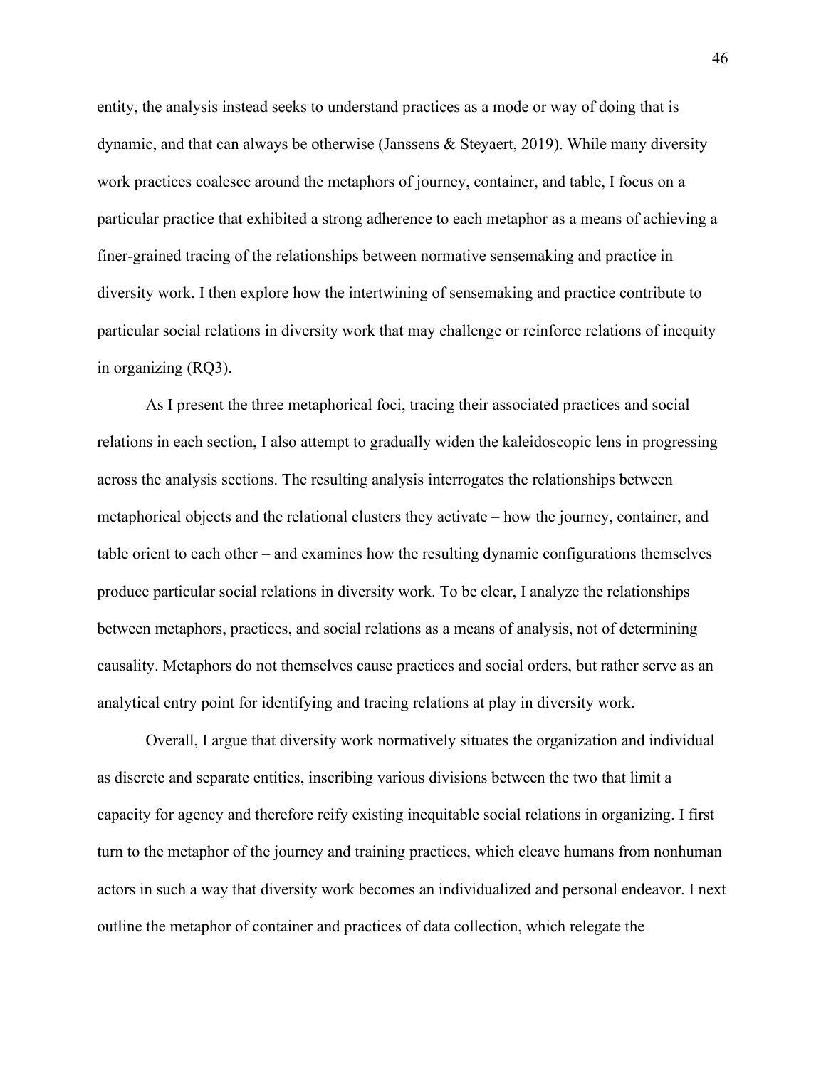entity, the analysis instead seeks to understand practices as a mode or way of doing that is dynamic, and that can always be otherwise (Janssens & Steyaert, 2019). While many diversity work practices coalesce around the metaphors of journey, container, and table, I focus on a particular practice that exhibited a strong adherence to each metaphor as a means of achieving a finer-grained tracing of the relationships between normative sensemaking and practice in diversity work. I then explore how the intertwining of sensemaking and practice contribute to particular social relations in diversity work that may challenge or reinforce relations of inequity in organizing (RQ3).

As I present the three metaphorical foci, tracing their associated practices and social relations in each section, I also attempt to gradually widen the kaleidoscopic lens in progressing across the analysis sections. The resulting analysis interrogates the relationships between metaphorical objects and the relational clusters they activate – how the journey, container, and table orient to each other – and examines how the resulting dynamic configurations themselves produce particular social relations in diversity work. To be clear, I analyze the relationships between metaphors, practices, and social relations as a means of analysis, not of determining causality. Metaphors do not themselves cause practices and social orders, but rather serve as an analytical entry point for identifying and tracing relations at play in diversity work.

Overall, I argue that diversity work normatively situates the organization and individual as discrete and separate entities, inscribing various divisions between the two that limit a capacity for agency and therefore reify existing inequitable social relations in organizing. I first turn to the metaphor of the journey and training practices, which cleave humans from nonhuman actors in such a way that diversity work becomes an individualized and personal endeavor. I next outline the metaphor of container and practices of data collection, which relegate the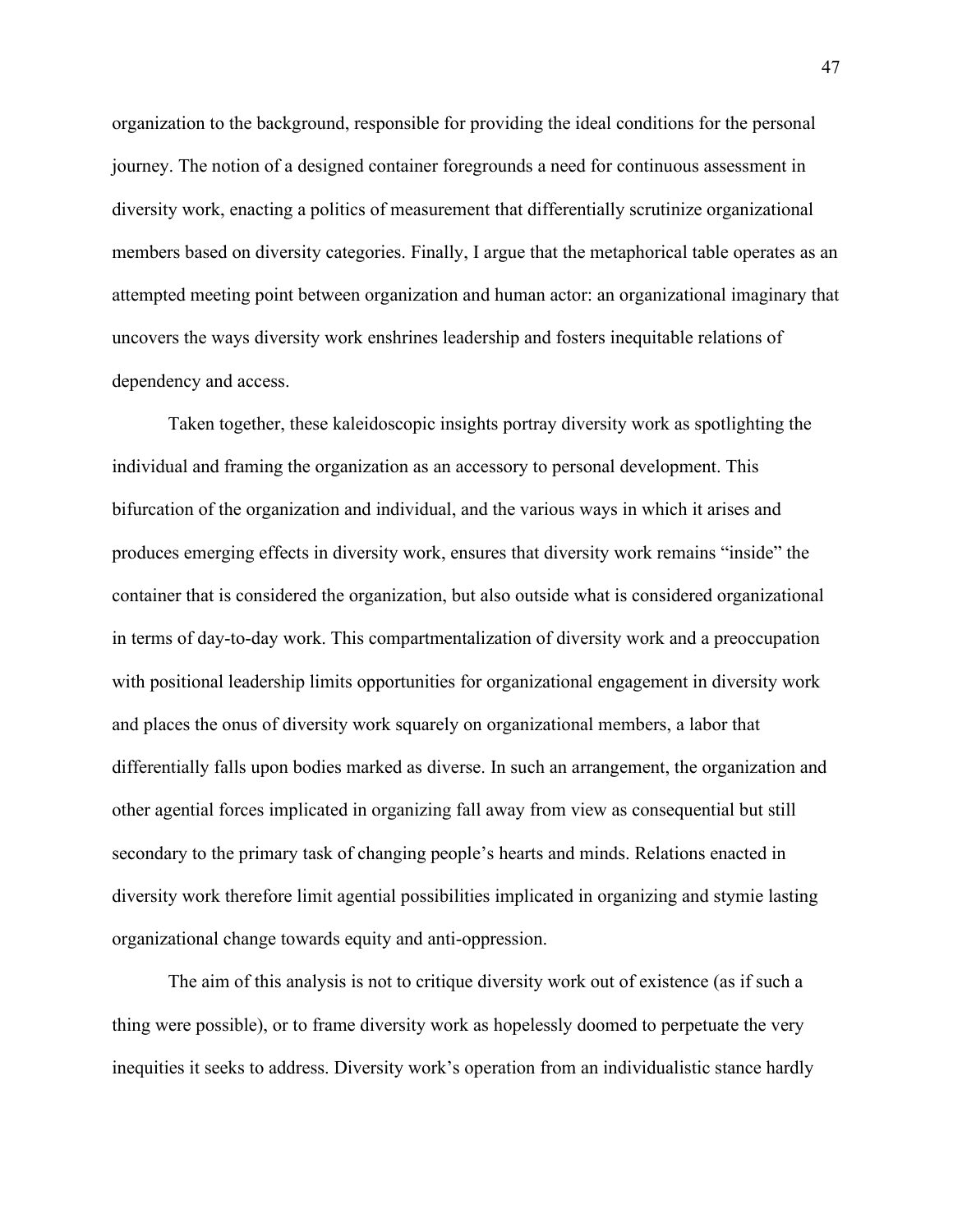organization to the background, responsible for providing the ideal conditions for the personal journey. The notion of a designed container foregrounds a need for continuous assessment in diversity work, enacting a politics of measurement that differentially scrutinize organizational members based on diversity categories. Finally, I argue that the metaphorical table operates as an attempted meeting point between organization and human actor: an organizational imaginary that uncovers the ways diversity work enshrines leadership and fosters inequitable relations of dependency and access.

Taken together, these kaleidoscopic insights portray diversity work as spotlighting the individual and framing the organization as an accessory to personal development. This bifurcation of the organization and individual, and the various ways in which it arises and produces emerging effects in diversity work, ensures that diversity work remains "inside" the container that is considered the organization, but also outside what is considered organizational in terms of day-to-day work. This compartmentalization of diversity work and a preoccupation with positional leadership limits opportunities for organizational engagement in diversity work and places the onus of diversity work squarely on organizational members, a labor that differentially falls upon bodies marked as diverse. In such an arrangement, the organization and other agential forces implicated in organizing fall away from view as consequential but still secondary to the primary task of changing people's hearts and minds. Relations enacted in diversity work therefore limit agential possibilities implicated in organizing and stymie lasting organizational change towards equity and anti-oppression.

The aim of this analysis is not to critique diversity work out of existence (as if such a thing were possible), or to frame diversity work as hopelessly doomed to perpetuate the very inequities it seeks to address. Diversity work's operation from an individualistic stance hardly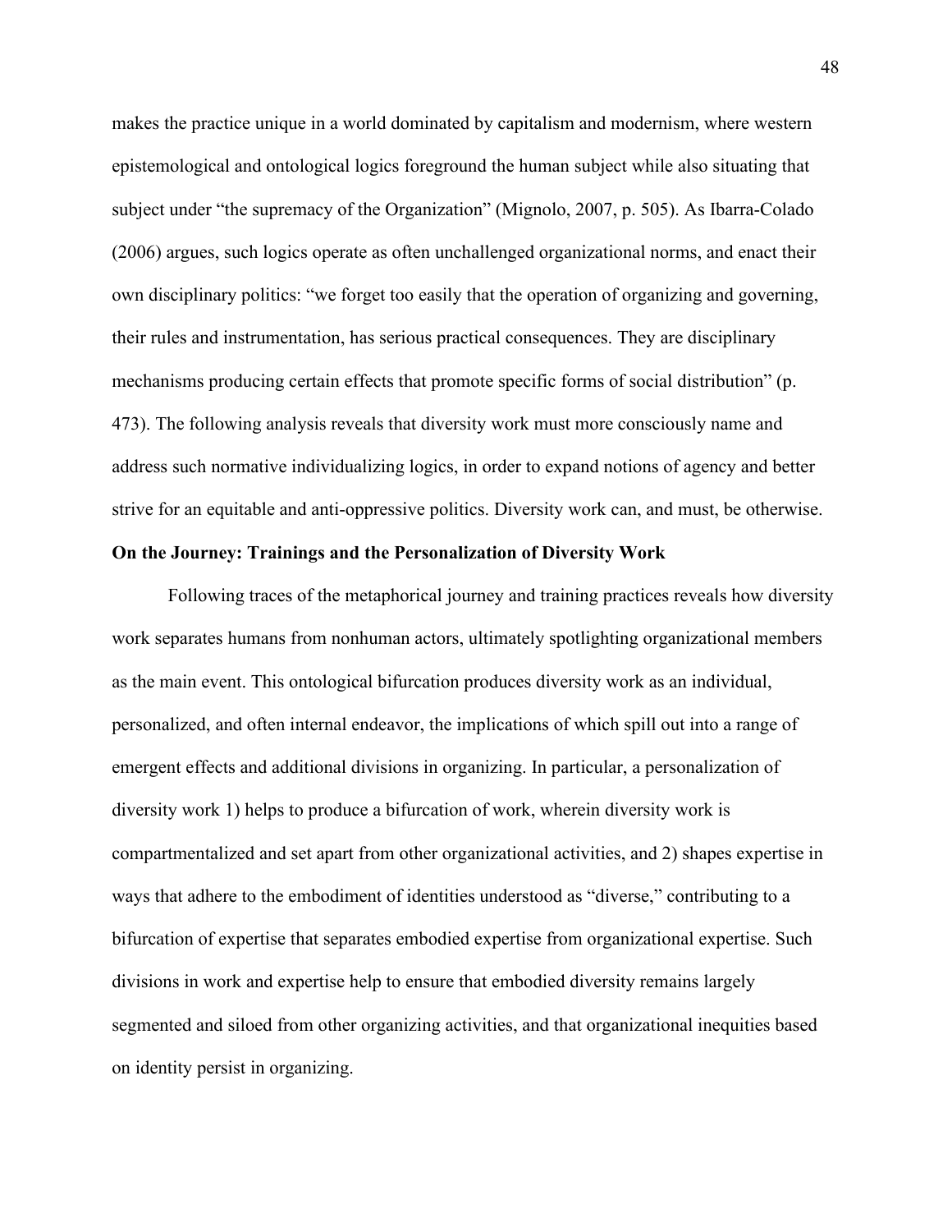makes the practice unique in a world dominated by capitalism and modernism, where western epistemological and ontological logics foreground the human subject while also situating that subject under "the supremacy of the Organization" (Mignolo, 2007, p. 505). As Ibarra-Colado (2006) argues, such logics operate as often unchallenged organizational norms, and enact their own disciplinary politics: "we forget too easily that the operation of organizing and governing, their rules and instrumentation, has serious practical consequences. They are disciplinary mechanisms producing certain effects that promote specific forms of social distribution" (p. 473). The following analysis reveals that diversity work must more consciously name and address such normative individualizing logics, in order to expand notions of agency and better strive for an equitable and anti-oppressive politics. Diversity work can, and must, be otherwise.

**On the Journey: Trainings and the Personalization of Diversity Work**

Following traces of the metaphorical journey and training practices reveals how diversity work separates humans from nonhuman actors, ultimately spotlighting organizational members as the main event. This ontological bifurcation produces diversity work as an individual, personalized, and often internal endeavor, the implications of which spill out into a range of emergent effects and additional divisions in organizing. In particular, a personalization of diversity work 1) helps to produce a bifurcation of work, wherein diversity work is compartmentalized and set apart from other organizational activities, and 2) shapes expertise in ways that adhere to the embodiment of identities understood as "diverse," contributing to a bifurcation of expertise that separates embodied expertise from organizational expertise. Such divisions in work and expertise help to ensure that embodied diversity remains largely segmented and siloed from other organizing activities, and that organizational inequities based on identity persist in organizing.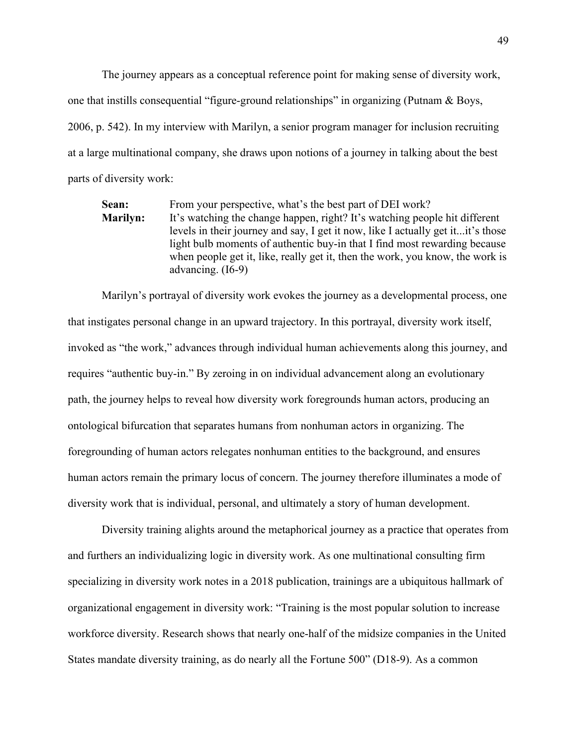The journey appears as a conceptual reference point for making sense of diversity work, one that instills consequential "figure-ground relationships" in organizing (Putnam & Boys, 2006, p. 542). In my interview with Marilyn, a senior program manager for inclusion recruiting at a large multinational company, she draws upon notions of a journey in talking about the best parts of diversity work:

> **Sean:** From your perspective, what's the best part of DEI work?
>
> **Marilyn:** It's watching the change happen, right? It's watching people hit different levels in their journey and say, I get it now, like I actually get it...it's those light bulb moments of authentic buy-in that I find most rewarding because when people get it, like, really get it, then the work, you know, the work is advancing. (I6-9)

Marilyn's portrayal of diversity work evokes the journey as a developmental process, one that instigates personal change in an upward trajectory. In this portrayal, diversity work itself, invoked as "the work," advances through individual human achievements along this journey, and requires "authentic buy-in." By zeroing in on individual advancement along an evolutionary path, the journey helps to reveal how diversity work foregrounds human actors, producing an ontological bifurcation that separates humans from nonhuman actors in organizing. The foregrounding of human actors relegates nonhuman entities to the background, and ensures human actors remain the primary locus of concern. The journey therefore illuminates a mode of diversity work that is individual, personal, and ultimately a story of human development.

Diversity training alights around the metaphorical journey as a practice that operates from and furthers an individualizing logic in diversity work. As one multinational consulting firm specializing in diversity work notes in a 2018 publication, trainings are a ubiquitous hallmark of organizational engagement in diversity work: "Training is the most popular solution to increase workforce diversity. Research shows that nearly one-half of the midsize companies in the United States mandate diversity training, as do nearly all the Fortune 500" (D18-9). As a common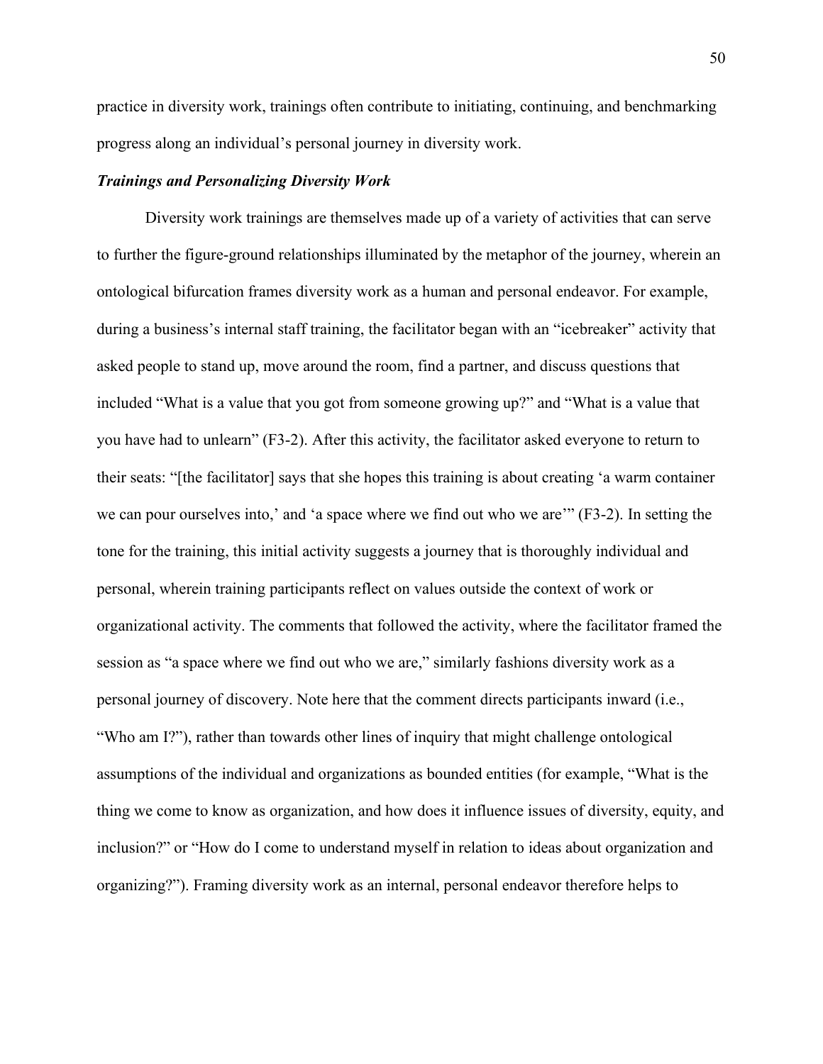practice in diversity work, trainings often contribute to initiating, continuing, and benchmarking progress along an individual's personal journey in diversity work.

### *Trainings and Personalizing Diversity Work*

Diversity work trainings are themselves made up of a variety of activities that can serve to further the figure-ground relationships illuminated by the metaphor of the journey, wherein an ontological bifurcation frames diversity work as a human and personal endeavor. For example, during a business's internal staff training, the facilitator began with an "icebreaker" activity that asked people to stand up, move around the room, find a partner, and discuss questions that included "What is a value that you got from someone growing up?" and "What is a value that you have had to unlearn" (F3-2). After this activity, the facilitator asked everyone to return to their seats: "[the facilitator] says that she hopes this training is about creating 'a warm container we can pour ourselves into,' and 'a space where we find out who we are'" (F3-2). In setting the tone for the training, this initial activity suggests a journey that is thoroughly individual and personal, wherein training participants reflect on values outside the context of work or organizational activity. The comments that followed the activity, where the facilitator framed the session as "a space where we find out who we are," similarly fashions diversity work as a personal journey of discovery. Note here that the comment directs participants inward (i.e., "Who am I?"), rather than towards other lines of inquiry that might challenge ontological assumptions of the individual and organizations as bounded entities (for example, "What is the thing we come to know as organization, and how does it influence issues of diversity, equity, and inclusion?" or "How do I come to understand myself in relation to ideas about organization and organizing?"). Framing diversity work as an internal, personal endeavor therefore helps to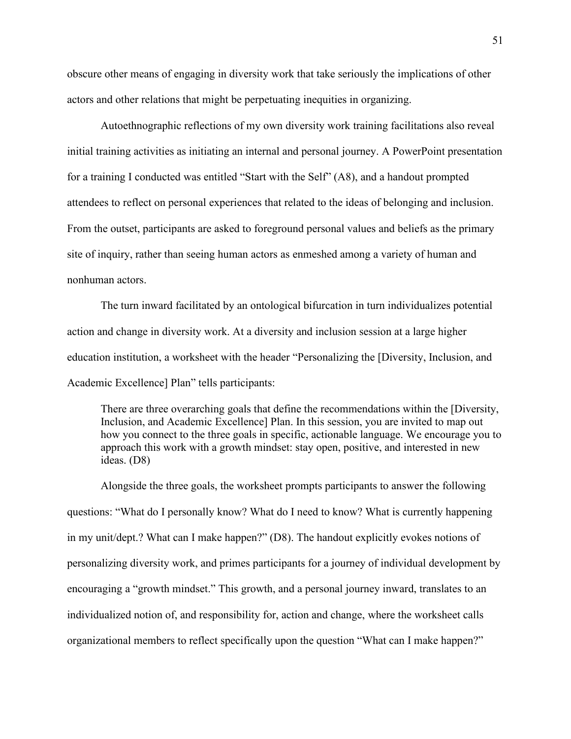obscure other means of engaging in diversity work that take seriously the implications of other actors and other relations that might be perpetuating inequities in organizing.

Autoethnographic reflections of my own diversity work training facilitations also reveal initial training activities as initiating an internal and personal journey. A PowerPoint presentation for a training I conducted was entitled "Start with the Self" (A8), and a handout prompted attendees to reflect on personal experiences that related to the ideas of belonging and inclusion. From the outset, participants are asked to foreground personal values and beliefs as the primary site of inquiry, rather than seeing human actors as enmeshed among a variety of human and nonhuman actors.

The turn inward facilitated by an ontological bifurcation in turn individualizes potential action and change in diversity work. At a diversity and inclusion session at a large higher education institution, a worksheet with the header "Personalizing the [Diversity, Inclusion, and Academic Excellence] Plan" tells participants:

> There are three overarching goals that define the recommendations within the [Diversity, Inclusion, and Academic Excellence] Plan. In this session, you are invited to map out how you connect to the three goals in specific, actionable language. We encourage you to approach this work with a growth mindset: stay open, positive, and interested in new ideas. (D8)

Alongside the three goals, the worksheet prompts participants to answer the following questions: "What do I personally know? What do I need to know? What is currently happening in my unit/dept.? What can I make happen?" (D8). The handout explicitly evokes notions of personalizing diversity work, and primes participants for a journey of individual development by encouraging a "growth mindset." This growth, and a personal journey inward, translates to an individualized notion of, and responsibility for, action and change, where the worksheet calls organizational members to reflect specifically upon the question "What can I make happen?"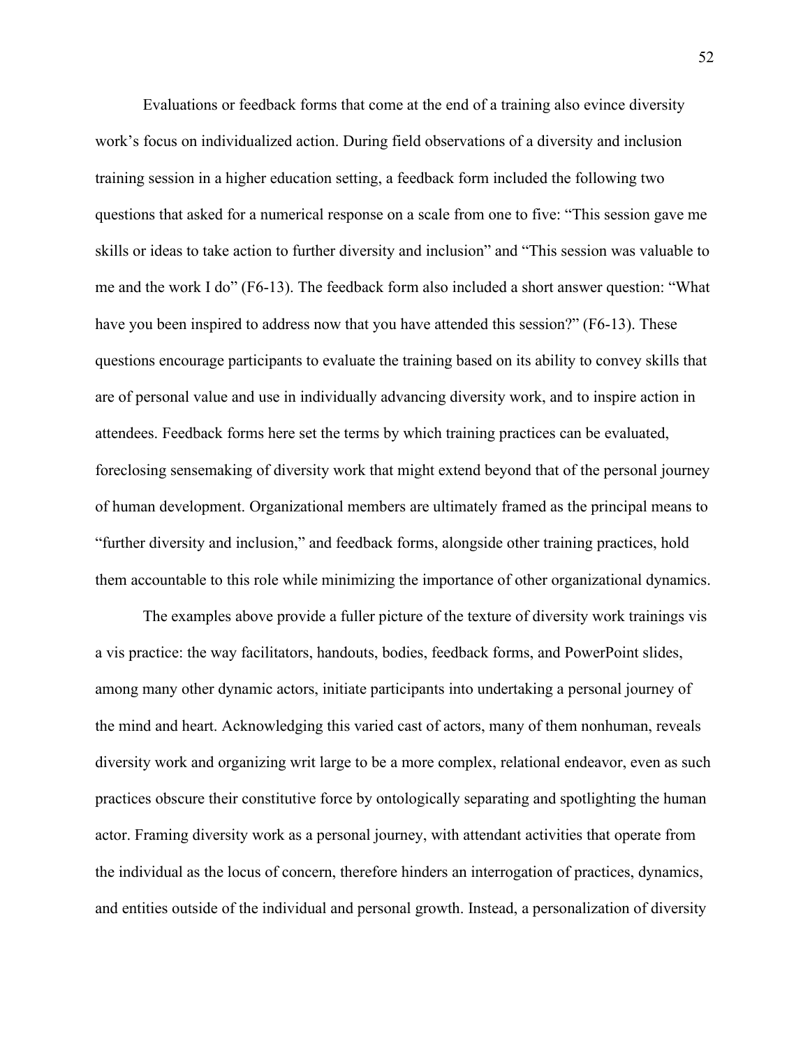Evaluations or feedback forms that come at the end of a training also evince diversity work's focus on individualized action. During field observations of a diversity and inclusion training session in a higher education setting, a feedback form included the following two questions that asked for a numerical response on a scale from one to five: "This session gave me skills or ideas to take action to further diversity and inclusion" and "This session was valuable to me and the work I do" (F6-13). The feedback form also included a short answer question: "What have you been inspired to address now that you have attended this session?" (F6-13). These questions encourage participants to evaluate the training based on its ability to convey skills that are of personal value and use in individually advancing diversity work, and to inspire action in attendees. Feedback forms here set the terms by which training practices can be evaluated, foreclosing sensemaking of diversity work that might extend beyond that of the personal journey of human development. Organizational members are ultimately framed as the principal means to "further diversity and inclusion," and feedback forms, alongside other training practices, hold them accountable to this role while minimizing the importance of other organizational dynamics.

The examples above provide a fuller picture of the texture of diversity work trainings vis a vis practice: the way facilitators, handouts, bodies, feedback forms, and PowerPoint slides, among many other dynamic actors, initiate participants into undertaking a personal journey of the mind and heart. Acknowledging this varied cast of actors, many of them nonhuman, reveals diversity work and organizing writ large to be a more complex, relational endeavor, even as such practices obscure their constitutive force by ontologically separating and spotlighting the human actor. Framing diversity work as a personal journey, with attendant activities that operate from the individual as the locus of concern, therefore hinders an interrogation of practices, dynamics, and entities outside of the individual and personal growth. Instead, a personalization of diversity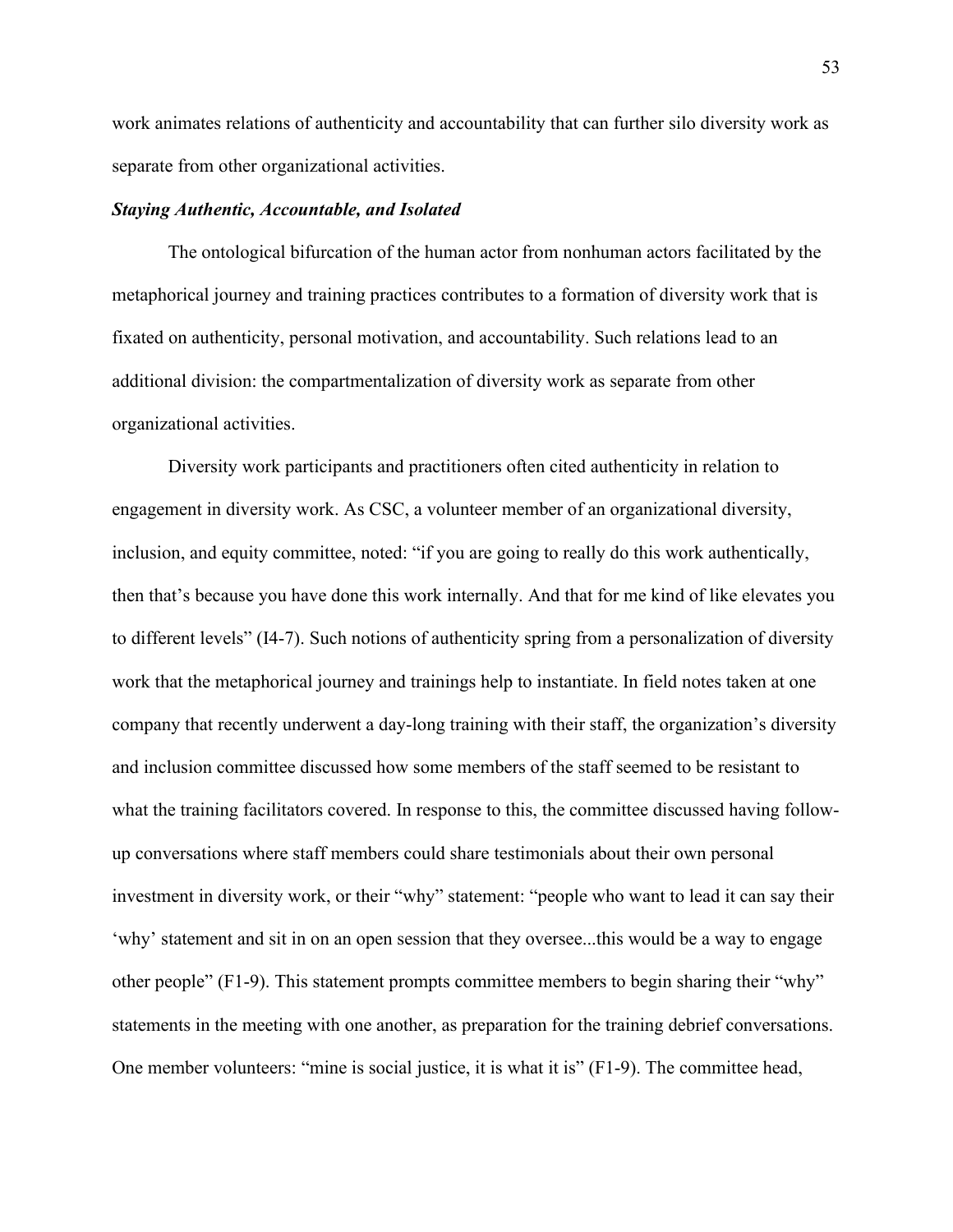work animates relations of authenticity and accountability that can further silo diversity work as separate from other organizational activities.

### *Staying Authentic, Accountable, and Isolated*

The ontological bifurcation of the human actor from nonhuman actors facilitated by the metaphorical journey and training practices contributes to a formation of diversity work that is fixated on authenticity, personal motivation, and accountability. Such relations lead to an additional division: the compartmentalization of diversity work as separate from other organizational activities.

Diversity work participants and practitioners often cited authenticity in relation to engagement in diversity work. As CSC, a volunteer member of an organizational diversity, inclusion, and equity committee, noted: "if you are going to really do this work authentically, then that's because you have done this work internally. And that for me kind of like elevates you to different levels" (I4-7). Such notions of authenticity spring from a personalization of diversity work that the metaphorical journey and trainings help to instantiate. In field notes taken at one company that recently underwent a day-long training with their staff, the organization's diversity and inclusion committee discussed how some members of the staff seemed to be resistant to what the training facilitators covered. In response to this, the committee discussed having follow-up conversations where staff members could share testimonials about their own personal investment in diversity work, or their "why" statement: "people who want to lead it can say their 'why' statement and sit in on an open session that they oversee...this would be a way to engage other people" (F1-9). This statement prompts committee members to begin sharing their "why" statements in the meeting with one another, as preparation for the training debrief conversations. One member volunteers: "mine is social justice, it is what it is" (F1-9). The committee head,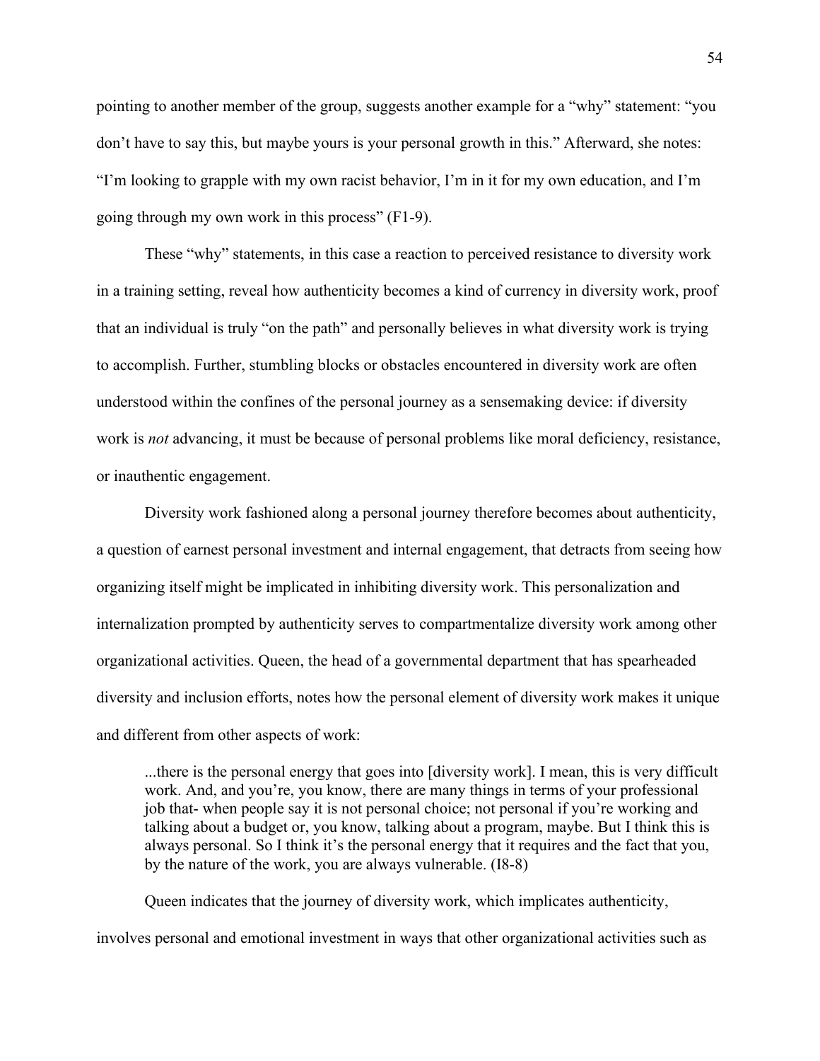pointing to another member of the group, suggests another example for a "why" statement: "you don't have to say this, but maybe yours is your personal growth in this." Afterward, she notes: "I'm looking to grapple with my own racist behavior, I'm in it for my own education, and I'm going through my own work in this process" (F1-9).

These "why" statements, in this case a reaction to perceived resistance to diversity work in a training setting, reveal how authenticity becomes a kind of currency in diversity work, proof that an individual is truly "on the path" and personally believes in what diversity work is trying to accomplish. Further, stumbling blocks or obstacles encountered in diversity work are often understood within the confines of the personal journey as a sensemaking device: if diversity work is *not* advancing, it must be because of personal problems like moral deficiency, resistance, or inauthentic engagement.

Diversity work fashioned along a personal journey therefore becomes about authenticity, a question of earnest personal investment and internal engagement, that detracts from seeing how organizing itself might be implicated in inhibiting diversity work. This personalization and internalization prompted by authenticity serves to compartmentalize diversity work among other organizational activities. Queen, the head of a governmental department that has spearheaded diversity and inclusion efforts, notes how the personal element of diversity work makes it unique and different from other aspects of work:

> ...there is the personal energy that goes into [diversity work]. I mean, this is very difficult work. And, and you're, you know, there are many things in terms of your professional job that- when people say it is not personal choice; not personal if you're working and talking about a budget or, you know, talking about a program, maybe. But I think this is always personal. So I think it's the personal energy that it requires and the fact that you, by the nature of the work, you are always vulnerable. (I8-8)

Queen indicates that the journey of diversity work, which implicates authenticity, involves personal and emotional investment in ways that other organizational activities such as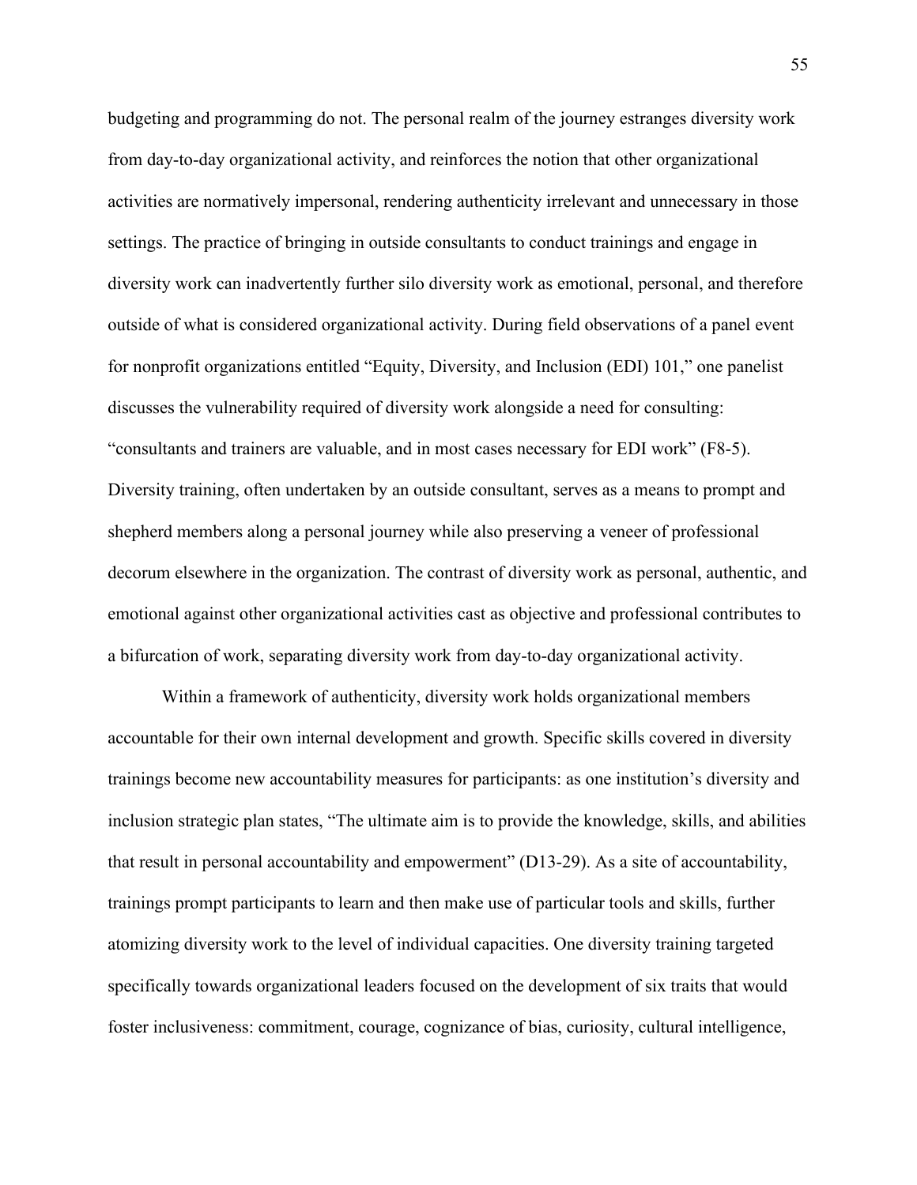budgeting and programming do not. The personal realm of the journey estranges diversity work from day-to-day organizational activity, and reinforces the notion that other organizational activities are normatively impersonal, rendering authenticity irrelevant and unnecessary in those settings. The practice of bringing in outside consultants to conduct trainings and engage in diversity work can inadvertently further silo diversity work as emotional, personal, and therefore outside of what is considered organizational activity. During field observations of a panel event for nonprofit organizations entitled "Equity, Diversity, and Inclusion (EDI) 101," one panelist discusses the vulnerability required of diversity work alongside a need for consulting: "consultants and trainers are valuable, and in most cases necessary for EDI work" (F8-5). Diversity training, often undertaken by an outside consultant, serves as a means to prompt and shepherd members along a personal journey while also preserving a veneer of professional decorum elsewhere in the organization. The contrast of diversity work as personal, authentic, and emotional against other organizational activities cast as objective and professional contributes to a bifurcation of work, separating diversity work from day-to-day organizational activity.

Within a framework of authenticity, diversity work holds organizational members accountable for their own internal development and growth. Specific skills covered in diversity trainings become new accountability measures for participants: as one institution's diversity and inclusion strategic plan states, "The ultimate aim is to provide the knowledge, skills, and abilities that result in personal accountability and empowerment" (D13-29). As a site of accountability, trainings prompt participants to learn and then make use of particular tools and skills, further atomizing diversity work to the level of individual capacities. One diversity training targeted specifically towards organizational leaders focused on the development of six traits that would foster inclusiveness: commitment, courage, cognizance of bias, curiosity, cultural intelligence,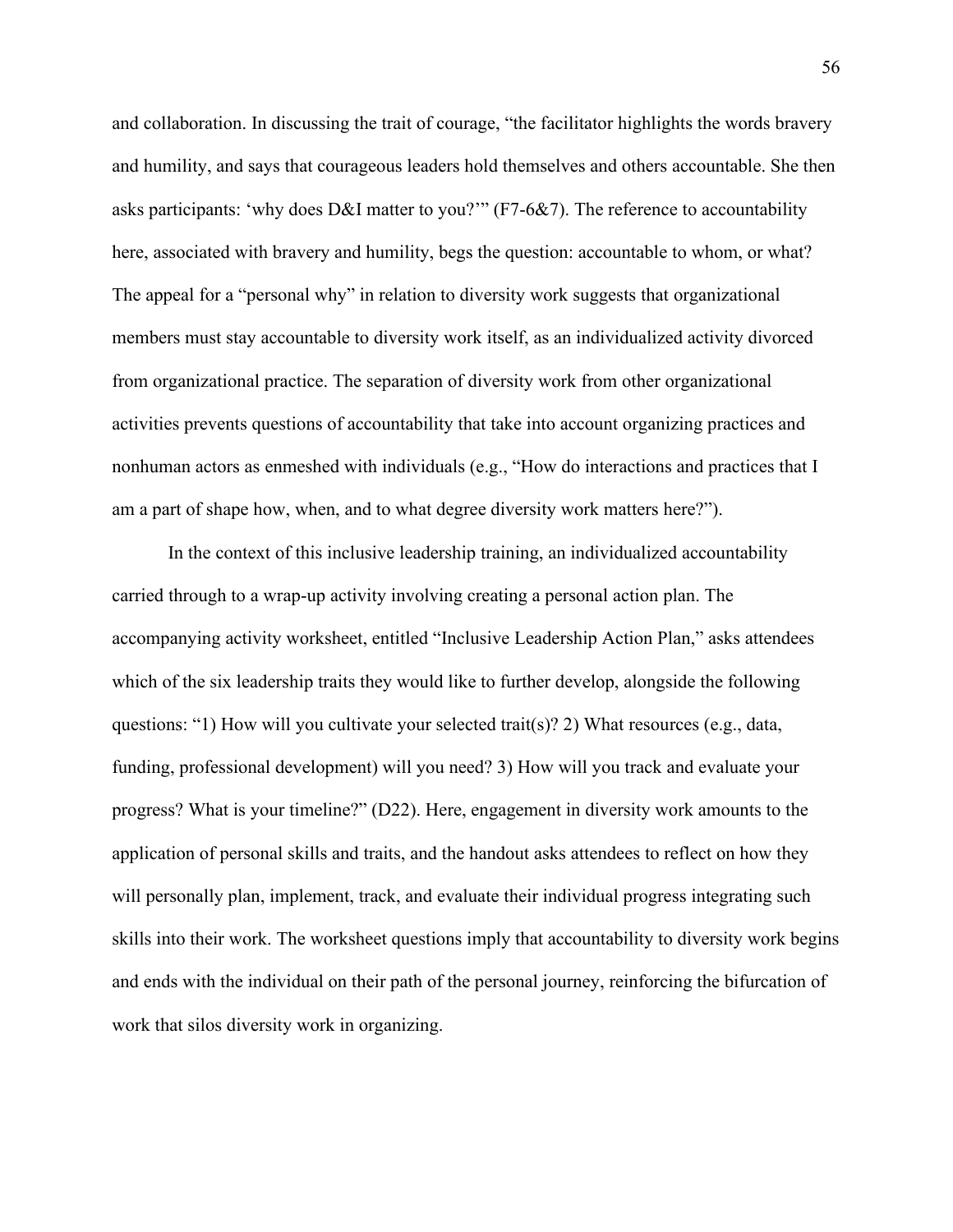and collaboration. In discussing the trait of courage, "the facilitator highlights the words bravery and humility, and says that courageous leaders hold themselves and others accountable. She then asks participants: 'why does D&I matter to you?'" (F7-6&7). The reference to accountability here, associated with bravery and humility, begs the question: accountable to whom, or what? The appeal for a "personal why" in relation to diversity work suggests that organizational members must stay accountable to diversity work itself, as an individualized activity divorced from organizational practice. The separation of diversity work from other organizational activities prevents questions of accountability that take into account organizing practices and nonhuman actors as enmeshed with individuals (e.g., "How do interactions and practices that I am a part of shape how, when, and to what degree diversity work matters here?").

In the context of this inclusive leadership training, an individualized accountability carried through to a wrap-up activity involving creating a personal action plan. The accompanying activity worksheet, entitled "Inclusive Leadership Action Plan," asks attendees which of the six leadership traits they would like to further develop, alongside the following questions: "1) How will you cultivate your selected trait(s)? 2) What resources (e.g., data, funding, professional development) will you need? 3) How will you track and evaluate your progress? What is your timeline?" (D22). Here, engagement in diversity work amounts to the application of personal skills and traits, and the handout asks attendees to reflect on how they will personally plan, implement, track, and evaluate their individual progress integrating such skills into their work. The worksheet questions imply that accountability to diversity work begins and ends with the individual on their path of the personal journey, reinforcing the bifurcation of work that silos diversity work in organizing.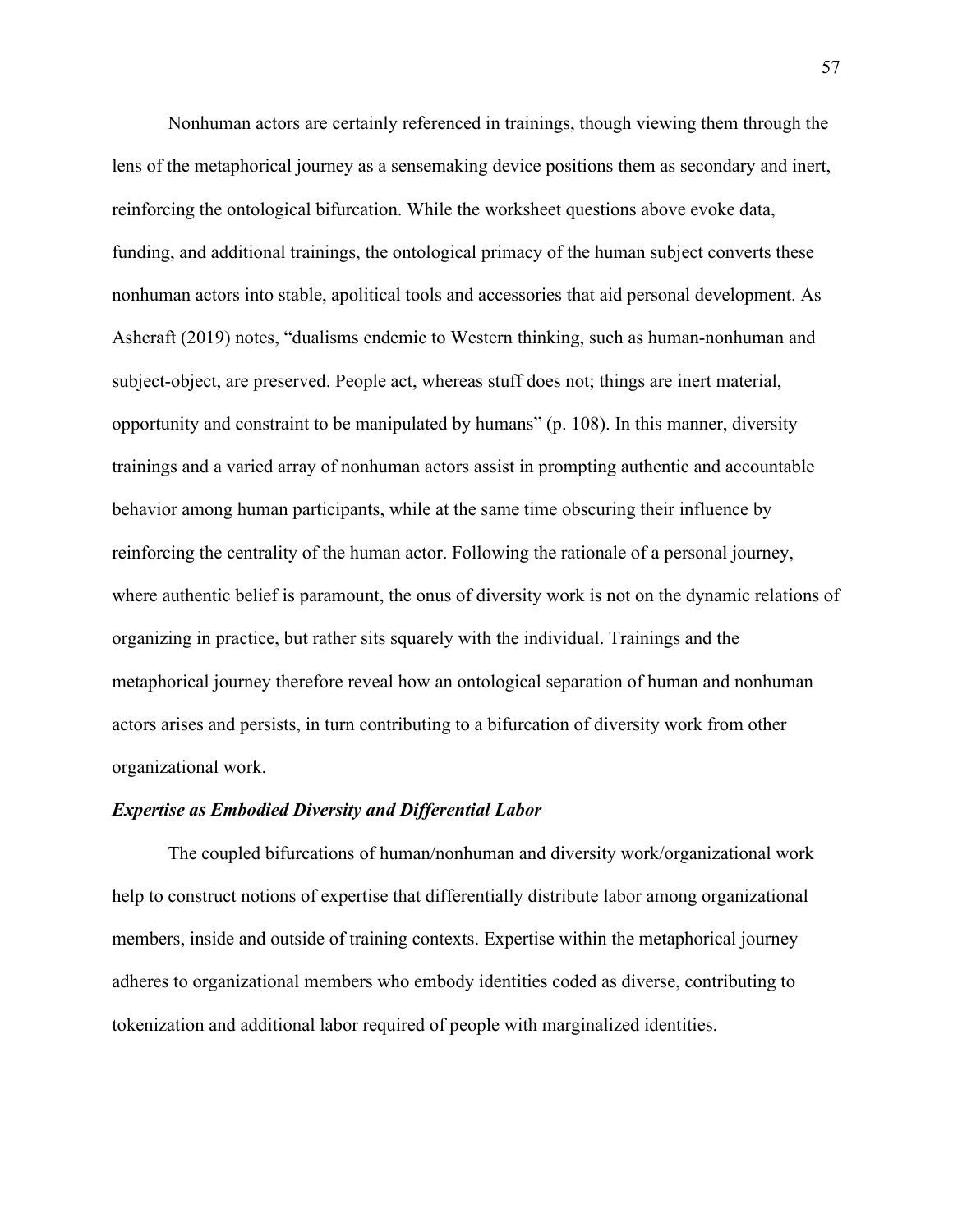Nonhuman actors are certainly referenced in trainings, though viewing them through the lens of the metaphorical journey as a sensemaking device positions them as secondary and inert, reinforcing the ontological bifurcation. While the worksheet questions above evoke data, funding, and additional trainings, the ontological primacy of the human subject converts these nonhuman actors into stable, apolitical tools and accessories that aid personal development. As Ashcraft (2019) notes, "dualisms endemic to Western thinking, such as human-nonhuman and subject-object, are preserved. People act, whereas stuff does not; things are inert material, opportunity and constraint to be manipulated by humans" (p. 108). In this manner, diversity trainings and a varied array of nonhuman actors assist in prompting authentic and accountable behavior among human participants, while at the same time obscuring their influence by reinforcing the centrality of the human actor. Following the rationale of a personal journey, where authentic belief is paramount, the onus of diversity work is not on the dynamic relations of organizing in practice, but rather sits squarely with the individual. Trainings and the metaphorical journey therefore reveal how an ontological separation of human and nonhuman actors arises and persists, in turn contributing to a bifurcation of diversity work from other organizational work.

### *Expertise as Embodied Diversity and Differential Labor*

The coupled bifurcations of human/nonhuman and diversity work/organizational work help to construct notions of expertise that differentially distribute labor among organizational members, inside and outside of training contexts. Expertise within the metaphorical journey adheres to organizational members who embody identities coded as diverse, contributing to tokenization and additional labor required of people with marginalized identities.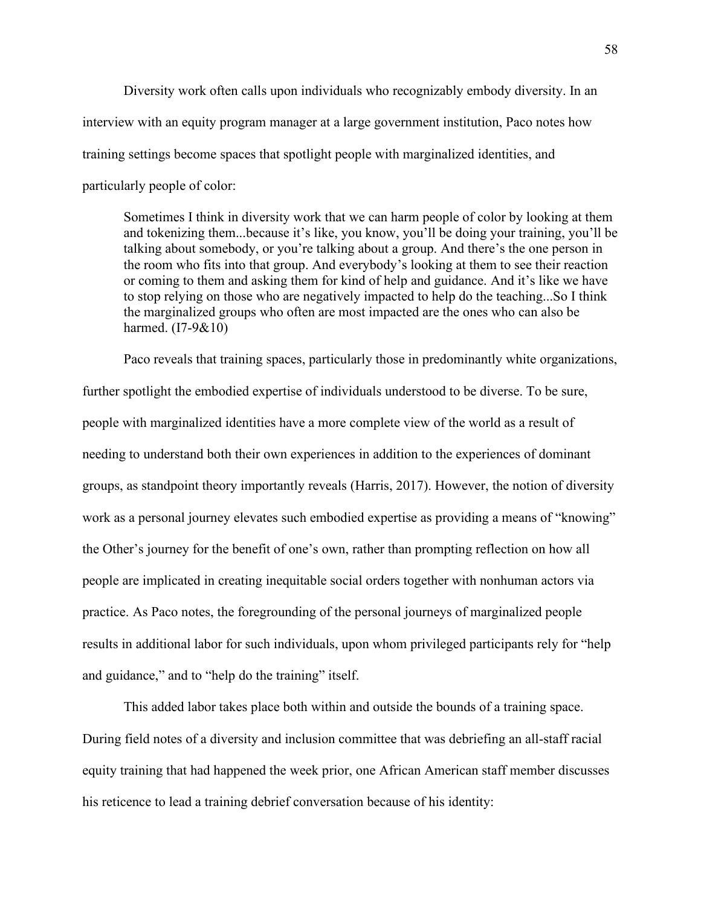Diversity work often calls upon individuals who recognizably embody diversity. In an interview with an equity program manager at a large government institution, Paco notes how training settings become spaces that spotlight people with marginalized identities, and particularly people of color:

> Sometimes I think in diversity work that we can harm people of color by looking at them and tokenizing them...because it's like, you know, you'll be doing your training, you'll be talking about somebody, or you're talking about a group. And there's the one person in the room who fits into that group. And everybody's looking at them to see their reaction or coming to them and asking them for kind of help and guidance. And it's like we have to stop relying on those who are negatively impacted to help do the teaching...So I think the marginalized groups who often are most impacted are the ones who can also be harmed. (I7-9&10)

Paco reveals that training spaces, particularly those in predominantly white organizations, further spotlight the embodied expertise of individuals understood to be diverse. To be sure, people with marginalized identities have a more complete view of the world as a result of needing to understand both their own experiences in addition to the experiences of dominant groups, as standpoint theory importantly reveals (Harris, 2017). However, the notion of diversity work as a personal journey elevates such embodied expertise as providing a means of "knowing" the Other's journey for the benefit of one's own, rather than prompting reflection on how all people are implicated in creating inequitable social orders together with nonhuman actors via practice. As Paco notes, the foregrounding of the personal journeys of marginalized people results in additional labor for such individuals, upon whom privileged participants rely for "help and guidance," and to "help do the training" itself.

This added labor takes place both within and outside the bounds of a training space. During field notes of a diversity and inclusion committee that was debriefing an all-staff racial equity training that had happened the week prior, one African American staff member discusses his reticence to lead a training debrief conversation because of his identity: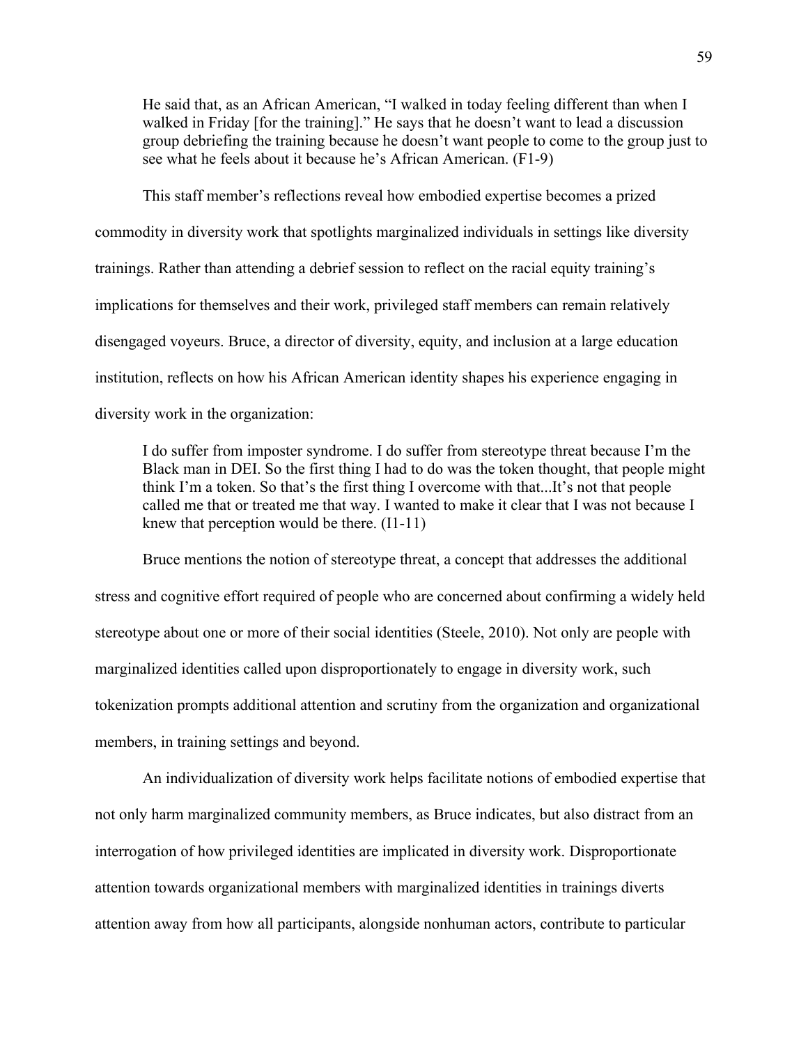> He said that, as an African American, "I walked in today feeling different than when I walked in Friday [for the training]." He says that he doesn't want to lead a discussion group debriefing the training because he doesn't want people to come to the group just to see what he feels about it because he's African American. (F1-9)

This staff member's reflections reveal how embodied expertise becomes a prized commodity in diversity work that spotlights marginalized individuals in settings like diversity trainings. Rather than attending a debrief session to reflect on the racial equity training's implications for themselves and their work, privileged staff members can remain relatively disengaged voyeurs. Bruce, a director of diversity, equity, and inclusion at a large education institution, reflects on how his African American identity shapes his experience engaging in diversity work in the organization:

> I do suffer from imposter syndrome. I do suffer from stereotype threat because I'm the Black man in DEI. So the first thing I had to do was the token thought, that people might think I'm a token. So that's the first thing I overcome with that...It's not that people called me that or treated me that way. I wanted to make it clear that I was not because I knew that perception would be there. (I1-11)

Bruce mentions the notion of stereotype threat, a concept that addresses the additional stress and cognitive effort required of people who are concerned about confirming a widely held stereotype about one or more of their social identities (Steele, 2010). Not only are people with marginalized identities called upon disproportionately to engage in diversity work, such tokenization prompts additional attention and scrutiny from the organization and organizational members, in training settings and beyond.

An individualization of diversity work helps facilitate notions of embodied expertise that not only harm marginalized community members, as Bruce indicates, but also distract from an interrogation of how privileged identities are implicated in diversity work. Disproportionate attention towards organizational members with marginalized identities in trainings diverts attention away from how all participants, alongside nonhuman actors, contribute to particular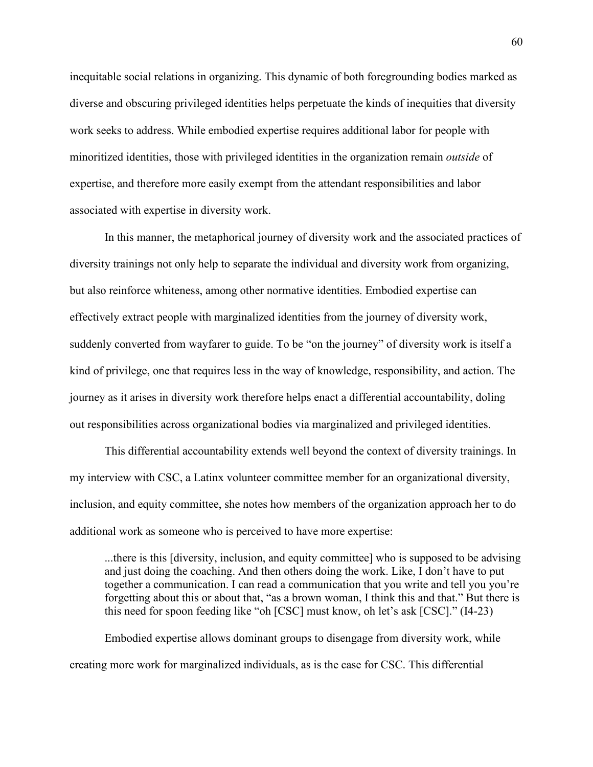inequitable social relations in organizing. This dynamic of both foregrounding bodies marked as diverse and obscuring privileged identities helps perpetuate the kinds of inequities that diversity work seeks to address. While embodied expertise requires additional labor for people with minoritized identities, those with privileged identities in the organization remain *outside* of expertise, and therefore more easily exempt from the attendant responsibilities and labor associated with expertise in diversity work.

In this manner, the metaphorical journey of diversity work and the associated practices of diversity trainings not only help to separate the individual and diversity work from organizing, but also reinforce whiteness, among other normative identities. Embodied expertise can effectively extract people with marginalized identities from the journey of diversity work, suddenly converted from wayfarer to guide. To be "on the journey" of diversity work is itself a kind of privilege, one that requires less in the way of knowledge, responsibility, and action. The journey as it arises in diversity work therefore helps enact a differential accountability, doling out responsibilities across organizational bodies via marginalized and privileged identities.

This differential accountability extends well beyond the context of diversity trainings. In my interview with CSC, a Latinx volunteer committee member for an organizational diversity, inclusion, and equity committee, she notes how members of the organization approach her to do additional work as someone who is perceived to have more expertise:

> ...there is this [diversity, inclusion, and equity committee] who is supposed to be advising and just doing the coaching. And then others doing the work. Like, I don't have to put together a communication. I can read a communication that you write and tell you you're forgetting about this or about that, "as a brown woman, I think this and that." But there is this need for spoon feeding like "oh [CSC] must know, oh let's ask [CSC]." (I4-23)

Embodied expertise allows dominant groups to disengage from diversity work, while creating more work for marginalized individuals, as is the case for CSC. This differential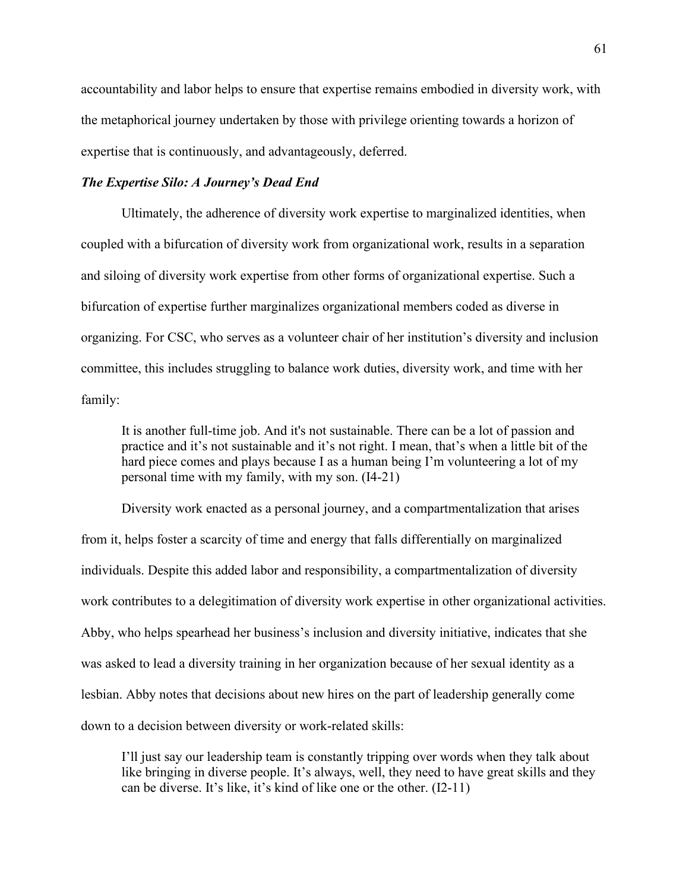accountability and labor helps to ensure that expertise remains embodied in diversity work, with the metaphorical journey undertaken by those with privilege orienting towards a horizon of expertise that is continuously, and advantageously, deferred.

### *The Expertise Silo: A Journey's Dead End*

Ultimately, the adherence of diversity work expertise to marginalized identities, when coupled with a bifurcation of diversity work from organizational work, results in a separation and siloing of diversity work expertise from other forms of organizational expertise. Such a bifurcation of expertise further marginalizes organizational members coded as diverse in organizing. For CSC, who serves as a volunteer chair of her institution's diversity and inclusion committee, this includes struggling to balance work duties, diversity work, and time with her family:

> It is another full-time job. And it's not sustainable. There can be a lot of passion and practice and it's not sustainable and it's not right. I mean, that's when a little bit of the hard piece comes and plays because I as a human being I'm volunteering a lot of my personal time with my family, with my son. (I4-21)

Diversity work enacted as a personal journey, and a compartmentalization that arises from it, helps foster a scarcity of time and energy that falls differentially on marginalized individuals. Despite this added labor and responsibility, a compartmentalization of diversity work contributes to a delegitimation of diversity work expertise in other organizational activities. Abby, who helps spearhead her business's inclusion and diversity initiative, indicates that she was asked to lead a diversity training in her organization because of her sexual identity as a lesbian. Abby notes that decisions about new hires on the part of leadership generally come down to a decision between diversity or work-related skills:

> I'll just say our leadership team is constantly tripping over words when they talk about like bringing in diverse people. It's always, well, they need to have great skills and they can be diverse. It's like, it's kind of like one or the other. (I2-11)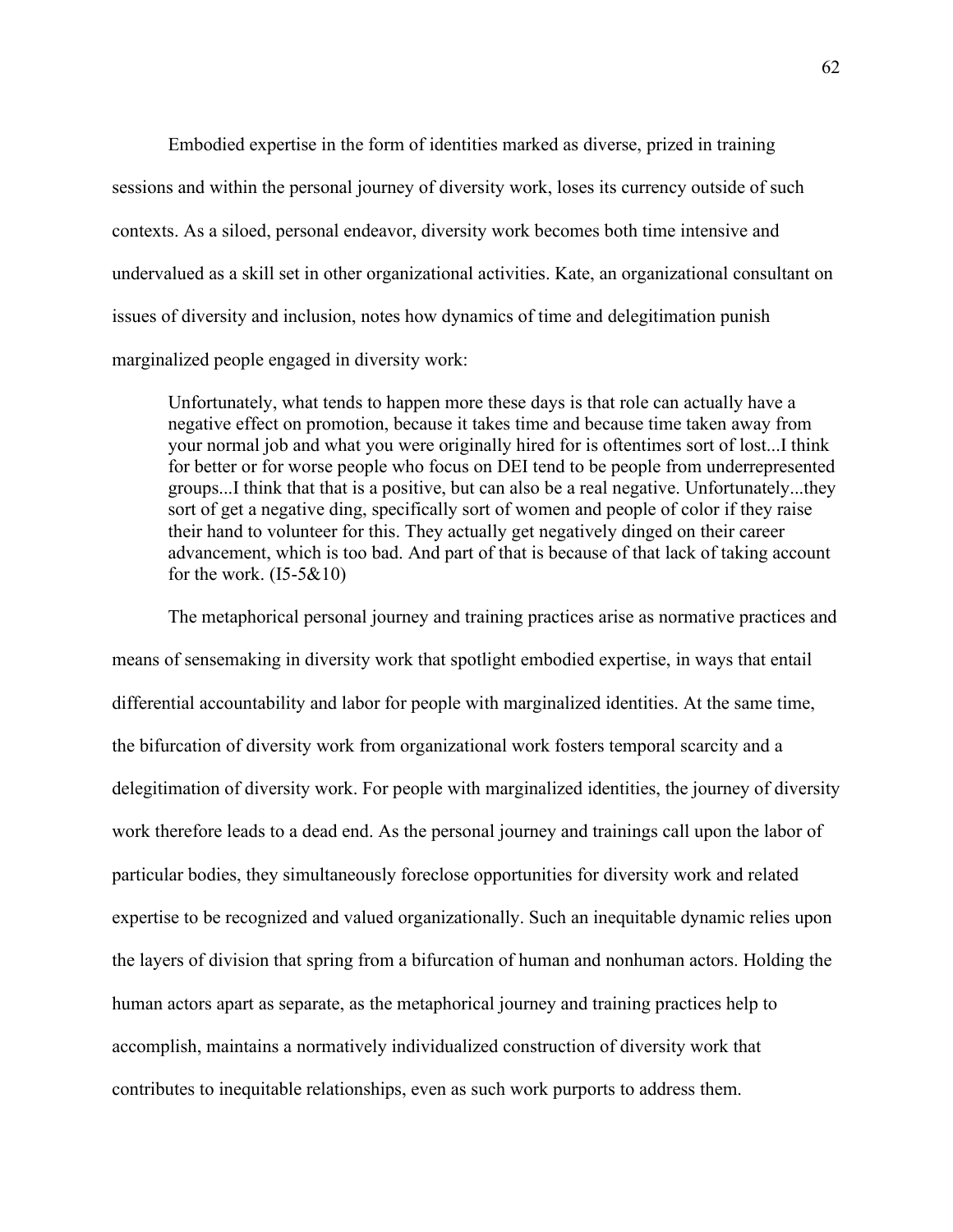Embodied expertise in the form of identities marked as diverse, prized in training sessions and within the personal journey of diversity work, loses its currency outside of such contexts. As a siloed, personal endeavor, diversity work becomes both time intensive and undervalued as a skill set in other organizational activities. Kate, an organizational consultant on issues of diversity and inclusion, notes how dynamics of time and delegitimation punish marginalized people engaged in diversity work:

> Unfortunately, what tends to happen more these days is that role can actually have a negative effect on promotion, because it takes time and because time taken away from your normal job and what you were originally hired for is oftentimes sort of lost...I think for better or for worse people who focus on DEI tend to be people from underrepresented groups...I think that that is a positive, but can also be a real negative. Unfortunately...they sort of get a negative ding, specifically sort of women and people of color if they raise their hand to volunteer for this. They actually get negatively dinged on their career advancement, which is too bad. And part of that is because of that lack of taking account for the work. (I5-5&10)

The metaphorical personal journey and training practices arise as normative practices and means of sensemaking in diversity work that spotlight embodied expertise, in ways that entail differential accountability and labor for people with marginalized identities. At the same time, the bifurcation of diversity work from organizational work fosters temporal scarcity and a delegitimation of diversity work. For people with marginalized identities, the journey of diversity work therefore leads to a dead end. As the personal journey and trainings call upon the labor of particular bodies, they simultaneously foreclose opportunities for diversity work and related expertise to be recognized and valued organizationally. Such an inequitable dynamic relies upon the layers of division that spring from a bifurcation of human and nonhuman actors. Holding the human actors apart as separate, as the metaphorical journey and training practices help to accomplish, maintains a normatively individualized construction of diversity work that contributes to inequitable relationships, even as such work purports to address them.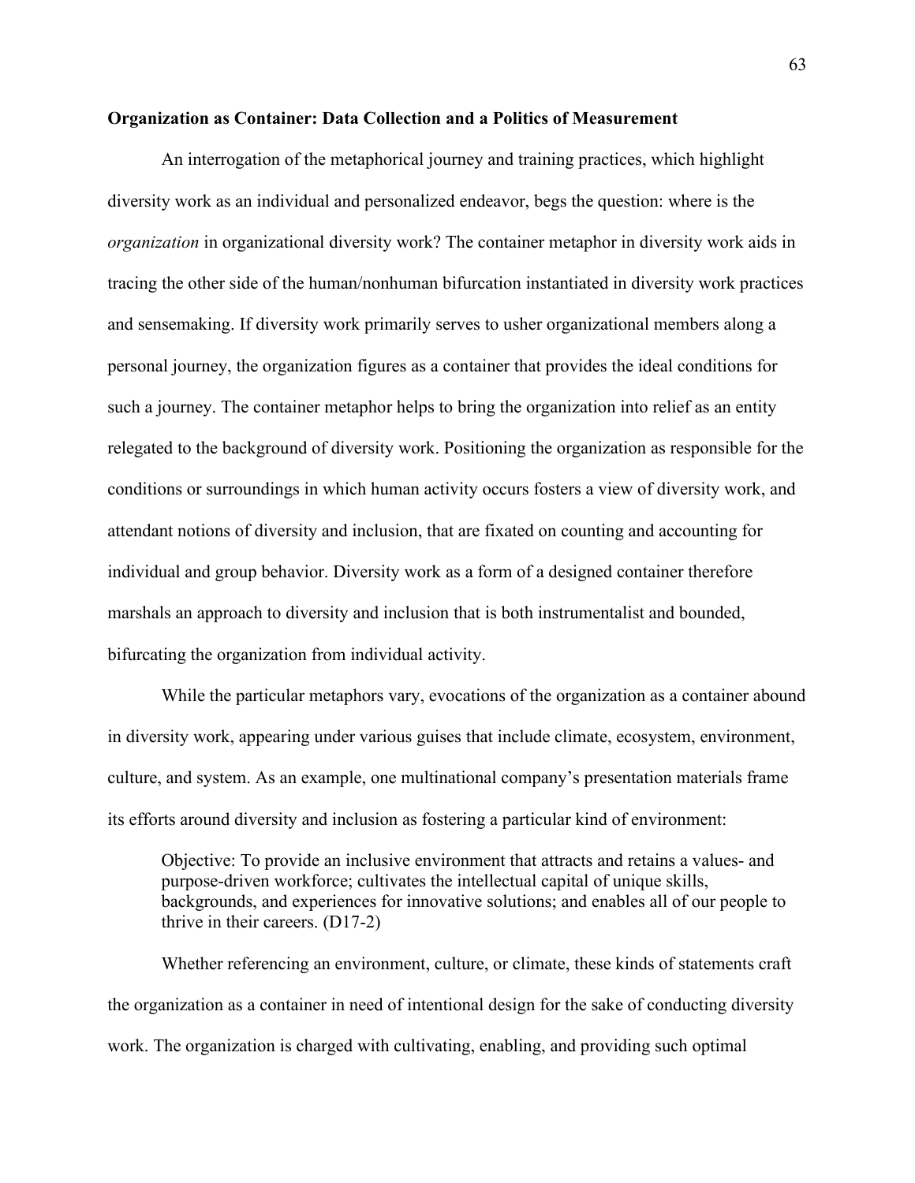**Organization as Container: Data Collection and a Politics of Measurement**

An interrogation of the metaphorical journey and training practices, which highlight diversity work as an individual and personalized endeavor, begs the question: where is the *organization* in organizational diversity work? The container metaphor in diversity work aids in tracing the other side of the human/nonhuman bifurcation instantiated in diversity work practices and sensemaking. If diversity work primarily serves to usher organizational members along a personal journey, the organization figures as a container that provides the ideal conditions for such a journey. The container metaphor helps to bring the organization into relief as an entity relegated to the background of diversity work. Positioning the organization as responsible for the conditions or surroundings in which human activity occurs fosters a view of diversity work, and attendant notions of diversity and inclusion, that are fixated on counting and accounting for individual and group behavior. Diversity work as a form of a designed container therefore marshals an approach to diversity and inclusion that is both instrumentalist and bounded, bifurcating the organization from individual activity.

While the particular metaphors vary, evocations of the organization as a container abound in diversity work, appearing under various guises that include climate, ecosystem, environment, culture, and system. As an example, one multinational company's presentation materials frame its efforts around diversity and inclusion as fostering a particular kind of environment:

> Objective: To provide an inclusive environment that attracts and retains a values- and purpose-driven workforce; cultivates the intellectual capital of unique skills, backgrounds, and experiences for innovative solutions; and enables all of our people to thrive in their careers. (D17-2)

Whether referencing an environment, culture, or climate, these kinds of statements craft the organization as a container in need of intentional design for the sake of conducting diversity work. The organization is charged with cultivating, enabling, and providing such optimal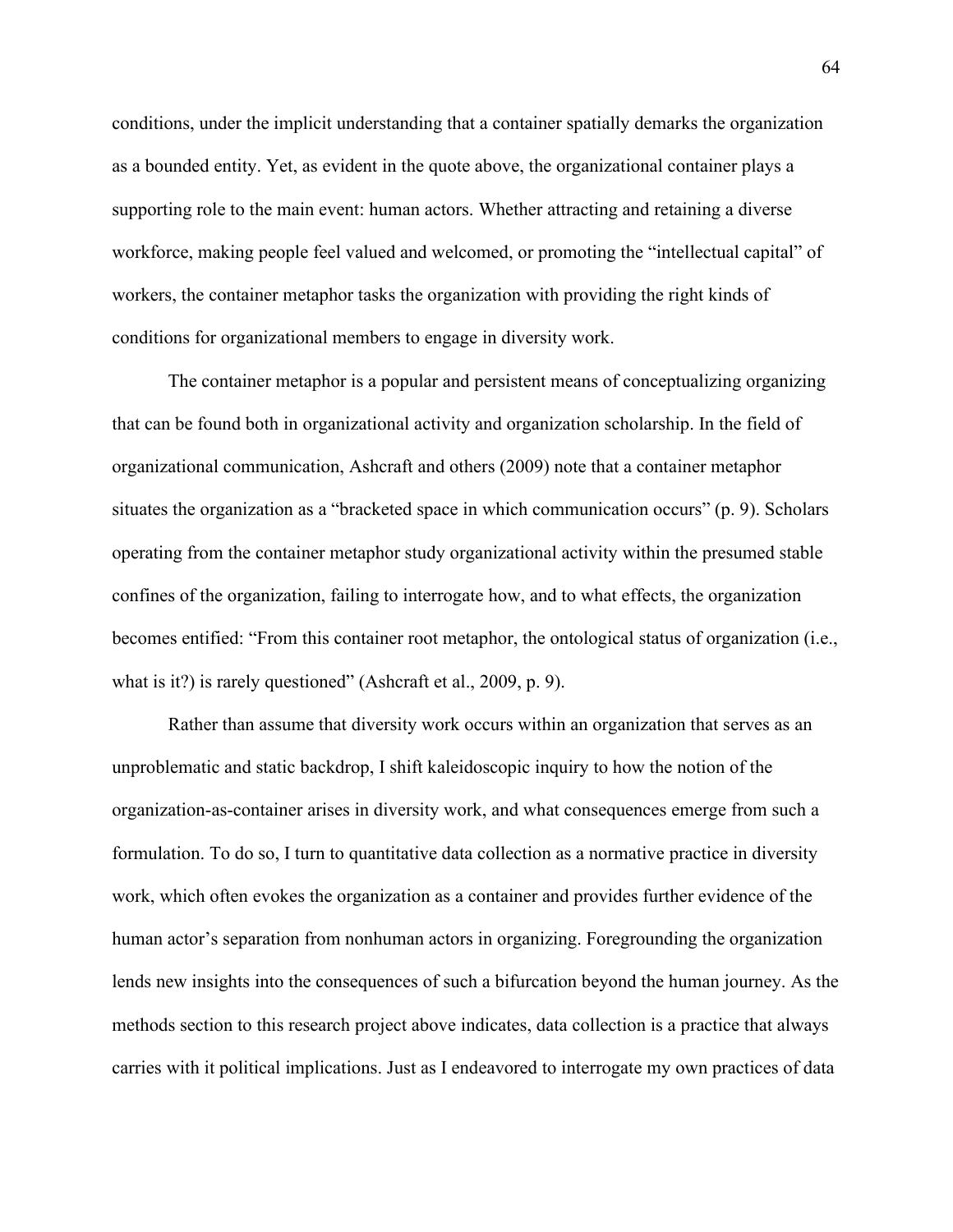conditions, under the implicit understanding that a container spatially demarks the organization as a bounded entity. Yet, as evident in the quote above, the organizational container plays a supporting role to the main event: human actors. Whether attracting and retaining a diverse workforce, making people feel valued and welcomed, or promoting the "intellectual capital" of workers, the container metaphor tasks the organization with providing the right kinds of conditions for organizational members to engage in diversity work.

The container metaphor is a popular and persistent means of conceptualizing organizing that can be found both in organizational activity and organization scholarship. In the field of organizational communication, Ashcraft and others (2009) note that a container metaphor situates the organization as a "bracketed space in which communication occurs" (p. 9). Scholars operating from the container metaphor study organizational activity within the presumed stable confines of the organization, failing to interrogate how, and to what effects, the organization becomes entified: "From this container root metaphor, the ontological status of organization (i.e., what is it?) is rarely questioned" (Ashcraft et al., 2009, p. 9).

Rather than assume that diversity work occurs within an organization that serves as an unproblematic and static backdrop, I shift kaleidoscopic inquiry to how the notion of the organization-as-container arises in diversity work, and what consequences emerge from such a formulation. To do so, I turn to quantitative data collection as a normative practice in diversity work, which often evokes the organization as a container and provides further evidence of the human actor's separation from nonhuman actors in organizing. Foregrounding the organization lends new insights into the consequences of such a bifurcation beyond the human journey. As the methods section to this research project above indicates, data collection is a practice that always carries with it political implications. Just as I endeavored to interrogate my own practices of data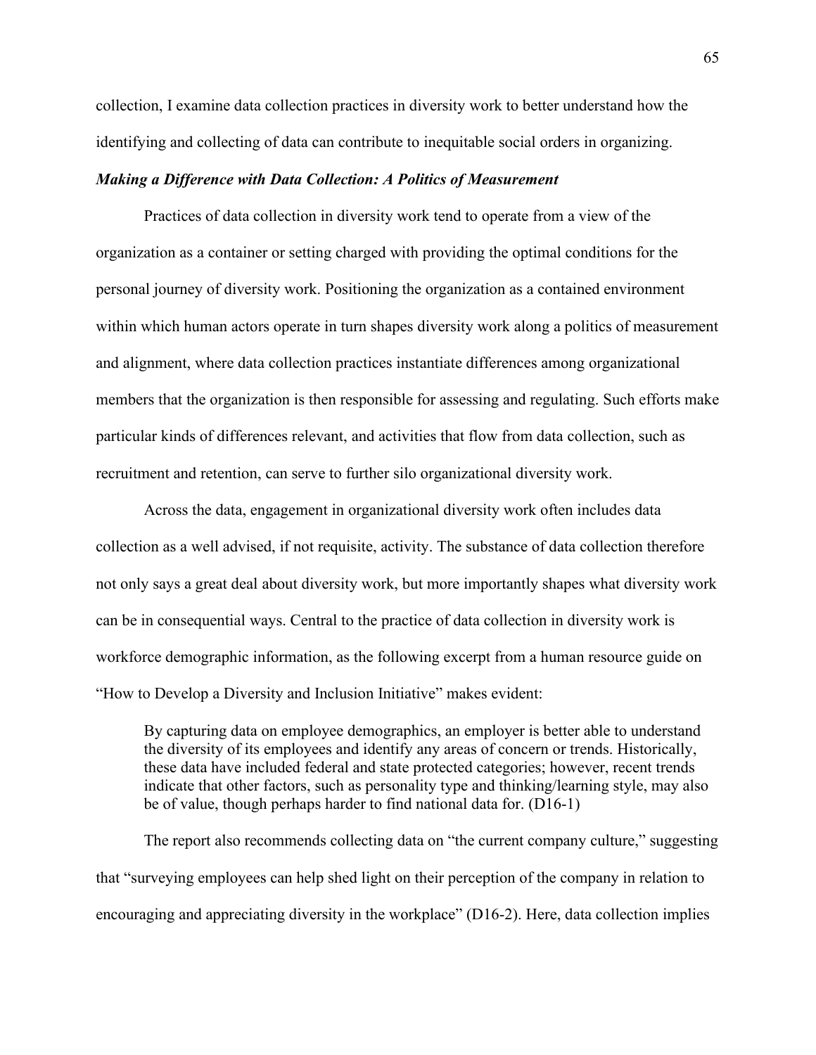collection, I examine data collection practices in diversity work to better understand how the identifying and collecting of data can contribute to inequitable social orders in organizing.

### *Making a Difference with Data Collection: A Politics of Measurement*

Practices of data collection in diversity work tend to operate from a view of the organization as a container or setting charged with providing the optimal conditions for the personal journey of diversity work. Positioning the organization as a contained environment within which human actors operate in turn shapes diversity work along a politics of measurement and alignment, where data collection practices instantiate differences among organizational members that the organization is then responsible for assessing and regulating. Such efforts make particular kinds of differences relevant, and activities that flow from data collection, such as recruitment and retention, can serve to further silo organizational diversity work.

Across the data, engagement in organizational diversity work often includes data collection as a well advised, if not requisite, activity. The substance of data collection therefore not only says a great deal about diversity work, but more importantly shapes what diversity work can be in consequential ways. Central to the practice of data collection in diversity work is workforce demographic information, as the following excerpt from a human resource guide on "How to Develop a Diversity and Inclusion Initiative" makes evident:

> By capturing data on employee demographics, an employer is better able to understand the diversity of its employees and identify any areas of concern or trends. Historically, these data have included federal and state protected categories; however, recent trends indicate that other factors, such as personality type and thinking/learning style, may also be of value, though perhaps harder to find national data for. (D16-1)

The report also recommends collecting data on "the current company culture," suggesting that "surveying employees can help shed light on their perception of the company in relation to encouraging and appreciating diversity in the workplace" (D16-2). Here, data collection implies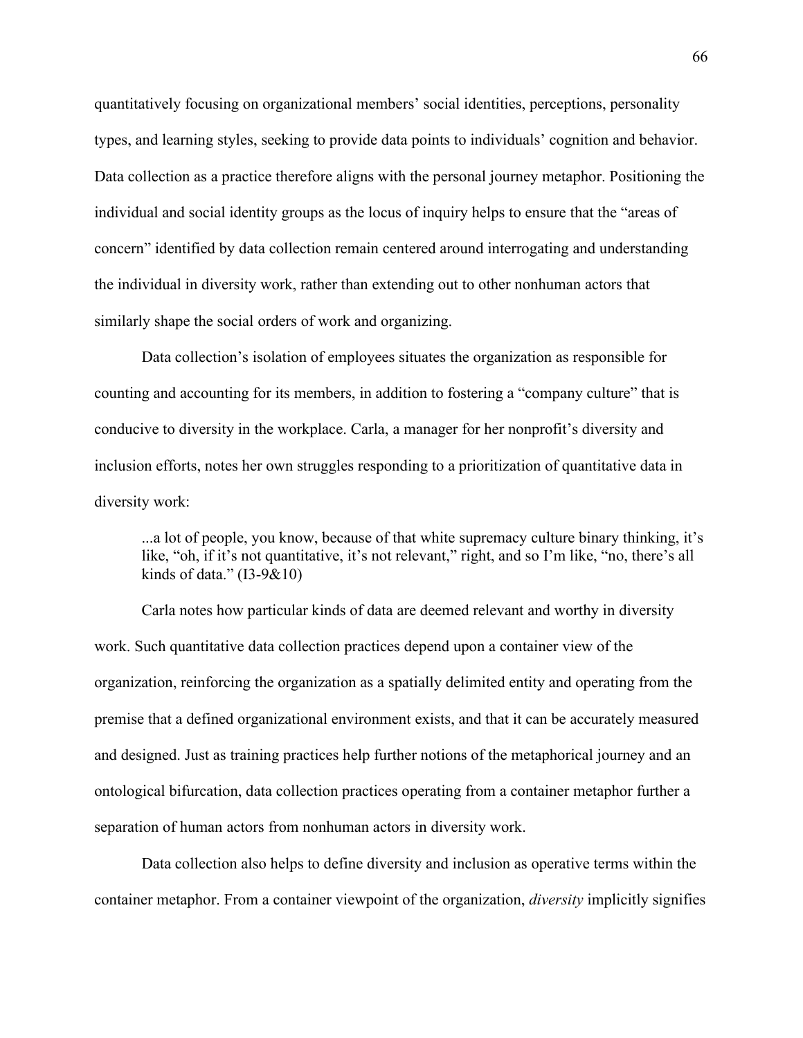quantitatively focusing on organizational members' social identities, perceptions, personality types, and learning styles, seeking to provide data points to individuals' cognition and behavior. Data collection as a practice therefore aligns with the personal journey metaphor. Positioning the individual and social identity groups as the locus of inquiry helps to ensure that the "areas of concern" identified by data collection remain centered around interrogating and understanding the individual in diversity work, rather than extending out to other nonhuman actors that similarly shape the social orders of work and organizing.

Data collection's isolation of employees situates the organization as responsible for counting and accounting for its members, in addition to fostering a "company culture" that is conducive to diversity in the workplace. Carla, a manager for her nonprofit's diversity and inclusion efforts, notes her own struggles responding to a prioritization of quantitative data in diversity work:

> ...a lot of people, you know, because of that white supremacy culture binary thinking, it's like, "oh, if it's not quantitative, it's not relevant," right, and so I'm like, "no, there's all kinds of data." (I3-9&10)

Carla notes how particular kinds of data are deemed relevant and worthy in diversity work. Such quantitative data collection practices depend upon a container view of the organization, reinforcing the organization as a spatially delimited entity and operating from the premise that a defined organizational environment exists, and that it can be accurately measured and designed. Just as training practices help further notions of the metaphorical journey and an ontological bifurcation, data collection practices operating from a container metaphor further a separation of human actors from nonhuman actors in diversity work.

Data collection also helps to define diversity and inclusion as operative terms within the container metaphor. From a container viewpoint of the organization, *diversity* implicitly signifies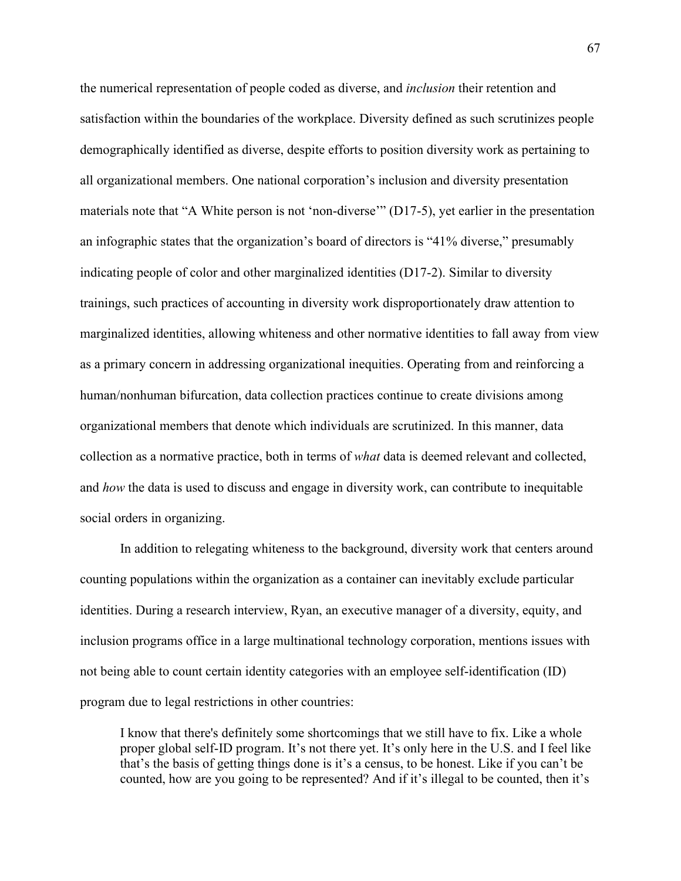the numerical representation of people coded as diverse, and *inclusion* their retention and satisfaction within the boundaries of the workplace. Diversity defined as such scrutinizes people demographically identified as diverse, despite efforts to position diversity work as pertaining to all organizational members. One national corporation's inclusion and diversity presentation materials note that "A White person is not 'non-diverse'" (D17-5), yet earlier in the presentation an infographic states that the organization's board of directors is "41% diverse," presumably indicating people of color and other marginalized identities (D17-2). Similar to diversity trainings, such practices of accounting in diversity work disproportionately draw attention to marginalized identities, allowing whiteness and other normative identities to fall away from view as a primary concern in addressing organizational inequities. Operating from and reinforcing a human/nonhuman bifurcation, data collection practices continue to create divisions among organizational members that denote which individuals are scrutinized. In this manner, data collection as a normative practice, both in terms of *what* data is deemed relevant and collected, and *how* the data is used to discuss and engage in diversity work, can contribute to inequitable social orders in organizing.

In addition to relegating whiteness to the background, diversity work that centers around counting populations within the organization as a container can inevitably exclude particular identities. During a research interview, Ryan, an executive manager of a diversity, equity, and inclusion programs office in a large multinational technology corporation, mentions issues with not being able to count certain identity categories with an employee self-identification (ID) program due to legal restrictions in other countries:

> I know that there's definitely some shortcomings that we still have to fix. Like a whole proper global self-ID program. It's not there yet. It's only here in the U.S. and I feel like that's the basis of getting things done is it's a census, to be honest. Like if you can't be counted, how are you going to be represented? And if it's illegal to be counted, then it's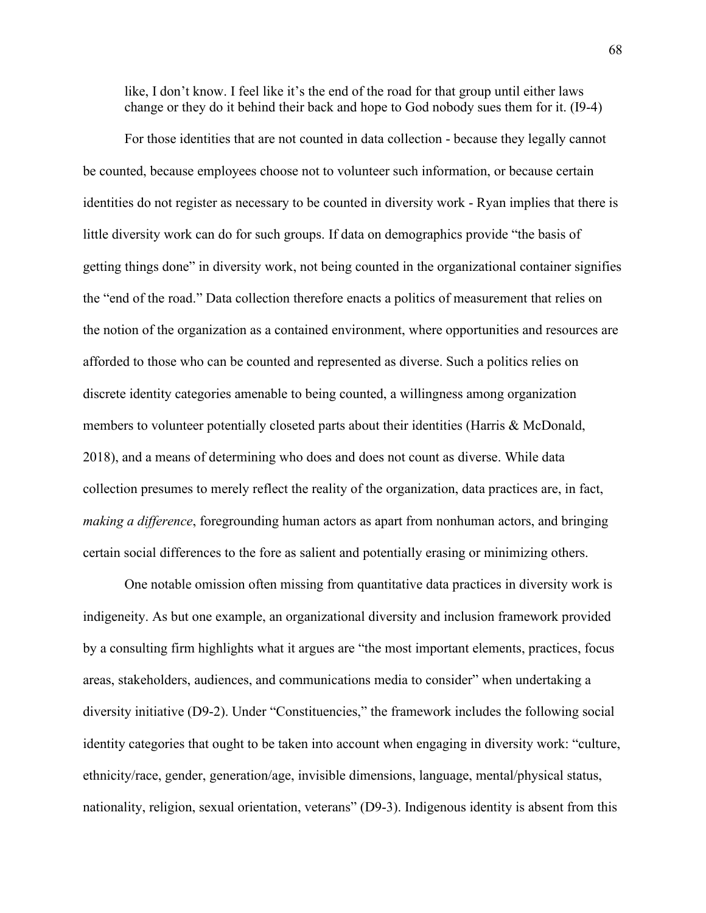> like, I don't know. I feel like it's the end of the road for that group until either laws change or they do it behind their back and hope to God nobody sues them for it. (I9-4)

For those identities that are not counted in data collection - because they legally cannot be counted, because employees choose not to volunteer such information, or because certain identities do not register as necessary to be counted in diversity work - Ryan implies that there is little diversity work can do for such groups. If data on demographics provide "the basis of getting things done" in diversity work, not being counted in the organizational container signifies the "end of the road." Data collection therefore enacts a politics of measurement that relies on the notion of the organization as a contained environment, where opportunities and resources are afforded to those who can be counted and represented as diverse. Such a politics relies on discrete identity categories amenable to being counted, a willingness among organization members to volunteer potentially closeted parts about their identities (Harris & McDonald, 2018), and a means of determining who does and does not count as diverse. While data collection presumes to merely reflect the reality of the organization, data practices are, in fact, *making a difference*, foregrounding human actors as apart from nonhuman actors, and bringing certain social differences to the fore as salient and potentially erasing or minimizing others.

One notable omission often missing from quantitative data practices in diversity work is indigeneity. As but one example, an organizational diversity and inclusion framework provided by a consulting firm highlights what it argues are "the most important elements, practices, focus areas, stakeholders, audiences, and communications media to consider" when undertaking a diversity initiative (D9-2). Under "Constituencies," the framework includes the following social identity categories that ought to be taken into account when engaging in diversity work: "culture, ethnicity/race, gender, generation/age, invisible dimensions, language, mental/physical status, nationality, religion, sexual orientation, veterans" (D9-3). Indigenous identity is absent from this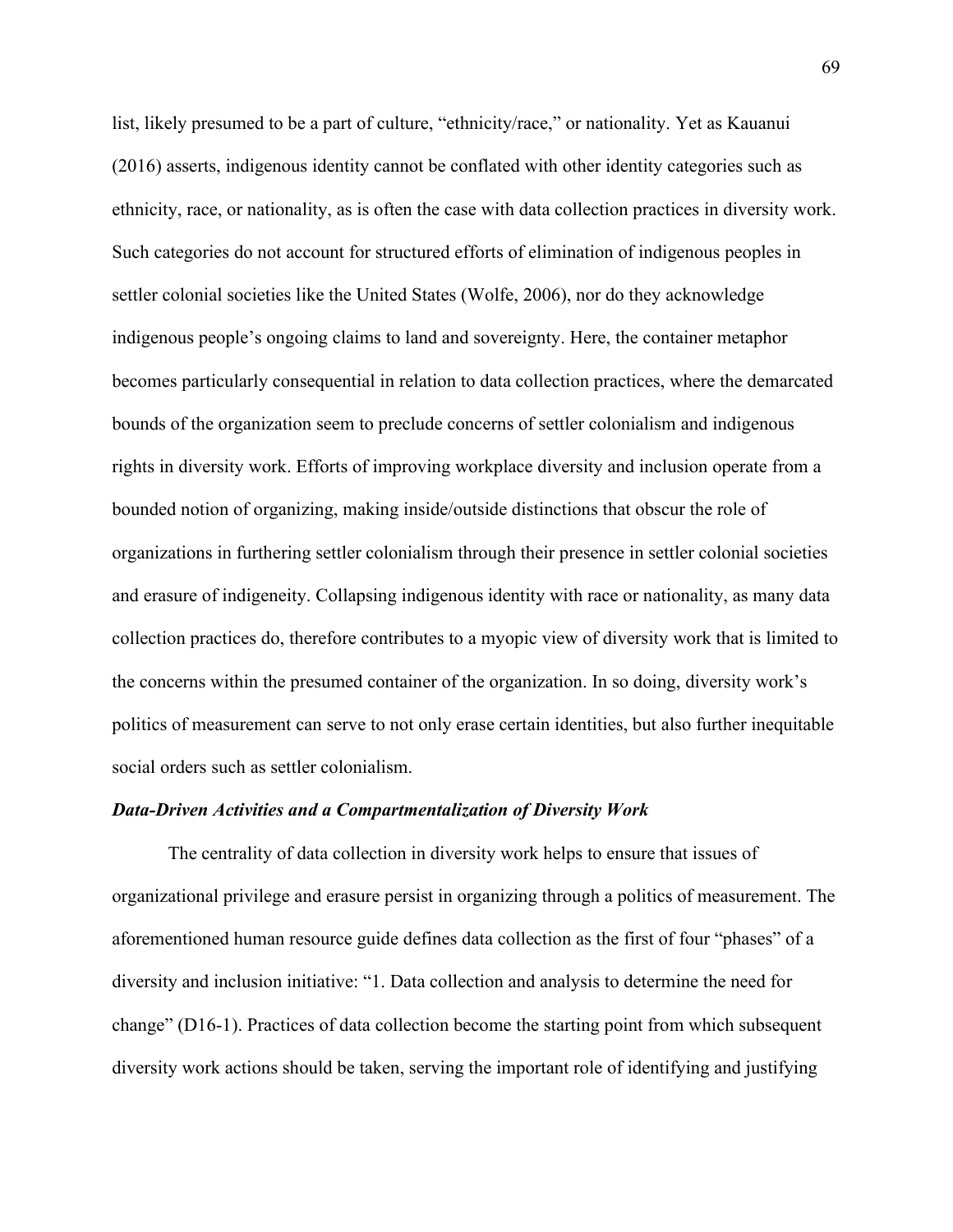list, likely presumed to be a part of culture, "ethnicity/race," or nationality. Yet as Kauanui (2016) asserts, indigenous identity cannot be conflated with other identity categories such as ethnicity, race, or nationality, as is often the case with data collection practices in diversity work. Such categories do not account for structured efforts of elimination of indigenous peoples in settler colonial societies like the United States (Wolfe, 2006), nor do they acknowledge indigenous people's ongoing claims to land and sovereignty. Here, the container metaphor becomes particularly consequential in relation to data collection practices, where the demarcated bounds of the organization seem to preclude concerns of settler colonialism and indigenous rights in diversity work. Efforts of improving workplace diversity and inclusion operate from a bounded notion of organizing, making inside/outside distinctions that obscur the role of organizations in furthering settler colonialism through their presence in settler colonial societies and erasure of indigeneity. Collapsing indigenous identity with race or nationality, as many data collection practices do, therefore contributes to a myopic view of diversity work that is limited to the concerns within the presumed container of the organization. In so doing, diversity work's politics of measurement can serve to not only erase certain identities, but also further inequitable social orders such as settler colonialism.

***Data-Driven Activities and a Compartmentalization of Diversity Work***

The centrality of data collection in diversity work helps to ensure that issues of organizational privilege and erasure persist in organizing through a politics of measurement. The aforementioned human resource guide defines data collection as the first of four "phases" of a diversity and inclusion initiative: "1. Data collection and analysis to determine the need for change" (D16-1). Practices of data collection become the starting point from which subsequent diversity work actions should be taken, serving the important role of identifying and justifying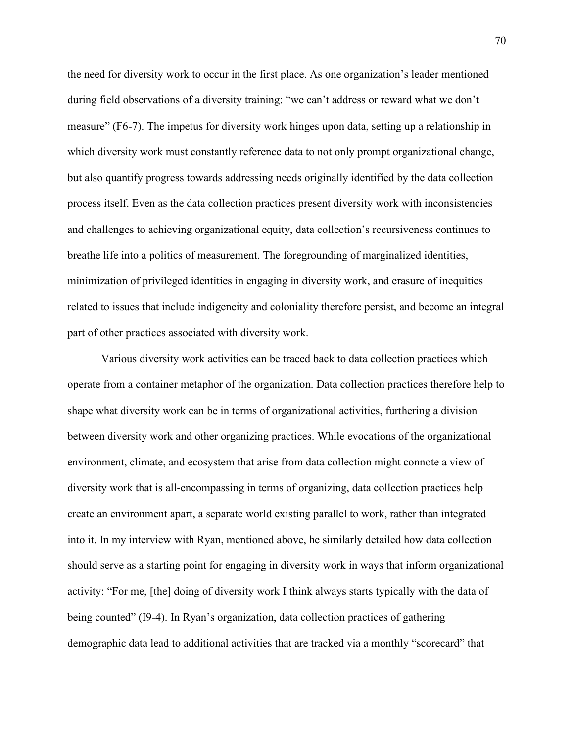the need for diversity work to occur in the first place. As one organization's leader mentioned during field observations of a diversity training: "we can't address or reward what we don't measure" (F6-7). The impetus for diversity work hinges upon data, setting up a relationship in which diversity work must constantly reference data to not only prompt organizational change, but also quantify progress towards addressing needs originally identified by the data collection process itself. Even as the data collection practices present diversity work with inconsistencies and challenges to achieving organizational equity, data collection's recursiveness continues to breathe life into a politics of measurement. The foregrounding of marginalized identities, minimization of privileged identities in engaging in diversity work, and erasure of inequities related to issues that include indigeneity and coloniality therefore persist, and become an integral part of other practices associated with diversity work.

Various diversity work activities can be traced back to data collection practices which operate from a container metaphor of the organization. Data collection practices therefore help to shape what diversity work can be in terms of organizational activities, furthering a division between diversity work and other organizing practices. While evocations of the organizational environment, climate, and ecosystem that arise from data collection might connote a view of diversity work that is all-encompassing in terms of organizing, data collection practices help create an environment apart, a separate world existing parallel to work, rather than integrated into it. In my interview with Ryan, mentioned above, he similarly detailed how data collection should serve as a starting point for engaging in diversity work in ways that inform organizational activity: "For me, [the] doing of diversity work I think always starts typically with the data of being counted" (I9-4). In Ryan's organization, data collection practices of gathering demographic data lead to additional activities that are tracked via a monthly "scorecard" that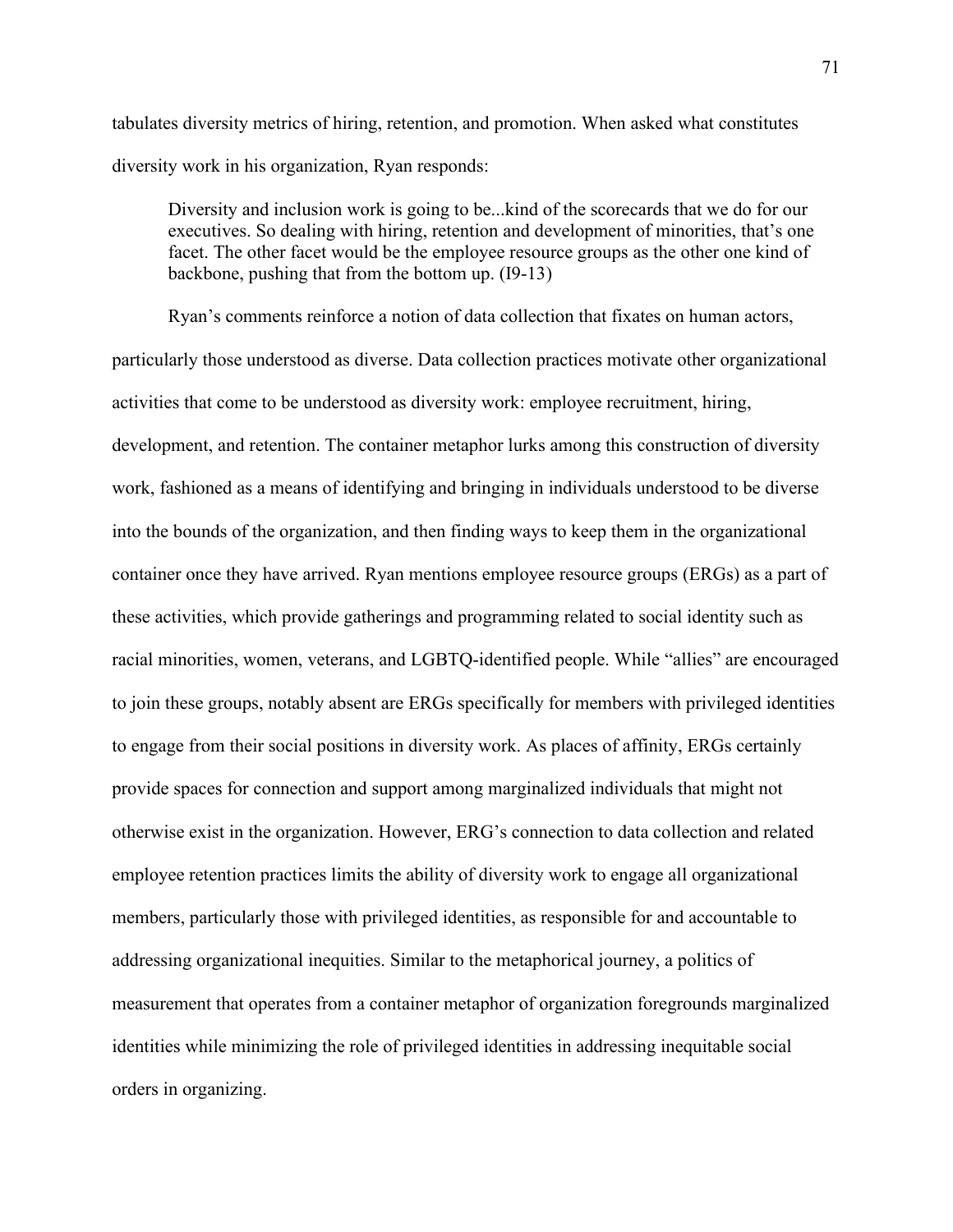tabulates diversity metrics of hiring, retention, and promotion. When asked what constitutes diversity work in his organization, Ryan responds:

> Diversity and inclusion work is going to be...kind of the scorecards that we do for our executives. So dealing with hiring, retention and development of minorities, that's one facet. The other facet would be the employee resource groups as the other one kind of backbone, pushing that from the bottom up. (I9-13)

Ryan's comments reinforce a notion of data collection that fixates on human actors, particularly those understood as diverse. Data collection practices motivate other organizational activities that come to be understood as diversity work: employee recruitment, hiring, development, and retention. The container metaphor lurks among this construction of diversity work, fashioned as a means of identifying and bringing in individuals understood to be diverse into the bounds of the organization, and then finding ways to keep them in the organizational container once they have arrived. Ryan mentions employee resource groups (ERGs) as a part of these activities, which provide gatherings and programming related to social identity such as racial minorities, women, veterans, and LGBTQ-identified people. While "allies" are encouraged to join these groups, notably absent are ERGs specifically for members with privileged identities to engage from their social positions in diversity work. As places of affinity, ERGs certainly provide spaces for connection and support among marginalized individuals that might not otherwise exist in the organization. However, ERG's connection to data collection and related employee retention practices limits the ability of diversity work to engage all organizational members, particularly those with privileged identities, as responsible for and accountable to addressing organizational inequities. Similar to the metaphorical journey, a politics of measurement that operates from a container metaphor of organization foregrounds marginalized identities while minimizing the role of privileged identities in addressing inequitable social orders in organizing.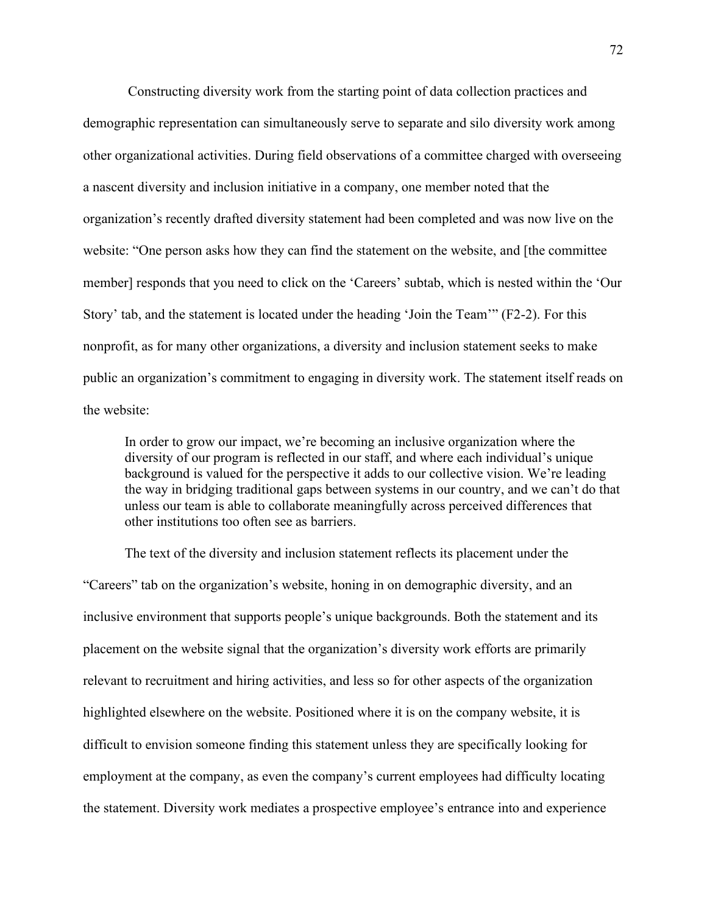Constructing diversity work from the starting point of data collection practices and demographic representation can simultaneously serve to separate and silo diversity work among other organizational activities. During field observations of a committee charged with overseeing a nascent diversity and inclusion initiative in a company, one member noted that the organization's recently drafted diversity statement had been completed and was now live on the website: "One person asks how they can find the statement on the website, and [the committee member] responds that you need to click on the 'Careers' subtab, which is nested within the 'Our Story' tab, and the statement is located under the heading 'Join the Team'" (F2-2). For this nonprofit, as for many other organizations, a diversity and inclusion statement seeks to make public an organization's commitment to engaging in diversity work. The statement itself reads on the website:

> In order to grow our impact, we're becoming an inclusive organization where the diversity of our program is reflected in our staff, and where each individual's unique background is valued for the perspective it adds to our collective vision. We're leading the way in bridging traditional gaps between systems in our country, and we can't do that unless our team is able to collaborate meaningfully across perceived differences that other institutions too often see as barriers.

The text of the diversity and inclusion statement reflects its placement under the "Careers" tab on the organization's website, honing in on demographic diversity, and an inclusive environment that supports people's unique backgrounds. Both the statement and its placement on the website signal that the organization's diversity work efforts are primarily relevant to recruitment and hiring activities, and less so for other aspects of the organization highlighted elsewhere on the website. Positioned where it is on the company website, it is difficult to envision someone finding this statement unless they are specifically looking for employment at the company, as even the company's current employees had difficulty locating the statement. Diversity work mediates a prospective employee's entrance into and experience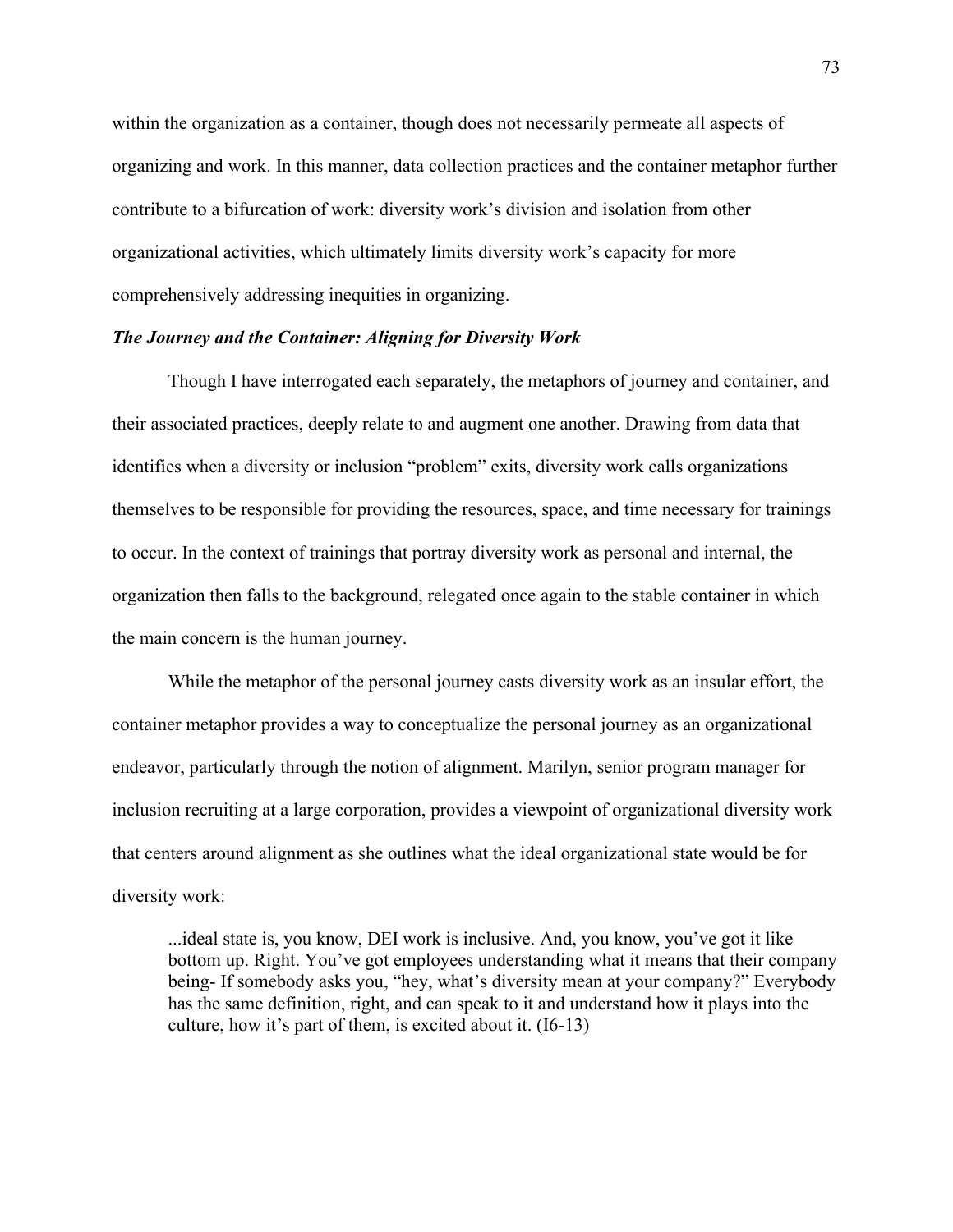within the organization as a container, though does not necessarily permeate all aspects of organizing and work. In this manner, data collection practices and the container metaphor further contribute to a bifurcation of work: diversity work's division and isolation from other organizational activities, which ultimately limits diversity work's capacity for more comprehensively addressing inequities in organizing.

### ***The Journey and the Container: Aligning for Diversity Work***

Though I have interrogated each separately, the metaphors of journey and container, and their associated practices, deeply relate to and augment one another. Drawing from data that identifies when a diversity or inclusion "problem" exits, diversity work calls organizations themselves to be responsible for providing the resources, space, and time necessary for trainings to occur. In the context of trainings that portray diversity work as personal and internal, the organization then falls to the background, relegated once again to the stable container in which the main concern is the human journey.

While the metaphor of the personal journey casts diversity work as an insular effort, the container metaphor provides a way to conceptualize the personal journey as an organizational endeavor, particularly through the notion of alignment. Marilyn, senior program manager for inclusion recruiting at a large corporation, provides a viewpoint of organizational diversity work that centers around alignment as she outlines what the ideal organizational state would be for diversity work:

> ...ideal state is, you know, DEI work is inclusive. And, you know, you've got it like bottom up. Right. You've got employees understanding what it means that their company being- If somebody asks you, "hey, what's diversity mean at your company?" Everybody has the same definition, right, and can speak to it and understand how it plays into the culture, how it's part of them, is excited about it. (I6-13)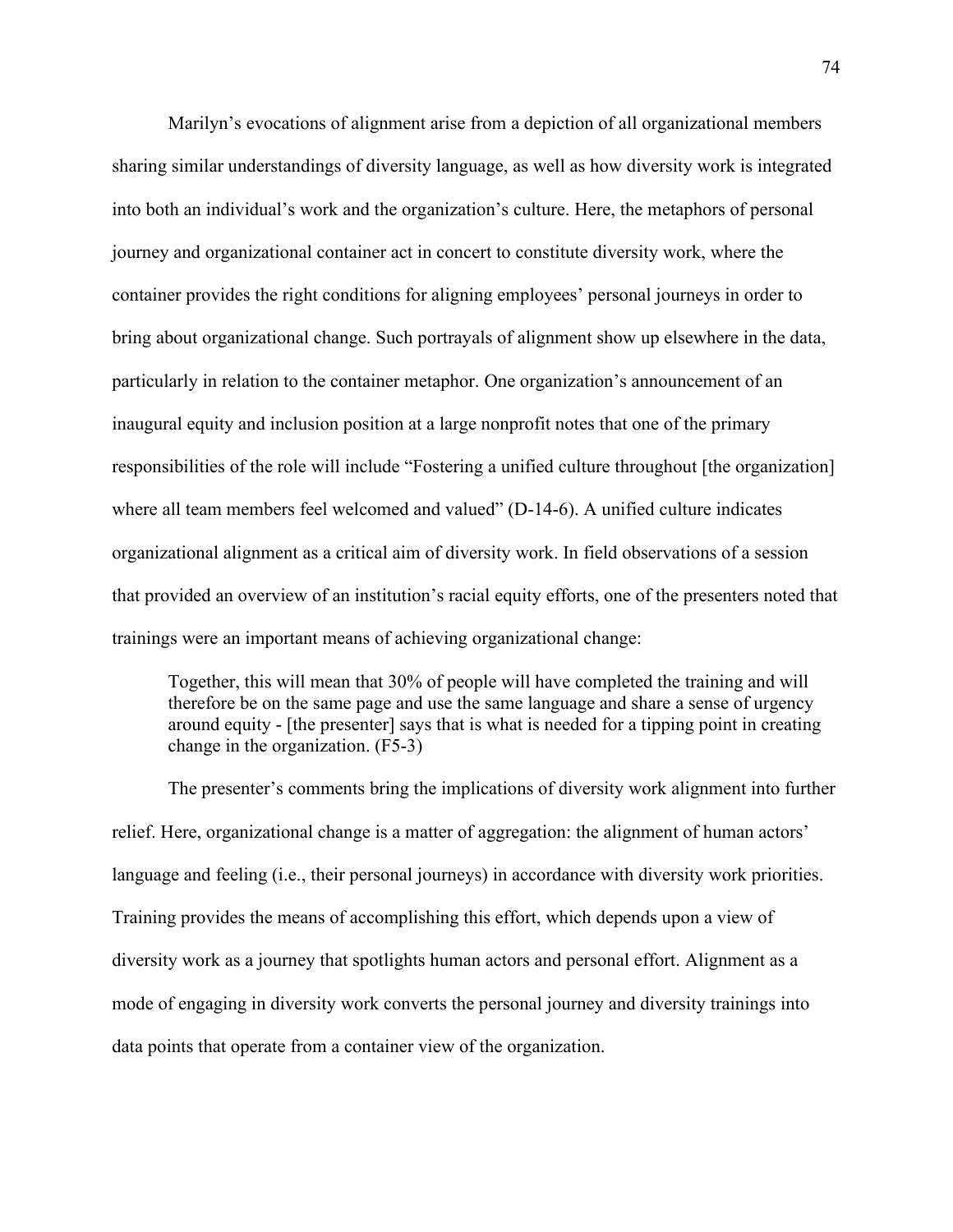Marilyn's evocations of alignment arise from a depiction of all organizational members sharing similar understandings of diversity language, as well as how diversity work is integrated into both an individual's work and the organization's culture. Here, the metaphors of personal journey and organizational container act in concert to constitute diversity work, where the container provides the right conditions for aligning employees' personal journeys in order to bring about organizational change. Such portrayals of alignment show up elsewhere in the data, particularly in relation to the container metaphor. One organization's announcement of an inaugural equity and inclusion position at a large nonprofit notes that one of the primary responsibilities of the role will include "Fostering a unified culture throughout [the organization] where all team members feel welcomed and valued" (D-14-6). A unified culture indicates organizational alignment as a critical aim of diversity work. In field observations of a session that provided an overview of an institution's racial equity efforts, one of the presenters noted that trainings were an important means of achieving organizational change:

> Together, this will mean that 30% of people will have completed the training and will therefore be on the same page and use the same language and share a sense of urgency around equity - [the presenter] says that is what is needed for a tipping point in creating change in the organization. (F5-3)

The presenter's comments bring the implications of diversity work alignment into further relief. Here, organizational change is a matter of aggregation: the alignment of human actors' language and feeling (i.e., their personal journeys) in accordance with diversity work priorities. Training provides the means of accomplishing this effort, which depends upon a view of diversity work as a journey that spotlights human actors and personal effort. Alignment as a mode of engaging in diversity work converts the personal journey and diversity trainings into data points that operate from a container view of the organization.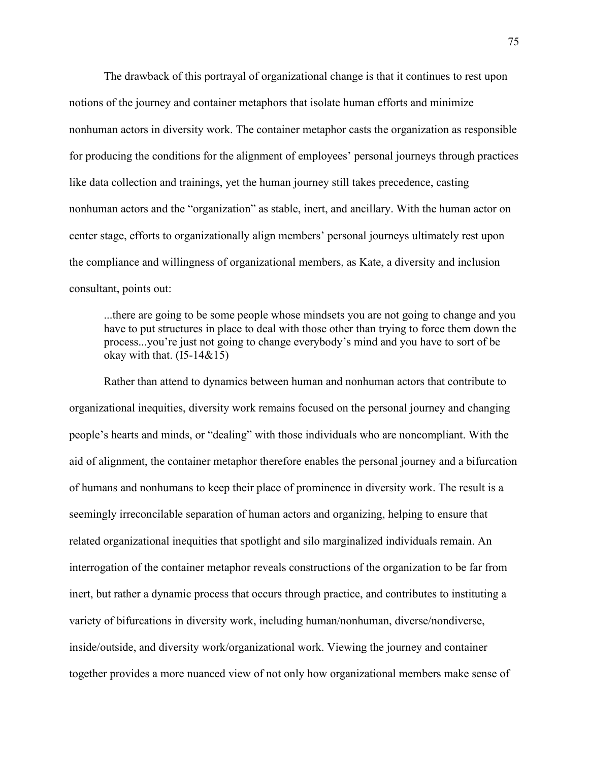The drawback of this portrayal of organizational change is that it continues to rest upon notions of the journey and container metaphors that isolate human efforts and minimize nonhuman actors in diversity work. The container metaphor casts the organization as responsible for producing the conditions for the alignment of employees' personal journeys through practices like data collection and trainings, yet the human journey still takes precedence, casting nonhuman actors and the "organization" as stable, inert, and ancillary. With the human actor on center stage, efforts to organizationally align members' personal journeys ultimately rest upon the compliance and willingness of organizational members, as Kate, a diversity and inclusion consultant, points out:

> ...there are going to be some people whose mindsets you are not going to change and you have to put structures in place to deal with those other than trying to force them down the process...you're just not going to change everybody's mind and you have to sort of be okay with that. (I5-14&15)

Rather than attend to dynamics between human and nonhuman actors that contribute to organizational inequities, diversity work remains focused on the personal journey and changing people's hearts and minds, or "dealing" with those individuals who are noncompliant. With the aid of alignment, the container metaphor therefore enables the personal journey and a bifurcation of humans and nonhumans to keep their place of prominence in diversity work. The result is a seemingly irreconcilable separation of human actors and organizing, helping to ensure that related organizational inequities that spotlight and silo marginalized individuals remain. An interrogation of the container metaphor reveals constructions of the organization to be far from inert, but rather a dynamic process that occurs through practice, and contributes to instituting a variety of bifurcations in diversity work, including human/nonhuman, diverse/nondiverse, inside/outside, and diversity work/organizational work. Viewing the journey and container together provides a more nuanced view of not only how organizational members make sense of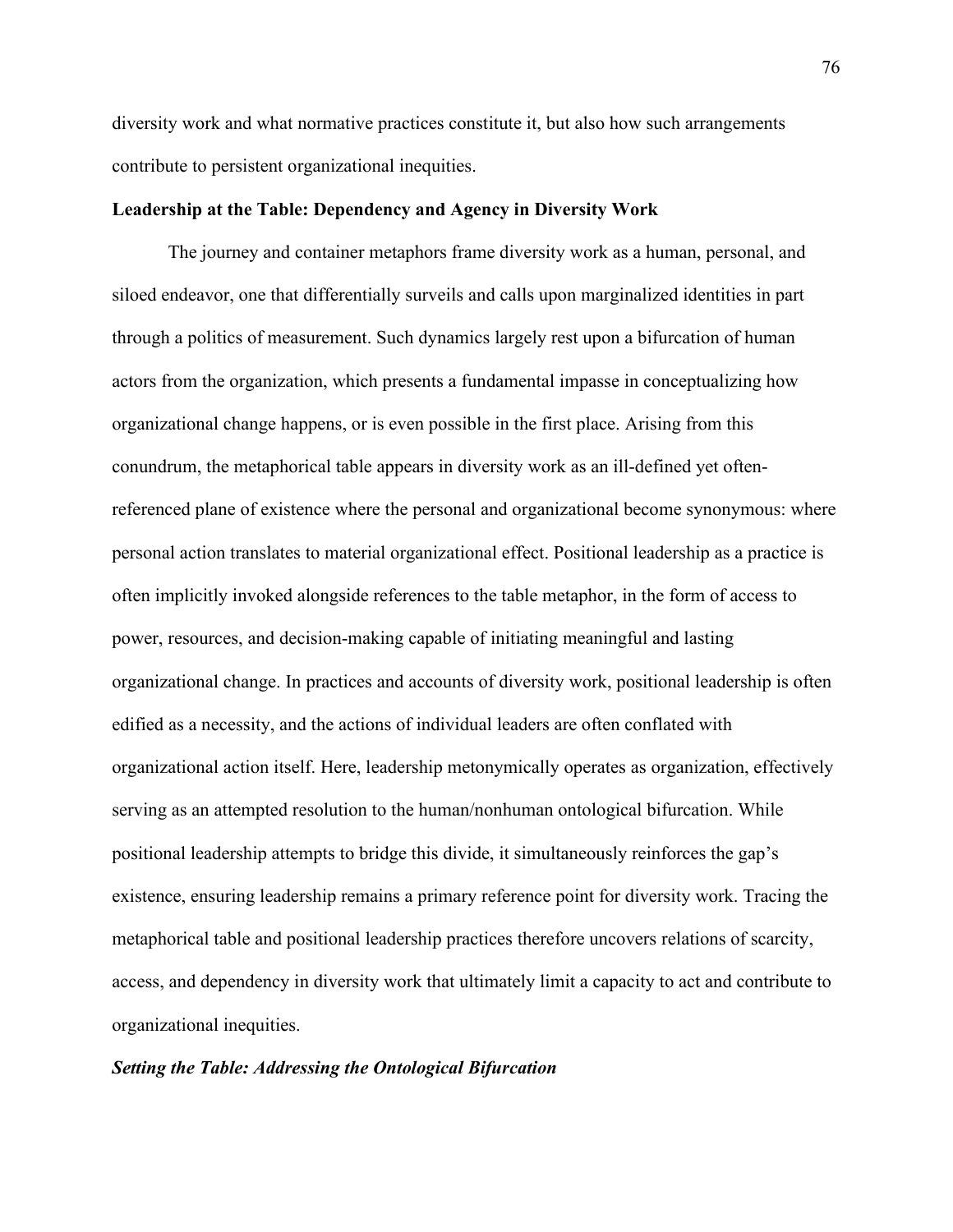diversity work and what normative practices constitute it, but also how such arrangements contribute to persistent organizational inequities.

## Leadership at the Table: Dependency and Agency in Diversity Work

The journey and container metaphors frame diversity work as a human, personal, and siloed endeavor, one that differentially surveils and calls upon marginalized identities in part through a politics of measurement. Such dynamics largely rest upon a bifurcation of human actors from the organization, which presents a fundamental impasse in conceptualizing how organizational change happens, or is even possible in the first place. Arising from this conundrum, the metaphorical table appears in diversity work as an ill-defined yet often-referenced plane of existence where the personal and organizational become synonymous: where personal action translates to material organizational effect. Positional leadership as a practice is often implicitly invoked alongside references to the table metaphor, in the form of access to power, resources, and decision-making capable of initiating meaningful and lasting organizational change. In practices and accounts of diversity work, positional leadership is often edified as a necessity, and the actions of individual leaders are often conflated with organizational action itself. Here, leadership metonymically operates as organization, effectively serving as an attempted resolution to the human/nonhuman ontological bifurcation. While positional leadership attempts to bridge this divide, it simultaneously reinforces the gap's existence, ensuring leadership remains a primary reference point for diversity work. Tracing the metaphorical table and positional leadership practices therefore uncovers relations of scarcity, access, and dependency in diversity work that ultimately limit a capacity to act and contribute to organizational inequities.

### *Setting the Table: Addressing the Ontological Bifurcation*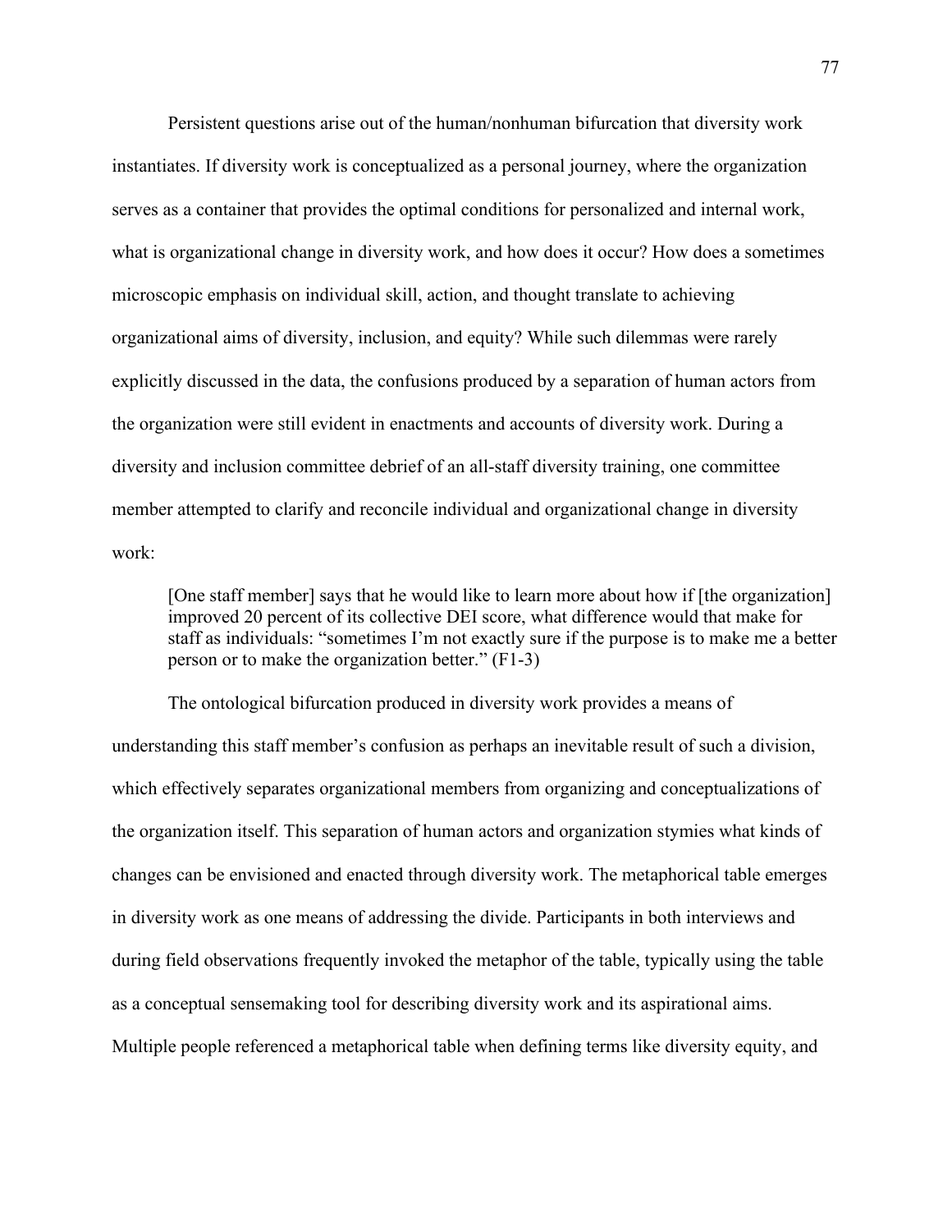Persistent questions arise out of the human/nonhuman bifurcation that diversity work instantiates. If diversity work is conceptualized as a personal journey, where the organization serves as a container that provides the optimal conditions for personalized and internal work, what is organizational change in diversity work, and how does it occur? How does a sometimes microscopic emphasis on individual skill, action, and thought translate to achieving organizational aims of diversity, inclusion, and equity? While such dilemmas were rarely explicitly discussed in the data, the confusions produced by a separation of human actors from the organization were still evident in enactments and accounts of diversity work. During a diversity and inclusion committee debrief of an all-staff diversity training, one committee member attempted to clarify and reconcile individual and organizational change in diversity work:

> [One staff member] says that he would like to learn more about how if [the organization] improved 20 percent of its collective DEI score, what difference would that make for staff as individuals: "sometimes I'm not exactly sure if the purpose is to make me a better person or to make the organization better." (F1-3)

The ontological bifurcation produced in diversity work provides a means of understanding this staff member's confusion as perhaps an inevitable result of such a division, which effectively separates organizational members from organizing and conceptualizations of the organization itself. This separation of human actors and organization stymies what kinds of changes can be envisioned and enacted through diversity work. The metaphorical table emerges in diversity work as one means of addressing the divide. Participants in both interviews and during field observations frequently invoked the metaphor of the table, typically using the table as a conceptual sensemaking tool for describing diversity work and its aspirational aims. Multiple people referenced a metaphorical table when defining terms like diversity equity, and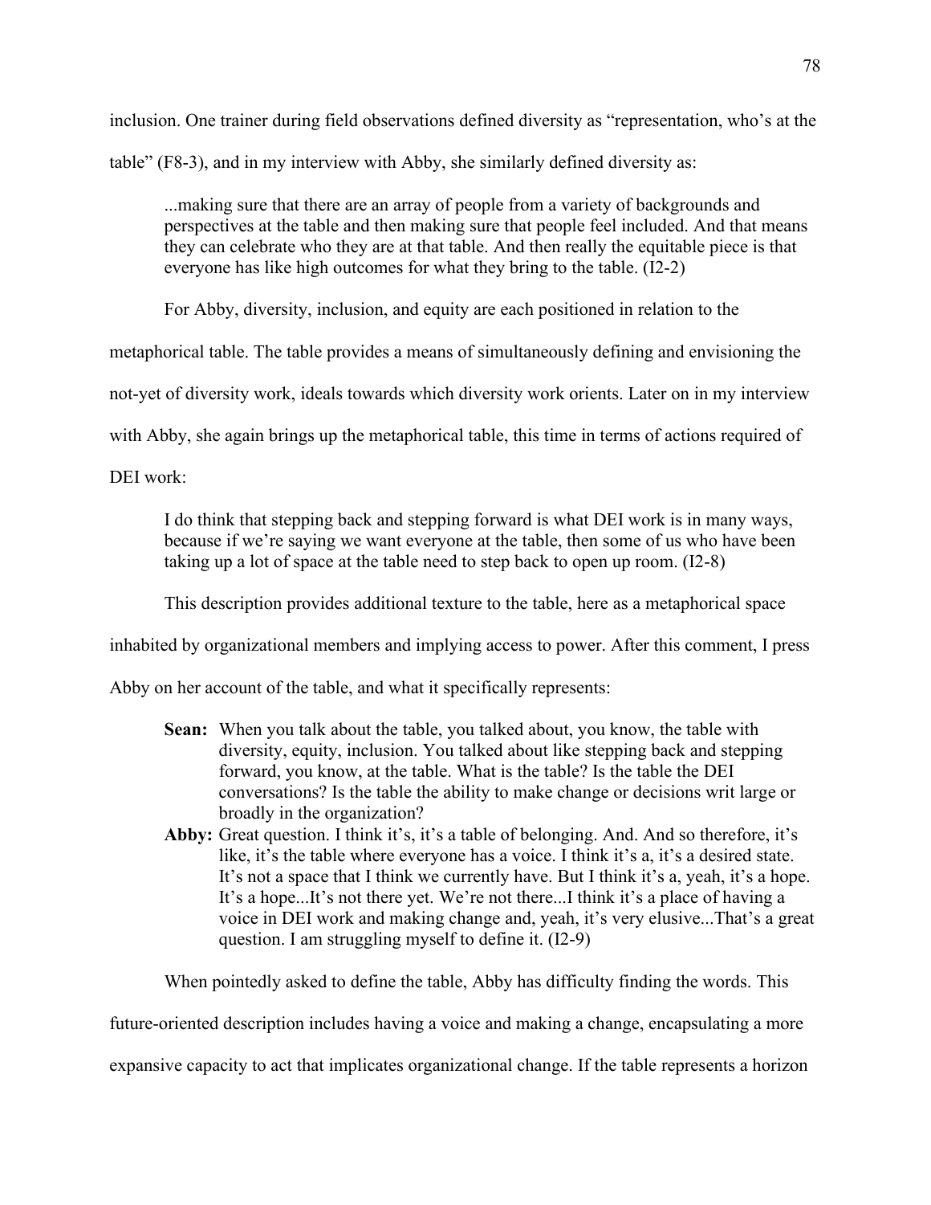inclusion. One trainer during field observations defined diversity as "representation, who's at the table" (F8-3), and in my interview with Abby, she similarly defined diversity as:

> ...making sure that there are an array of people from a variety of backgrounds and perspectives at the table and then making sure that people feel included. And that means they can celebrate who they are at that table. And then really the equitable piece is that everyone has like high outcomes for what they bring to the table. (I2-2)

For Abby, diversity, inclusion, and equity are each positioned in relation to the metaphorical table. The table provides a means of simultaneously defining and envisioning the not-yet of diversity work, ideals towards which diversity work orients. Later on in my interview with Abby, she again brings up the metaphorical table, this time in terms of actions required of DEI work:

> I do think that stepping back and stepping forward is what DEI work is in many ways, because if we're saying we want everyone at the table, then some of us who have been taking up a lot of space at the table need to step back to open up room. (I2-8)

This description provides additional texture to the table, here as a metaphorical space inhabited by organizational members and implying access to power. After this comment, I press Abby on her account of the table, and what it specifically represents:

> **Sean:** When you talk about the table, you talked about, you know, the table with diversity, equity, inclusion. You talked about like stepping back and stepping forward, you know, at the table. What is the table? Is the table the DEI conversations? Is the table the ability to make change or decisions writ large or broadly in the organization?
>
> **Abby:** Great question. I think it's, it's a table of belonging. And. And so therefore, it's like, it's the table where everyone has a voice. I think it's a, it's a desired state. It's not a space that I think we currently have. But I think it's a, yeah, it's a hope. It's a hope...It's not there yet. We're not there...I think it's a place of having a voice in DEI work and making change and, yeah, it's very elusive...That's a great question. I am struggling myself to define it. (I2-9)

When pointedly asked to define the table, Abby has difficulty finding the words. This future-oriented description includes having a voice and making a change, encapsulating a more expansive capacity to act that implicates organizational change. If the table represents a horizon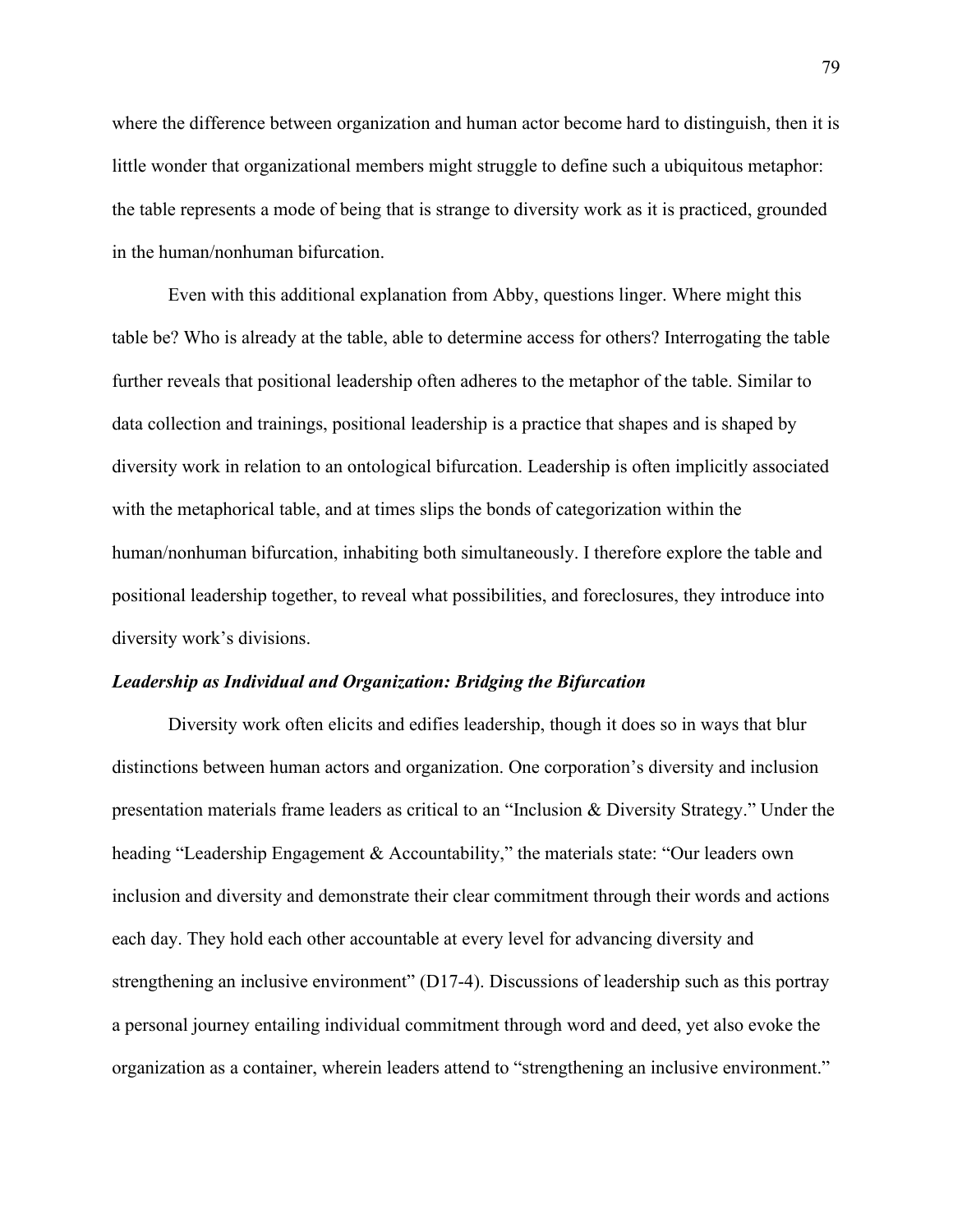where the difference between organization and human actor become hard to distinguish, then it is little wonder that organizational members might struggle to define such a ubiquitous metaphor: the table represents a mode of being that is strange to diversity work as it is practiced, grounded in the human/nonhuman bifurcation.

Even with this additional explanation from Abby, questions linger. Where might this table be? Who is already at the table, able to determine access for others? Interrogating the table further reveals that positional leadership often adheres to the metaphor of the table. Similar to data collection and trainings, positional leadership is a practice that shapes and is shaped by diversity work in relation to an ontological bifurcation. Leadership is often implicitly associated with the metaphorical table, and at times slips the bonds of categorization within the human/nonhuman bifurcation, inhabiting both simultaneously. I therefore explore the table and positional leadership together, to reveal what possibilities, and foreclosures, they introduce into diversity work's divisions.

***Leadership as Individual and Organization: Bridging the Bifurcation***

Diversity work often elicits and edifies leadership, though it does so in ways that blur distinctions between human actors and organization. One corporation's diversity and inclusion presentation materials frame leaders as critical to an "Inclusion & Diversity Strategy." Under the heading "Leadership Engagement & Accountability," the materials state: "Our leaders own inclusion and diversity and demonstrate their clear commitment through their words and actions each day. They hold each other accountable at every level for advancing diversity and strengthening an inclusive environment" (D17-4). Discussions of leadership such as this portray a personal journey entailing individual commitment through word and deed, yet also evoke the organization as a container, wherein leaders attend to "strengthening an inclusive environment."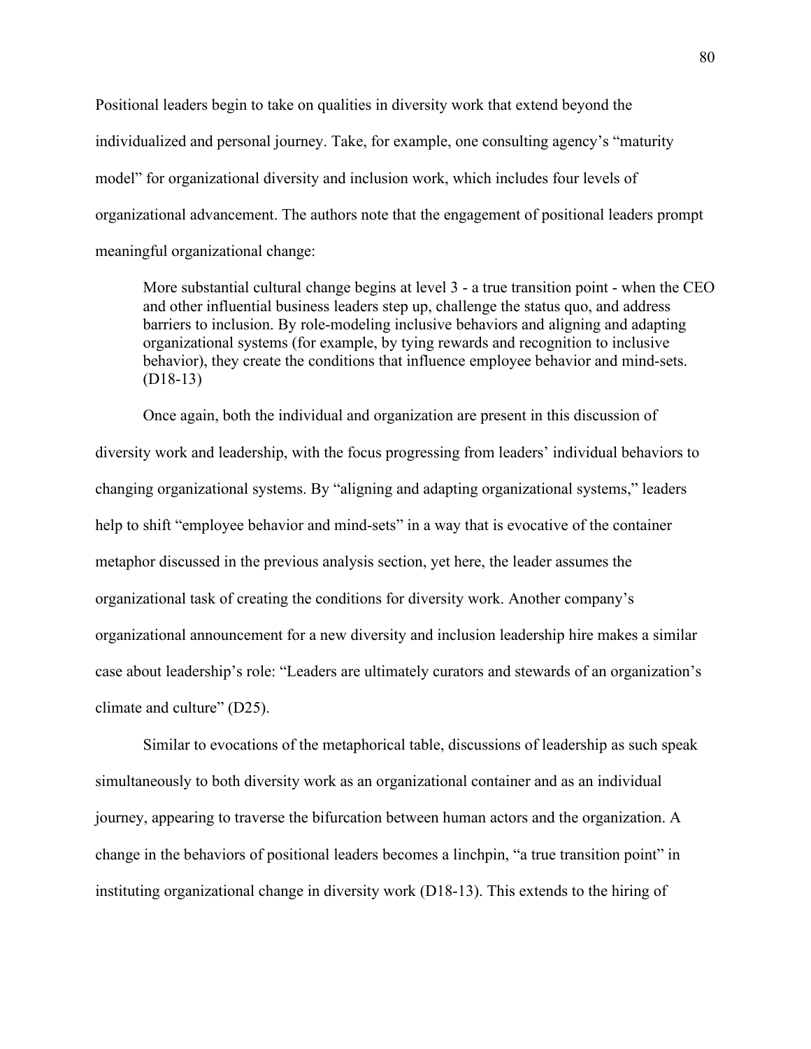Positional leaders begin to take on qualities in diversity work that extend beyond the individualized and personal journey. Take, for example, one consulting agency's "maturity model" for organizational diversity and inclusion work, which includes four levels of organizational advancement. The authors note that the engagement of positional leaders prompt meaningful organizational change:

> More substantial cultural change begins at level 3 - a true transition point - when the CEO and other influential business leaders step up, challenge the status quo, and address barriers to inclusion. By role-modeling inclusive behaviors and aligning and adapting organizational systems (for example, by tying rewards and recognition to inclusive behavior), they create the conditions that influence employee behavior and mind-sets. (D18-13)

Once again, both the individual and organization are present in this discussion of diversity work and leadership, with the focus progressing from leaders' individual behaviors to changing organizational systems. By "aligning and adapting organizational systems," leaders help to shift "employee behavior and mind-sets" in a way that is evocative of the container metaphor discussed in the previous analysis section, yet here, the leader assumes the organizational task of creating the conditions for diversity work. Another company's organizational announcement for a new diversity and inclusion leadership hire makes a similar case about leadership's role: "Leaders are ultimately curators and stewards of an organization's climate and culture" (D25).

Similar to evocations of the metaphorical table, discussions of leadership as such speak simultaneously to both diversity work as an organizational container and as an individual journey, appearing to traverse the bifurcation between human actors and the organization. A change in the behaviors of positional leaders becomes a linchpin, "a true transition point" in instituting organizational change in diversity work (D18-13). This extends to the hiring of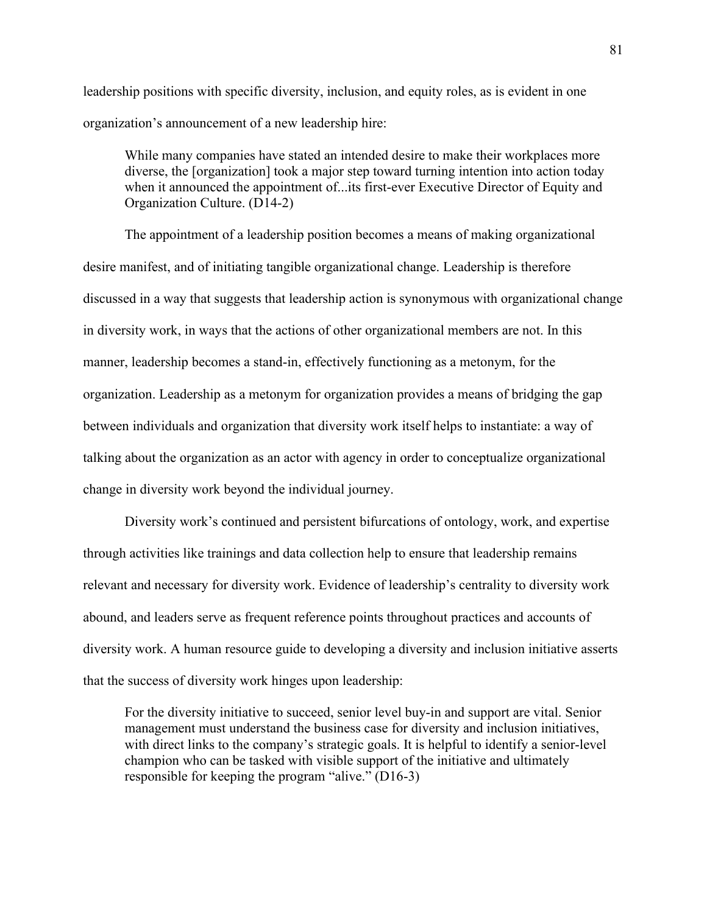leadership positions with specific diversity, inclusion, and equity roles, as is evident in one organization's announcement of a new leadership hire:

> While many companies have stated an intended desire to make their workplaces more diverse, the [organization] took a major step toward turning intention into action today when it announced the appointment of...its first-ever Executive Director of Equity and Organization Culture. (D14-2)

The appointment of a leadership position becomes a means of making organizational desire manifest, and of initiating tangible organizational change. Leadership is therefore discussed in a way that suggests that leadership action is synonymous with organizational change in diversity work, in ways that the actions of other organizational members are not. In this manner, leadership becomes a stand-in, effectively functioning as a metonym, for the organization. Leadership as a metonym for organization provides a means of bridging the gap between individuals and organization that diversity work itself helps to instantiate: a way of talking about the organization as an actor with agency in order to conceptualize organizational change in diversity work beyond the individual journey.

Diversity work's continued and persistent bifurcations of ontology, work, and expertise through activities like trainings and data collection help to ensure that leadership remains relevant and necessary for diversity work. Evidence of leadership's centrality to diversity work abound, and leaders serve as frequent reference points throughout practices and accounts of diversity work. A human resource guide to developing a diversity and inclusion initiative asserts that the success of diversity work hinges upon leadership:

> For the diversity initiative to succeed, senior level buy-in and support are vital. Senior management must understand the business case for diversity and inclusion initiatives, with direct links to the company's strategic goals. It is helpful to identify a senior-level champion who can be tasked with visible support of the initiative and ultimately responsible for keeping the program "alive." (D16-3)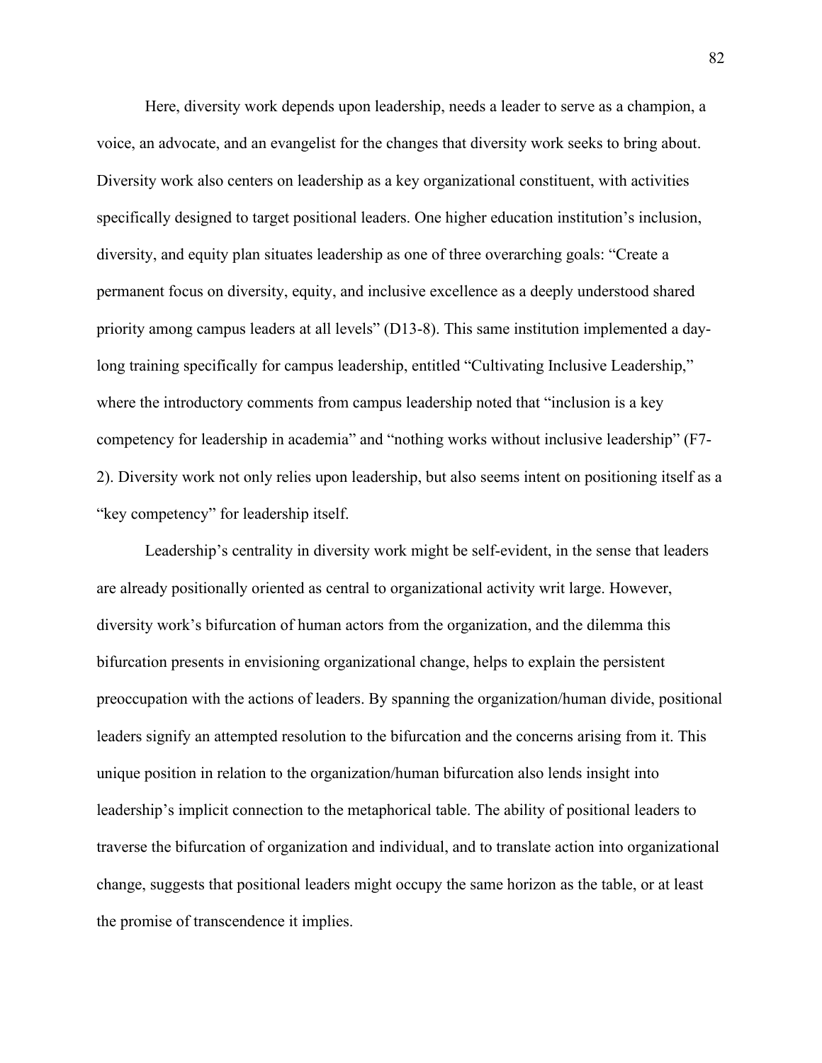Here, diversity work depends upon leadership, needs a leader to serve as a champion, a voice, an advocate, and an evangelist for the changes that diversity work seeks to bring about. Diversity work also centers on leadership as a key organizational constituent, with activities specifically designed to target positional leaders. One higher education institution's inclusion, diversity, and equity plan situates leadership as one of three overarching goals: "Create a permanent focus on diversity, equity, and inclusive excellence as a deeply understood shared priority among campus leaders at all levels" (D13-8). This same institution implemented a day-long training specifically for campus leadership, entitled "Cultivating Inclusive Leadership," where the introductory comments from campus leadership noted that "inclusion is a key competency for leadership in academia" and "nothing works without inclusive leadership" (F7-2). Diversity work not only relies upon leadership, but also seems intent on positioning itself as a "key competency" for leadership itself.

Leadership's centrality in diversity work might be self-evident, in the sense that leaders are already positionally oriented as central to organizational activity writ large. However, diversity work's bifurcation of human actors from the organization, and the dilemma this bifurcation presents in envisioning organizational change, helps to explain the persistent preoccupation with the actions of leaders. By spanning the organization/human divide, positional leaders signify an attempted resolution to the bifurcation and the concerns arising from it. This unique position in relation to the organization/human bifurcation also lends insight into leadership's implicit connection to the metaphorical table. The ability of positional leaders to traverse the bifurcation of organization and individual, and to translate action into organizational change, suggests that positional leaders might occupy the same horizon as the table, or at least the promise of transcendence it implies.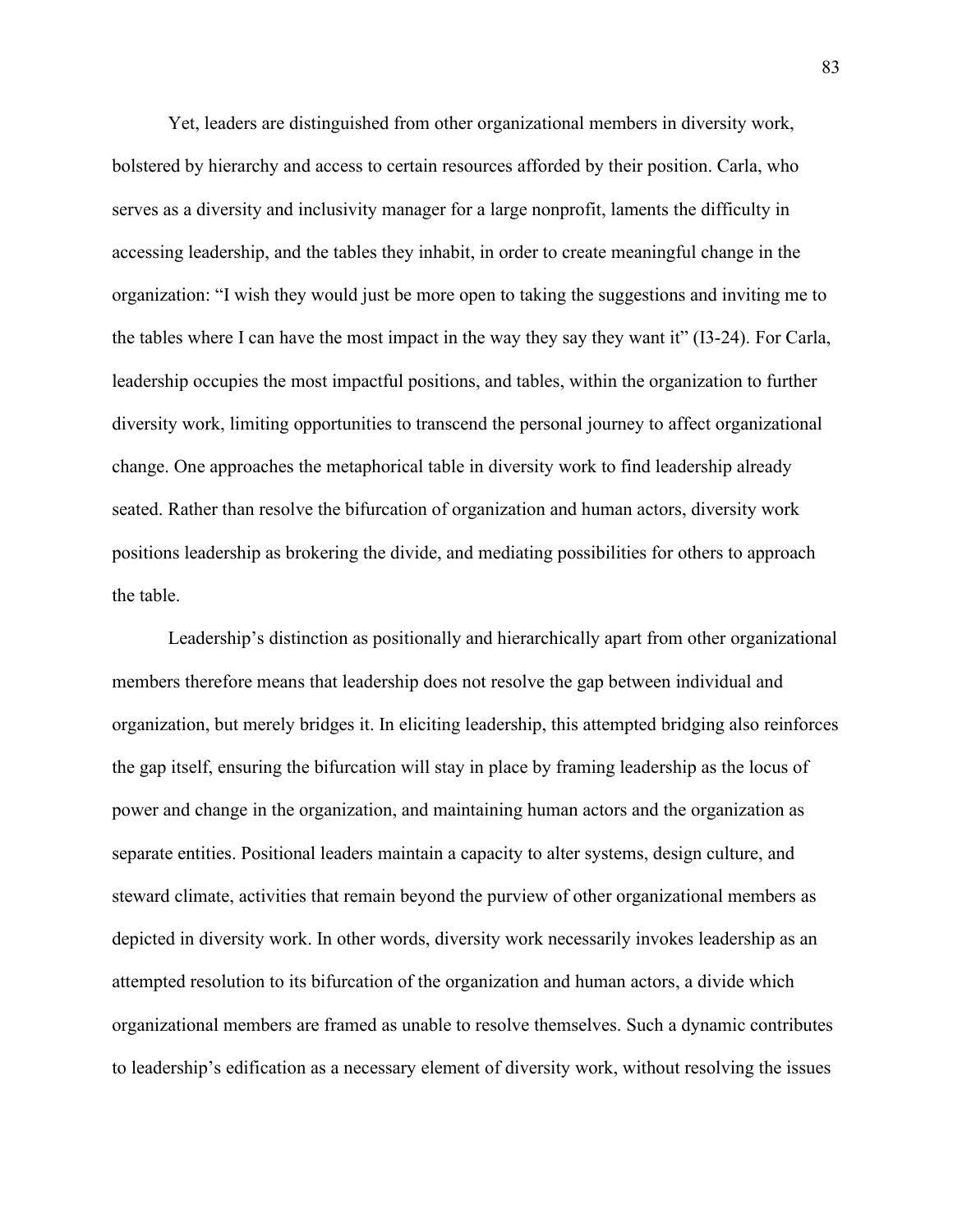Yet, leaders are distinguished from other organizational members in diversity work, bolstered by hierarchy and access to certain resources afforded by their position. Carla, who serves as a diversity and inclusivity manager for a large nonprofit, laments the difficulty in accessing leadership, and the tables they inhabit, in order to create meaningful change in the organization: "I wish they would just be more open to taking the suggestions and inviting me to the tables where I can have the most impact in the way they say they want it" (I3-24). For Carla, leadership occupies the most impactful positions, and tables, within the organization to further diversity work, limiting opportunities to transcend the personal journey to affect organizational change. One approaches the metaphorical table in diversity work to find leadership already seated. Rather than resolve the bifurcation of organization and human actors, diversity work positions leadership as brokering the divide, and mediating possibilities for others to approach the table.

Leadership's distinction as positionally and hierarchically apart from other organizational members therefore means that leadership does not resolve the gap between individual and organization, but merely bridges it. In eliciting leadership, this attempted bridging also reinforces the gap itself, ensuring the bifurcation will stay in place by framing leadership as the locus of power and change in the organization, and maintaining human actors and the organization as separate entities. Positional leaders maintain a capacity to alter systems, design culture, and steward climate, activities that remain beyond the purview of other organizational members as depicted in diversity work. In other words, diversity work necessarily invokes leadership as an attempted resolution to its bifurcation of the organization and human actors, a divide which organizational members are framed as unable to resolve themselves. Such a dynamic contributes to leadership's edification as a necessary element of diversity work, without resolving the issues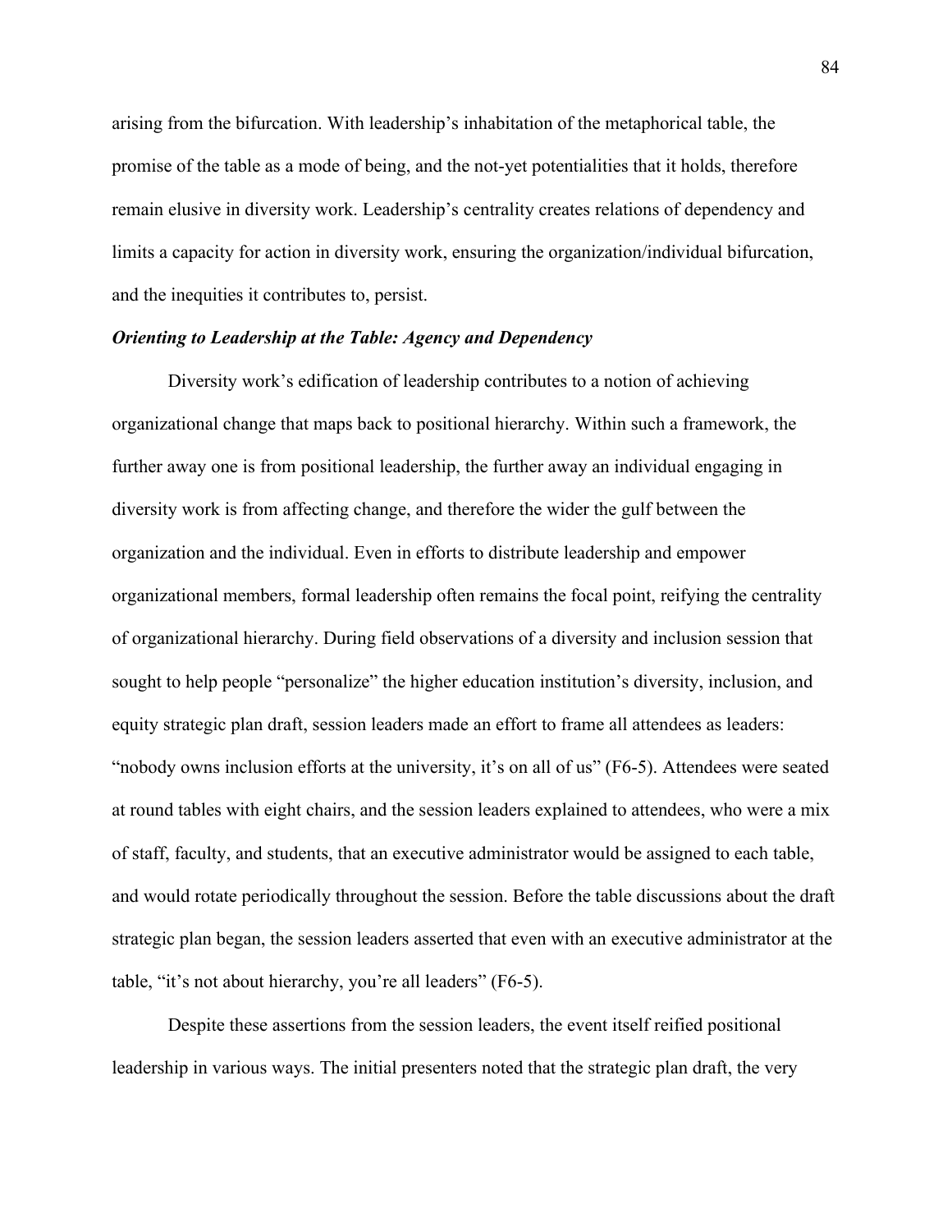arising from the bifurcation. With leadership's inhabitation of the metaphorical table, the promise of the table as a mode of being, and the not-yet potentialities that it holds, therefore remain elusive in diversity work. Leadership's centrality creates relations of dependency and limits a capacity for action in diversity work, ensuring the organization/individual bifurcation, and the inequities it contributes to, persist.

### *Orienting to Leadership at the Table: Agency and Dependency*

Diversity work's edification of leadership contributes to a notion of achieving organizational change that maps back to positional hierarchy. Within such a framework, the further away one is from positional leadership, the further away an individual engaging in diversity work is from affecting change, and therefore the wider the gulf between the organization and the individual. Even in efforts to distribute leadership and empower organizational members, formal leadership often remains the focal point, reifying the centrality of organizational hierarchy. During field observations of a diversity and inclusion session that sought to help people "personalize" the higher education institution's diversity, inclusion, and equity strategic plan draft, session leaders made an effort to frame all attendees as leaders: "nobody owns inclusion efforts at the university, it's on all of us" (F6-5). Attendees were seated at round tables with eight chairs, and the session leaders explained to attendees, who were a mix of staff, faculty, and students, that an executive administrator would be assigned to each table, and would rotate periodically throughout the session. Before the table discussions about the draft strategic plan began, the session leaders asserted that even with an executive administrator at the table, "it's not about hierarchy, you're all leaders" (F6-5).

Despite these assertions from the session leaders, the event itself reified positional leadership in various ways. The initial presenters noted that the strategic plan draft, the very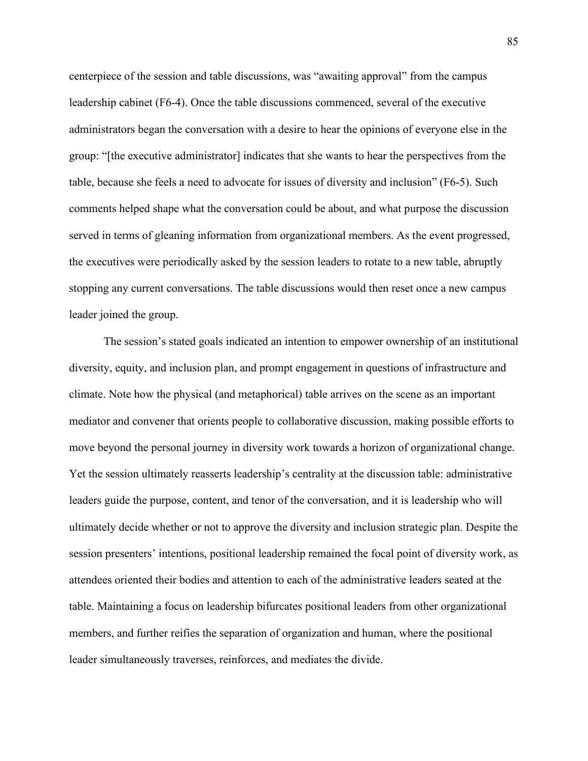centerpiece of the session and table discussions, was "awaiting approval" from the campus leadership cabinet (F6-4). Once the table discussions commenced, several of the executive administrators began the conversation with a desire to hear the opinions of everyone else in the group: "[the executive administrator] indicates that she wants to hear the perspectives from the table, because she feels a need to advocate for issues of diversity and inclusion" (F6-5). Such comments helped shape what the conversation could be about, and what purpose the discussion served in terms of gleaning information from organizational members. As the event progressed, the executives were periodically asked by the session leaders to rotate to a new table, abruptly stopping any current conversations. The table discussions would then reset once a new campus leader joined the group.

The session's stated goals indicated an intention to empower ownership of an institutional diversity, equity, and inclusion plan, and prompt engagement in questions of infrastructure and climate. Note how the physical (and metaphorical) table arrives on the scene as an important mediator and convener that orients people to collaborative discussion, making possible efforts to move beyond the personal journey in diversity work towards a horizon of organizational change. Yet the session ultimately reasserts leadership's centrality at the discussion table: administrative leaders guide the purpose, content, and tenor of the conversation, and it is leadership who will ultimately decide whether or not to approve the diversity and inclusion strategic plan. Despite the session presenters' intentions, positional leadership remained the focal point of diversity work, as attendees oriented their bodies and attention to each of the administrative leaders seated at the table. Maintaining a focus on leadership bifurcates positional leaders from other organizational members, and further reifies the separation of organization and human, where the positional leader simultaneously traverses, reinforces, and mediates the divide.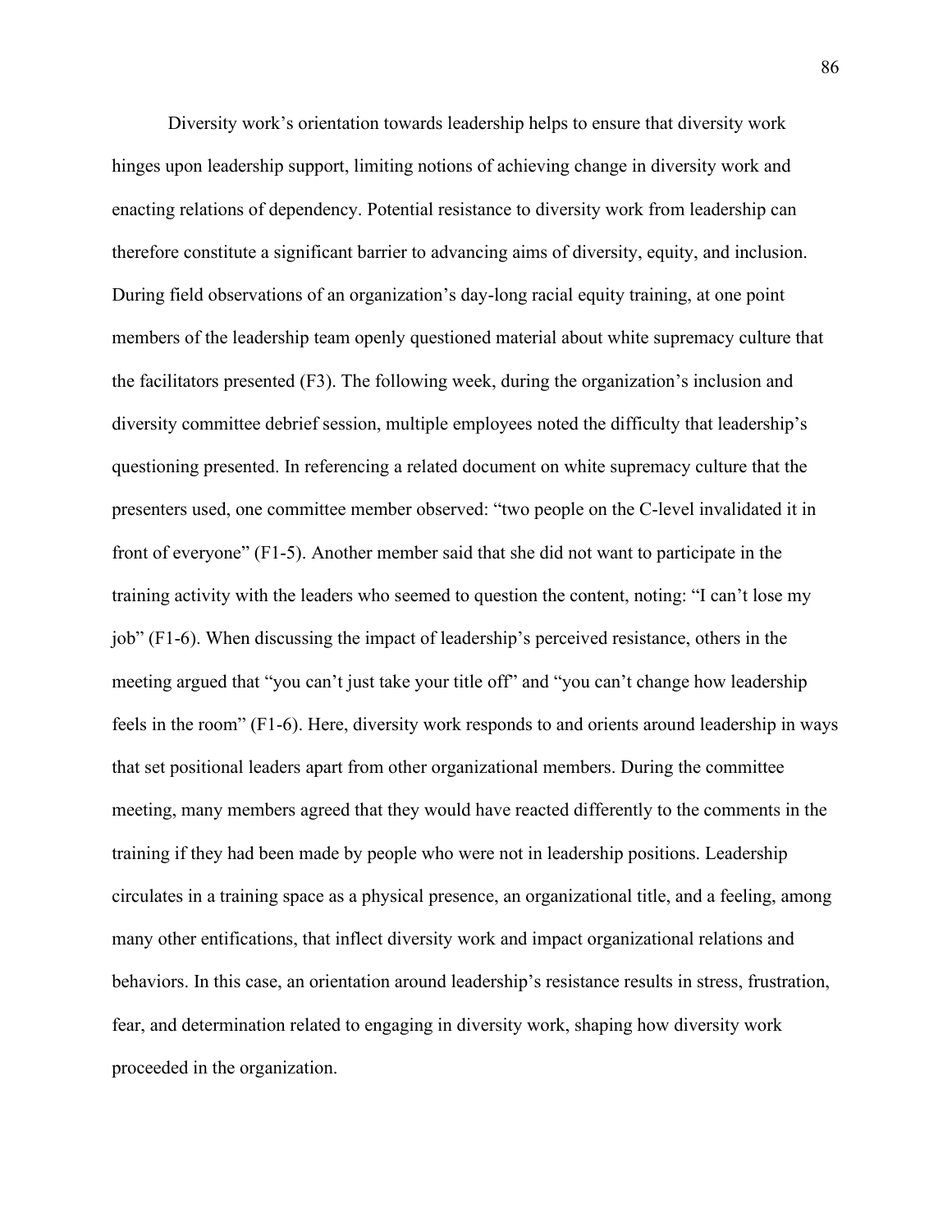Diversity work's orientation towards leadership helps to ensure that diversity work hinges upon leadership support, limiting notions of achieving change in diversity work and enacting relations of dependency. Potential resistance to diversity work from leadership can therefore constitute a significant barrier to advancing aims of diversity, equity, and inclusion. During field observations of an organization's day-long racial equity training, at one point members of the leadership team openly questioned material about white supremacy culture that the facilitators presented (F3). The following week, during the organization's inclusion and diversity committee debrief session, multiple employees noted the difficulty that leadership's questioning presented. In referencing a related document on white supremacy culture that the presenters used, one committee member observed: "two people on the C-level invalidated it in front of everyone" (F1-5). Another member said that she did not want to participate in the training activity with the leaders who seemed to question the content, noting: "I can't lose my job" (F1-6). When discussing the impact of leadership's perceived resistance, others in the meeting argued that "you can't just take your title off" and "you can't change how leadership feels in the room" (F1-6). Here, diversity work responds to and orients around leadership in ways that set positional leaders apart from other organizational members. During the committee meeting, many members agreed that they would have reacted differently to the comments in the training if they had been made by people who were not in leadership positions. Leadership circulates in a training space as a physical presence, an organizational title, and a feeling, among many other entifications, that inflect diversity work and impact organizational relations and behaviors. In this case, an orientation around leadership's resistance results in stress, frustration, fear, and determination related to engaging in diversity work, shaping how diversity work proceeded in the organization.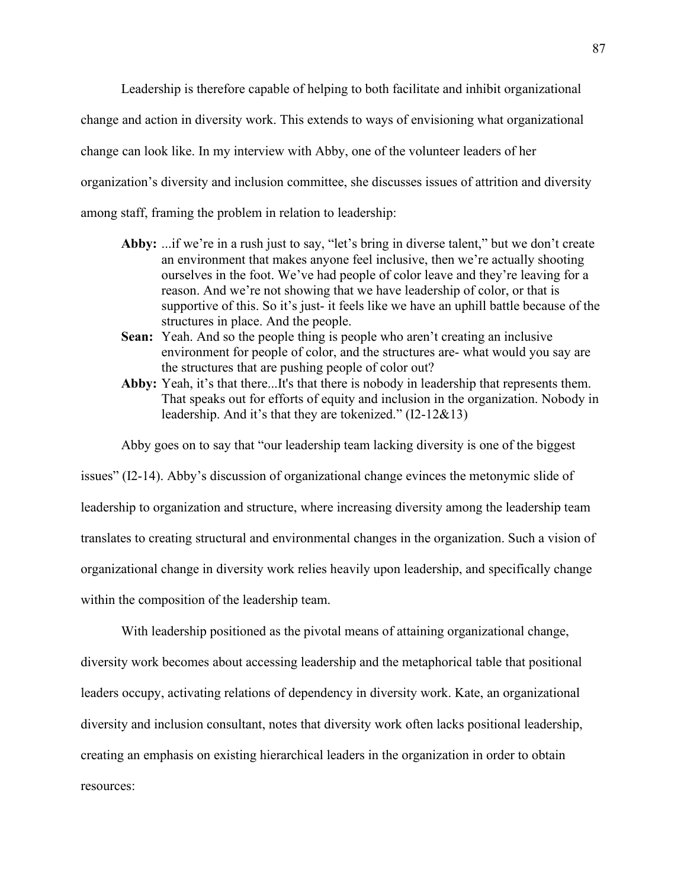Leadership is therefore capable of helping to both facilitate and inhibit organizational change and action in diversity work. This extends to ways of envisioning what organizational change can look like. In my interview with Abby, one of the volunteer leaders of her organization's diversity and inclusion committee, she discusses issues of attrition and diversity among staff, framing the problem in relation to leadership:

> **Abby:** ...if we're in a rush just to say, "let's bring in diverse talent," but we don't create an environment that makes anyone feel inclusive, then we're actually shooting ourselves in the foot. We've had people of color leave and they're leaving for a reason. And we're not showing that we have leadership of color, or that is supportive of this. So it's just- it feels like we have an uphill battle because of the structures in place. And the people.
>
> **Sean:** Yeah. And so the people thing is people who aren't creating an inclusive environment for people of color, and the structures are- what would you say are the structures that are pushing people of color out?
>
> **Abby:** Yeah, it's that there...It's that there is nobody in leadership that represents them. That speaks out for efforts of equity and inclusion in the organization. Nobody in leadership. And it's that they are tokenized." (I2-12&13)

Abby goes on to say that "our leadership team lacking diversity is one of the biggest issues" (I2-14). Abby's discussion of organizational change evinces the metonymic slide of leadership to organization and structure, where increasing diversity among the leadership team translates to creating structural and environmental changes in the organization. Such a vision of organizational change in diversity work relies heavily upon leadership, and specifically change within the composition of the leadership team.

With leadership positioned as the pivotal means of attaining organizational change, diversity work becomes about accessing leadership and the metaphorical table that positional leaders occupy, activating relations of dependency in diversity work. Kate, an organizational diversity and inclusion consultant, notes that diversity work often lacks positional leadership, creating an emphasis on existing hierarchical leaders in the organization in order to obtain resources: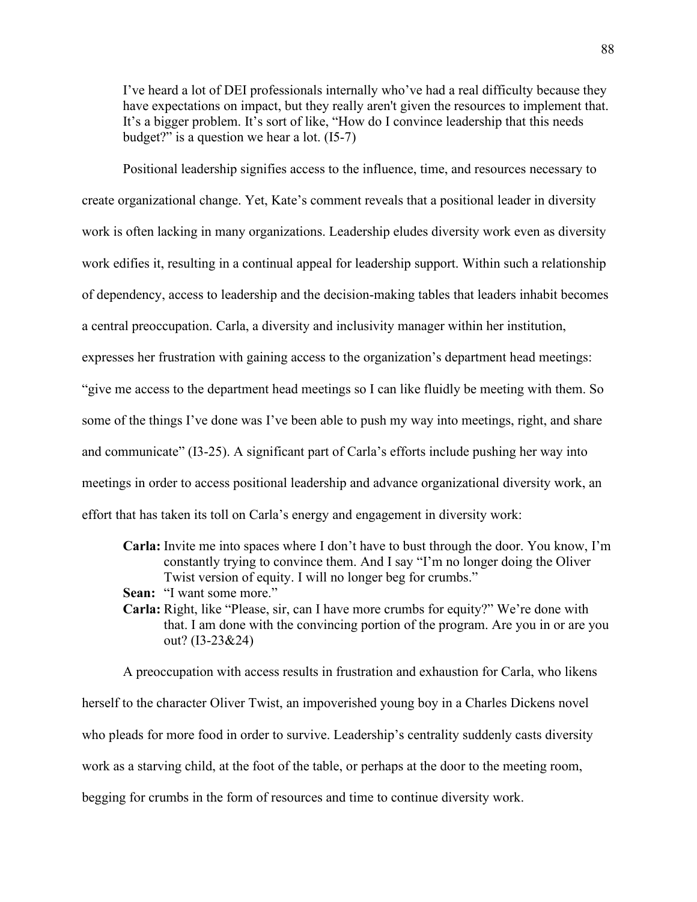> I've heard a lot of DEI professionals internally who've had a real difficulty because they have expectations on impact, but they really aren't given the resources to implement that. It's a bigger problem. It's sort of like, "How do I convince leadership that this needs budget?" is a question we hear a lot. (I5-7)

Positional leadership signifies access to the influence, time, and resources necessary to create organizational change. Yet, Kate's comment reveals that a positional leader in diversity work is often lacking in many organizations. Leadership eludes diversity work even as diversity work edifies it, resulting in a continual appeal for leadership support. Within such a relationship of dependency, access to leadership and the decision-making tables that leaders inhabit becomes a central preoccupation. Carla, a diversity and inclusivity manager within her institution, expresses her frustration with gaining access to the organization's department head meetings: "give me access to the department head meetings so I can like fluidly be meeting with them. So some of the things I've done was I've been able to push my way into meetings, right, and share and communicate" (I3-25). A significant part of Carla's efforts include pushing her way into meetings in order to access positional leadership and advance organizational diversity work, an effort that has taken its toll on Carla's energy and engagement in diversity work:

> **Carla:** Invite me into spaces where I don't have to bust through the door. You know, I'm constantly trying to convince them. And I say "I'm no longer doing the Oliver Twist version of equity. I will no longer beg for crumbs."
>
> **Sean:** "I want some more."
>
> **Carla:** Right, like "Please, sir, can I have more crumbs for equity?" We're done with that. I am done with the convincing portion of the program. Are you in or are you out? (I3-23&24)

A preoccupation with access results in frustration and exhaustion for Carla, who likens herself to the character Oliver Twist, an impoverished young boy in a Charles Dickens novel who pleads for more food in order to survive. Leadership's centrality suddenly casts diversity work as a starving child, at the foot of the table, or perhaps at the door to the meeting room, begging for crumbs in the form of resources and time to continue diversity work.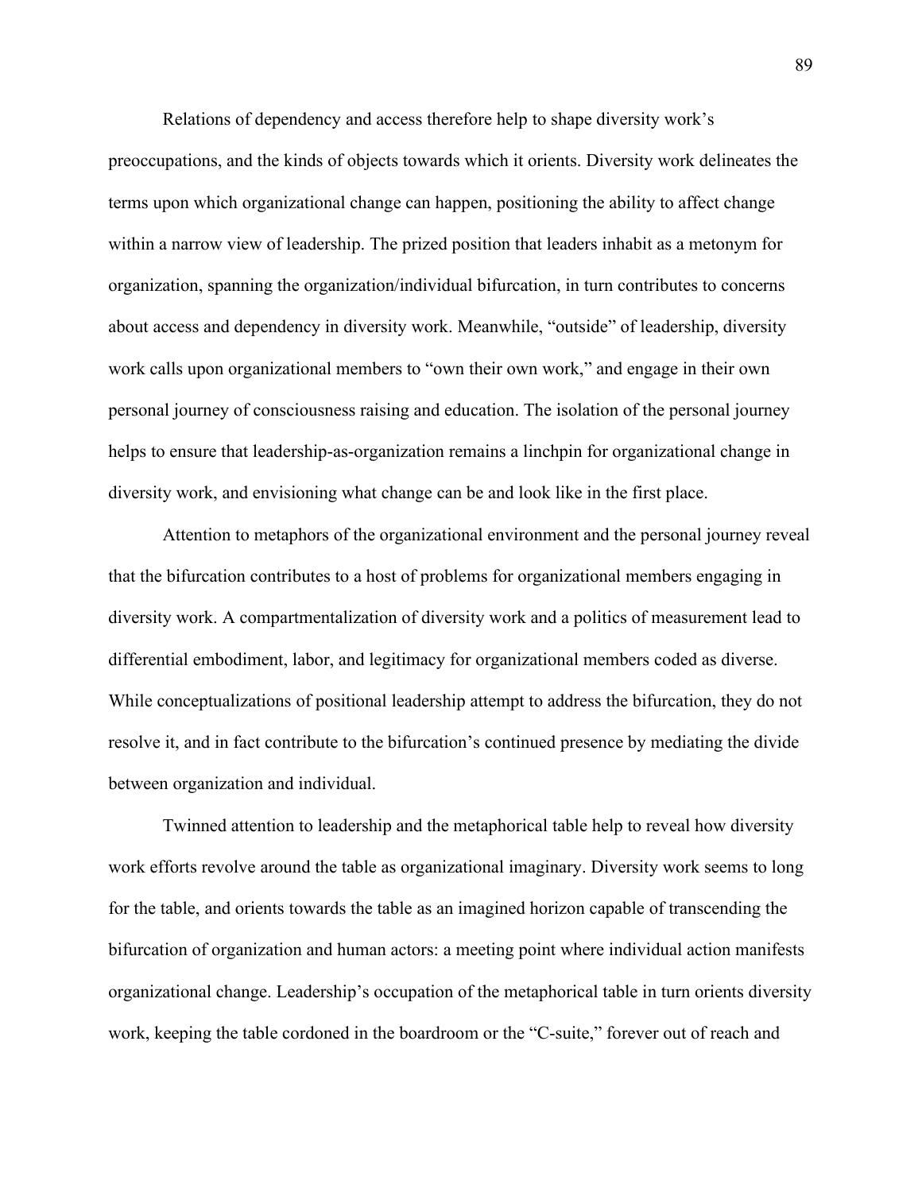Relations of dependency and access therefore help to shape diversity work's preoccupations, and the kinds of objects towards which it orients. Diversity work delineates the terms upon which organizational change can happen, positioning the ability to affect change within a narrow view of leadership. The prized position that leaders inhabit as a metonym for organization, spanning the organization/individual bifurcation, in turn contributes to concerns about access and dependency in diversity work. Meanwhile, "outside" of leadership, diversity work calls upon organizational members to "own their own work," and engage in their own personal journey of consciousness raising and education. The isolation of the personal journey helps to ensure that leadership-as-organization remains a linchpin for organizational change in diversity work, and envisioning what change can be and look like in the first place.

Attention to metaphors of the organizational environment and the personal journey reveal that the bifurcation contributes to a host of problems for organizational members engaging in diversity work. A compartmentalization of diversity work and a politics of measurement lead to differential embodiment, labor, and legitimacy for organizational members coded as diverse. While conceptualizations of positional leadership attempt to address the bifurcation, they do not resolve it, and in fact contribute to the bifurcation's continued presence by mediating the divide between organization and individual.

Twinned attention to leadership and the metaphorical table help to reveal how diversity work efforts revolve around the table as organizational imaginary. Diversity work seems to long for the table, and orients towards the table as an imagined horizon capable of transcending the bifurcation of organization and human actors: a meeting point where individual action manifests organizational change. Leadership's occupation of the metaphorical table in turn orients diversity work, keeping the table cordoned in the boardroom or the "C-suite," forever out of reach and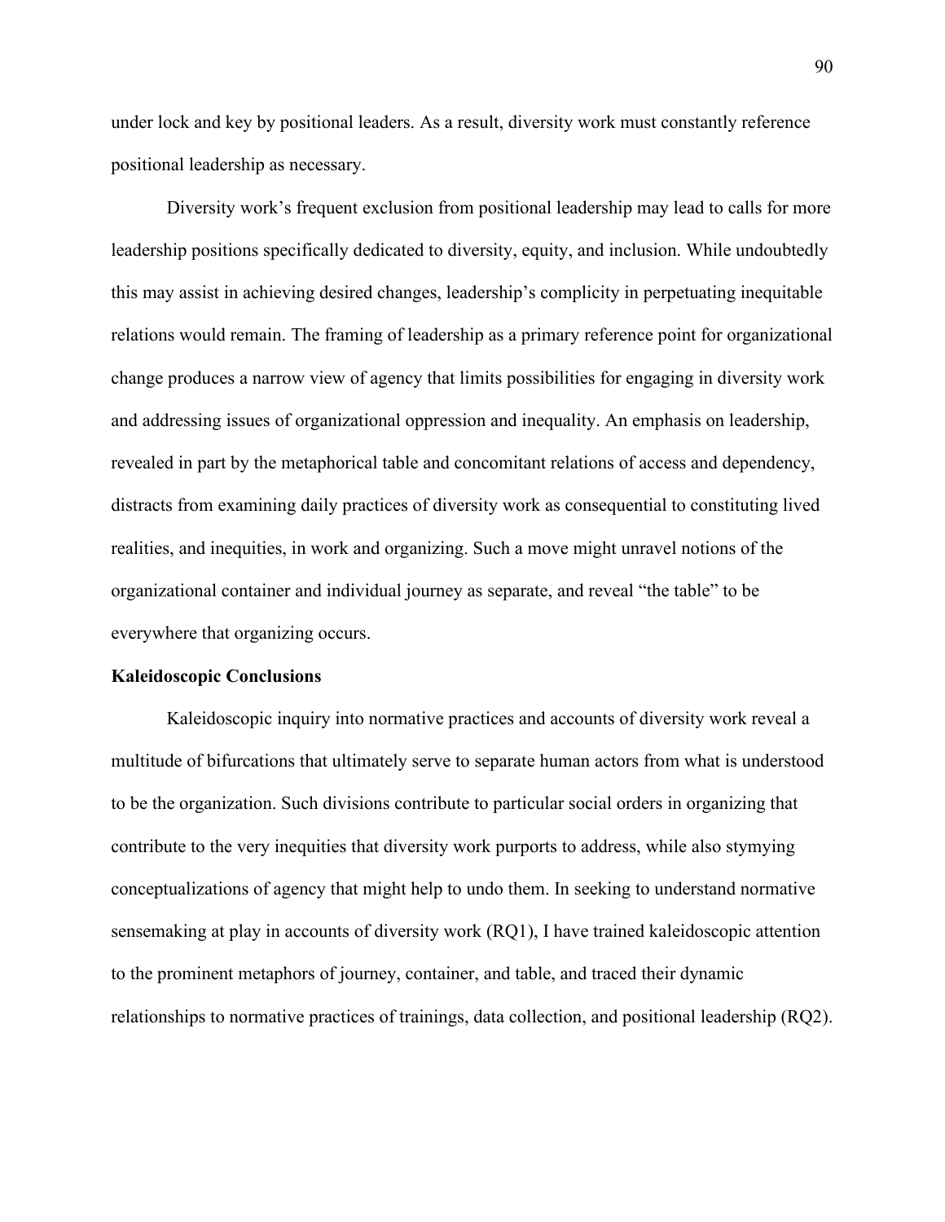under lock and key by positional leaders. As a result, diversity work must constantly reference positional leadership as necessary.

Diversity work's frequent exclusion from positional leadership may lead to calls for more leadership positions specifically dedicated to diversity, equity, and inclusion. While undoubtedly this may assist in achieving desired changes, leadership's complicity in perpetuating inequitable relations would remain. The framing of leadership as a primary reference point for organizational change produces a narrow view of agency that limits possibilities for engaging in diversity work and addressing issues of organizational oppression and inequality. An emphasis on leadership, revealed in part by the metaphorical table and concomitant relations of access and dependency, distracts from examining daily practices of diversity work as consequential to constituting lived realities, and inequities, in work and organizing. Such a move might unravel notions of the organizational container and individual journey as separate, and reveal "the table" to be everywhere that organizing occurs.

**Kaleidoscopic Conclusions**

Kaleidoscopic inquiry into normative practices and accounts of diversity work reveal a multitude of bifurcations that ultimately serve to separate human actors from what is understood to be the organization. Such divisions contribute to particular social orders in organizing that contribute to the very inequities that diversity work purports to address, while also stymying conceptualizations of agency that might help to undo them. In seeking to understand normative sensemaking at play in accounts of diversity work (RQ1), I have trained kaleidoscopic attention to the prominent metaphors of journey, container, and table, and traced their dynamic relationships to normative practices of trainings, data collection, and positional leadership (RQ2).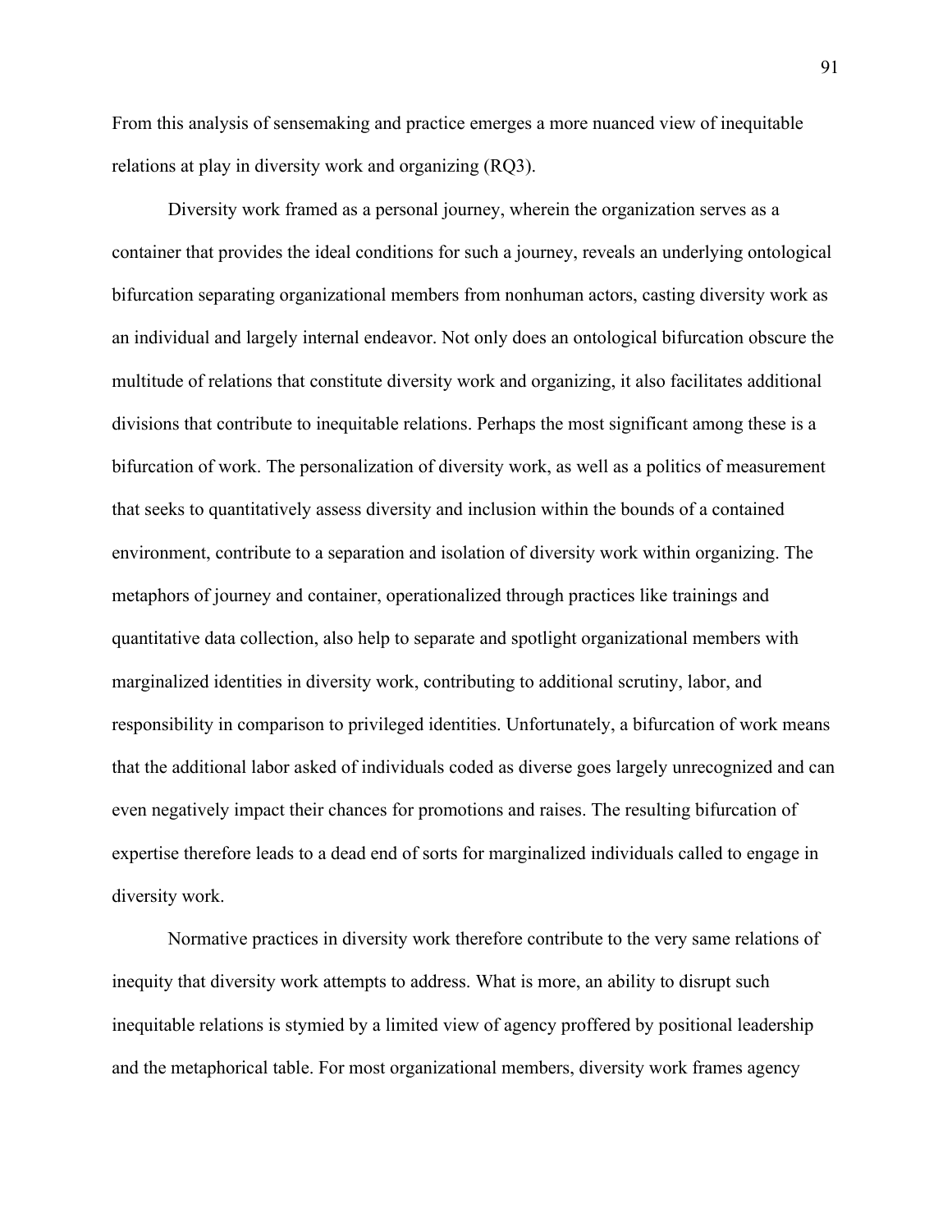From this analysis of sensemaking and practice emerges a more nuanced view of inequitable relations at play in diversity work and organizing (RQ3).

Diversity work framed as a personal journey, wherein the organization serves as a container that provides the ideal conditions for such a journey, reveals an underlying ontological bifurcation separating organizational members from nonhuman actors, casting diversity work as an individual and largely internal endeavor. Not only does an ontological bifurcation obscure the multitude of relations that constitute diversity work and organizing, it also facilitates additional divisions that contribute to inequitable relations. Perhaps the most significant among these is a bifurcation of work. The personalization of diversity work, as well as a politics of measurement that seeks to quantitatively assess diversity and inclusion within the bounds of a contained environment, contribute to a separation and isolation of diversity work within organizing. The metaphors of journey and container, operationalized through practices like trainings and quantitative data collection, also help to separate and spotlight organizational members with marginalized identities in diversity work, contributing to additional scrutiny, labor, and responsibility in comparison to privileged identities. Unfortunately, a bifurcation of work means that the additional labor asked of individuals coded as diverse goes largely unrecognized and can even negatively impact their chances for promotions and raises. The resulting bifurcation of expertise therefore leads to a dead end of sorts for marginalized individuals called to engage in diversity work.

Normative practices in diversity work therefore contribute to the very same relations of inequity that diversity work attempts to address. What is more, an ability to disrupt such inequitable relations is stymied by a limited view of agency proffered by positional leadership and the metaphorical table. For most organizational members, diversity work frames agency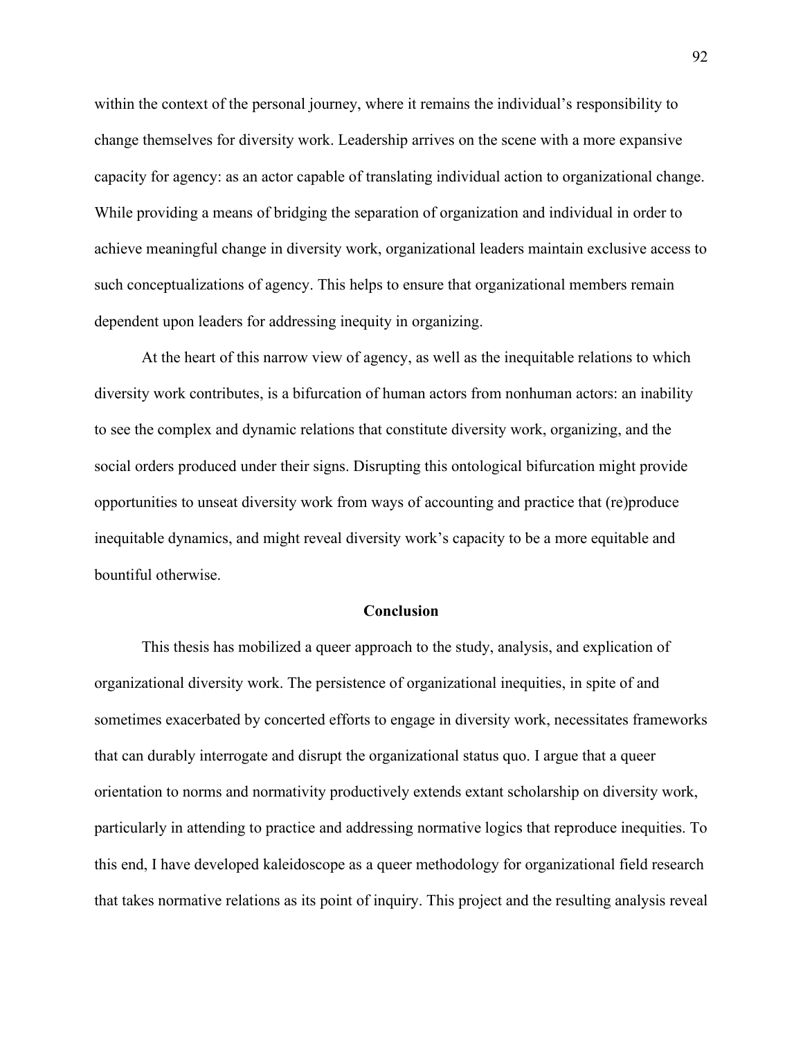within the context of the personal journey, where it remains the individual's responsibility to change themselves for diversity work. Leadership arrives on the scene with a more expansive capacity for agency: as an actor capable of translating individual action to organizational change. While providing a means of bridging the separation of organization and individual in order to achieve meaningful change in diversity work, organizational leaders maintain exclusive access to such conceptualizations of agency. This helps to ensure that organizational members remain dependent upon leaders for addressing inequity in organizing.

At the heart of this narrow view of agency, as well as the inequitable relations to which diversity work contributes, is a bifurcation of human actors from nonhuman actors: an inability to see the complex and dynamic relations that constitute diversity work, organizing, and the social orders produced under their signs. Disrupting this ontological bifurcation might provide opportunities to unseat diversity work from ways of accounting and practice that (re)produce inequitable dynamics, and might reveal diversity work's capacity to be a more equitable and bountiful otherwise.

## Conclusion

This thesis has mobilized a queer approach to the study, analysis, and explication of organizational diversity work. The persistence of organizational inequities, in spite of and sometimes exacerbated by concerted efforts to engage in diversity work, necessitates frameworks that can durably interrogate and disrupt the organizational status quo. I argue that a queer orientation to norms and normativity productively extends extant scholarship on diversity work, particularly in attending to practice and addressing normative logics that reproduce inequities. To this end, I have developed kaleidoscope as a queer methodology for organizational field research that takes normative relations as its point of inquiry. This project and the resulting analysis reveal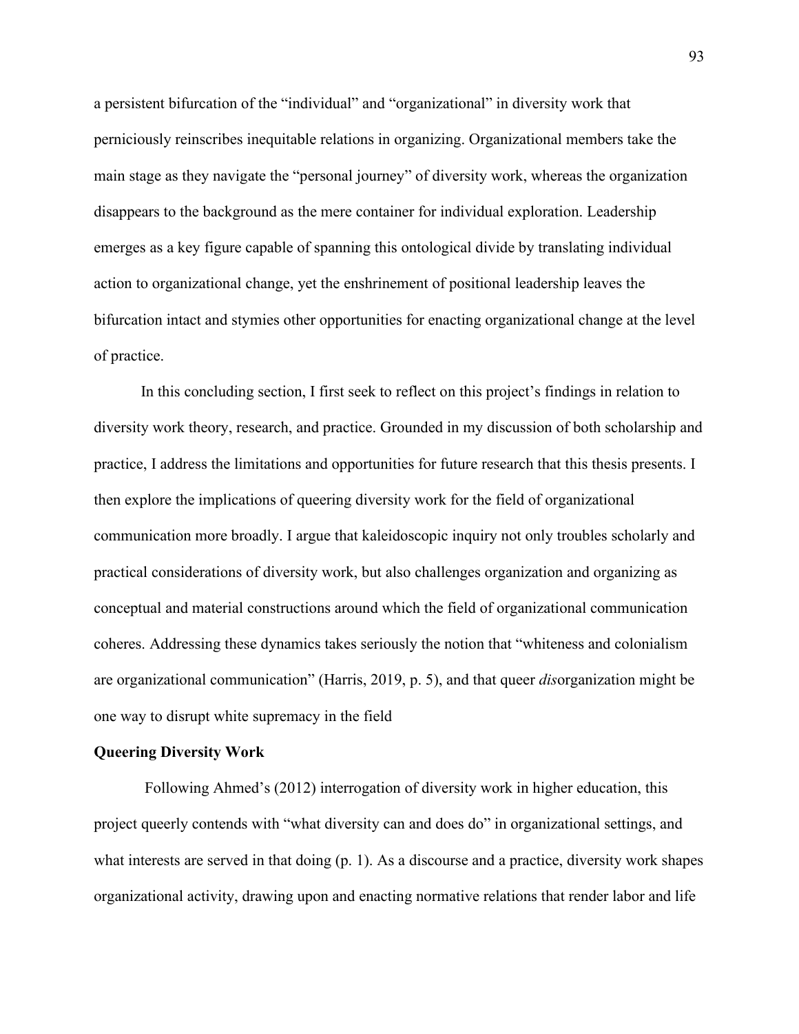a persistent bifurcation of the "individual" and "organizational" in diversity work that perniciously reinscribes inequitable relations in organizing. Organizational members take the main stage as they navigate the "personal journey" of diversity work, whereas the organization disappears to the background as the mere container for individual exploration. Leadership emerges as a key figure capable of spanning this ontological divide by translating individual action to organizational change, yet the enshrinement of positional leadership leaves the bifurcation intact and stymies other opportunities for enacting organizational change at the level of practice.

In this concluding section, I first seek to reflect on this project's findings in relation to diversity work theory, research, and practice. Grounded in my discussion of both scholarship and practice, I address the limitations and opportunities for future research that this thesis presents. I then explore the implications of queering diversity work for the field of organizational communication more broadly. I argue that kaleidoscopic inquiry not only troubles scholarly and practical considerations of diversity work, but also challenges organization and organizing as conceptual and material constructions around which the field of organizational communication coheres. Addressing these dynamics takes seriously the notion that "whiteness and colonialism are organizational communication" (Harris, 2019, p. 5), and that queer *dis*organization might be one way to disrupt white supremacy in the field

**Queering Diversity Work**

Following Ahmed's (2012) interrogation of diversity work in higher education, this project queerly contends with "what diversity can and does do" in organizational settings, and what interests are served in that doing (p. 1). As a discourse and a practice, diversity work shapes organizational activity, drawing upon and enacting normative relations that render labor and life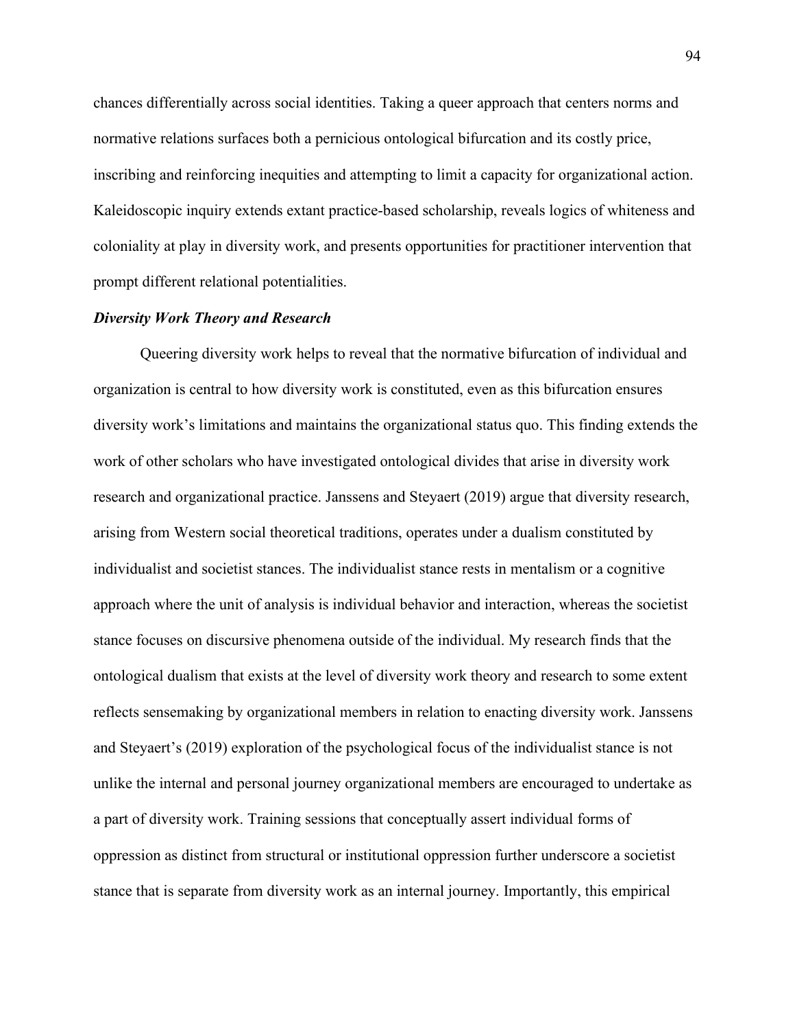chances differentially across social identities. Taking a queer approach that centers norms and normative relations surfaces both a pernicious ontological bifurcation and its costly price, inscribing and reinforcing inequities and attempting to limit a capacity for organizational action. Kaleidoscopic inquiry extends extant practice-based scholarship, reveals logics of whiteness and coloniality at play in diversity work, and presents opportunities for practitioner intervention that prompt different relational potentialities.

### *Diversity Work Theory and Research*

Queering diversity work helps to reveal that the normative bifurcation of individual and organization is central to how diversity work is constituted, even as this bifurcation ensures diversity work's limitations and maintains the organizational status quo. This finding extends the work of other scholars who have investigated ontological divides that arise in diversity work research and organizational practice. Janssens and Steyaert (2019) argue that diversity research, arising from Western social theoretical traditions, operates under a dualism constituted by individualist and societist stances. The individualist stance rests in mentalism or a cognitive approach where the unit of analysis is individual behavior and interaction, whereas the societist stance focuses on discursive phenomena outside of the individual. My research finds that the ontological dualism that exists at the level of diversity work theory and research to some extent reflects sensemaking by organizational members in relation to enacting diversity work. Janssens and Steyaert's (2019) exploration of the psychological focus of the individualist stance is not unlike the internal and personal journey organizational members are encouraged to undertake as a part of diversity work. Training sessions that conceptually assert individual forms of oppression as distinct from structural or institutional oppression further underscore a societist stance that is separate from diversity work as an internal journey. Importantly, this empirical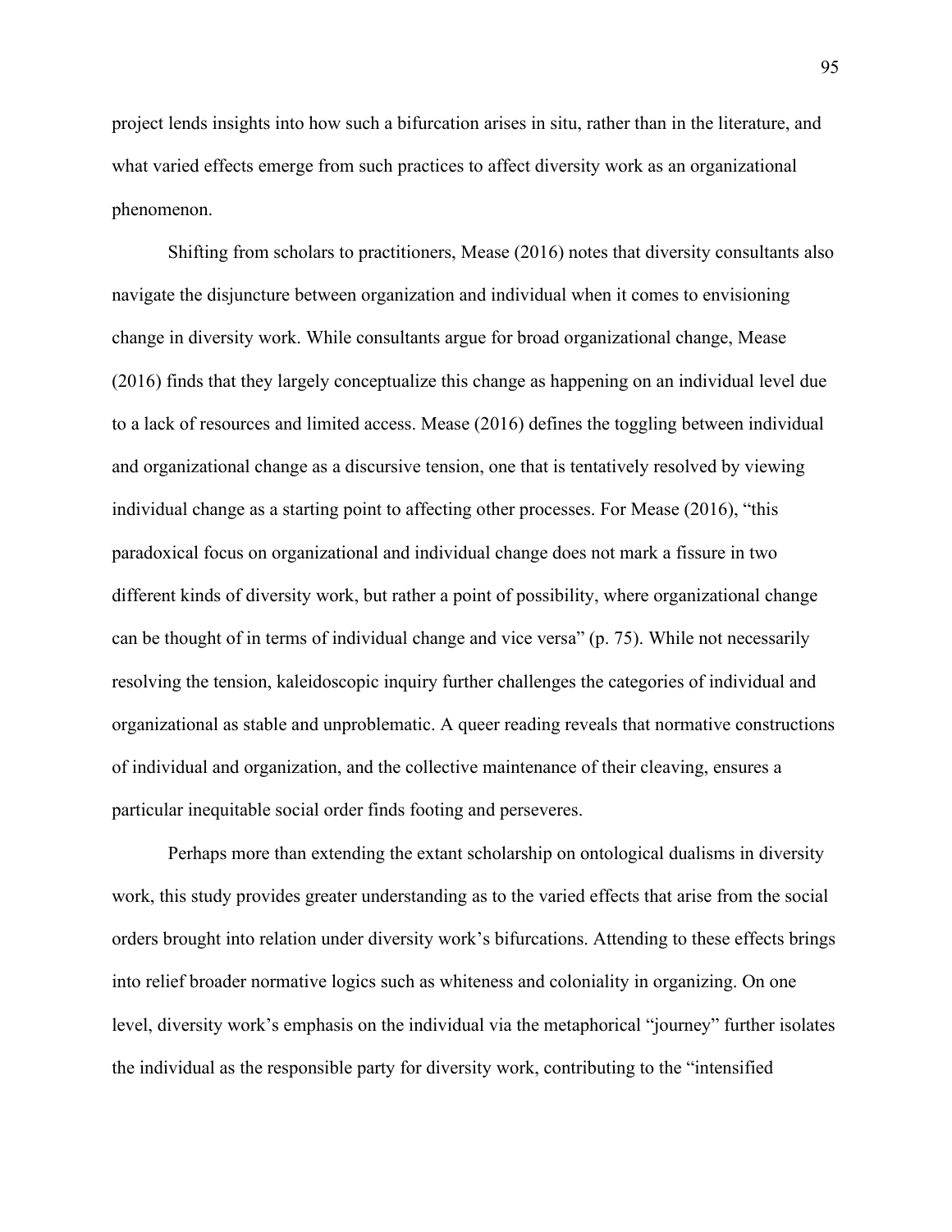project lends insights into how such a bifurcation arises in situ, rather than in the literature, and what varied effects emerge from such practices to affect diversity work as an organizational phenomenon.

Shifting from scholars to practitioners, Mease (2016) notes that diversity consultants also navigate the disjuncture between organization and individual when it comes to envisioning change in diversity work. While consultants argue for broad organizational change, Mease (2016) finds that they largely conceptualize this change as happening on an individual level due to a lack of resources and limited access. Mease (2016) defines the toggling between individual and organizational change as a discursive tension, one that is tentatively resolved by viewing individual change as a starting point to affecting other processes. For Mease (2016), "this paradoxical focus on organizational and individual change does not mark a fissure in two different kinds of diversity work, but rather a point of possibility, where organizational change can be thought of in terms of individual change and vice versa" (p. 75). While not necessarily resolving the tension, kaleidoscopic inquiry further challenges the categories of individual and organizational as stable and unproblematic. A queer reading reveals that normative constructions of individual and organization, and the collective maintenance of their cleaving, ensures a particular inequitable social order finds footing and perseveres.

Perhaps more than extending the extant scholarship on ontological dualisms in diversity work, this study provides greater understanding as to the varied effects that arise from the social orders brought into relation under diversity work's bifurcations. Attending to these effects brings into relief broader normative logics such as whiteness and coloniality in organizing. On one level, diversity work's emphasis on the individual via the metaphorical "journey" further isolates the individual as the responsible party for diversity work, contributing to the "intensified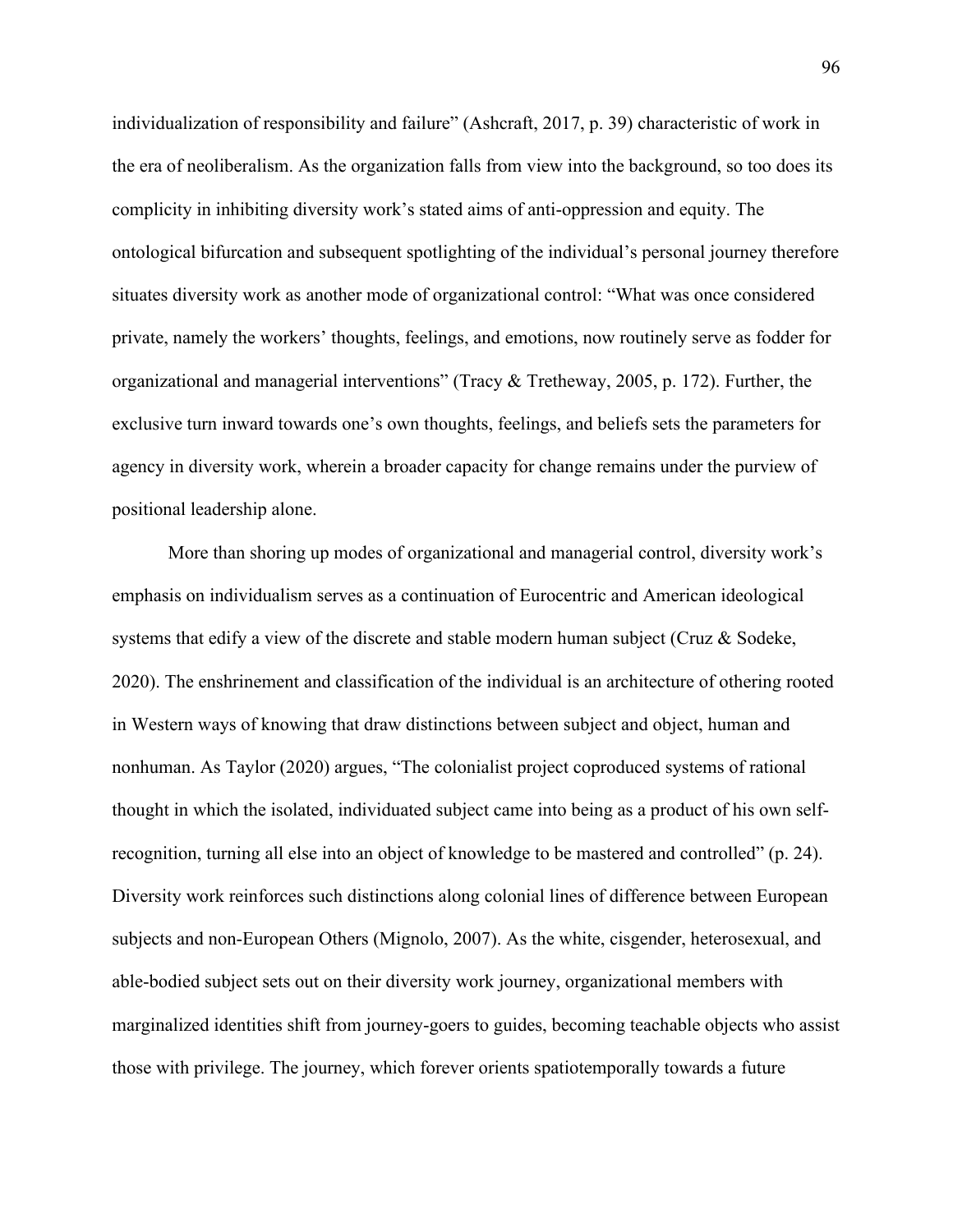individualization of responsibility and failure" (Ashcraft, 2017, p. 39) characteristic of work in the era of neoliberalism. As the organization falls from view into the background, so too does its complicity in inhibiting diversity work's stated aims of anti-oppression and equity. The ontological bifurcation and subsequent spotlighting of the individual's personal journey therefore situates diversity work as another mode of organizational control: "What was once considered private, namely the workers' thoughts, feelings, and emotions, now routinely serve as fodder for organizational and managerial interventions" (Tracy & Tretheway, 2005, p. 172). Further, the exclusive turn inward towards one's own thoughts, feelings, and beliefs sets the parameters for agency in diversity work, wherein a broader capacity for change remains under the purview of positional leadership alone.

More than shoring up modes of organizational and managerial control, diversity work's emphasis on individualism serves as a continuation of Eurocentric and American ideological systems that edify a view of the discrete and stable modern human subject (Cruz & Sodeke, 2020). The enshrinement and classification of the individual is an architecture of othering rooted in Western ways of knowing that draw distinctions between subject and object, human and nonhuman. As Taylor (2020) argues, "The colonialist project coproduced systems of rational thought in which the isolated, individuated subject came into being as a product of his own self-recognition, turning all else into an object of knowledge to be mastered and controlled" (p. 24). Diversity work reinforces such distinctions along colonial lines of difference between European subjects and non-European Others (Mignolo, 2007). As the white, cisgender, heterosexual, and able-bodied subject sets out on their diversity work journey, organizational members with marginalized identities shift from journey-goers to guides, becoming teachable objects who assist those with privilege. The journey, which forever orients spatiotemporally towards a future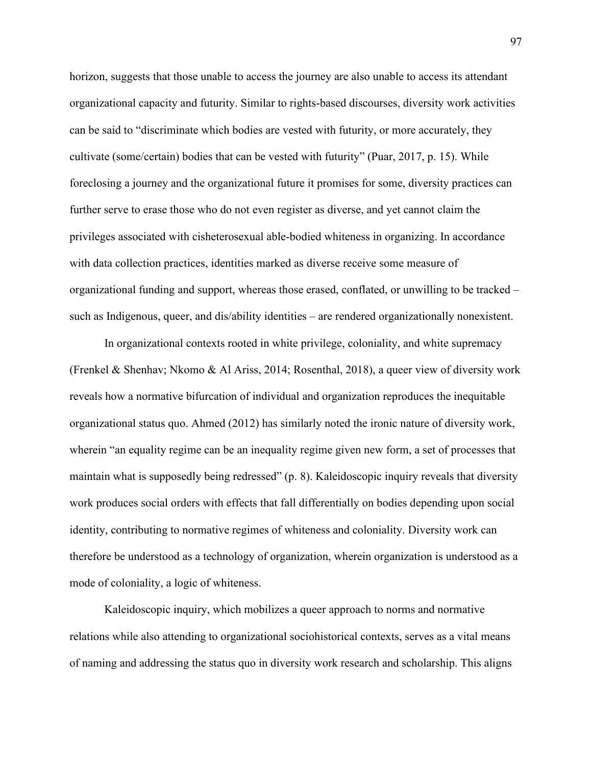horizon, suggests that those unable to access the journey are also unable to access its attendant organizational capacity and futurity. Similar to rights-based discourses, diversity work activities can be said to "discriminate which bodies are vested with futurity, or more accurately, they cultivate (some/certain) bodies that can be vested with futurity" (Puar, 2017, p. 15). While foreclosing a journey and the organizational future it promises for some, diversity practices can further serve to erase those who do not even register as diverse, and yet cannot claim the privileges associated with cisheterosexual able-bodied whiteness in organizing. In accordance with data collection practices, identities marked as diverse receive some measure of organizational funding and support, whereas those erased, conflated, or unwilling to be tracked – such as Indigenous, queer, and dis/ability identities – are rendered organizationally nonexistent.

In organizational contexts rooted in white privilege, coloniality, and white supremacy (Frenkel & Shenhav; Nkomo & Al Ariss, 2014; Rosenthal, 2018), a queer view of diversity work reveals how a normative bifurcation of individual and organization reproduces the inequitable organizational status quo. Ahmed (2012) has similarly noted the ironic nature of diversity work, wherein "an equality regime can be an inequality regime given new form, a set of processes that maintain what is supposedly being redressed" (p. 8). Kaleidoscopic inquiry reveals that diversity work produces social orders with effects that fall differentially on bodies depending upon social identity, contributing to normative regimes of whiteness and coloniality. Diversity work can therefore be understood as a technology of organization, wherein organization is understood as a mode of coloniality, a logic of whiteness.

Kaleidoscopic inquiry, which mobilizes a queer approach to norms and normative relations while also attending to organizational sociohistorical contexts, serves as a vital means of naming and addressing the status quo in diversity work research and scholarship. This aligns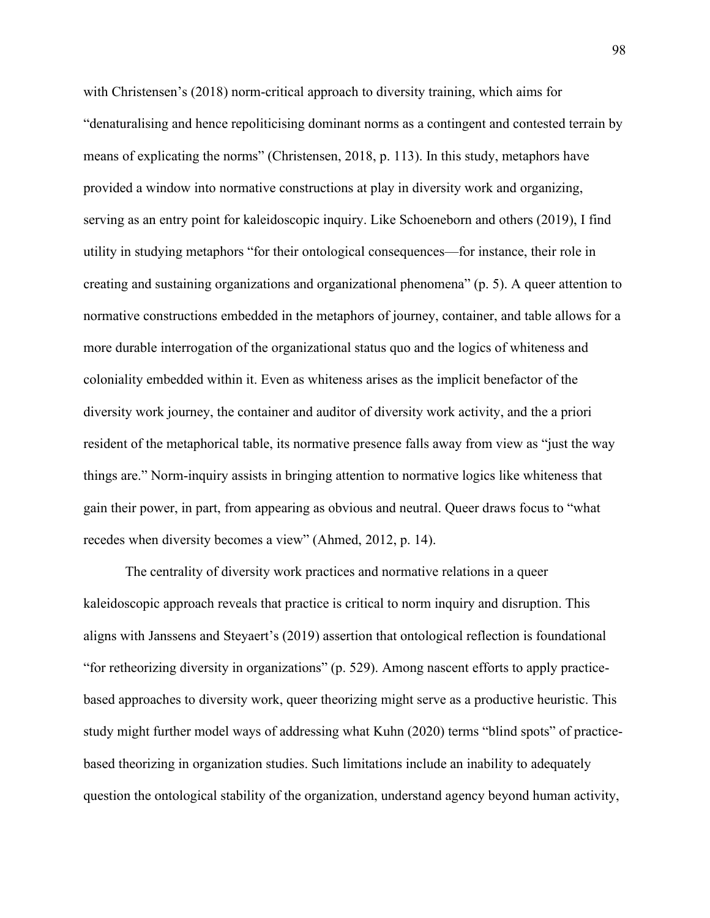with Christensen's (2018) norm-critical approach to diversity training, which aims for "denaturalising and hence repoliticising dominant norms as a contingent and contested terrain by means of explicating the norms" (Christensen, 2018, p. 113). In this study, metaphors have provided a window into normative constructions at play in diversity work and organizing, serving as an entry point for kaleidoscopic inquiry. Like Schoeneborn and others (2019), I find utility in studying metaphors "for their ontological consequences—for instance, their role in creating and sustaining organizations and organizational phenomena" (p. 5). A queer attention to normative constructions embedded in the metaphors of journey, container, and table allows for a more durable interrogation of the organizational status quo and the logics of whiteness and coloniality embedded within it. Even as whiteness arises as the implicit benefactor of the diversity work journey, the container and auditor of diversity work activity, and the a priori resident of the metaphorical table, its normative presence falls away from view as "just the way things are." Norm-inquiry assists in bringing attention to normative logics like whiteness that gain their power, in part, from appearing as obvious and neutral. Queer draws focus to "what recedes when diversity becomes a view" (Ahmed, 2012, p. 14).

The centrality of diversity work practices and normative relations in a queer kaleidoscopic approach reveals that practice is critical to norm inquiry and disruption. This aligns with Janssens and Steyaert's (2019) assertion that ontological reflection is foundational "for retheorizing diversity in organizations" (p. 529). Among nascent efforts to apply practice-based approaches to diversity work, queer theorizing might serve as a productive heuristic. This study might further model ways of addressing what Kuhn (2020) terms "blind spots" of practice-based theorizing in organization studies. Such limitations include an inability to adequately question the ontological stability of the organization, understand agency beyond human activity,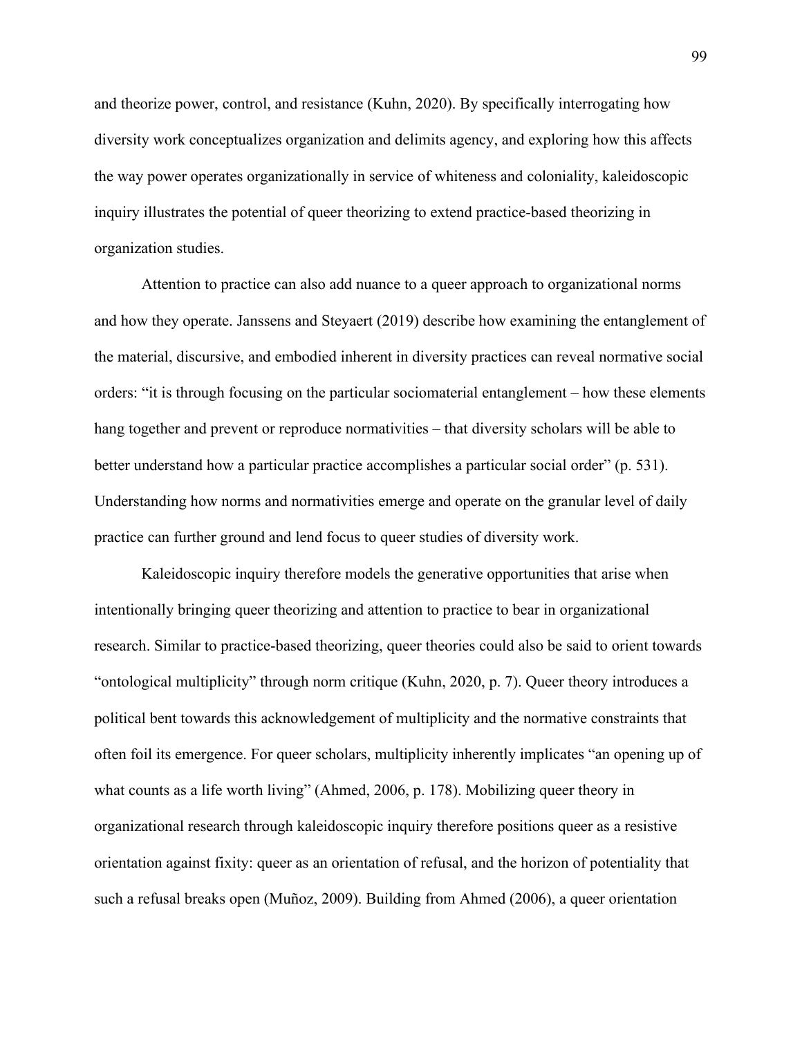and theorize power, control, and resistance (Kuhn, 2020). By specifically interrogating how diversity work conceptualizes organization and delimits agency, and exploring how this affects the way power operates organizationally in service of whiteness and coloniality, kaleidoscopic inquiry illustrates the potential of queer theorizing to extend practice-based theorizing in organization studies.

Attention to practice can also add nuance to a queer approach to organizational norms and how they operate. Janssens and Steyaert (2019) describe how examining the entanglement of the material, discursive, and embodied inherent in diversity practices can reveal normative social orders: "it is through focusing on the particular sociomaterial entanglement – how these elements hang together and prevent or reproduce normativities – that diversity scholars will be able to better understand how a particular practice accomplishes a particular social order" (p. 531). Understanding how norms and normativities emerge and operate on the granular level of daily practice can further ground and lend focus to queer studies of diversity work.

Kaleidoscopic inquiry therefore models the generative opportunities that arise when intentionally bringing queer theorizing and attention to practice to bear in organizational research. Similar to practice-based theorizing, queer theories could also be said to orient towards "ontological multiplicity" through norm critique (Kuhn, 2020, p. 7). Queer theory introduces a political bent towards this acknowledgement of multiplicity and the normative constraints that often foil its emergence. For queer scholars, multiplicity inherently implicates "an opening up of what counts as a life worth living" (Ahmed, 2006, p. 178). Mobilizing queer theory in organizational research through kaleidoscopic inquiry therefore positions queer as a resistive orientation against fixity: queer as an orientation of refusal, and the horizon of potentiality that such a refusal breaks open (Muñoz, 2009). Building from Ahmed (2006), a queer orientation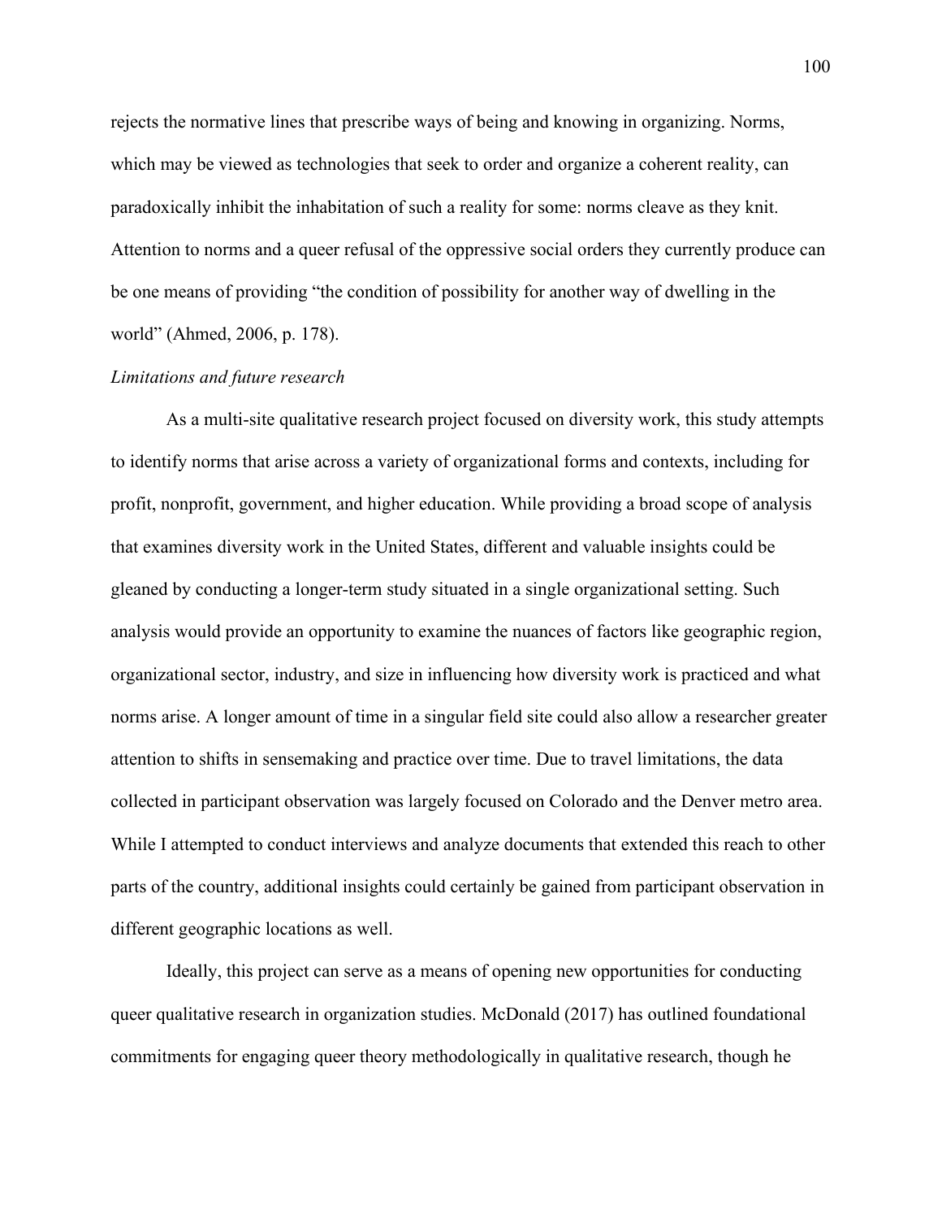rejects the normative lines that prescribe ways of being and knowing in organizing. Norms, which may be viewed as technologies that seek to order and organize a coherent reality, can paradoxically inhibit the inhabitation of such a reality for some: norms cleave as they knit. Attention to norms and a queer refusal of the oppressive social orders they currently produce can be one means of providing "the condition of possibility for another way of dwelling in the world" (Ahmed, 2006, p. 178).

*Limitations and future research*

As a multi-site qualitative research project focused on diversity work, this study attempts to identify norms that arise across a variety of organizational forms and contexts, including for profit, nonprofit, government, and higher education. While providing a broad scope of analysis that examines diversity work in the United States, different and valuable insights could be gleaned by conducting a longer-term study situated in a single organizational setting. Such analysis would provide an opportunity to examine the nuances of factors like geographic region, organizational sector, industry, and size in influencing how diversity work is practiced and what norms arise. A longer amount of time in a singular field site could also allow a researcher greater attention to shifts in sensemaking and practice over time. Due to travel limitations, the data collected in participant observation was largely focused on Colorado and the Denver metro area. While I attempted to conduct interviews and analyze documents that extended this reach to other parts of the country, additional insights could certainly be gained from participant observation in different geographic locations as well.

Ideally, this project can serve as a means of opening new opportunities for conducting queer qualitative research in organization studies. McDonald (2017) has outlined foundational commitments for engaging queer theory methodologically in qualitative research, though he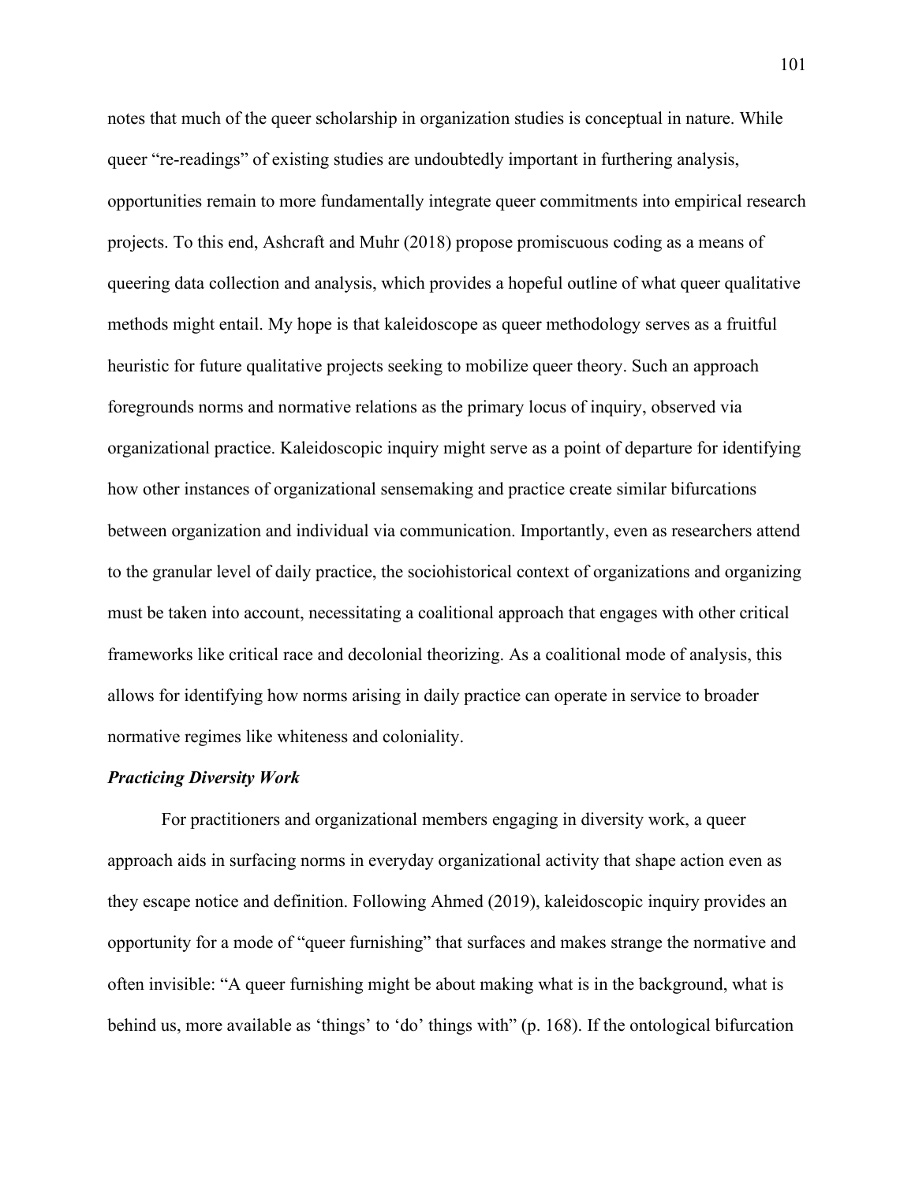notes that much of the queer scholarship in organization studies is conceptual in nature. While queer "re-readings" of existing studies are undoubtedly important in furthering analysis, opportunities remain to more fundamentally integrate queer commitments into empirical research projects. To this end, Ashcraft and Muhr (2018) propose promiscuous coding as a means of queering data collection and analysis, which provides a hopeful outline of what queer qualitative methods might entail. My hope is that kaleidoscope as queer methodology serves as a fruitful heuristic for future qualitative projects seeking to mobilize queer theory. Such an approach foregrounds norms and normative relations as the primary locus of inquiry, observed via organizational practice. Kaleidoscopic inquiry might serve as a point of departure for identifying how other instances of organizational sensemaking and practice create similar bifurcations between organization and individual via communication. Importantly, even as researchers attend to the granular level of daily practice, the sociohistorical context of organizations and organizing must be taken into account, necessitating a coalitional approach that engages with other critical frameworks like critical race and decolonial theorizing. As a coalitional mode of analysis, this allows for identifying how norms arising in daily practice can operate in service to broader normative regimes like whiteness and coloniality.

### ***Practicing Diversity Work***

For practitioners and organizational members engaging in diversity work, a queer approach aids in surfacing norms in everyday organizational activity that shape action even as they escape notice and definition. Following Ahmed (2019), kaleidoscopic inquiry provides an opportunity for a mode of "queer furnishing" that surfaces and makes strange the normative and often invisible: "A queer furnishing might be about making what is in the background, what is behind us, more available as 'things' to 'do' things with" (p. 168). If the ontological bifurcation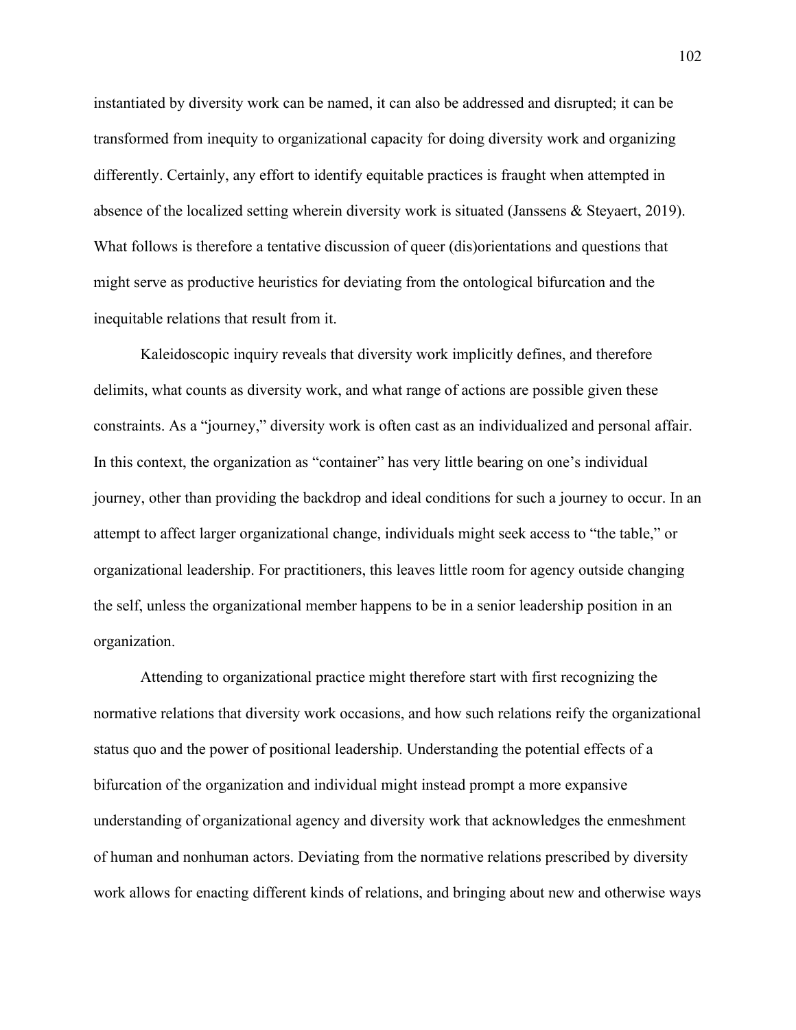instantiated by diversity work can be named, it can also be addressed and disrupted; it can be transformed from inequity to organizational capacity for doing diversity work and organizing differently. Certainly, any effort to identify equitable practices is fraught when attempted in absence of the localized setting wherein diversity work is situated (Janssens & Steyaert, 2019). What follows is therefore a tentative discussion of queer (dis)orientations and questions that might serve as productive heuristics for deviating from the ontological bifurcation and the inequitable relations that result from it.

Kaleidoscopic inquiry reveals that diversity work implicitly defines, and therefore delimits, what counts as diversity work, and what range of actions are possible given these constraints. As a "journey," diversity work is often cast as an individualized and personal affair. In this context, the organization as "container" has very little bearing on one's individual journey, other than providing the backdrop and ideal conditions for such a journey to occur. In an attempt to affect larger organizational change, individuals might seek access to "the table," or organizational leadership. For practitioners, this leaves little room for agency outside changing the self, unless the organizational member happens to be in a senior leadership position in an organization.

Attending to organizational practice might therefore start with first recognizing the normative relations that diversity work occasions, and how such relations reify the organizational status quo and the power of positional leadership. Understanding the potential effects of a bifurcation of the organization and individual might instead prompt a more expansive understanding of organizational agency and diversity work that acknowledges the enmeshment of human and nonhuman actors. Deviating from the normative relations prescribed by diversity work allows for enacting different kinds of relations, and bringing about new and otherwise ways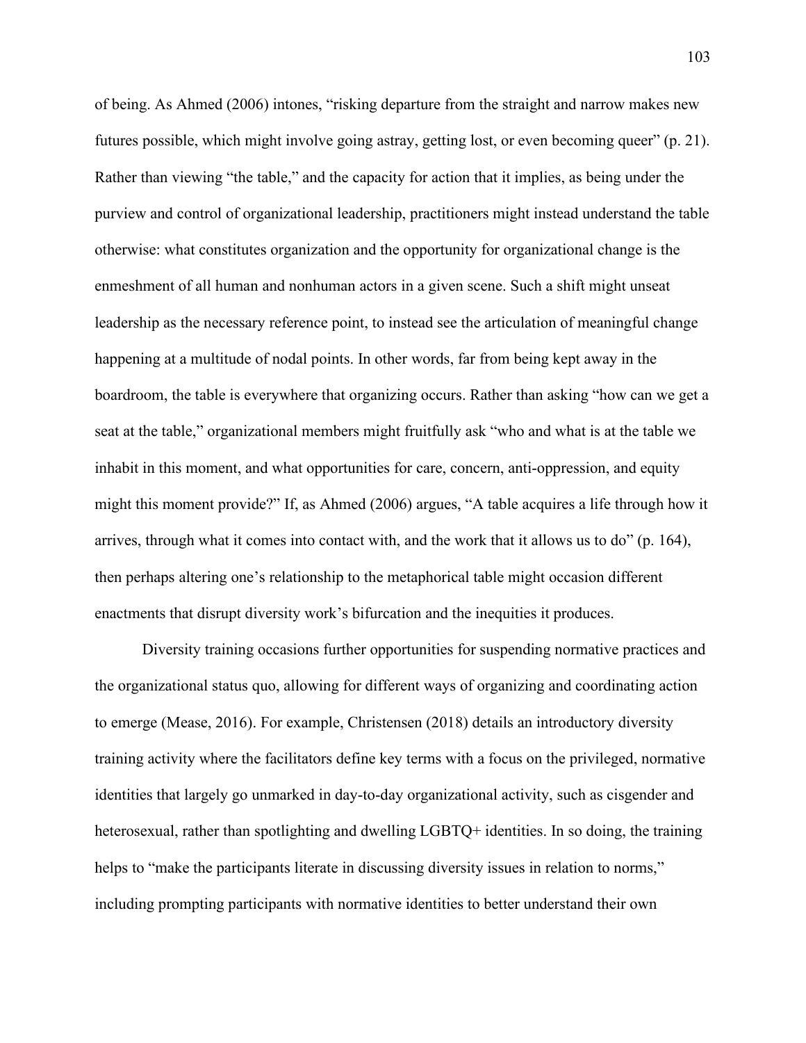of being. As Ahmed (2006) intones, "risking departure from the straight and narrow makes new futures possible, which might involve going astray, getting lost, or even becoming queer" (p. 21). Rather than viewing "the table," and the capacity for action that it implies, as being under the purview and control of organizational leadership, practitioners might instead understand the table otherwise: what constitutes organization and the opportunity for organizational change is the enmeshment of all human and nonhuman actors in a given scene. Such a shift might unseat leadership as the necessary reference point, to instead see the articulation of meaningful change happening at a multitude of nodal points. In other words, far from being kept away in the boardroom, the table is everywhere that organizing occurs. Rather than asking "how can we get a seat at the table," organizational members might fruitfully ask "who and what is at the table we inhabit in this moment, and what opportunities for care, concern, anti-oppression, and equity might this moment provide?" If, as Ahmed (2006) argues, "A table acquires a life through how it arrives, through what it comes into contact with, and the work that it allows us to do" (p. 164), then perhaps altering one's relationship to the metaphorical table might occasion different enactments that disrupt diversity work's bifurcation and the inequities it produces.

Diversity training occasions further opportunities for suspending normative practices and the organizational status quo, allowing for different ways of organizing and coordinating action to emerge (Mease, 2016). For example, Christensen (2018) details an introductory diversity training activity where the facilitators define key terms with a focus on the privileged, normative identities that largely go unmarked in day-to-day organizational activity, such as cisgender and heterosexual, rather than spotlighting and dwelling LGBTQ+ identities. In so doing, the training helps to "make the participants literate in discussing diversity issues in relation to norms," including prompting participants with normative identities to better understand their own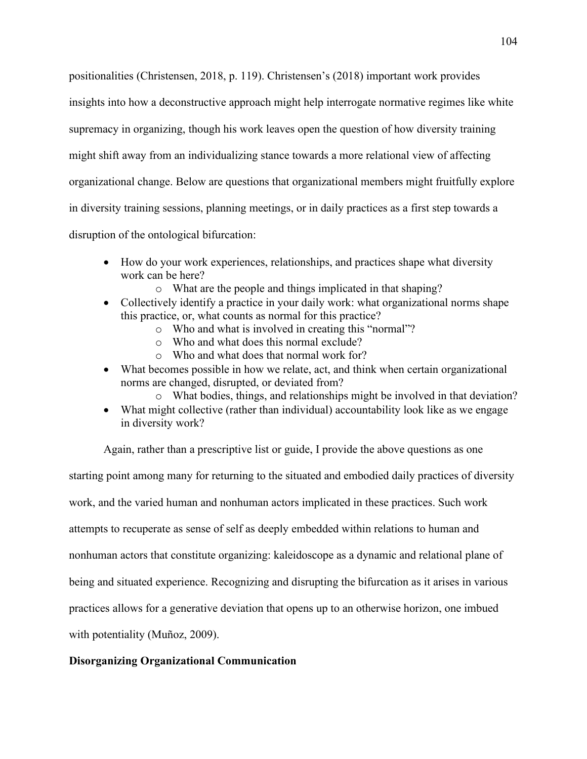positionalities (Christensen, 2018, p. 119). Christensen's (2018) important work provides insights into how a deconstructive approach might help interrogate normative regimes like white supremacy in organizing, though his work leaves open the question of how diversity training might shift away from an individualizing stance towards a more relational view of affecting organizational change. Below are questions that organizational members might fruitfully explore in diversity training sessions, planning meetings, or in daily practices as a first step towards a disruption of the ontological bifurcation:

- How do your work experiences, relationships, and practices shape what diversity work can be here?
  - What are the people and things implicated in that shaping?
- Collectively identify a practice in your daily work: what organizational norms shape this practice, or, what counts as normal for this practice?
  - Who and what is involved in creating this "normal"?
  - Who and what does this normal exclude?
  - Who and what does that normal work for?
- What becomes possible in how we relate, act, and think when certain organizational norms are changed, disrupted, or deviated from?
  - What bodies, things, and relationships might be involved in that deviation?
- What might collective (rather than individual) accountability look like as we engage in diversity work?

Again, rather than a prescriptive list or guide, I provide the above questions as one starting point among many for returning to the situated and embodied daily practices of diversity work, and the varied human and nonhuman actors implicated in these practices. Such work attempts to recuperate as sense of self as deeply embedded within relations to human and nonhuman actors that constitute organizing: kaleidoscope as a dynamic and relational plane of being and situated experience. Recognizing and disrupting the bifurcation as it arises in various practices allows for a generative deviation that opens up to an otherwise horizon, one imbued with potentiality (Muñoz, 2009).

**Disorganizing Organizational Communication**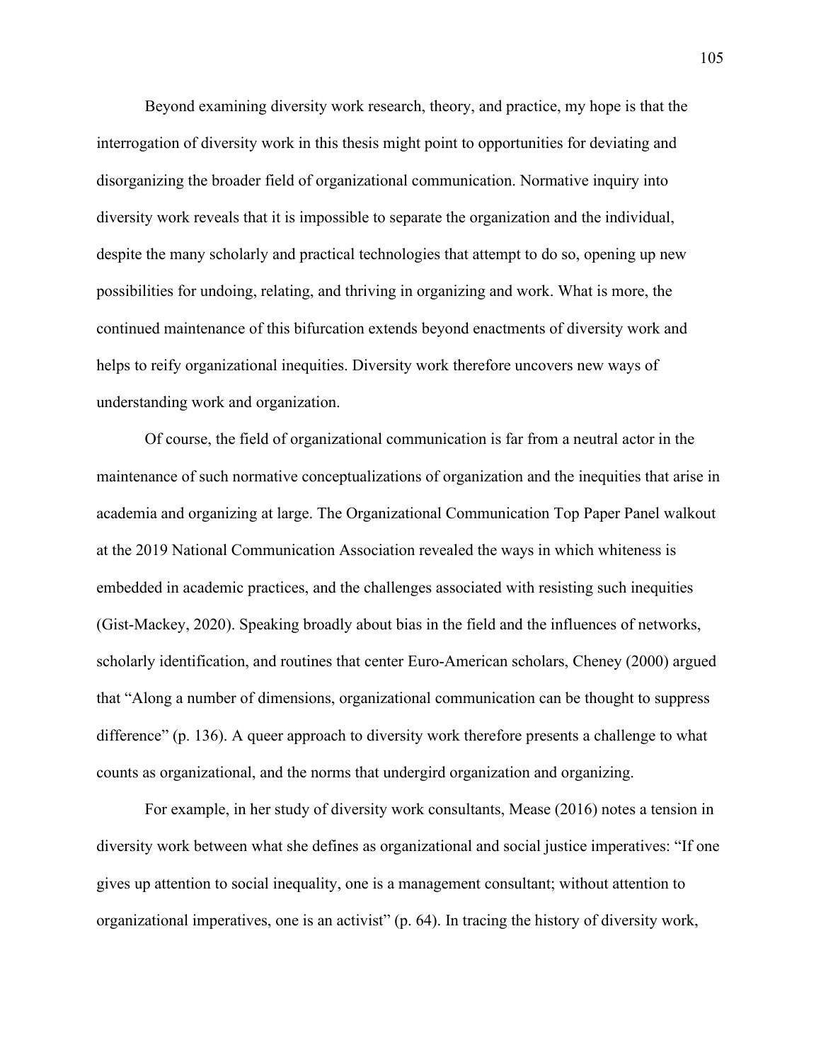Beyond examining diversity work research, theory, and practice, my hope is that the interrogation of diversity work in this thesis might point to opportunities for deviating and disorganizing the broader field of organizational communication. Normative inquiry into diversity work reveals that it is impossible to separate the organization and the individual, despite the many scholarly and practical technologies that attempt to do so, opening up new possibilities for undoing, relating, and thriving in organizing and work. What is more, the continued maintenance of this bifurcation extends beyond enactments of diversity work and helps to reify organizational inequities. Diversity work therefore uncovers new ways of understanding work and organization.

Of course, the field of organizational communication is far from a neutral actor in the maintenance of such normative conceptualizations of organization and the inequities that arise in academia and organizing at large. The Organizational Communication Top Paper Panel walkout at the 2019 National Communication Association revealed the ways in which whiteness is embedded in academic practices, and the challenges associated with resisting such inequities (Gist-Mackey, 2020). Speaking broadly about bias in the field and the influences of networks, scholarly identification, and routines that center Euro-American scholars, Cheney (2000) argued that "Along a number of dimensions, organizational communication can be thought to suppress difference" (p. 136). A queer approach to diversity work therefore presents a challenge to what counts as organizational, and the norms that undergird organization and organizing.

For example, in her study of diversity work consultants, Mease (2016) notes a tension in diversity work between what she defines as organizational and social justice imperatives: "If one gives up attention to social inequality, one is a management consultant; without attention to organizational imperatives, one is an activist" (p. 64). In tracing the history of diversity work,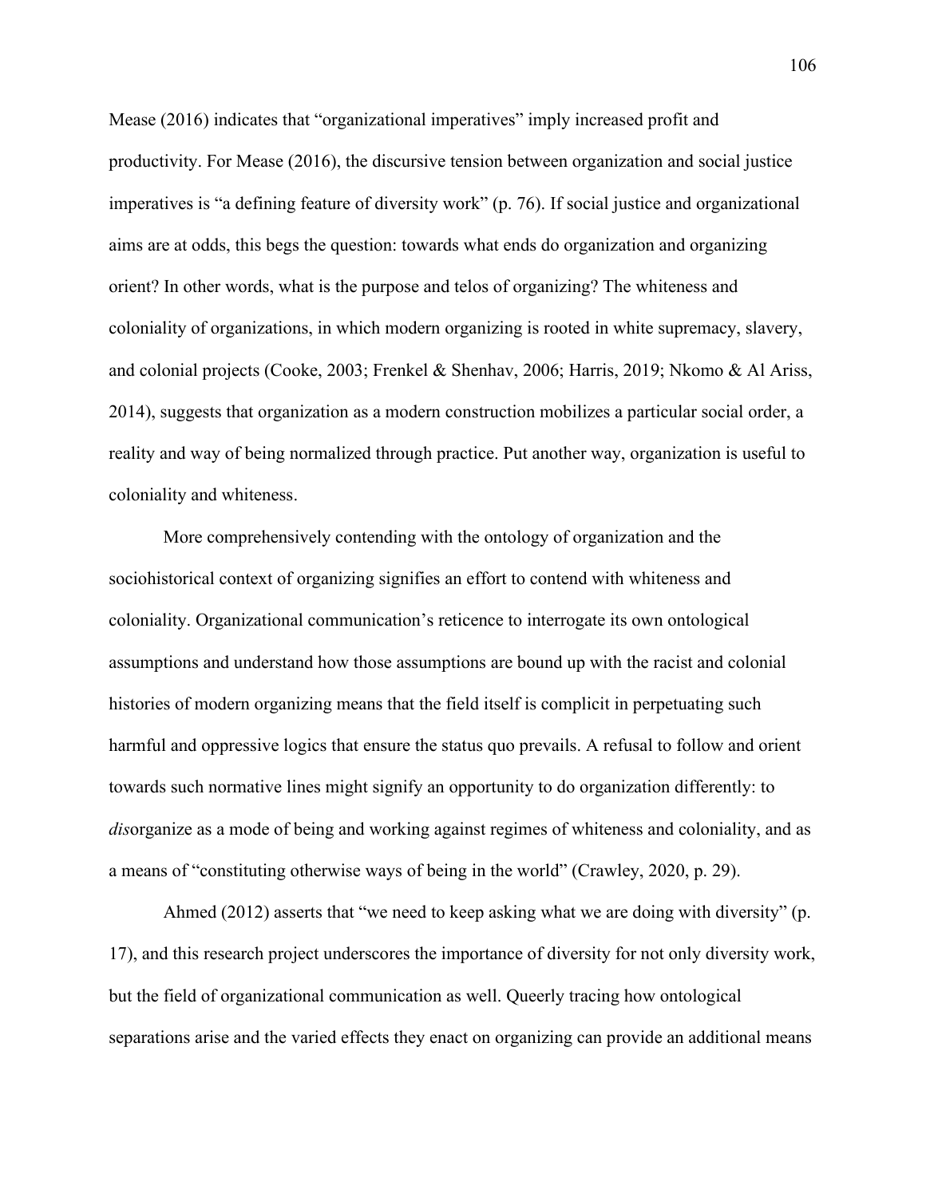Mease (2016) indicates that "organizational imperatives" imply increased profit and productivity. For Mease (2016), the discursive tension between organization and social justice imperatives is "a defining feature of diversity work" (p. 76). If social justice and organizational aims are at odds, this begs the question: towards what ends do organization and organizing orient? In other words, what is the purpose and telos of organizing? The whiteness and coloniality of organizations, in which modern organizing is rooted in white supremacy, slavery, and colonial projects (Cooke, 2003; Frenkel & Shenhav, 2006; Harris, 2019; Nkomo & Al Ariss, 2014), suggests that organization as a modern construction mobilizes a particular social order, a reality and way of being normalized through practice. Put another way, organization is useful to coloniality and whiteness.

More comprehensively contending with the ontology of organization and the sociohistorical context of organizing signifies an effort to contend with whiteness and coloniality. Organizational communication's reticence to interrogate its own ontological assumptions and understand how those assumptions are bound up with the racist and colonial histories of modern organizing means that the field itself is complicit in perpetuating such harmful and oppressive logics that ensure the status quo prevails. A refusal to follow and orient towards such normative lines might signify an opportunity to do organization differently: to *dis*organize as a mode of being and working against regimes of whiteness and coloniality, and as a means of "constituting otherwise ways of being in the world" (Crawley, 2020, p. 29).

Ahmed (2012) asserts that "we need to keep asking what we are doing with diversity" (p. 17), and this research project underscores the importance of diversity for not only diversity work, but the field of organizational communication as well. Queerly tracing how ontological separations arise and the varied effects they enact on organizing can provide an additional means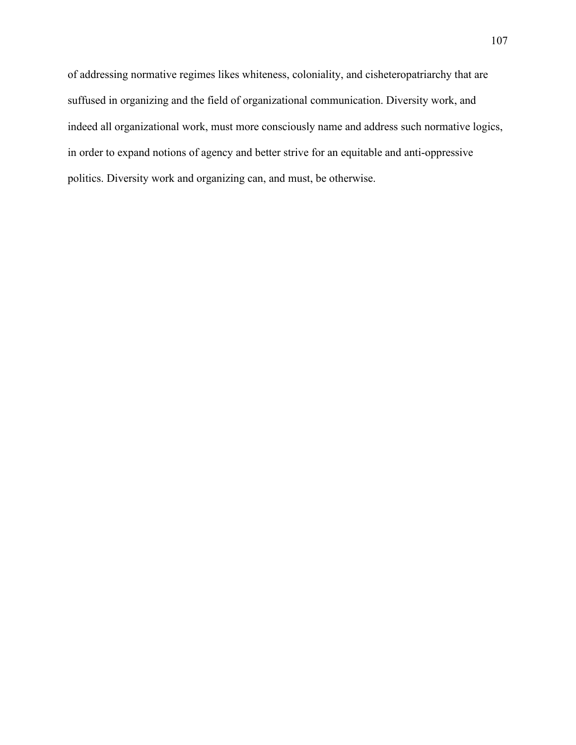of addressing normative regimes likes whiteness, coloniality, and cisheteropatriarchy that are suffused in organizing and the field of organizational communication. Diversity work, and indeed all organizational work, must more consciously name and address such normative logics, in order to expand notions of agency and better strive for an equitable and anti-oppressive politics. Diversity work and organizing can, and must, be otherwise.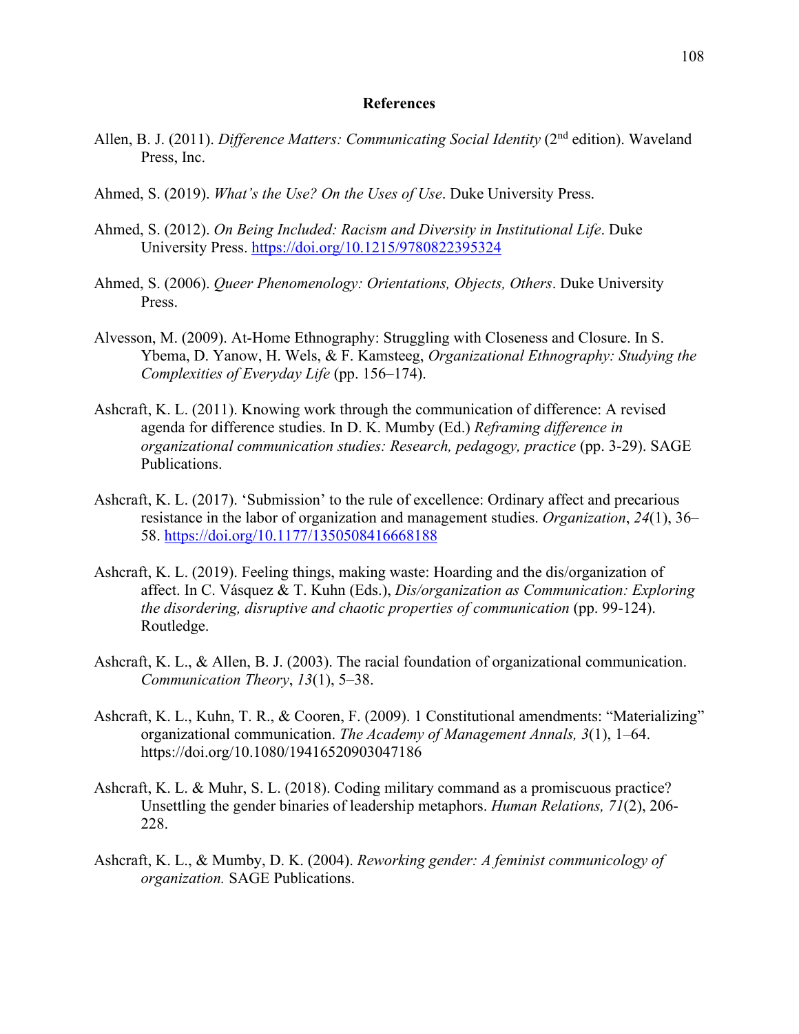## References

Allen, B. J. (2011). *Difference Matters: Communicating Social Identity* (2nd edition). Waveland Press, Inc.

Ahmed, S. (2019). *What's the Use? On the Uses of Use*. Duke University Press.

Ahmed, S. (2012). *On Being Included: Racism and Diversity in Institutional Life*. Duke University Press. https://doi.org/10.1215/9780822395324

Ahmed, S. (2006). *Queer Phenomenology: Orientations, Objects, Others*. Duke University Press.

Alvesson, M. (2009). At-Home Ethnography: Struggling with Closeness and Closure. In S. Ybema, D. Yanow, H. Wels, & F. Kamsteeg, *Organizational Ethnography: Studying the Complexities of Everyday Life* (pp. 156–174).

Ashcraft, K. L. (2011). Knowing work through the communication of difference: A revised agenda for difference studies. In D. K. Mumby (Ed.) *Reframing difference in organizational communication studies: Research, pedagogy, practice* (pp. 3-29). SAGE Publications.

Ashcraft, K. L. (2017). 'Submission' to the rule of excellence: Ordinary affect and precarious resistance in the labor of organization and management studies. *Organization*, *24*(1), 36–58. https://doi.org/10.1177/1350508416668188

Ashcraft, K. L. (2019). Feeling things, making waste: Hoarding and the dis/organization of affect. In C. Vásquez & T. Kuhn (Eds.), *Dis/organization as Communication: Exploring the disordering, disruptive and chaotic properties of communication* (pp. 99-124). Routledge.

Ashcraft, K. L., & Allen, B. J. (2003). The racial foundation of organizational communication. *Communication Theory*, *13*(1), 5–38.

Ashcraft, K. L., Kuhn, T. R., & Cooren, F. (2009). 1 Constitutional amendments: "Materializing" organizational communication. *The Academy of Management Annals, 3*(1), 1–64. https://doi.org/10.1080/19416520903047186

Ashcraft, K. L. & Muhr, S. L. (2018). Coding military command as a promiscuous practice? Unsettling the gender binaries of leadership metaphors. *Human Relations, 71*(2), 206-228.

Ashcraft, K. L., & Mumby, D. K. (2004). *Reworking gender: A feminist communicology of organization.* SAGE Publications.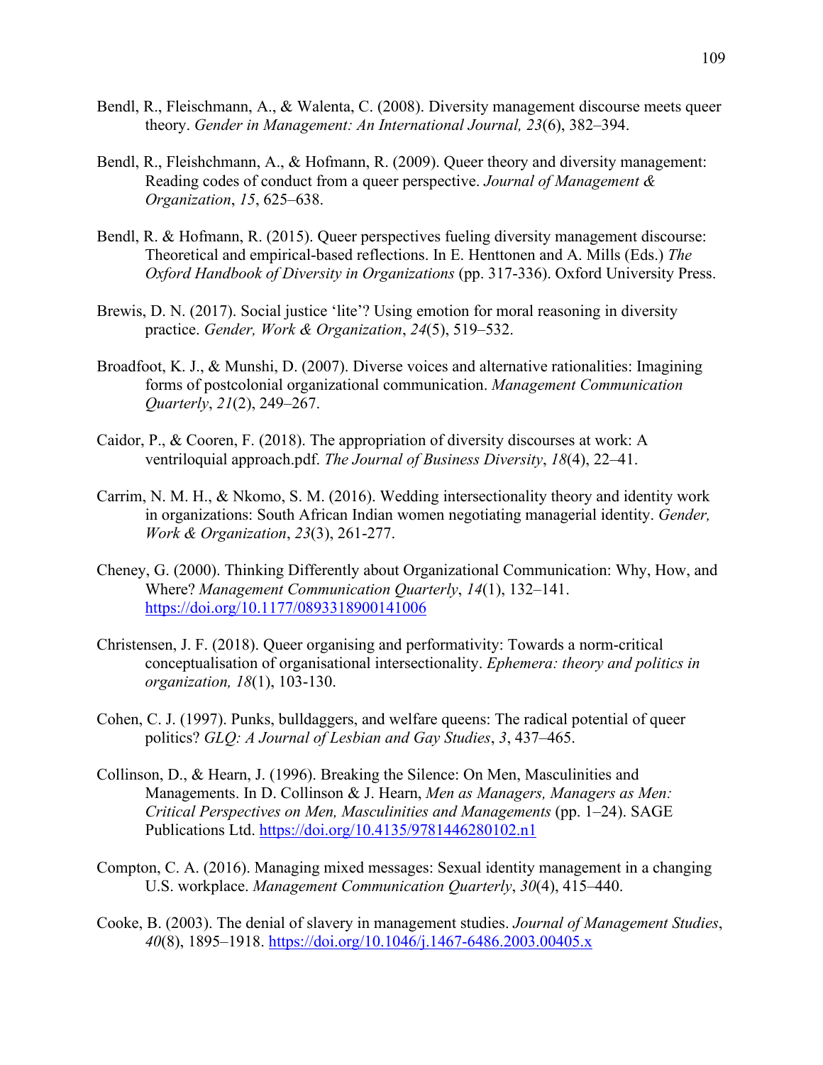Bendl, R., Fleischmann, A., & Walenta, C. (2008). Diversity management discourse meets queer theory. *Gender in Management: An International Journal, 23*(6), 382–394.

Bendl, R., Fleishchmann, A., & Hofmann, R. (2009). Queer theory and diversity management: Reading codes of conduct from a queer perspective. *Journal of Management & Organization*, *15*, 625–638.

Bendl, R. & Hofmann, R. (2015). Queer perspectives fueling diversity management discourse: Theoretical and empirical-based reflections. In E. Henttonen and A. Mills (Eds.) *The Oxford Handbook of Diversity in Organizations* (pp. 317-336). Oxford University Press.

Brewis, D. N. (2017). Social justice 'lite'? Using emotion for moral reasoning in diversity practice. *Gender, Work & Organization*, *24*(5), 519–532.

Broadfoot, K. J., & Munshi, D. (2007). Diverse voices and alternative rationalities: Imagining forms of postcolonial organizational communication. *Management Communication Quarterly*, *21*(2), 249–267.

Caidor, P., & Cooren, F. (2018). The appropriation of diversity discourses at work: A ventriloquial approach.pdf. *The Journal of Business Diversity*, *18*(4), 22–41.

Carrim, N. M. H., & Nkomo, S. M. (2016). Wedding intersectionality theory and identity work in organizations: South African Indian women negotiating managerial identity. *Gender, Work & Organization*, *23*(3), 261-277.

Cheney, G. (2000). Thinking Differently about Organizational Communication: Why, How, and Where? *Management Communication Quarterly*, *14*(1), 132–141. https://doi.org/10.1177/0893318900141006

Christensen, J. F. (2018). Queer organising and performativity: Towards a norm-critical conceptualisation of organisational intersectionality. *Ephemera: theory and politics in organization, 18*(1), 103-130.

Cohen, C. J. (1997). Punks, bulldaggers, and welfare queens: The radical potential of queer politics? *GLQ: A Journal of Lesbian and Gay Studies*, *3*, 437–465.

Collinson, D., & Hearn, J. (1996). Breaking the Silence: On Men, Masculinities and Managements. In D. Collinson & J. Hearn, *Men as Managers, Managers as Men: Critical Perspectives on Men, Masculinities and Managements* (pp. 1–24). SAGE Publications Ltd. https://doi.org/10.4135/9781446280102.n1

Compton, C. A. (2016). Managing mixed messages: Sexual identity management in a changing U.S. workplace. *Management Communication Quarterly*, *30*(4), 415–440.

Cooke, B. (2003). The denial of slavery in management studies. *Journal of Management Studies*, *40*(8), 1895–1918. https://doi.org/10.1046/j.1467-6486.2003.00405.x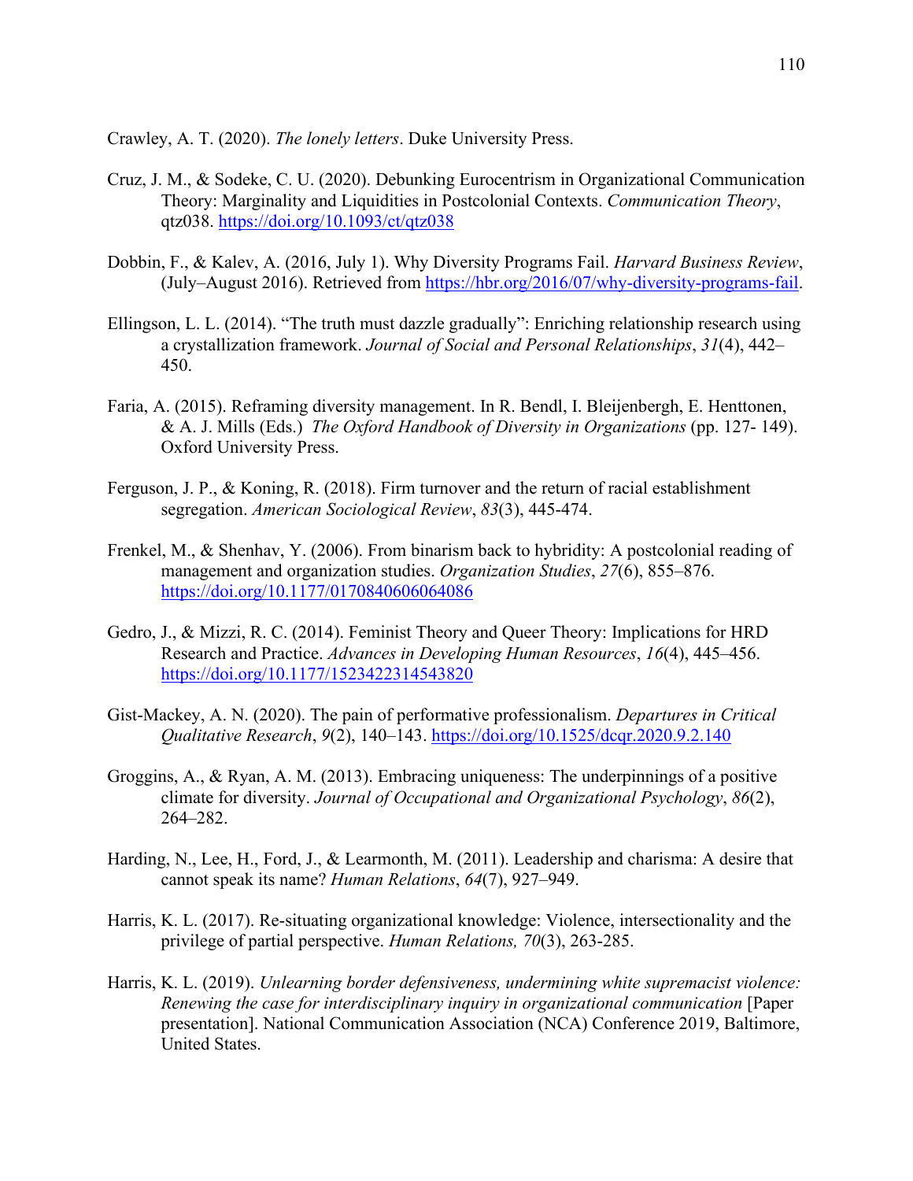Crawley, A. T. (2020). *The lonely letters*. Duke University Press.

Cruz, J. M., & Sodeke, C. U. (2020). Debunking Eurocentrism in Organizational Communication Theory: Marginality and Liquidities in Postcolonial Contexts. *Communication Theory*, qtz038. https://doi.org/10.1093/ct/qtz038

Dobbin, F., & Kalev, A. (2016, July 1). Why Diversity Programs Fail. *Harvard Business Review*, (July–August 2016). Retrieved from https://hbr.org/2016/07/why-diversity-programs-fail.

Ellingson, L. L. (2014). "The truth must dazzle gradually": Enriching relationship research using a crystallization framework. *Journal of Social and Personal Relationships*, *31*(4), 442–450.

Faria, A. (2015). Reframing diversity management. In R. Bendl, I. Bleijenbergh, E. Henttonen, & A. J. Mills (Eds.) *The Oxford Handbook of Diversity in Organizations* (pp. 127- 149). Oxford University Press.

Ferguson, J. P., & Koning, R. (2018). Firm turnover and the return of racial establishment segregation. *American Sociological Review*, *83*(3), 445-474.

Frenkel, M., & Shenhav, Y. (2006). From binarism back to hybridity: A postcolonial reading of management and organization studies. *Organization Studies*, *27*(6), 855–876. https://doi.org/10.1177/0170840606064086

Gedro, J., & Mizzi, R. C. (2014). Feminist Theory and Queer Theory: Implications for HRD Research and Practice. *Advances in Developing Human Resources*, *16*(4), 445–456. https://doi.org/10.1177/1523422314543820

Gist-Mackey, A. N. (2020). The pain of performative professionalism. *Departures in Critical Qualitative Research*, *9*(2), 140–143. https://doi.org/10.1525/dcqr.2020.9.2.140

Groggins, A., & Ryan, A. M. (2013). Embracing uniqueness: The underpinnings of a positive climate for diversity. *Journal of Occupational and Organizational Psychology*, *86*(2), 264–282.

Harding, N., Lee, H., Ford, J., & Learmonth, M. (2011). Leadership and charisma: A desire that cannot speak its name? *Human Relations*, *64*(7), 927–949.

Harris, K. L. (2017). Re-situating organizational knowledge: Violence, intersectionality and the privilege of partial perspective. *Human Relations, 70*(3), 263-285.

Harris, K. L. (2019). *Unlearning border defensiveness, undermining white supremacist violence: Renewing the case for interdisciplinary inquiry in organizational communication* [Paper presentation]. National Communication Association (NCA) Conference 2019, Baltimore, United States.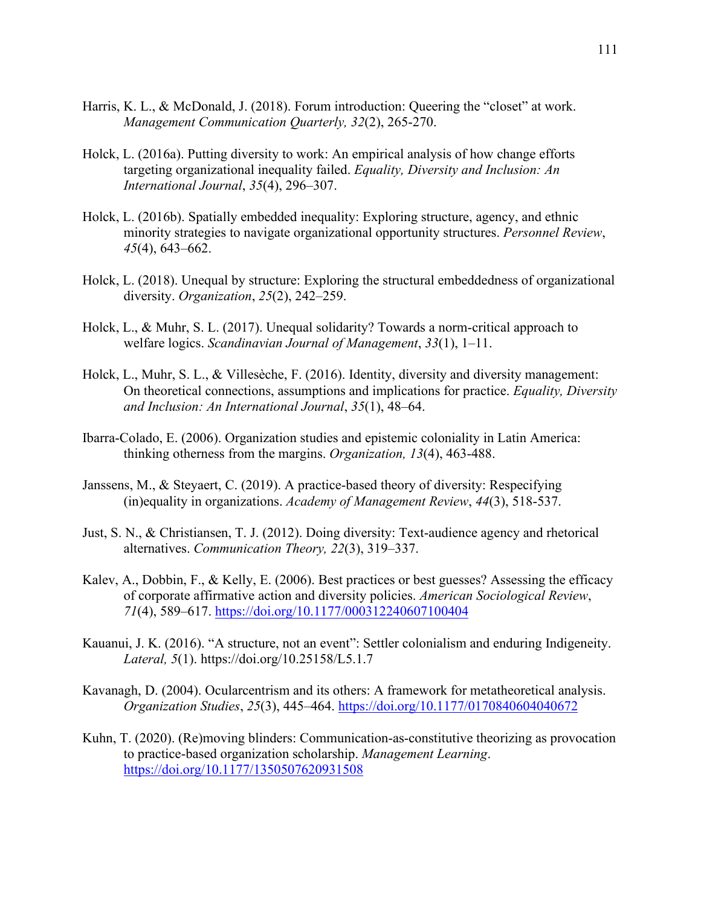Harris, K. L., & McDonald, J. (2018). Forum introduction: Queering the "closet" at work. *Management Communication Quarterly, 32*(2), 265-270.

Holck, L. (2016a). Putting diversity to work: An empirical analysis of how change efforts targeting organizational inequality failed. *Equality, Diversity and Inclusion: An International Journal*, *35*(4), 296–307.

Holck, L. (2016b). Spatially embedded inequality: Exploring structure, agency, and ethnic minority strategies to navigate organizational opportunity structures. *Personnel Review*, *45*(4), 643–662.

Holck, L. (2018). Unequal by structure: Exploring the structural embeddedness of organizational diversity. *Organization*, *25*(2), 242–259.

Holck, L., & Muhr, S. L. (2017). Unequal solidarity? Towards a norm-critical approach to welfare logics. *Scandinavian Journal of Management*, *33*(1), 1–11.

Holck, L., Muhr, S. L., & Villesèche, F. (2016). Identity, diversity and diversity management: On theoretical connections, assumptions and implications for practice. *Equality, Diversity and Inclusion: An International Journal*, *35*(1), 48–64.

Ibarra-Colado, E. (2006). Organization studies and epistemic coloniality in Latin America: thinking otherness from the margins. *Organization, 13*(4), 463-488.

Janssens, M., & Steyaert, C. (2019). A practice-based theory of diversity: Respecifying (in)equality in organizations. *Academy of Management Review*, *44*(3), 518-537.

Just, S. N., & Christiansen, T. J. (2012). Doing diversity: Text-audience agency and rhetorical alternatives. *Communication Theory, 22*(3), 319–337.

Kalev, A., Dobbin, F., & Kelly, E. (2006). Best practices or best guesses? Assessing the efficacy of corporate affirmative action and diversity policies. *American Sociological Review*, *71*(4), 589–617. https://doi.org/10.1177/000312240607100404

Kauanui, J. K. (2016). "A structure, not an event": Settler colonialism and enduring Indigeneity. *Lateral, 5*(1). https://doi.org/10.25158/L5.1.7

Kavanagh, D. (2004). Ocularcentrism and its others: A framework for metatheoretical analysis. *Organization Studies*, *25*(3), 445–464. https://doi.org/10.1177/0170840604040672

Kuhn, T. (2020). (Re)moving blinders: Communication-as-constitutive theorizing as provocation to practice-based organization scholarship. *Management Learning*. https://doi.org/10.1177/1350507620931508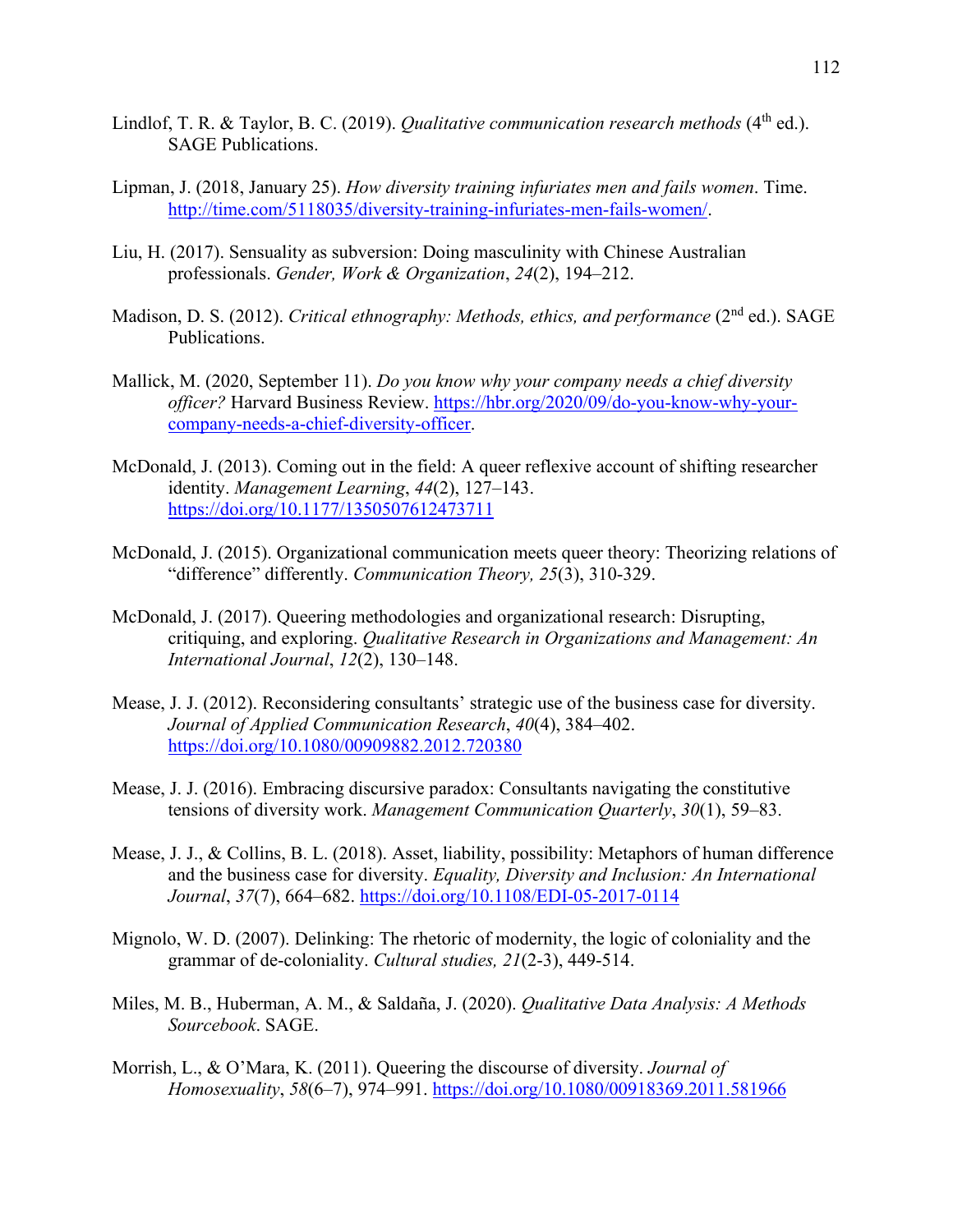Lindlof, T. R. & Taylor, B. C. (2019). *Qualitative communication research methods* (4th ed.). SAGE Publications.

Lipman, J. (2018, January 25). *How diversity training infuriates men and fails women*. Time. http://time.com/5118035/diversity-training-infuriates-men-fails-women/.

Liu, H. (2017). Sensuality as subversion: Doing masculinity with Chinese Australian professionals. *Gender, Work & Organization*, *24*(2), 194–212.

Madison, D. S. (2012). *Critical ethnography: Methods, ethics, and performance* (2nd ed.). SAGE Publications.

Mallick, M. (2020, September 11). *Do you know why your company needs a chief diversity officer?* Harvard Business Review. https://hbr.org/2020/09/do-you-know-why-your-company-needs-a-chief-diversity-officer.

McDonald, J. (2013). Coming out in the field: A queer reflexive account of shifting researcher identity. *Management Learning*, *44*(2), 127–143. https://doi.org/10.1177/1350507612473711

McDonald, J. (2015). Organizational communication meets queer theory: Theorizing relations of "difference" differently. *Communication Theory, 25*(3), 310-329.

McDonald, J. (2017). Queering methodologies and organizational research: Disrupting, critiquing, and exploring. *Qualitative Research in Organizations and Management: An International Journal*, *12*(2), 130–148.

Mease, J. J. (2012). Reconsidering consultants' strategic use of the business case for diversity. *Journal of Applied Communication Research*, *40*(4), 384–402. https://doi.org/10.1080/00909882.2012.720380

Mease, J. J. (2016). Embracing discursive paradox: Consultants navigating the constitutive tensions of diversity work. *Management Communication Quarterly*, *30*(1), 59–83.

Mease, J. J., & Collins, B. L. (2018). Asset, liability, possibility: Metaphors of human difference and the business case for diversity. *Equality, Diversity and Inclusion: An International Journal*, *37*(7), 664–682. https://doi.org/10.1108/EDI-05-2017-0114

Mignolo, W. D. (2007). Delinking: The rhetoric of modernity, the logic of coloniality and the grammar of de-coloniality. *Cultural studies, 21*(2-3), 449-514.

Miles, M. B., Huberman, A. M., & Saldaña, J. (2020). *Qualitative Data Analysis: A Methods Sourcebook*. SAGE.

Morrish, L., & O'Mara, K. (2011). Queering the discourse of diversity. *Journal of Homosexuality*, *58*(6–7), 974–991. https://doi.org/10.1080/00918369.2011.581966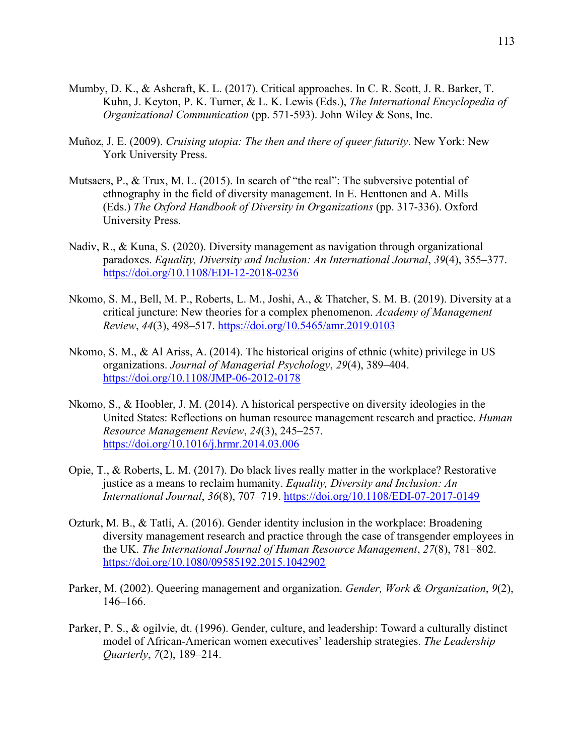Mumby, D. K., & Ashcraft, K. L. (2017). Critical approaches. In C. R. Scott, J. R. Barker, T. Kuhn, J. Keyton, P. K. Turner, & L. K. Lewis (Eds.), *The International Encyclopedia of Organizational Communication* (pp. 571-593). John Wiley & Sons, Inc.

Muñoz, J. E. (2009). *Cruising utopia: The then and there of queer futurity*. New York: New York University Press.

Mutsaers, P., & Trux, M. L. (2015). In search of "the real": The subversive potential of ethnography in the field of diversity management. In E. Henttonen and A. Mills (Eds.) *The Oxford Handbook of Diversity in Organizations* (pp. 317-336). Oxford University Press.

Nadiv, R., & Kuna, S. (2020). Diversity management as navigation through organizational paradoxes. *Equality, Diversity and Inclusion: An International Journal*, *39*(4), 355–377. https://doi.org/10.1108/EDI-12-2018-0236

Nkomo, S. M., Bell, M. P., Roberts, L. M., Joshi, A., & Thatcher, S. M. B. (2019). Diversity at a critical juncture: New theories for a complex phenomenon. *Academy of Management Review*, *44*(3), 498–517. https://doi.org/10.5465/amr.2019.0103

Nkomo, S. M., & Al Ariss, A. (2014). The historical origins of ethnic (white) privilege in US organizations. *Journal of Managerial Psychology*, *29*(4), 389–404. https://doi.org/10.1108/JMP-06-2012-0178

Nkomo, S., & Hoobler, J. M. (2014). A historical perspective on diversity ideologies in the United States: Reflections on human resource management research and practice. *Human Resource Management Review*, *24*(3), 245–257. https://doi.org/10.1016/j.hrmr.2014.03.006

Opie, T., & Roberts, L. M. (2017). Do black lives really matter in the workplace? Restorative justice as a means to reclaim humanity. *Equality, Diversity and Inclusion: An International Journal*, *36*(8), 707–719. https://doi.org/10.1108/EDI-07-2017-0149

Ozturk, M. B., & Tatli, A. (2016). Gender identity inclusion in the workplace: Broadening diversity management research and practice through the case of transgender employees in the UK. *The International Journal of Human Resource Management*, *27*(8), 781–802. https://doi.org/10.1080/09585192.2015.1042902

Parker, M. (2002). Queering management and organization. *Gender, Work & Organization*, *9*(2), 146–166.

Parker, P. S., & ogilvie, dt. (1996). Gender, culture, and leadership: Toward a culturally distinct model of African-American women executives' leadership strategies. *The Leadership Quarterly*, *7*(2), 189–214.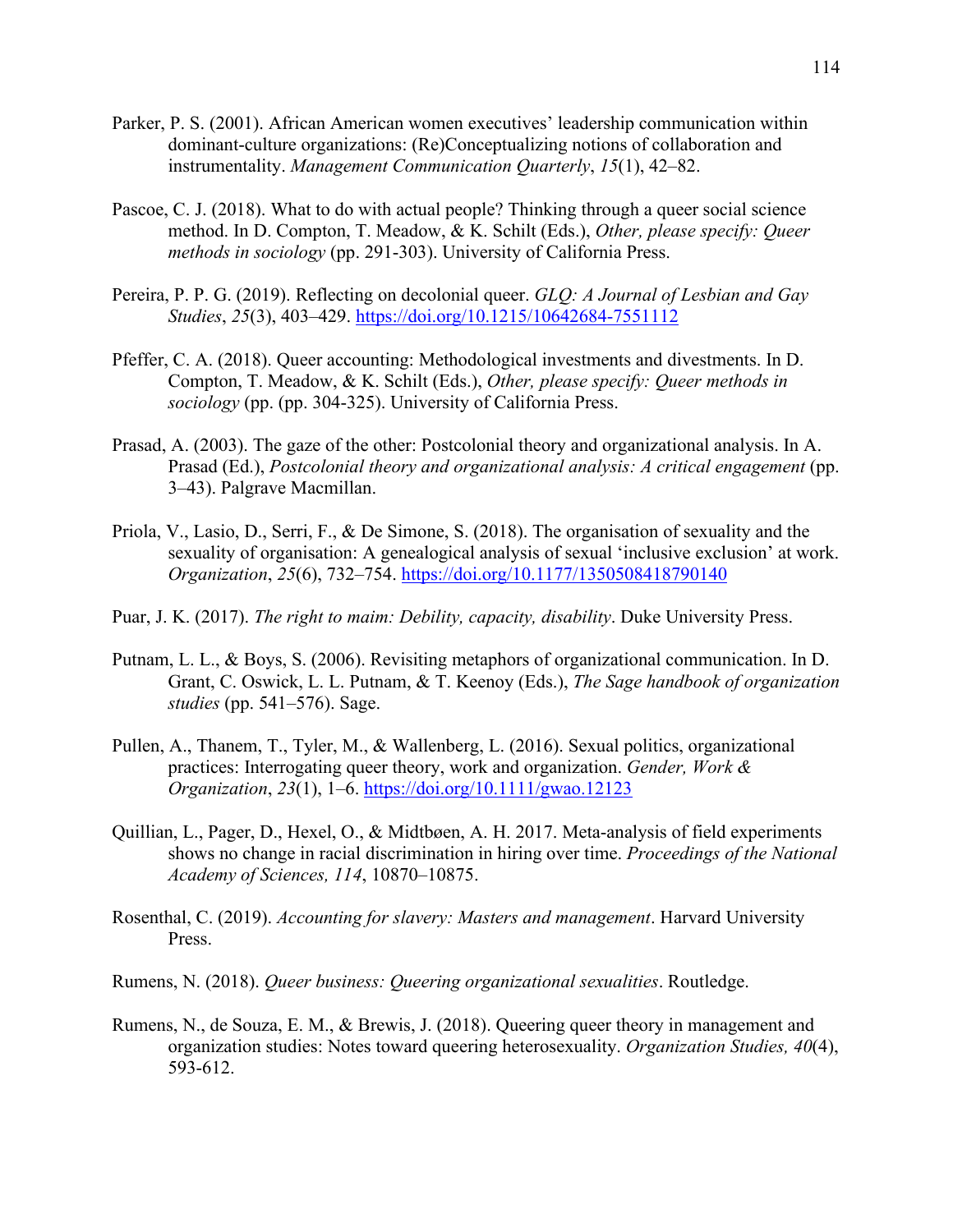Parker, P. S. (2001). African American women executives' leadership communication within dominant-culture organizations: (Re)Conceptualizing notions of collaboration and instrumentality. *Management Communication Quarterly*, *15*(1), 42–82.

Pascoe, C. J. (2018). What to do with actual people? Thinking through a queer social science method. In D. Compton, T. Meadow, & K. Schilt (Eds.), *Other, please specify: Queer methods in sociology* (pp. 291-303). University of California Press.

Pereira, P. P. G. (2019). Reflecting on decolonial queer. *GLQ: A Journal of Lesbian and Gay Studies*, *25*(3), 403–429. https://doi.org/10.1215/10642684-7551112

Pfeffer, C. A. (2018). Queer accounting: Methodological investments and divestments. In D. Compton, T. Meadow, & K. Schilt (Eds.), *Other, please specify: Queer methods in sociology* (pp. (pp. 304-325). University of California Press.

Prasad, A. (2003). The gaze of the other: Postcolonial theory and organizational analysis. In A. Prasad (Ed.), *Postcolonial theory and organizational analysis: A critical engagement* (pp. 3–43). Palgrave Macmillan.

Priola, V., Lasio, D., Serri, F., & De Simone, S. (2018). The organisation of sexuality and the sexuality of organisation: A genealogical analysis of sexual 'inclusive exclusion' at work. *Organization*, *25*(6), 732–754. https://doi.org/10.1177/1350508418790140

Puar, J. K. (2017). *The right to maim: Debility, capacity, disability*. Duke University Press.

Putnam, L. L., & Boys, S. (2006). Revisiting metaphors of organizational communication. In D. Grant, C. Oswick, L. L. Putnam, & T. Keenoy (Eds.), *The Sage handbook of organization studies* (pp. 541–576). Sage.

Pullen, A., Thanem, T., Tyler, M., & Wallenberg, L. (2016). Sexual politics, organizational practices: Interrogating queer theory, work and organization. *Gender, Work & Organization*, *23*(1), 1–6. https://doi.org/10.1111/gwao.12123

Quillian, L., Pager, D., Hexel, O., & Midtbøen, A. H. 2017. Meta-analysis of field experiments shows no change in racial discrimination in hiring over time. *Proceedings of the National Academy of Sciences, 114*, 10870–10875.

Rosenthal, C. (2019). *Accounting for slavery: Masters and management*. Harvard University Press.

Rumens, N. (2018). *Queer business: Queering organizational sexualities*. Routledge.

Rumens, N., de Souza, E. M., & Brewis, J. (2018). Queering queer theory in management and organization studies: Notes toward queering heterosexuality. *Organization Studies, 40*(4), 593-612.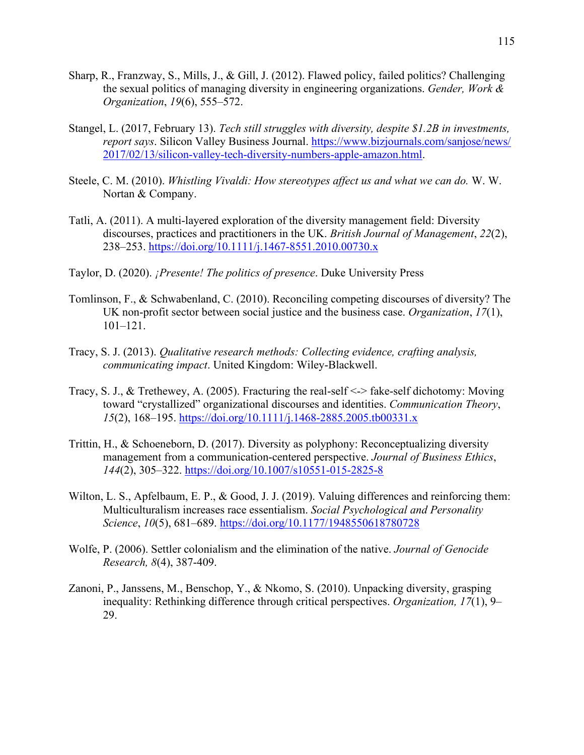Sharp, R., Franzway, S., Mills, J., & Gill, J. (2012). Flawed policy, failed politics? Challenging the sexual politics of managing diversity in engineering organizations. *Gender, Work & Organization*, *19*(6), 555–572.

Stangel, L. (2017, February 13). *Tech still struggles with diversity, despite $1.2B in investments, report says*. Silicon Valley Business Journal. https://www.bizjournals.com/sanjose/news/2017/02/13/silicon-valley-tech-diversity-numbers-apple-amazon.html.

Steele, C. M. (2010). *Whistling Vivaldi: How stereotypes affect us and what we can do.* W. W. Nortan & Company.

Tatli, A. (2011). A multi-layered exploration of the diversity management field: Diversity discourses, practices and practitioners in the UK. *British Journal of Management*, *22*(2), 238–253. https://doi.org/10.1111/j.1467-8551.2010.00730.x

Taylor, D. (2020). *¡Presente! The politics of presence*. Duke University Press

Tomlinson, F., & Schwabenland, C. (2010). Reconciling competing discourses of diversity? The UK non-profit sector between social justice and the business case. *Organization*, *17*(1), 101–121.

Tracy, S. J. (2013). *Qualitative research methods: Collecting evidence, crafting analysis, communicating impact*. United Kingdom: Wiley-Blackwell.

Tracy, S. J., & Trethewey, A. (2005). Fracturing the real-self <-> fake-self dichotomy: Moving toward "crystallized" organizational discourses and identities. *Communication Theory*, *15*(2), 168–195. https://doi.org/10.1111/j.1468-2885.2005.tb00331.x

Trittin, H., & Schoeneborn, D. (2017). Diversity as polyphony: Reconceptualizing diversity management from a communication-centered perspective. *Journal of Business Ethics*, *144*(2), 305–322. https://doi.org/10.1007/s10551-015-2825-8

Wilton, L. S., Apfelbaum, E. P., & Good, J. J. (2019). Valuing differences and reinforcing them: Multiculturalism increases race essentialism. *Social Psychological and Personality Science*, *10*(5), 681–689. https://doi.org/10.1177/1948550618780728

Wolfe, P. (2006). Settler colonialism and the elimination of the native. *Journal of Genocide Research, 8*(4), 387-409.

Zanoni, P., Janssens, M., Benschop, Y., & Nkomo, S. (2010). Unpacking diversity, grasping inequality: Rethinking difference through critical perspectives. *Organization, 17*(1), 9–29.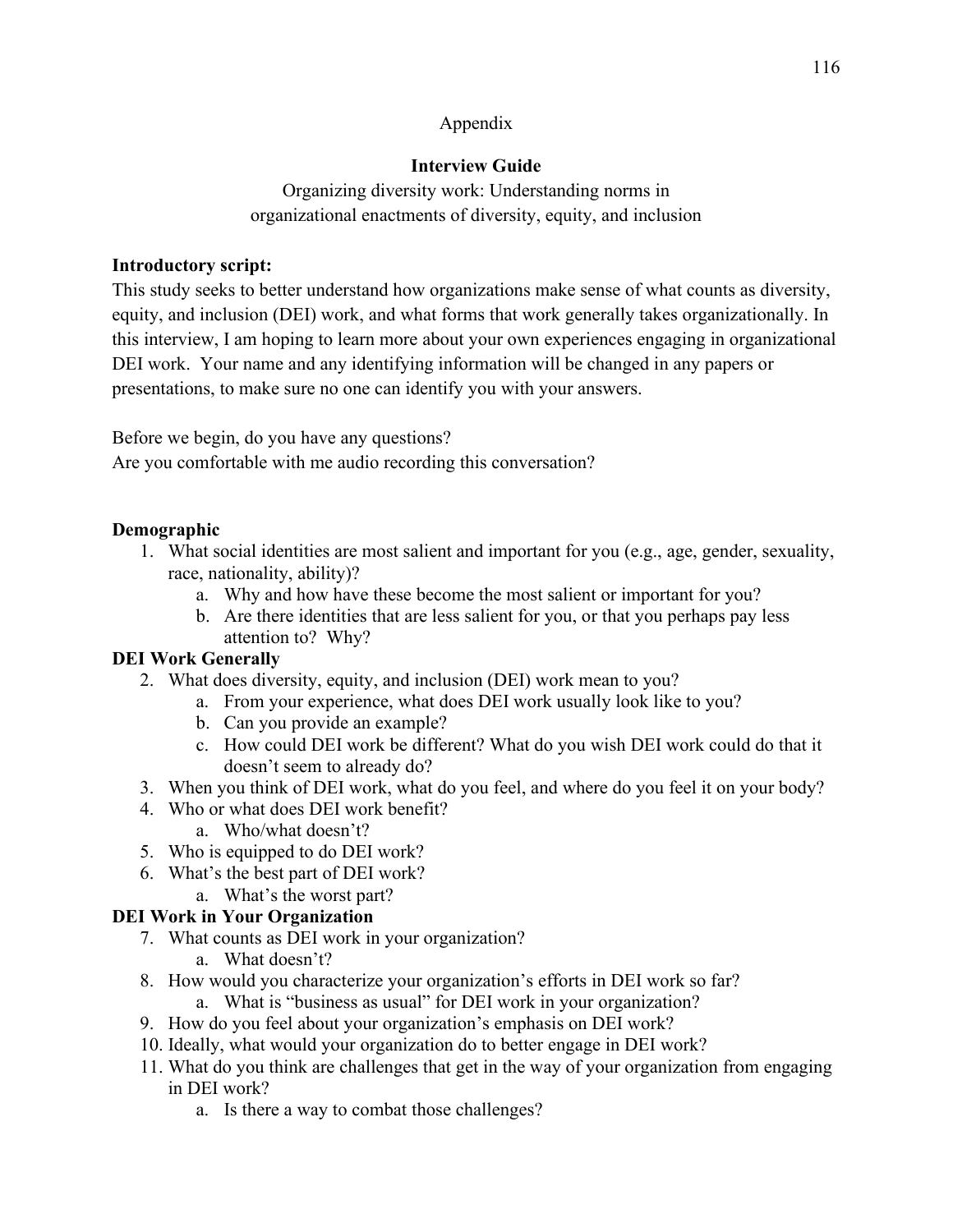# Appendix

## Interview Guide

Organizing diversity work: Understanding norms in organizational enactments of diversity, equity, and inclusion

**Introductory script:**

This study seeks to better understand how organizations make sense of what counts as diversity, equity, and inclusion (DEI) work, and what forms that work generally takes organizationally. In this interview, I am hoping to learn more about your own experiences engaging in organizational DEI work. Your name and any identifying information will be changed in any papers or presentations, to make sure no one can identify you with your answers.

Before we begin, do you have any questions?
Are you comfortable with me audio recording this conversation?

**Demographic**

1. What social identities are most salient and important for you (e.g., age, gender, sexuality, race, nationality, ability)?
    a. Why and how have these become the most salient or important for you?
    b. Are there identities that are less salient for you, or that you perhaps pay less attention to? Why?

**DEI Work Generally**

2. What does diversity, equity, and inclusion (DEI) work mean to you?
    a. From your experience, what does DEI work usually look like to you?
    b. Can you provide an example?
    c. How could DEI work be different? What do you wish DEI work could do that it doesn't seem to already do?
3. When you think of DEI work, what do you feel, and where do you feel it on your body?
4. Who or what does DEI work benefit?
    a. Who/what doesn't?
5. Who is equipped to do DEI work?
6. What's the best part of DEI work?
    a. What's the worst part?

**DEI Work in Your Organization**

7. What counts as DEI work in your organization?
    a. What doesn't?
8. How would you characterize your organization's efforts in DEI work so far?
    a. What is "business as usual" for DEI work in your organization?
9. How do you feel about your organization's emphasis on DEI work?
10. Ideally, what would your organization do to better engage in DEI work?
11. What do you think are challenges that get in the way of your organization from engaging in DEI work?
    a. Is there a way to combat those challenges?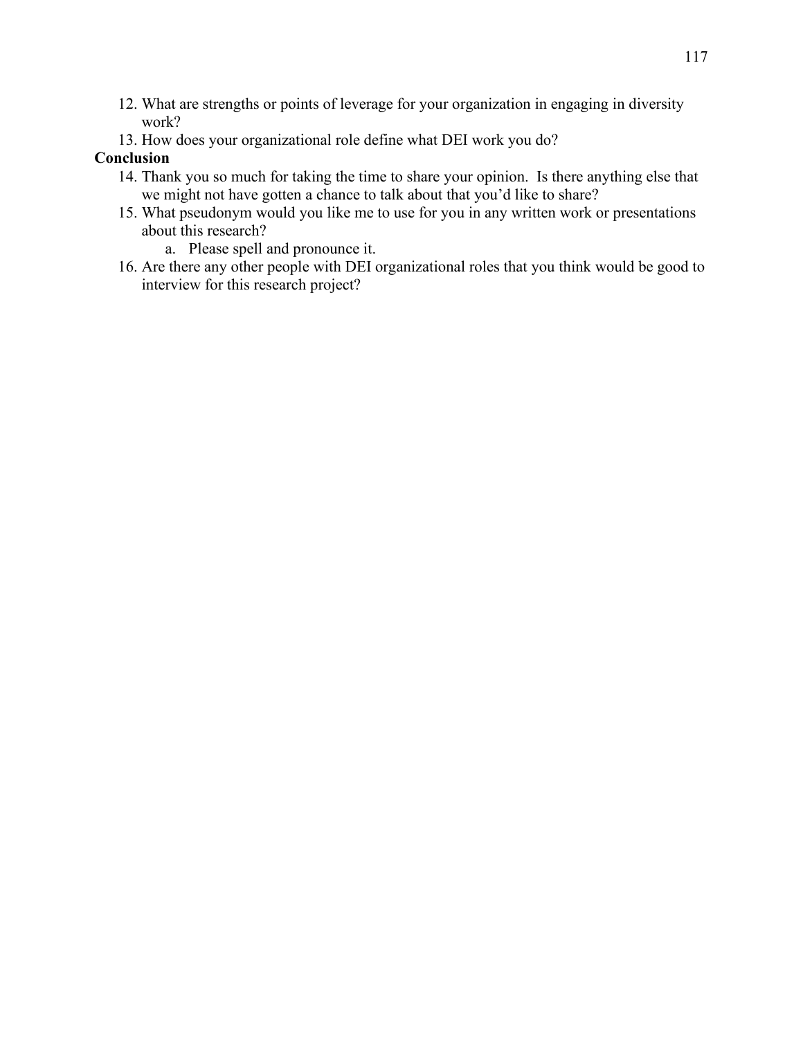12. What are strengths or points of leverage for your organization in engaging in diversity work?
13. How does your organizational role define what DEI work you do?

**Conclusion**

14. Thank you so much for taking the time to share your opinion. Is there anything else that we might not have gotten a chance to talk about that you'd like to share?
15. What pseudonym would you like me to use for you in any written work or presentations about this research?
    a. Please spell and pronounce it.
16. Are there any other people with DEI organizational roles that you think would be good to interview for this research project?